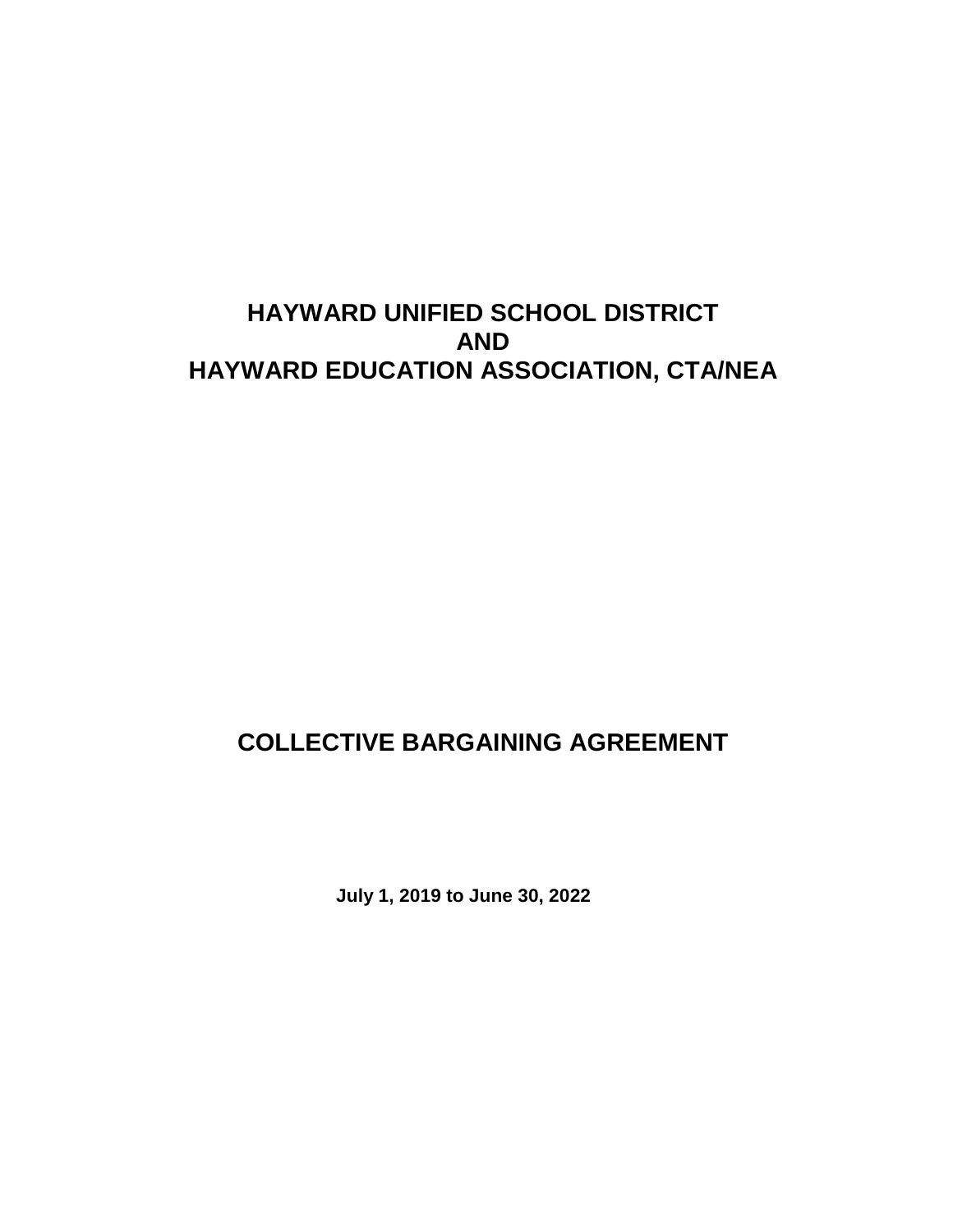# HAYWARD UNIFIED SCHOOL DISTRICT
# AND
# HAYWARD EDUCATION ASSOCIATION, CTA/NEA

# COLLECTIVE BARGAINING AGREEMENT

**July 1, 2019 to June 30, 2022**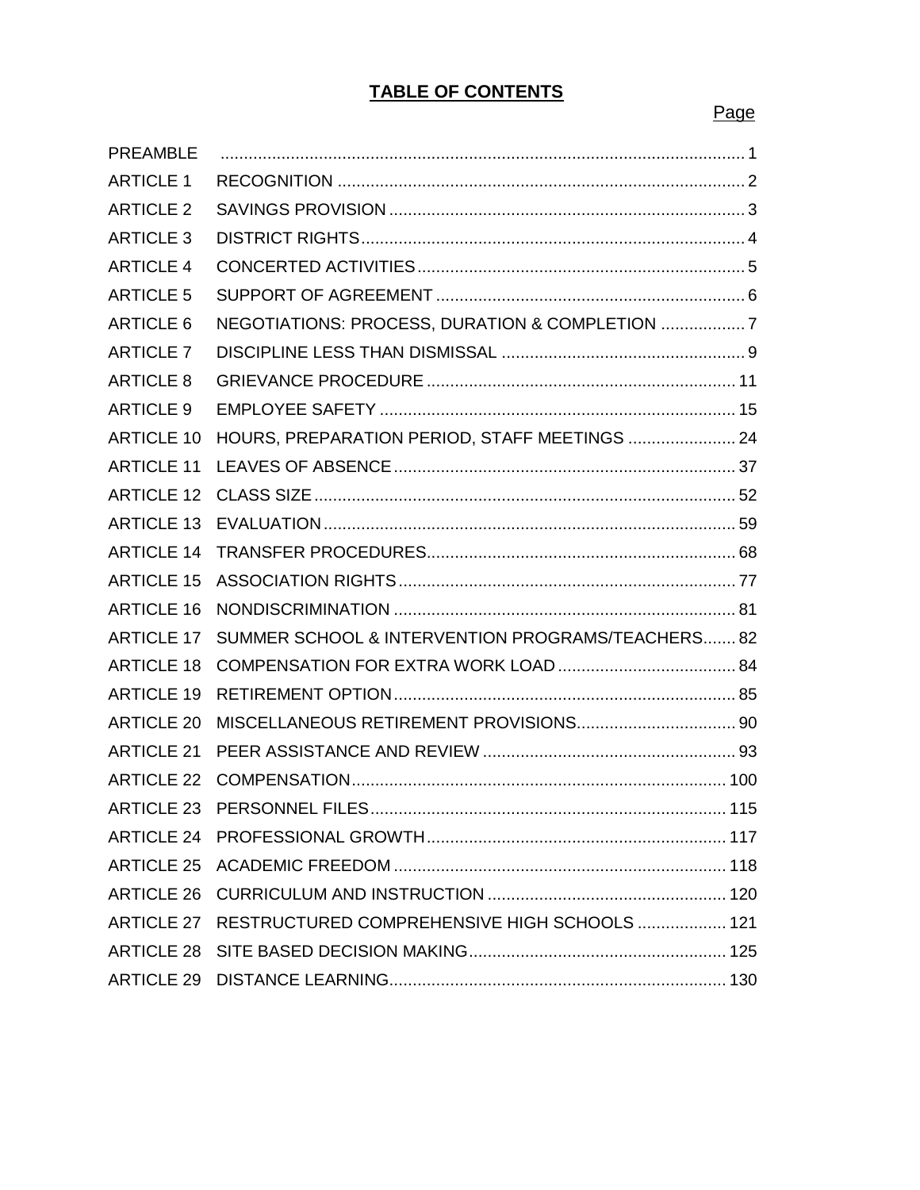# TABLE OF CONTENTS

| | | Page |
|---|---|---|
| PREAMBLE | | 1 |
| ARTICLE 1 | RECOGNITION | 2 |
| ARTICLE 2 | SAVINGS PROVISION | 3 |
| ARTICLE 3 | DISTRICT RIGHTS | 4 |
| ARTICLE 4 | CONCERTED ACTIVITIES | 5 |
| ARTICLE 5 | SUPPORT OF AGREEMENT | 6 |
| ARTICLE 6 | NEGOTIATIONS: PROCESS, DURATION & COMPLETION | 7 |
| ARTICLE 7 | DISCIPLINE LESS THAN DISMISSAL | 9 |
| ARTICLE 8 | GRIEVANCE PROCEDURE | 11 |
| ARTICLE 9 | EMPLOYEE SAFETY | 15 |
| ARTICLE 10 | HOURS, PREPARATION PERIOD, STAFF MEETINGS | 24 |
| ARTICLE 11 | LEAVES OF ABSENCE | 37 |
| ARTICLE 12 | CLASS SIZE | 52 |
| ARTICLE 13 | EVALUATION | 59 |
| ARTICLE 14 | TRANSFER PROCEDURES | 68 |
| ARTICLE 15 | ASSOCIATION RIGHTS | 77 |
| ARTICLE 16 | NONDISCRIMINATION | 81 |
| ARTICLE 17 | SUMMER SCHOOL & INTERVENTION PROGRAMS/TEACHERS | 82 |
| ARTICLE 18 | COMPENSATION FOR EXTRA WORK LOAD | 84 |
| ARTICLE 19 | RETIREMENT OPTION | 85 |
| ARTICLE 20 | MISCELLANEOUS RETIREMENT PROVISIONS | 90 |
| ARTICLE 21 | PEER ASSISTANCE AND REVIEW | 93 |
| ARTICLE 22 | COMPENSATION | 100 |
| ARTICLE 23 | PERSONNEL FILES | 115 |
| ARTICLE 24 | PROFESSIONAL GROWTH | 117 |
| ARTICLE 25 | ACADEMIC FREEDOM | 118 |
| ARTICLE 26 | CURRICULUM AND INSTRUCTION | 120 |
| ARTICLE 27 | RESTRUCTURED COMPREHENSIVE HIGH SCHOOLS | 121 |
| ARTICLE 28 | SITE BASED DECISION MAKING | 125 |
| ARTICLE 29 | DISTANCE LEARNING | 130 |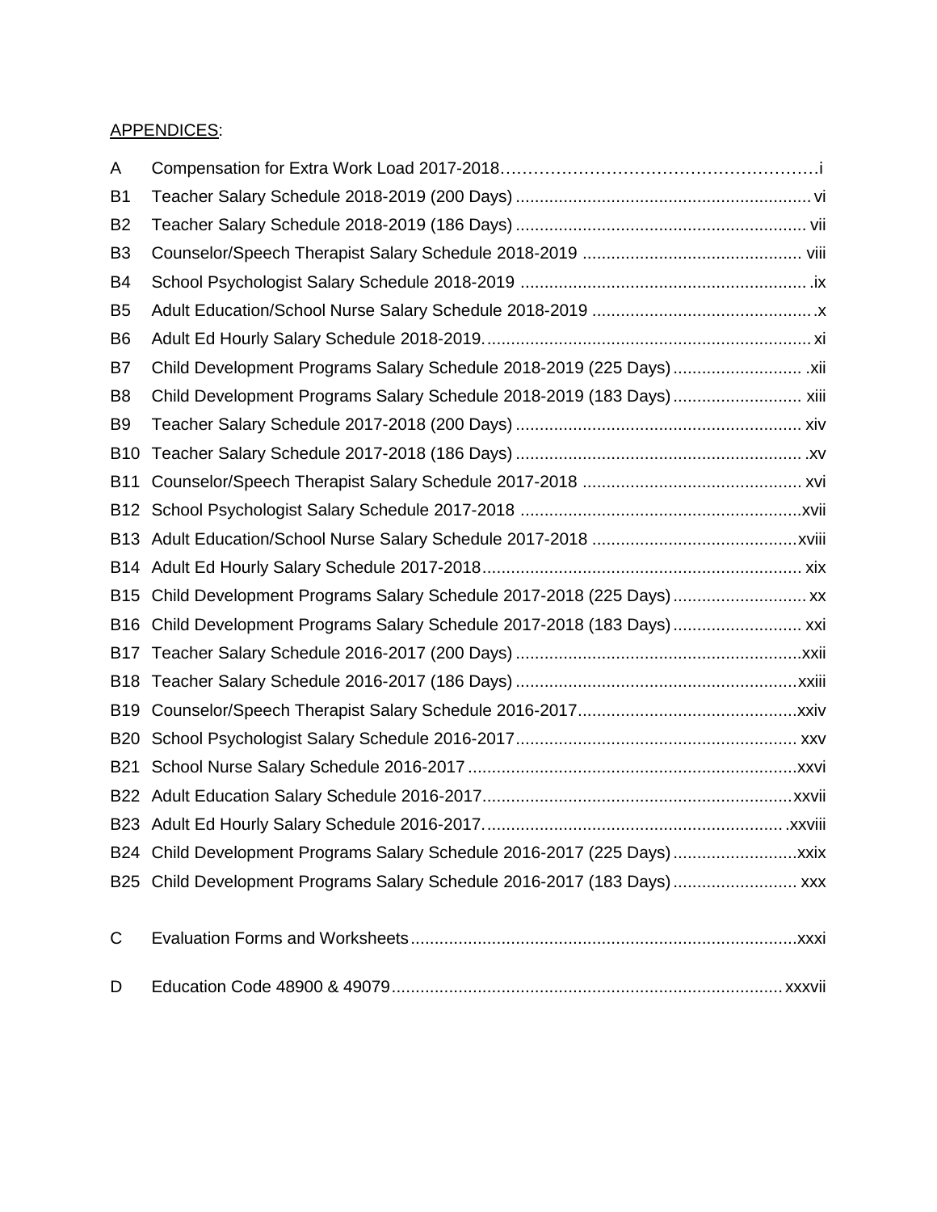<u>APPENDICES</u>:

| | | |
|---|---|---|
| A | Compensation for Extra Work Load 2017-2018 | i |
| B1 | Teacher Salary Schedule 2018-2019 (200 Days) | vi |
| B2 | Teacher Salary Schedule 2018-2019 (186 Days) | vii |
| B3 | Counselor/Speech Therapist Salary Schedule 2018-2019 | viii |
| B4 | School Psychologist Salary Schedule 2018-2019 | ix |
| B5 | Adult Education/School Nurse Salary Schedule 2018-2019 | x |
| B6 | Adult Ed Hourly Salary Schedule 2018-2019. | xi |
| B7 | Child Development Programs Salary Schedule 2018-2019 (225 Days) | xii |
| B8 | Child Development Programs Salary Schedule 2018-2019 (183 Days) | xiii |
| B9 | Teacher Salary Schedule 2017-2018 (200 Days) | xiv |
| B10 | Teacher Salary Schedule 2017-2018 (186 Days) | xv |
| B11 | Counselor/Speech Therapist Salary Schedule 2017-2018 | xvi |
| B12 | School Psychologist Salary Schedule 2017-2018 | xvii |
| B13 | Adult Education/School Nurse Salary Schedule 2017-2018 | xviii |
| B14 | Adult Ed Hourly Salary Schedule 2017-2018 | xix |
| B15 | Child Development Programs Salary Schedule 2017-2018 (225 Days) | xx |
| B16 | Child Development Programs Salary Schedule 2017-2018 (183 Days) | xxi |
| B17 | Teacher Salary Schedule 2016-2017 (200 Days) | xxii |
| B18 | Teacher Salary Schedule 2016-2017 (186 Days) | xxiii |
| B19 | Counselor/Speech Therapist Salary Schedule 2016-2017 | xxiv |
| B20 | School Psychologist Salary Schedule 2016-2017 | xxv |
| B21 | School Nurse Salary Schedule 2016-2017 | xxvi |
| B22 | Adult Education Salary Schedule 2016-2017 | xxvii |
| B23 | Adult Ed Hourly Salary Schedule 2016-2017. | xxviii |
| B24 | Child Development Programs Salary Schedule 2016-2017 (225 Days) | xxix |
| B25 | Child Development Programs Salary Schedule 2016-2017 (183 Days) | xxx |
| C | Evaluation Forms and Worksheets | xxxi |
| D | Education Code 48900 & 49079 | xxxvii |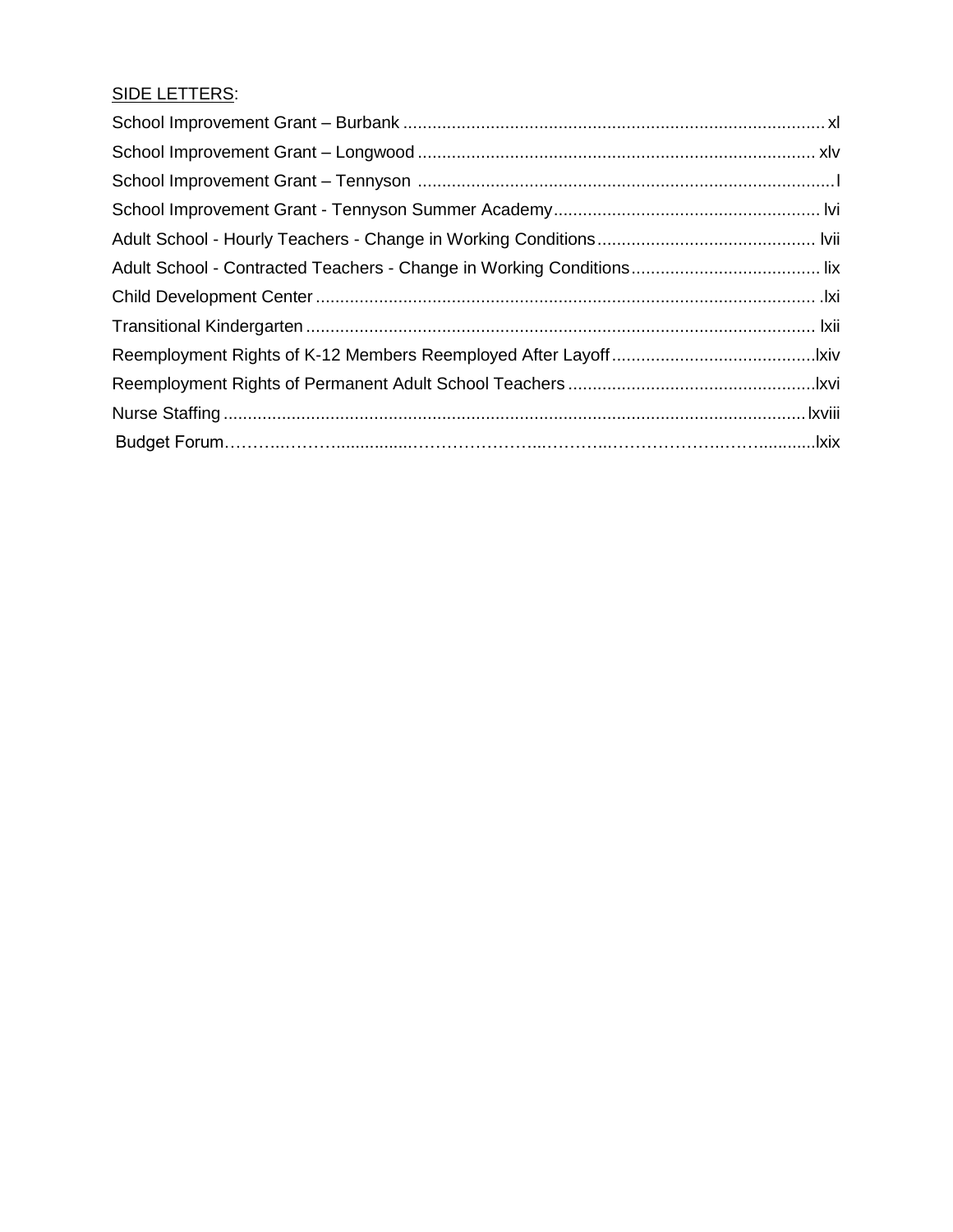<u>SIDE LETTERS</u>:

School Improvement Grant – Burbank ...................................................................................... xl

School Improvement Grant – Longwood .................................................................................. xlv

School Improvement Grant – Tennyson ..................................................................................... l

School Improvement Grant - Tennyson Summer Academy....................................................... lvi

Adult School - Hourly Teachers - Change in Working Conditions............................................ lvii

Adult School - Contracted Teachers - Change in Working Conditions...................................... lix

Child Development Center ...................................................................................................... .lxi

Transitional Kindergarten ........................................................................................................ lxii

Reemployment Rights of K-12 Members Reemployed After Layoff..........................................lxiv

Reemployment Rights of Permanent Adult School Teachers ...................................................lxvi

Nurse Staffing ....................................................................................................................... lxviii

Budget Forum………..………...............…………………..………..………………..……...........lxix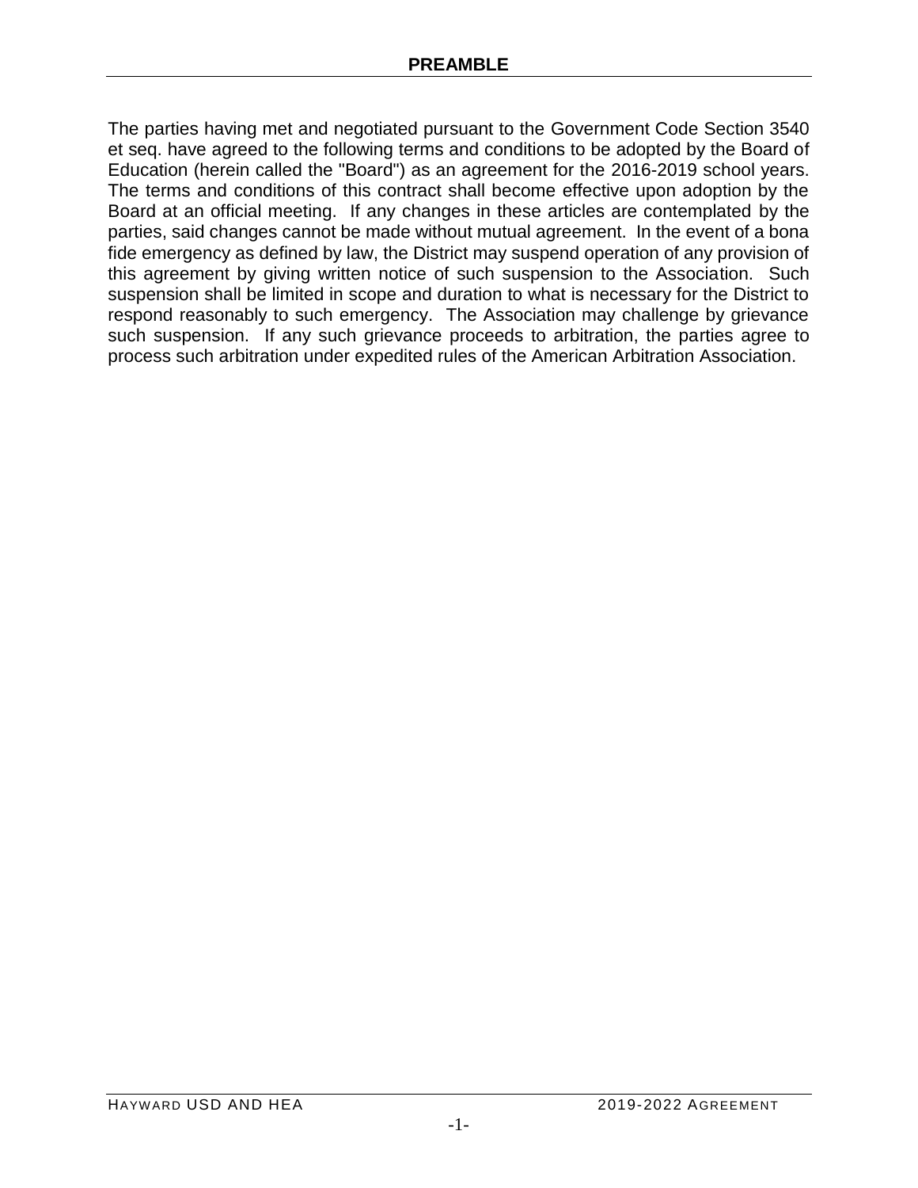# PREAMBLE

The parties having met and negotiated pursuant to the Government Code Section 3540 et seq. have agreed to the following terms and conditions to be adopted by the Board of Education (herein called the "Board") as an agreement for the 2016-2019 school years. The terms and conditions of this contract shall become effective upon adoption by the Board at an official meeting. If any changes in these articles are contemplated by the parties, said changes cannot be made without mutual agreement. In the event of a bona fide emergency as defined by law, the District may suspend operation of any provision of this agreement by giving written notice of such suspension to the Association. Such suspension shall be limited in scope and duration to what is necessary for the District to respond reasonably to such emergency. The Association may challenge by grievance such suspension. If any such grievance proceeds to arbitration, the parties agree to process such arbitration under expedited rules of the American Arbitration Association.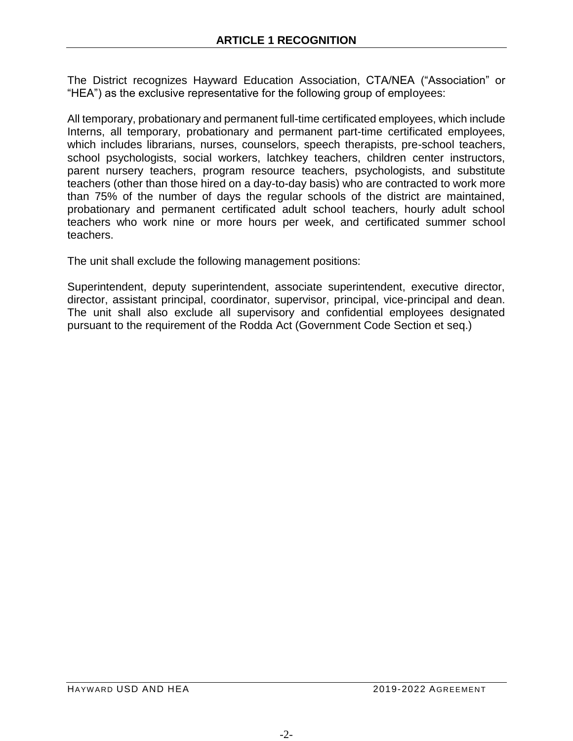# ARTICLE 1 RECOGNITION

The District recognizes Hayward Education Association, CTA/NEA ("Association" or "HEA") as the exclusive representative for the following group of employees:

All temporary, probationary and permanent full-time certificated employees, which include Interns, all temporary, probationary and permanent part-time certificated employees, which includes librarians, nurses, counselors, speech therapists, pre-school teachers, school psychologists, social workers, latchkey teachers, children center instructors, parent nursery teachers, program resource teachers, psychologists, and substitute teachers (other than those hired on a day-to-day basis) who are contracted to work more than 75% of the number of days the regular schools of the district are maintained, probationary and permanent certificated adult school teachers, hourly adult school teachers who work nine or more hours per week, and certificated summer school teachers.

The unit shall exclude the following management positions:

Superintendent, deputy superintendent, associate superintendent, executive director, director, assistant principal, coordinator, supervisor, principal, vice-principal and dean. The unit shall also exclude all supervisory and confidential employees designated pursuant to the requirement of the Rodda Act (Government Code Section et seq.)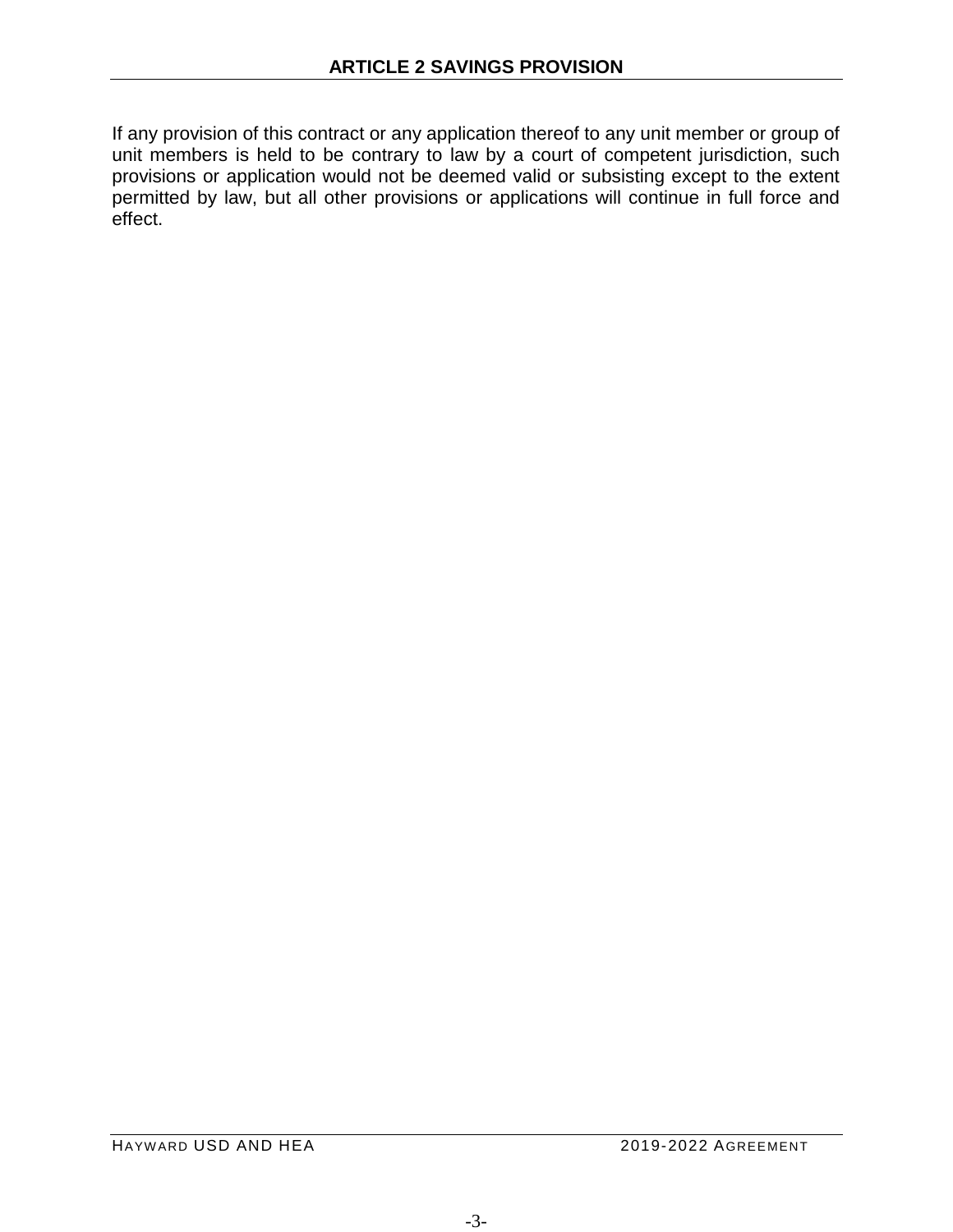# ARTICLE 2 SAVINGS PROVISION

If any provision of this contract or any application thereof to any unit member or group of unit members is held to be contrary to law by a court of competent jurisdiction, such provisions or application would not be deemed valid or subsisting except to the extent permitted by law, but all other provisions or applications will continue in full force and effect.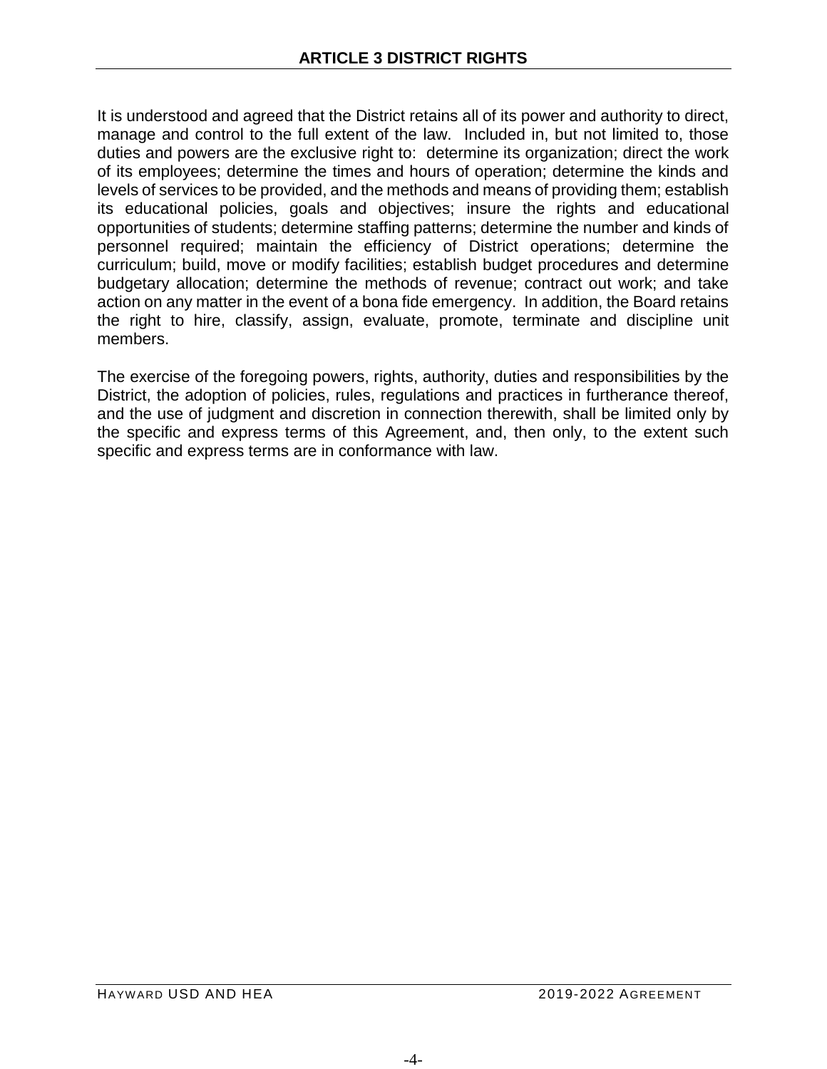# ARTICLE 3 DISTRICT RIGHTS

It is understood and agreed that the District retains all of its power and authority to direct, manage and control to the full extent of the law. Included in, but not limited to, those duties and powers are the exclusive right to: determine its organization; direct the work of its employees; determine the times and hours of operation; determine the kinds and levels of services to be provided, and the methods and means of providing them; establish its educational policies, goals and objectives; insure the rights and educational opportunities of students; determine staffing patterns; determine the number and kinds of personnel required; maintain the efficiency of District operations; determine the curriculum; build, move or modify facilities; establish budget procedures and determine budgetary allocation; determine the methods of revenue; contract out work; and take action on any matter in the event of a bona fide emergency. In addition, the Board retains the right to hire, classify, assign, evaluate, promote, terminate and discipline unit members.

The exercise of the foregoing powers, rights, authority, duties and responsibilities by the District, the adoption of policies, rules, regulations and practices in furtherance thereof, and the use of judgment and discretion in connection therewith, shall be limited only by the specific and express terms of this Agreement, and, then only, to the extent such specific and express terms are in conformance with law.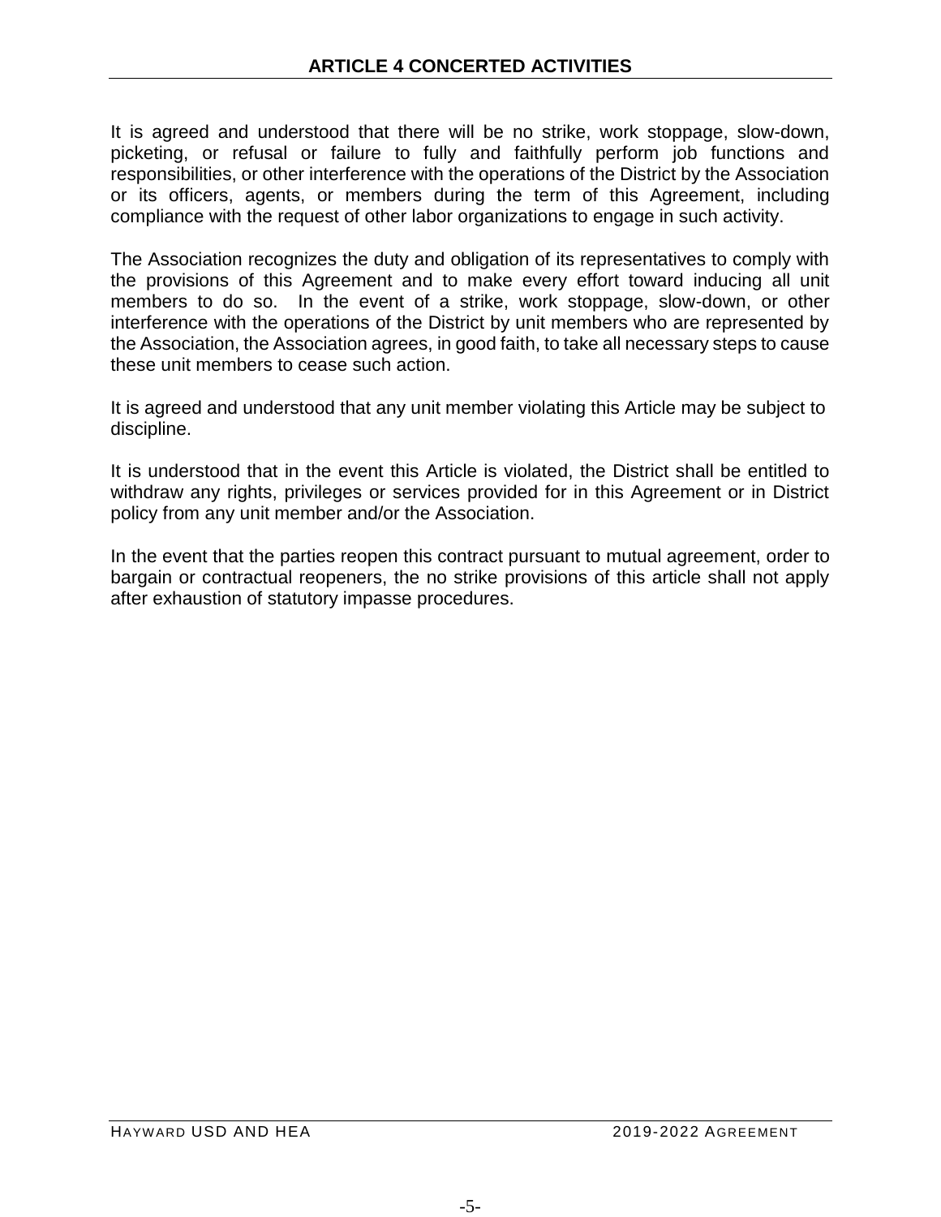# ARTICLE 4 CONCERTED ACTIVITIES

It is agreed and understood that there will be no strike, work stoppage, slow-down, picketing, or refusal or failure to fully and faithfully perform job functions and responsibilities, or other interference with the operations of the District by the Association or its officers, agents, or members during the term of this Agreement, including compliance with the request of other labor organizations to engage in such activity.

The Association recognizes the duty and obligation of its representatives to comply with the provisions of this Agreement and to make every effort toward inducing all unit members to do so. In the event of a strike, work stoppage, slow-down, or other interference with the operations of the District by unit members who are represented by the Association, the Association agrees, in good faith, to take all necessary steps to cause these unit members to cease such action.

It is agreed and understood that any unit member violating this Article may be subject to discipline.

It is understood that in the event this Article is violated, the District shall be entitled to withdraw any rights, privileges or services provided for in this Agreement or in District policy from any unit member and/or the Association.

In the event that the parties reopen this contract pursuant to mutual agreement, order to bargain or contractual reopeners, the no strike provisions of this article shall not apply after exhaustion of statutory impasse procedures.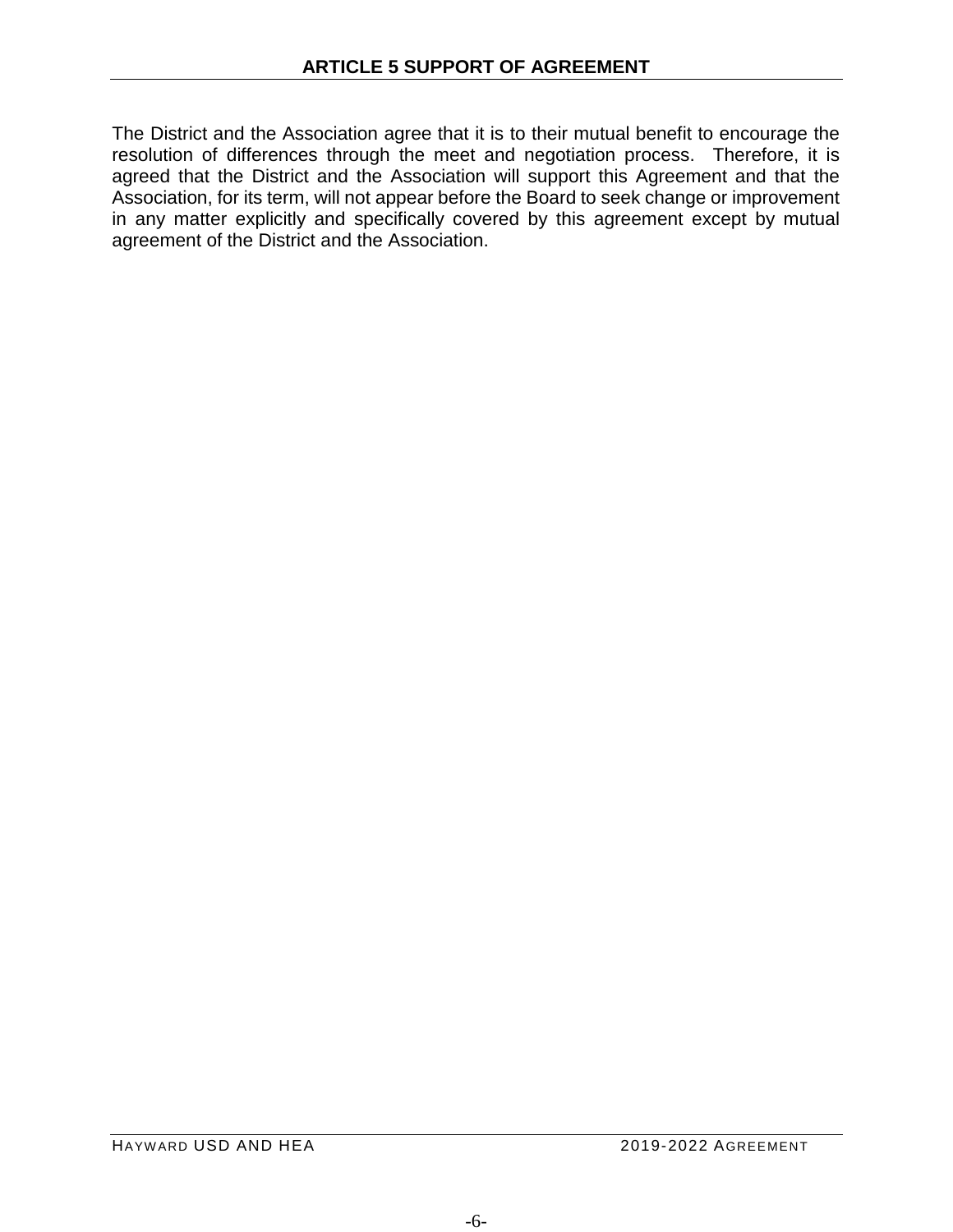## ARTICLE 5 SUPPORT OF AGREEMENT

The District and the Association agree that it is to their mutual benefit to encourage the resolution of differences through the meet and negotiation process. Therefore, it is agreed that the District and the Association will support this Agreement and that the Association, for its term, will not appear before the Board to seek change or improvement in any matter explicitly and specifically covered by this agreement except by mutual agreement of the District and the Association.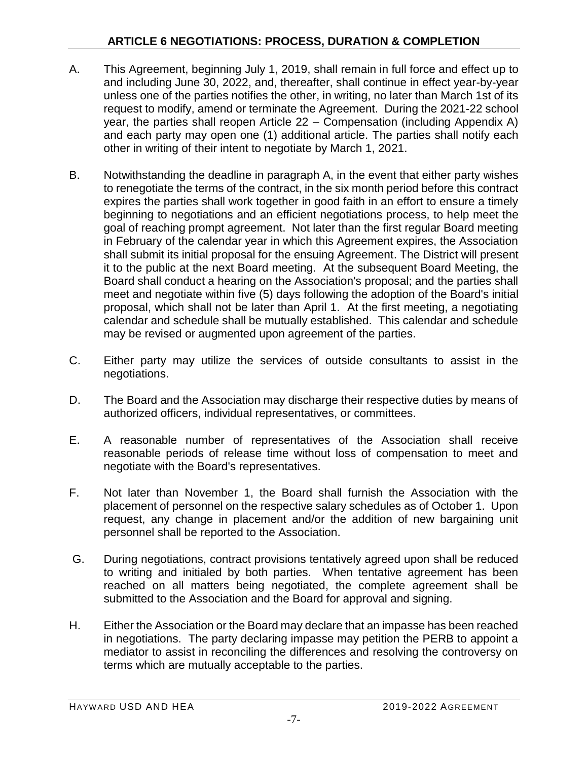## ARTICLE 6 NEGOTIATIONS: PROCESS, DURATION & COMPLETION

A. This Agreement, beginning July 1, 2019, shall remain in full force and effect up to and including June 30, 2022, and, thereafter, shall continue in effect year-by-year unless one of the parties notifies the other, in writing, no later than March 1st of its request to modify, amend or terminate the Agreement. During the 2021-22 school year, the parties shall reopen Article 22 – Compensation (including Appendix A) and each party may open one (1) additional article. The parties shall notify each other in writing of their intent to negotiate by March 1, 2021.

B. Notwithstanding the deadline in paragraph A, in the event that either party wishes to renegotiate the terms of the contract, in the six month period before this contract expires the parties shall work together in good faith in an effort to ensure a timely beginning to negotiations and an efficient negotiations process, to help meet the goal of reaching prompt agreement. Not later than the first regular Board meeting in February of the calendar year in which this Agreement expires, the Association shall submit its initial proposal for the ensuing Agreement. The District will present it to the public at the next Board meeting. At the subsequent Board Meeting, the Board shall conduct a hearing on the Association's proposal; and the parties shall meet and negotiate within five (5) days following the adoption of the Board's initial proposal, which shall not be later than April 1. At the first meeting, a negotiating calendar and schedule shall be mutually established. This calendar and schedule may be revised or augmented upon agreement of the parties.

C. Either party may utilize the services of outside consultants to assist in the negotiations.

D. The Board and the Association may discharge their respective duties by means of authorized officers, individual representatives, or committees.

E. A reasonable number of representatives of the Association shall receive reasonable periods of release time without loss of compensation to meet and negotiate with the Board's representatives.

F. Not later than November 1, the Board shall furnish the Association with the placement of personnel on the respective salary schedules as of October 1. Upon request, any change in placement and/or the addition of new bargaining unit personnel shall be reported to the Association.

G. During negotiations, contract provisions tentatively agreed upon shall be reduced to writing and initialed by both parties. When tentative agreement has been reached on all matters being negotiated, the complete agreement shall be submitted to the Association and the Board for approval and signing.

H. Either the Association or the Board may declare that an impasse has been reached in negotiations. The party declaring impasse may petition the PERB to appoint a mediator to assist in reconciling the differences and resolving the controversy on terms which are mutually acceptable to the parties.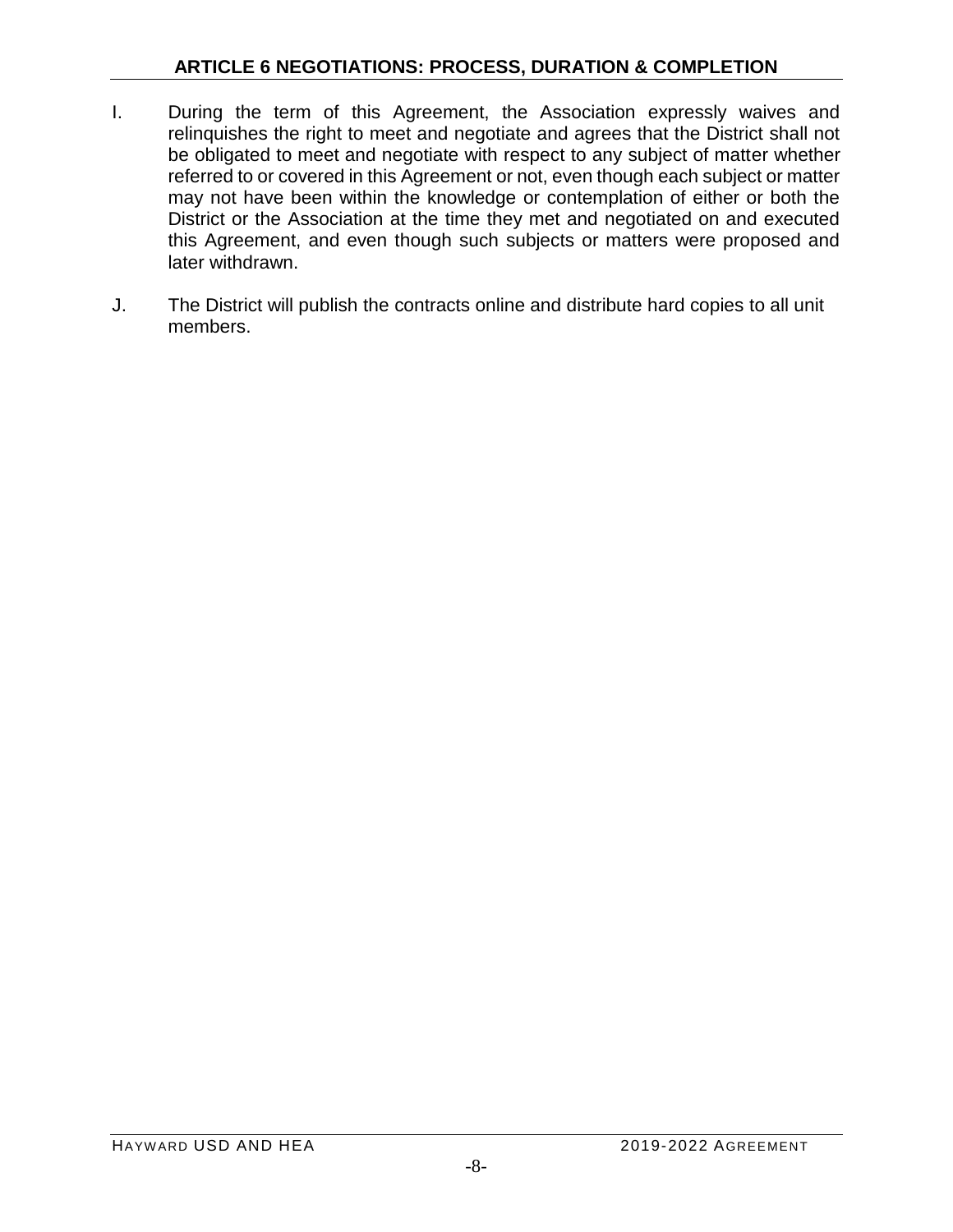## ARTICLE 6 NEGOTIATIONS: PROCESS, DURATION & COMPLETION

I. During the term of this Agreement, the Association expressly waives and relinquishes the right to meet and negotiate and agrees that the District shall not be obligated to meet and negotiate with respect to any subject of matter whether referred to or covered in this Agreement or not, even though each subject or matter may not have been within the knowledge or contemplation of either or both the District or the Association at the time they met and negotiated on and executed this Agreement, and even though such subjects or matters were proposed and later withdrawn.

J. The District will publish the contracts online and distribute hard copies to all unit members.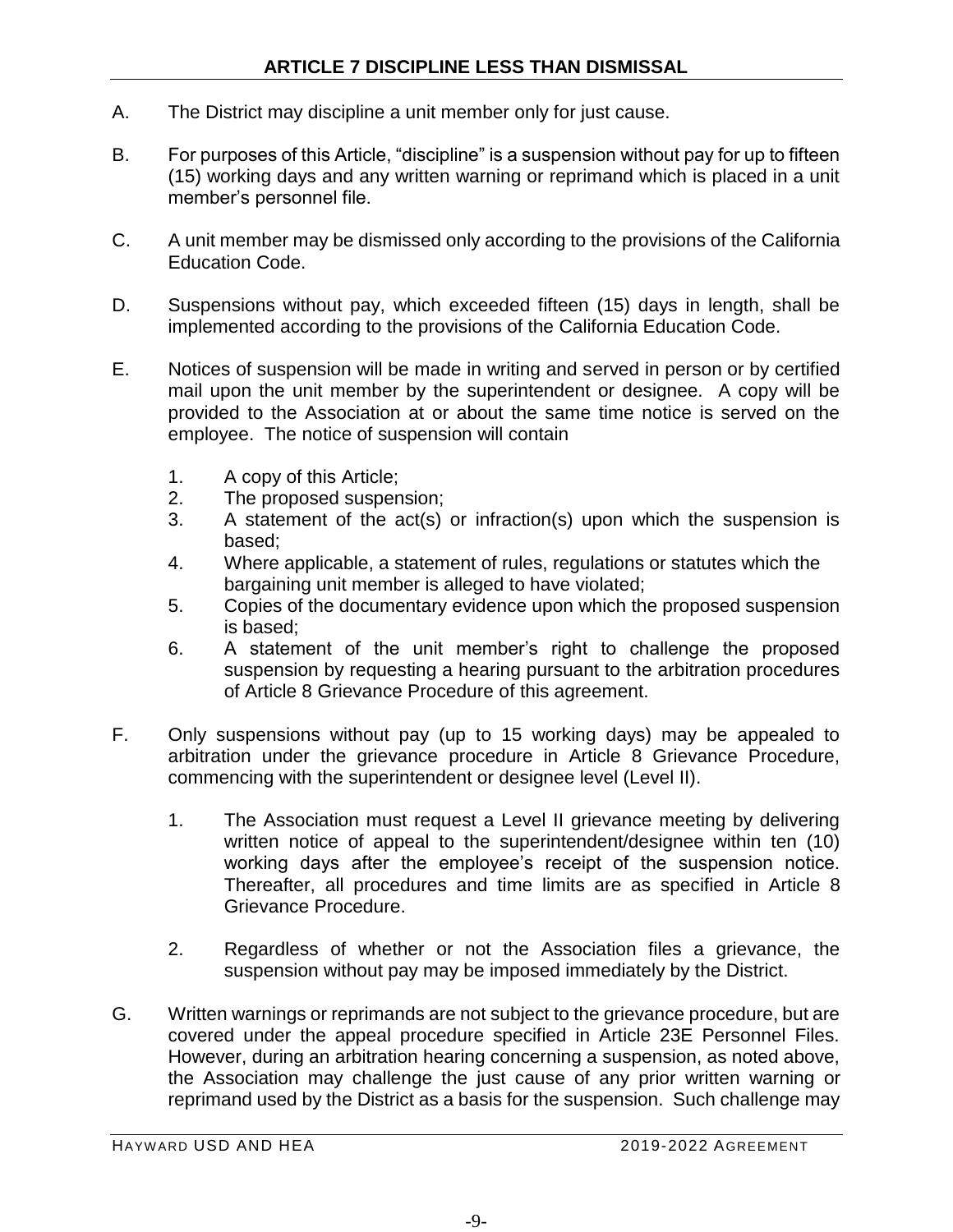## ARTICLE 7 DISCIPLINE LESS THAN DISMISSAL

A. The District may discipline a unit member only for just cause.

B. For purposes of this Article, "discipline" is a suspension without pay for up to fifteen (15) working days and any written warning or reprimand which is placed in a unit member's personnel file.

C. A unit member may be dismissed only according to the provisions of the California Education Code.

D. Suspensions without pay, which exceeded fifteen (15) days in length, shall be implemented according to the provisions of the California Education Code.

E. Notices of suspension will be made in writing and served in person or by certified mail upon the unit member by the superintendent or designee. A copy will be provided to the Association at or about the same time notice is served on the employee. The notice of suspension will contain

   1. A copy of this Article;
   2. The proposed suspension;
   3. A statement of the act(s) or infraction(s) upon which the suspension is based;
   4. Where applicable, a statement of rules, regulations or statutes which the bargaining unit member is alleged to have violated;
   5. Copies of the documentary evidence upon which the proposed suspension is based;
   6. A statement of the unit member's right to challenge the proposed suspension by requesting a hearing pursuant to the arbitration procedures of Article 8 Grievance Procedure of this agreement.

F. Only suspensions without pay (up to 15 working days) may be appealed to arbitration under the grievance procedure in Article 8 Grievance Procedure, commencing with the superintendent or designee level (Level II).

   1. The Association must request a Level II grievance meeting by delivering written notice of appeal to the superintendent/designee within ten (10) working days after the employee's receipt of the suspension notice. Thereafter, all procedures and time limits are as specified in Article 8 Grievance Procedure.

   2. Regardless of whether or not the Association files a grievance, the suspension without pay may be imposed immediately by the District.

G. Written warnings or reprimands are not subject to the grievance procedure, but are covered under the appeal procedure specified in Article 23E Personnel Files. However, during an arbitration hearing concerning a suspension, as noted above, the Association may challenge the just cause of any prior written warning or reprimand used by the District as a basis for the suspension. Such challenge may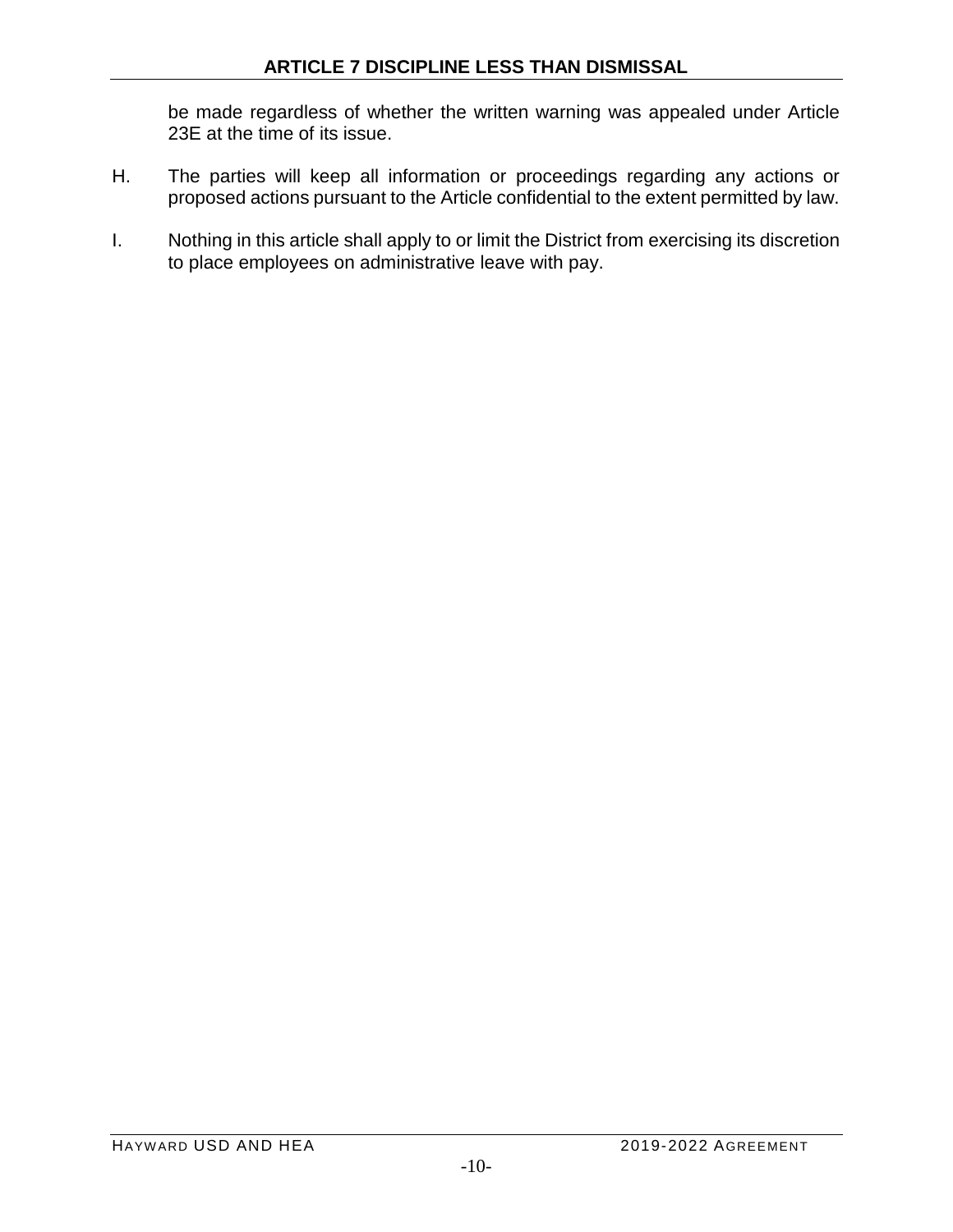be made regardless of whether the written warning was appealed under Article 23E at the time of its issue.

H. The parties will keep all information or proceedings regarding any actions or proposed actions pursuant to the Article confidential to the extent permitted by law.

I. Nothing in this article shall apply to or limit the District from exercising its discretion to place employees on administrative leave with pay.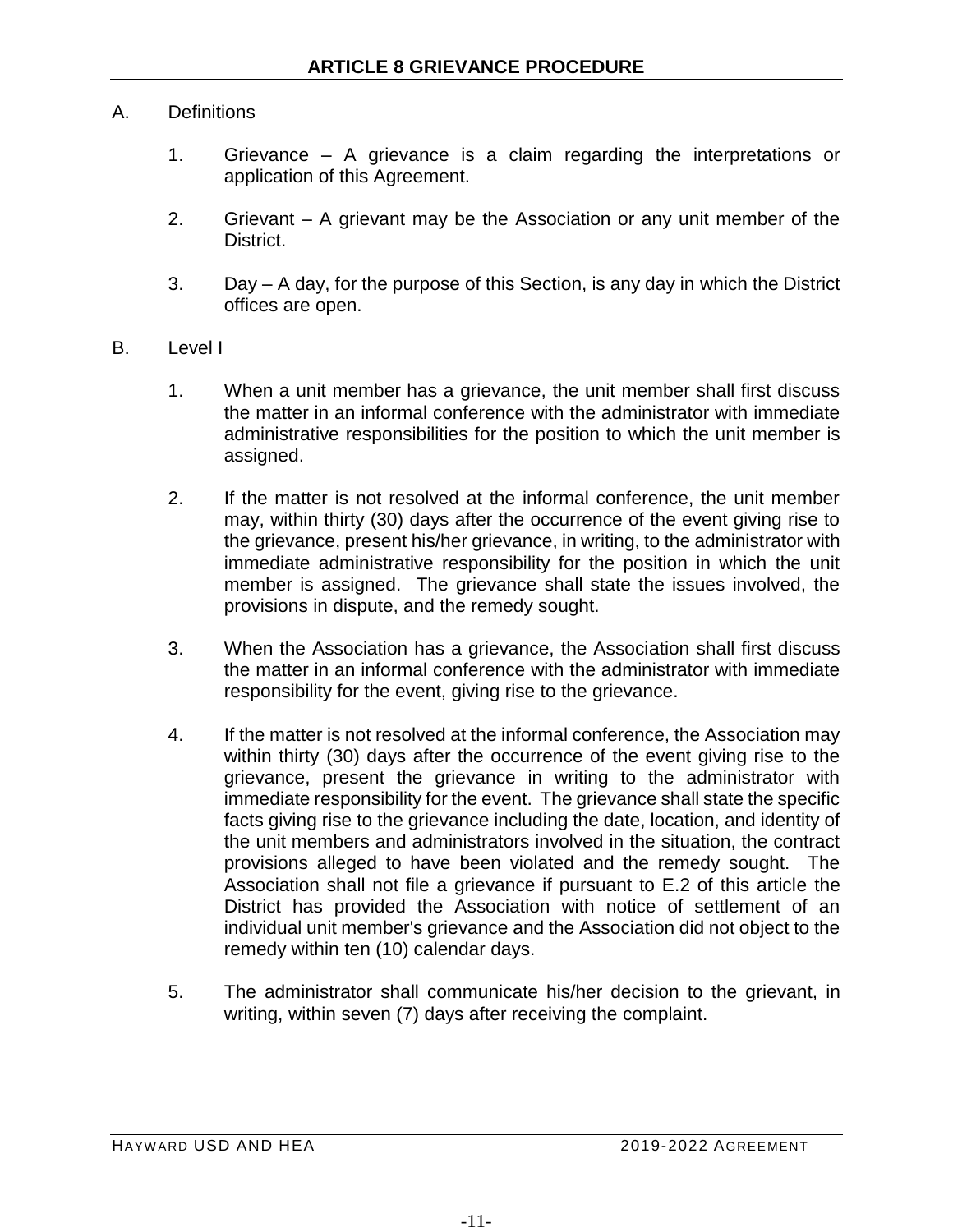## ARTICLE 8 GRIEVANCE PROCEDURE

A. Definitions

1. Grievance – A grievance is a claim regarding the interpretations or application of this Agreement.

2. Grievant – A grievant may be the Association or any unit member of the District.

3. Day – A day, for the purpose of this Section, is any day in which the District offices are open.

B. Level I

1. When a unit member has a grievance, the unit member shall first discuss the matter in an informal conference with the administrator with immediate administrative responsibilities for the position to which the unit member is assigned.

2. If the matter is not resolved at the informal conference, the unit member may, within thirty (30) days after the occurrence of the event giving rise to the grievance, present his/her grievance, in writing, to the administrator with immediate administrative responsibility for the position in which the unit member is assigned. The grievance shall state the issues involved, the provisions in dispute, and the remedy sought.

3. When the Association has a grievance, the Association shall first discuss the matter in an informal conference with the administrator with immediate responsibility for the event, giving rise to the grievance.

4. If the matter is not resolved at the informal conference, the Association may within thirty (30) days after the occurrence of the event giving rise to the grievance, present the grievance in writing to the administrator with immediate responsibility for the event. The grievance shall state the specific facts giving rise to the grievance including the date, location, and identity of the unit members and administrators involved in the situation, the contract provisions alleged to have been violated and the remedy sought. The Association shall not file a grievance if pursuant to E.2 of this article the District has provided the Association with notice of settlement of an individual unit member's grievance and the Association did not object to the remedy within ten (10) calendar days.

5. The administrator shall communicate his/her decision to the grievant, in writing, within seven (7) days after receiving the complaint.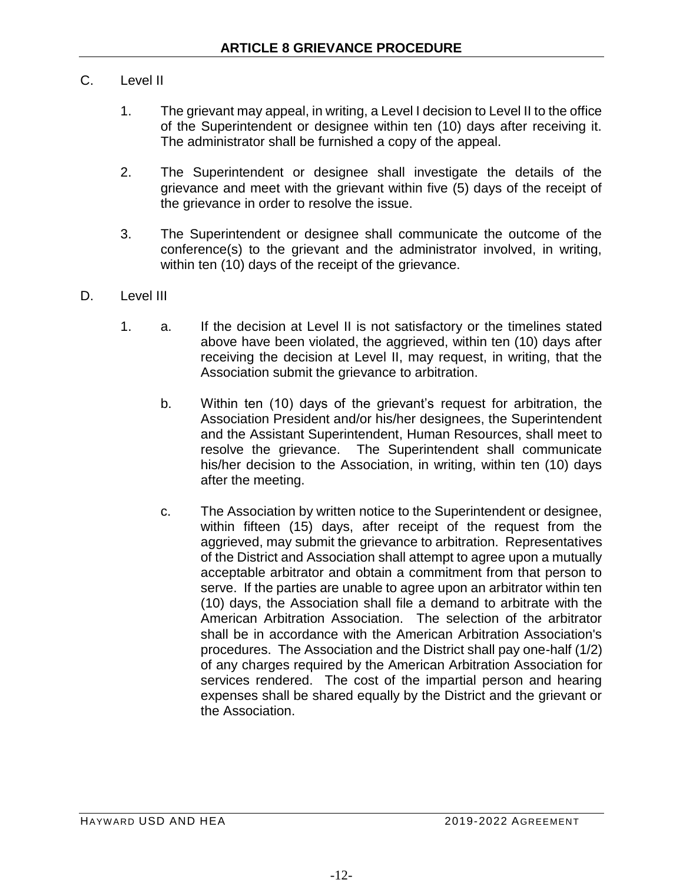# ARTICLE 8 GRIEVANCE PROCEDURE

C. Level II

1. The grievant may appeal, in writing, a Level I decision to Level II to the office of the Superintendent or designee within ten (10) days after receiving it. The administrator shall be furnished a copy of the appeal.

2. The Superintendent or designee shall investigate the details of the grievance and meet with the grievant within five (5) days of the receipt of the grievance in order to resolve the issue.

3. The Superintendent or designee shall communicate the outcome of the conference(s) to the grievant and the administrator involved, in writing, within ten (10) days of the receipt of the grievance.

D. Level III

1. a. If the decision at Level II is not satisfactory or the timelines stated above have been violated, the aggrieved, within ten (10) days after receiving the decision at Level II, may request, in writing, that the Association submit the grievance to arbitration.

   b. Within ten (10) days of the grievant's request for arbitration, the Association President and/or his/her designees, the Superintendent and the Assistant Superintendent, Human Resources, shall meet to resolve the grievance. The Superintendent shall communicate his/her decision to the Association, in writing, within ten (10) days after the meeting.

   c. The Association by written notice to the Superintendent or designee, within fifteen (15) days, after receipt of the request from the aggrieved, may submit the grievance to arbitration. Representatives of the District and Association shall attempt to agree upon a mutually acceptable arbitrator and obtain a commitment from that person to serve. If the parties are unable to agree upon an arbitrator within ten (10) days, the Association shall file a demand to arbitrate with the American Arbitration Association. The selection of the arbitrator shall be in accordance with the American Arbitration Association's procedures. The Association and the District shall pay one-half (1/2) of any charges required by the American Arbitration Association for services rendered. The cost of the impartial person and hearing expenses shall be shared equally by the District and the grievant or the Association.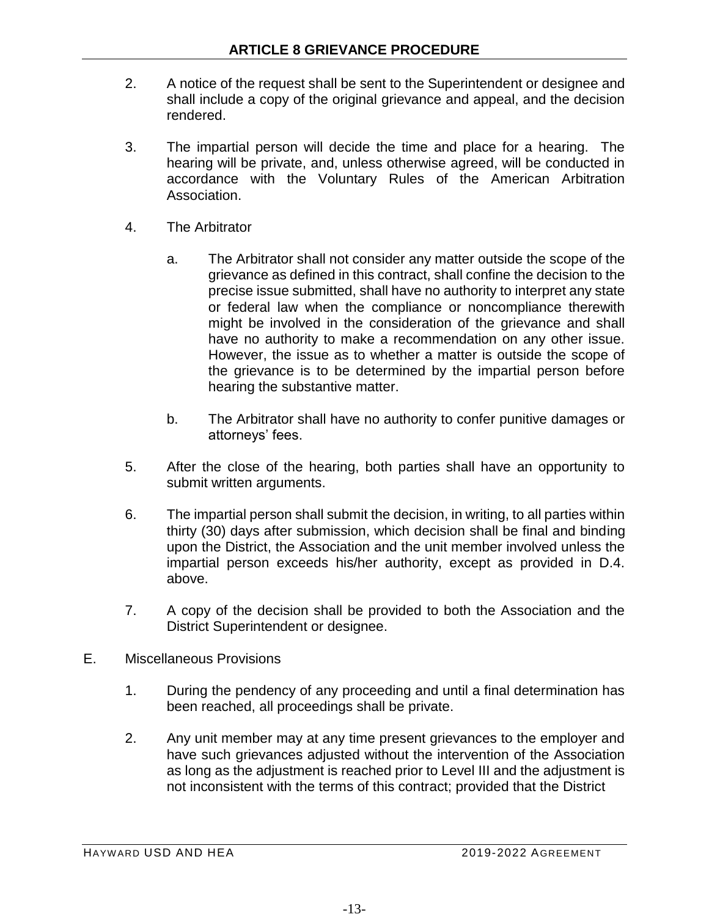2. A notice of the request shall be sent to the Superintendent or designee and shall include a copy of the original grievance and appeal, and the decision rendered.

3. The impartial person will decide the time and place for a hearing. The hearing will be private, and, unless otherwise agreed, will be conducted in accordance with the Voluntary Rules of the American Arbitration Association.

4. The Arbitrator

   a. The Arbitrator shall not consider any matter outside the scope of the grievance as defined in this contract, shall confine the decision to the precise issue submitted, shall have no authority to interpret any state or federal law when the compliance or noncompliance therewith might be involved in the consideration of the grievance and shall have no authority to make a recommendation on any other issue. However, the issue as to whether a matter is outside the scope of the grievance is to be determined by the impartial person before hearing the substantive matter.

   b. The Arbitrator shall have no authority to confer punitive damages or attorneys' fees.

5. After the close of the hearing, both parties shall have an opportunity to submit written arguments.

6. The impartial person shall submit the decision, in writing, to all parties within thirty (30) days after submission, which decision shall be final and binding upon the District, the Association and the unit member involved unless the impartial person exceeds his/her authority, except as provided in D.4. above.

7. A copy of the decision shall be provided to both the Association and the District Superintendent or designee.

E. Miscellaneous Provisions

1. During the pendency of any proceeding and until a final determination has been reached, all proceedings shall be private.

2. Any unit member may at any time present grievances to the employer and have such grievances adjusted without the intervention of the Association as long as the adjustment is reached prior to Level III and the adjustment is not inconsistent with the terms of this contract; provided that the District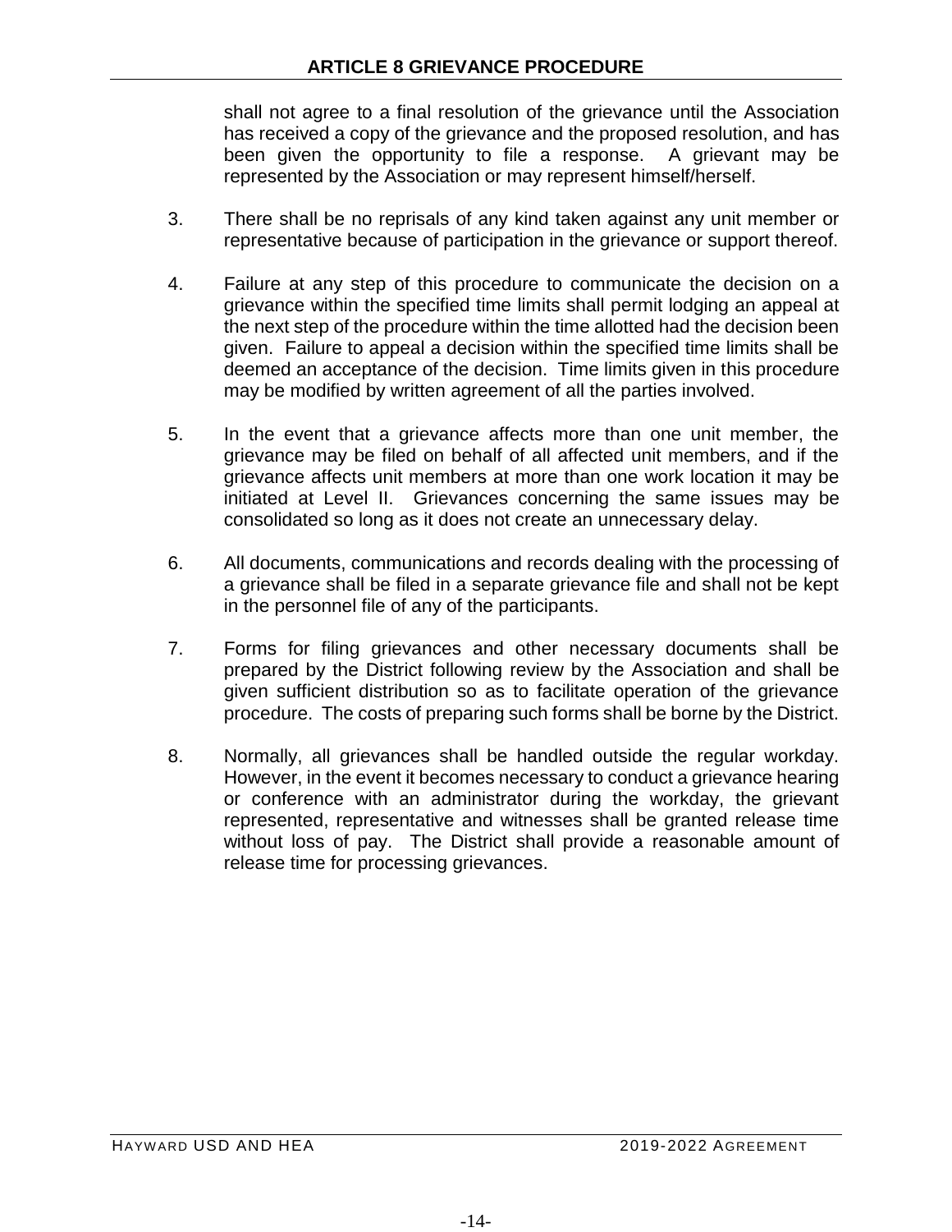shall not agree to a final resolution of the grievance until the Association has received a copy of the grievance and the proposed resolution, and has been given the opportunity to file a response. A grievant may be represented by the Association or may represent himself/herself.

3. There shall be no reprisals of any kind taken against any unit member or representative because of participation in the grievance or support thereof.

4. Failure at any step of this procedure to communicate the decision on a grievance within the specified time limits shall permit lodging an appeal at the next step of the procedure within the time allotted had the decision been given. Failure to appeal a decision within the specified time limits shall be deemed an acceptance of the decision. Time limits given in this procedure may be modified by written agreement of all the parties involved.

5. In the event that a grievance affects more than one unit member, the grievance may be filed on behalf of all affected unit members, and if the grievance affects unit members at more than one work location it may be initiated at Level II. Grievances concerning the same issues may be consolidated so long as it does not create an unnecessary delay.

6. All documents, communications and records dealing with the processing of a grievance shall be filed in a separate grievance file and shall not be kept in the personnel file of any of the participants.

7. Forms for filing grievances and other necessary documents shall be prepared by the District following review by the Association and shall be given sufficient distribution so as to facilitate operation of the grievance procedure. The costs of preparing such forms shall be borne by the District.

8. Normally, all grievances shall be handled outside the regular workday. However, in the event it becomes necessary to conduct a grievance hearing or conference with an administrator during the workday, the grievant represented, representative and witnesses shall be granted release time without loss of pay. The District shall provide a reasonable amount of release time for processing grievances.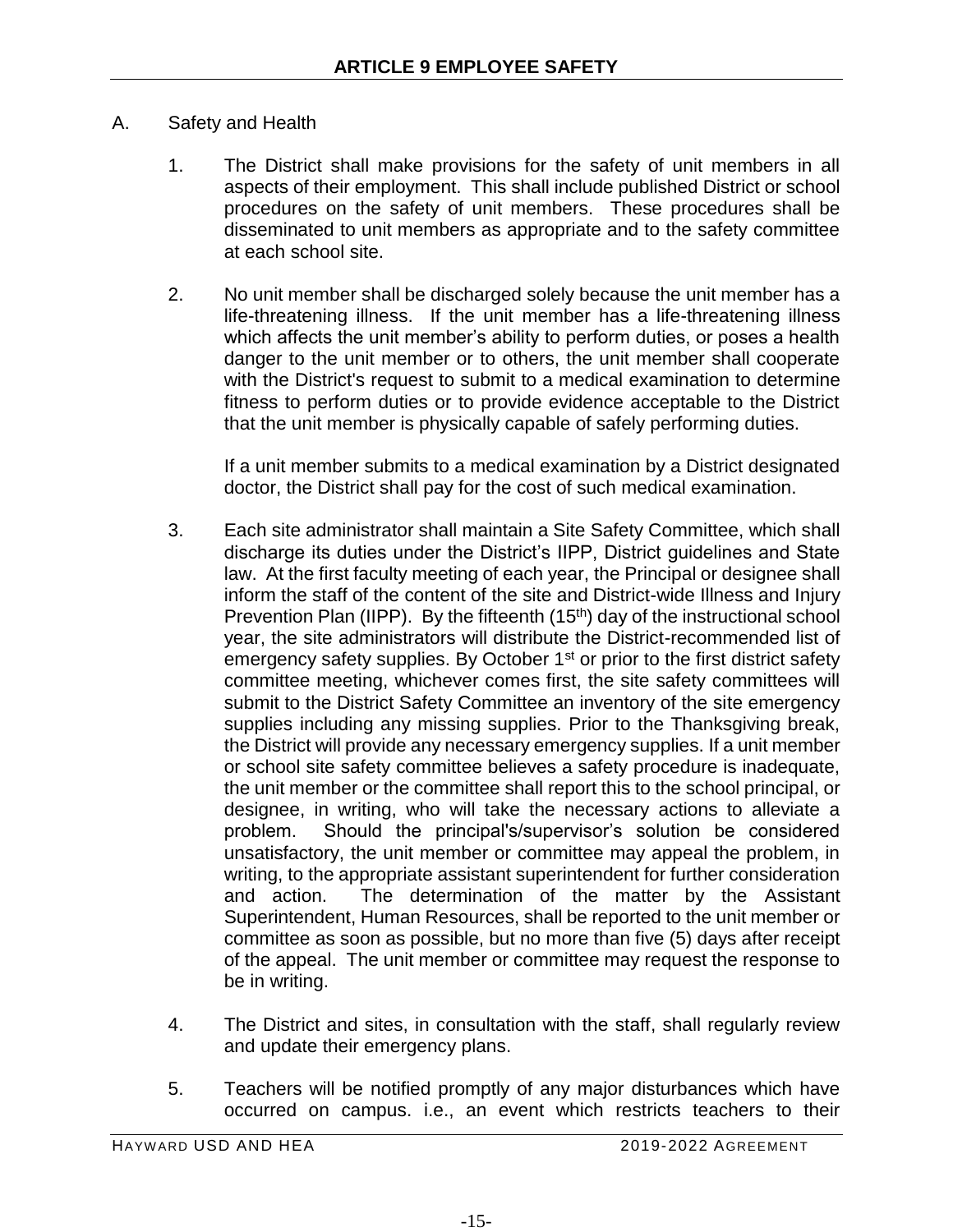# ARTICLE 9 EMPLOYEE SAFETY

A. Safety and Health

1. The District shall make provisions for the safety of unit members in all aspects of their employment. This shall include published District or school procedures on the safety of unit members. These procedures shall be disseminated to unit members as appropriate and to the safety committee at each school site.

2. No unit member shall be discharged solely because the unit member has a life-threatening illness. If the unit member has a life-threatening illness which affects the unit member's ability to perform duties, or poses a health danger to the unit member or to others, the unit member shall cooperate with the District's request to submit to a medical examination to determine fitness to perform duties or to provide evidence acceptable to the District that the unit member is physically capable of safely performing duties.

   If a unit member submits to a medical examination by a District designated doctor, the District shall pay for the cost of such medical examination.

3. Each site administrator shall maintain a Site Safety Committee, which shall discharge its duties under the District's IIPP, District guidelines and State law. At the first faculty meeting of each year, the Principal or designee shall inform the staff of the content of the site and District-wide Illness and Injury Prevention Plan (IIPP). By the fifteenth (15th) day of the instructional school year, the site administrators will distribute the District-recommended list of emergency safety supplies. By October 1st or prior to the first district safety committee meeting, whichever comes first, the site safety committees will submit to the District Safety Committee an inventory of the site emergency supplies including any missing supplies. Prior to the Thanksgiving break, the District will provide any necessary emergency supplies. If a unit member or school site safety committee believes a safety procedure is inadequate, the unit member or the committee shall report this to the school principal, or designee, in writing, who will take the necessary actions to alleviate a problem. Should the principal's/supervisor's solution be considered unsatisfactory, the unit member or committee may appeal the problem, in writing, to the appropriate assistant superintendent for further consideration and action. The determination of the matter by the Assistant Superintendent, Human Resources, shall be reported to the unit member or committee as soon as possible, but no more than five (5) days after receipt of the appeal. The unit member or committee may request the response to be in writing.

4. The District and sites, in consultation with the staff, shall regularly review and update their emergency plans.

5. Teachers will be notified promptly of any major disturbances which have occurred on campus. i.e., an event which restricts teachers to their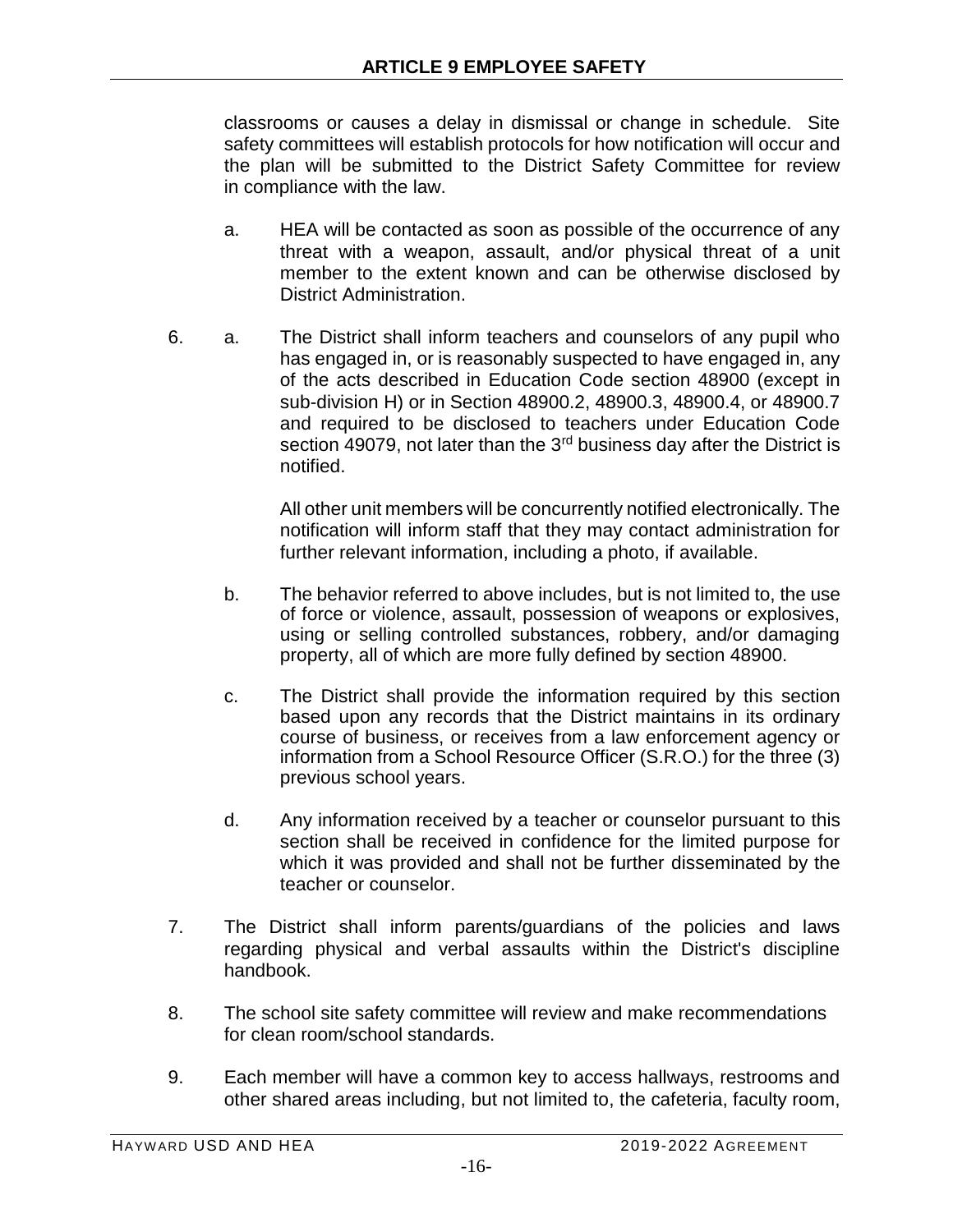classrooms or causes a delay in dismissal or change in schedule. Site safety committees will establish protocols for how notification will occur and the plan will be submitted to the District Safety Committee for review in compliance with the law.

a. HEA will be contacted as soon as possible of the occurrence of any threat with a weapon, assault, and/or physical threat of a unit member to the extent known and can be otherwise disclosed by District Administration.

6. a. The District shall inform teachers and counselors of any pupil who has engaged in, or is reasonably suspected to have engaged in, any of the acts described in Education Code section 48900 (except in sub-division H) or in Section 48900.2, 48900.3, 48900.4, or 48900.7 and required to be disclosed to teachers under Education Code section 49079, not later than the 3rd business day after the District is notified.

   All other unit members will be concurrently notified electronically. The notification will inform staff that they may contact administration for further relevant information, including a photo, if available.

   b. The behavior referred to above includes, but is not limited to, the use of force or violence, assault, possession of weapons or explosives, using or selling controlled substances, robbery, and/or damaging property, all of which are more fully defined by section 48900.

   c. The District shall provide the information required by this section based upon any records that the District maintains in its ordinary course of business, or receives from a law enforcement agency or information from a School Resource Officer (S.R.O.) for the three (3) previous school years.

   d. Any information received by a teacher or counselor pursuant to this section shall be received in confidence for the limited purpose for which it was provided and shall not be further disseminated by the teacher or counselor.

7. The District shall inform parents/guardians of the policies and laws regarding physical and verbal assaults within the District's discipline handbook.

8. The school site safety committee will review and make recommendations for clean room/school standards.

9. Each member will have a common key to access hallways, restrooms and other shared areas including, but not limited to, the cafeteria, faculty room,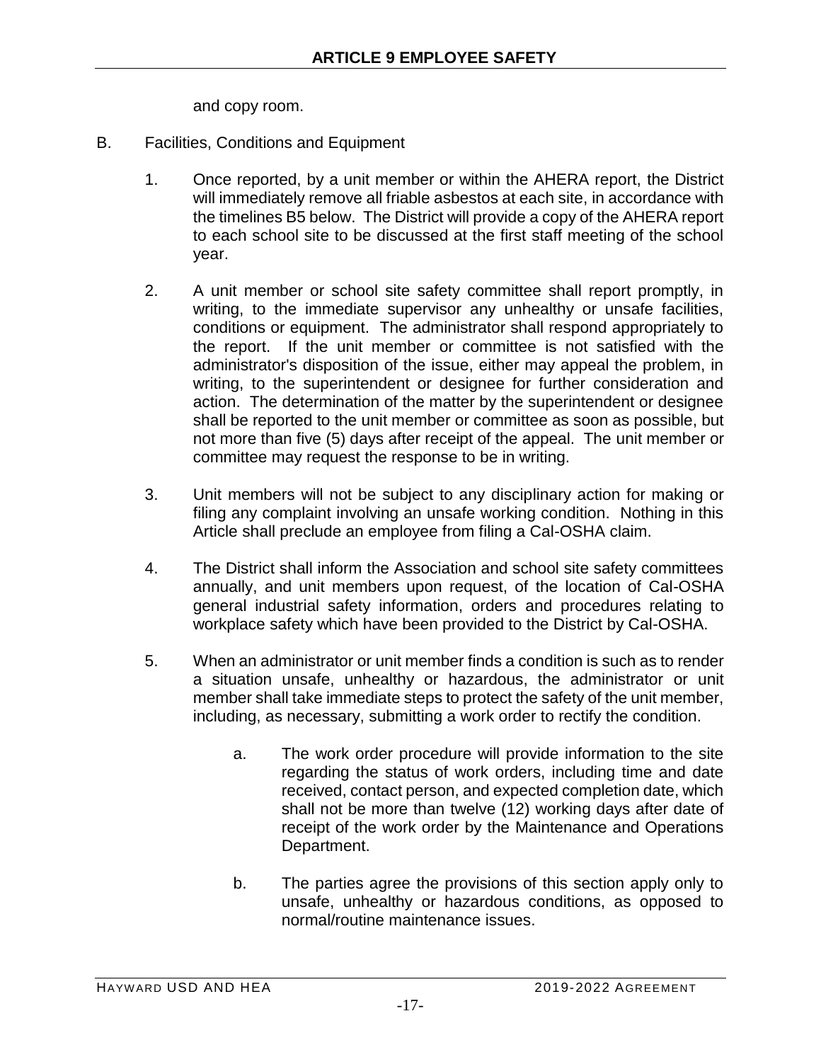and copy room.

B. Facilities, Conditions and Equipment

1. Once reported, by a unit member or within the AHERA report, the District will immediately remove all friable asbestos at each site, in accordance with the timelines B5 below. The District will provide a copy of the AHERA report to each school site to be discussed at the first staff meeting of the school year.

2. A unit member or school site safety committee shall report promptly, in writing, to the immediate supervisor any unhealthy or unsafe facilities, conditions or equipment. The administrator shall respond appropriately to the report. If the unit member or committee is not satisfied with the administrator's disposition of the issue, either may appeal the problem, in writing, to the superintendent or designee for further consideration and action. The determination of the matter by the superintendent or designee shall be reported to the unit member or committee as soon as possible, but not more than five (5) days after receipt of the appeal. The unit member or committee may request the response to be in writing.

3. Unit members will not be subject to any disciplinary action for making or filing any complaint involving an unsafe working condition. Nothing in this Article shall preclude an employee from filing a Cal-OSHA claim.

4. The District shall inform the Association and school site safety committees annually, and unit members upon request, of the location of Cal-OSHA general industrial safety information, orders and procedures relating to workplace safety which have been provided to the District by Cal-OSHA.

5. When an administrator or unit member finds a condition is such as to render a situation unsafe, unhealthy or hazardous, the administrator or unit member shall take immediate steps to protect the safety of the unit member, including, as necessary, submitting a work order to rectify the condition.

   a. The work order procedure will provide information to the site regarding the status of work orders, including time and date received, contact person, and expected completion date, which shall not be more than twelve (12) working days after date of receipt of the work order by the Maintenance and Operations Department.

   b. The parties agree the provisions of this section apply only to unsafe, unhealthy or hazardous conditions, as opposed to normal/routine maintenance issues.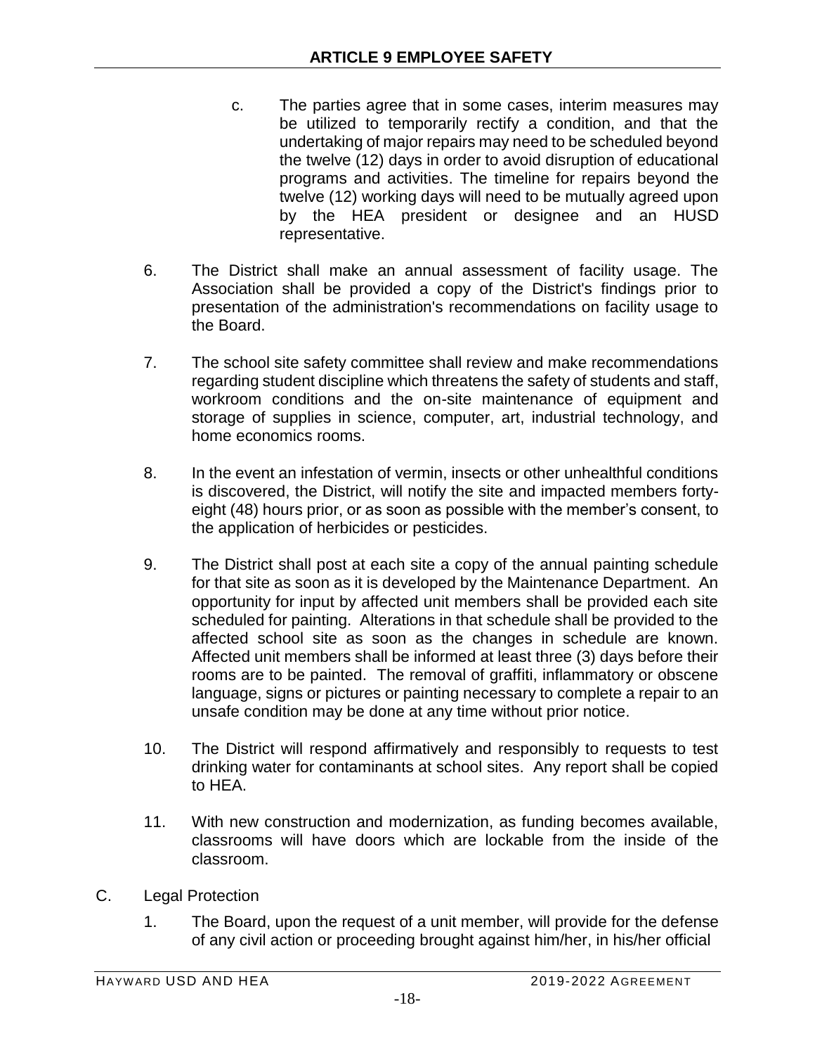c. The parties agree that in some cases, interim measures may be utilized to temporarily rectify a condition, and that the undertaking of major repairs may need to be scheduled beyond the twelve (12) days in order to avoid disruption of educational programs and activities. The timeline for repairs beyond the twelve (12) working days will need to be mutually agreed upon by the HEA president or designee and an HUSD representative.

6. The District shall make an annual assessment of facility usage. The Association shall be provided a copy of the District's findings prior to presentation of the administration's recommendations on facility usage to the Board.

7. The school site safety committee shall review and make recommendations regarding student discipline which threatens the safety of students and staff, workroom conditions and the on-site maintenance of equipment and storage of supplies in science, computer, art, industrial technology, and home economics rooms.

8. In the event an infestation of vermin, insects or other unhealthful conditions is discovered, the District, will notify the site and impacted members forty-eight (48) hours prior, or as soon as possible with the member's consent, to the application of herbicides or pesticides.

9. The District shall post at each site a copy of the annual painting schedule for that site as soon as it is developed by the Maintenance Department. An opportunity for input by affected unit members shall be provided each site scheduled for painting. Alterations in that schedule shall be provided to the affected school site as soon as the changes in schedule are known. Affected unit members shall be informed at least three (3) days before their rooms are to be painted. The removal of graffiti, inflammatory or obscene language, signs or pictures or painting necessary to complete a repair to an unsafe condition may be done at any time without prior notice.

10. The District will respond affirmatively and responsibly to requests to test drinking water for contaminants at school sites. Any report shall be copied to HEA.

11. With new construction and modernization, as funding becomes available, classrooms will have doors which are lockable from the inside of the classroom.

C. Legal Protection

1. The Board, upon the request of a unit member, will provide for the defense of any civil action or proceeding brought against him/her, in his/her official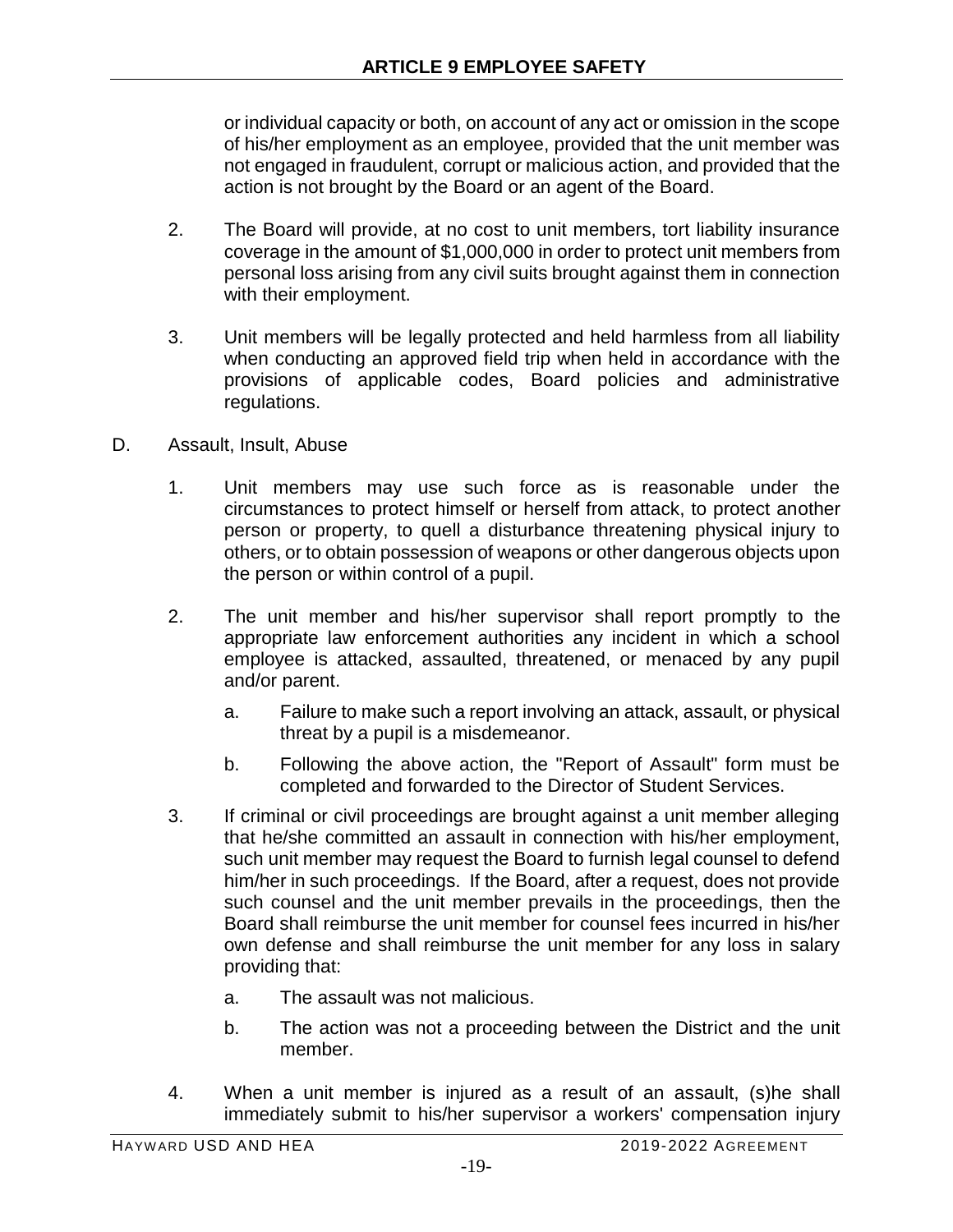or individual capacity or both, on account of any act or omission in the scope of his/her employment as an employee, provided that the unit member was not engaged in fraudulent, corrupt or malicious action, and provided that the action is not brought by the Board or an agent of the Board.

2. The Board will provide, at no cost to unit members, tort liability insurance coverage in the amount of $1,000,000 in order to protect unit members from personal loss arising from any civil suits brought against them in connection with their employment.

3. Unit members will be legally protected and held harmless from all liability when conducting an approved field trip when held in accordance with the provisions of applicable codes, Board policies and administrative regulations.

D. Assault, Insult, Abuse

1. Unit members may use such force as is reasonable under the circumstances to protect himself or herself from attack, to protect another person or property, to quell a disturbance threatening physical injury to others, or to obtain possession of weapons or other dangerous objects upon the person or within control of a pupil.

2. The unit member and his/her supervisor shall report promptly to the appropriate law enforcement authorities any incident in which a school employee is attacked, assaulted, threatened, or menaced by any pupil and/or parent.

   a. Failure to make such a report involving an attack, assault, or physical threat by a pupil is a misdemeanor.

   b. Following the above action, the "Report of Assault" form must be completed and forwarded to the Director of Student Services.

3. If criminal or civil proceedings are brought against a unit member alleging that he/she committed an assault in connection with his/her employment, such unit member may request the Board to furnish legal counsel to defend him/her in such proceedings. If the Board, after a request, does not provide such counsel and the unit member prevails in the proceedings, then the Board shall reimburse the unit member for counsel fees incurred in his/her own defense and shall reimburse the unit member for any loss in salary providing that:

   a. The assault was not malicious.

   b. The action was not a proceeding between the District and the unit member.

4. When a unit member is injured as a result of an assault, (s)he shall immediately submit to his/her supervisor a workers' compensation injury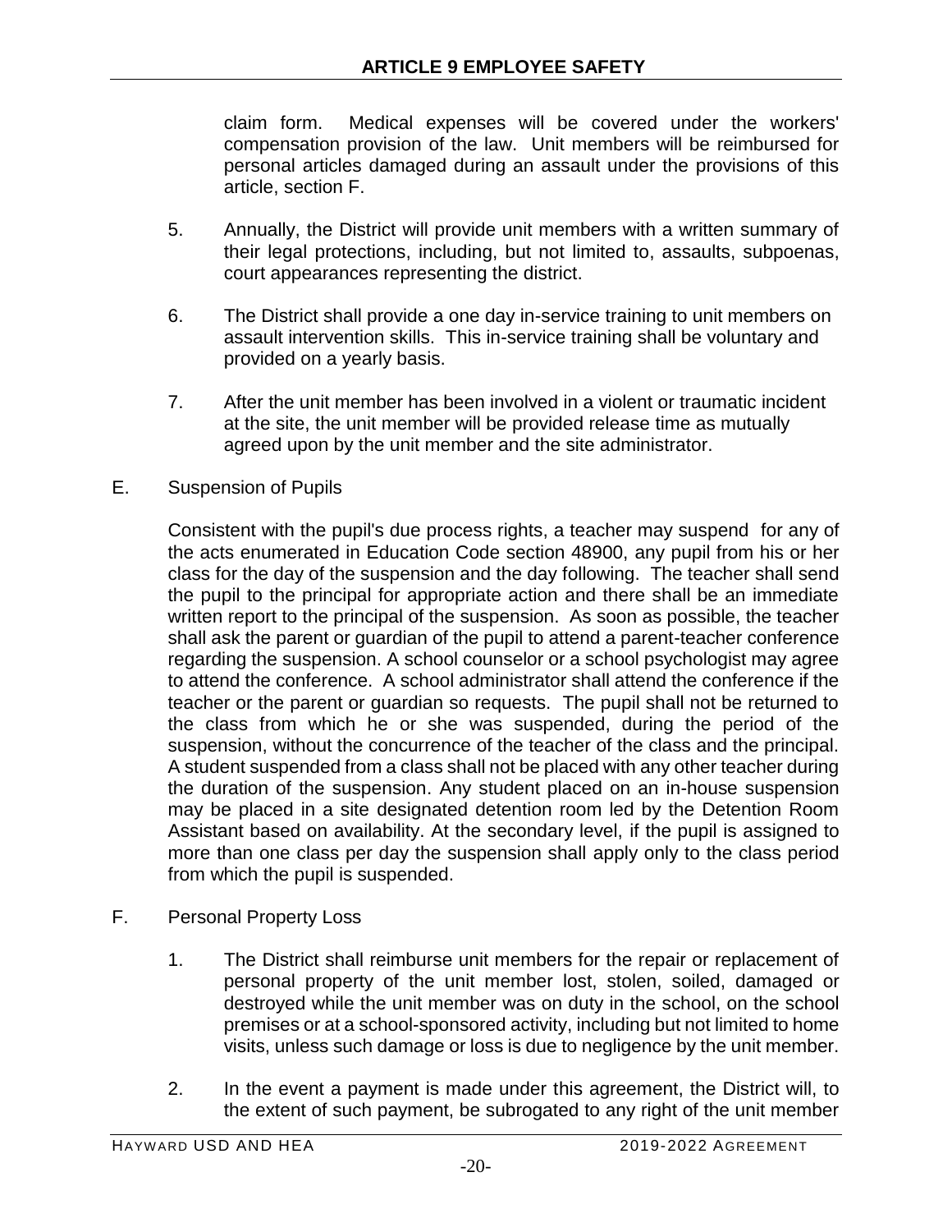claim form. Medical expenses will be covered under the workers' compensation provision of the law. Unit members will be reimbursed for personal articles damaged during an assault under the provisions of this article, section F.

5. Annually, the District will provide unit members with a written summary of their legal protections, including, but not limited to, assaults, subpoenas, court appearances representing the district.

6. The District shall provide a one day in-service training to unit members on assault intervention skills. This in-service training shall be voluntary and provided on a yearly basis.

7. After the unit member has been involved in a violent or traumatic incident at the site, the unit member will be provided release time as mutually agreed upon by the unit member and the site administrator.

E. Suspension of Pupils

Consistent with the pupil's due process rights, a teacher may suspend for any of the acts enumerated in Education Code section 48900, any pupil from his or her class for the day of the suspension and the day following. The teacher shall send the pupil to the principal for appropriate action and there shall be an immediate written report to the principal of the suspension. As soon as possible, the teacher shall ask the parent or guardian of the pupil to attend a parent-teacher conference regarding the suspension. A school counselor or a school psychologist may agree to attend the conference. A school administrator shall attend the conference if the teacher or the parent or guardian so requests. The pupil shall not be returned to the class from which he or she was suspended, during the period of the suspension, without the concurrence of the teacher of the class and the principal. A student suspended from a class shall not be placed with any other teacher during the duration of the suspension. Any student placed on an in-house suspension may be placed in a site designated detention room led by the Detention Room Assistant based on availability. At the secondary level, if the pupil is assigned to more than one class per day the suspension shall apply only to the class period from which the pupil is suspended.

F. Personal Property Loss

1. The District shall reimburse unit members for the repair or replacement of personal property of the unit member lost, stolen, soiled, damaged or destroyed while the unit member was on duty in the school, on the school premises or at a school-sponsored activity, including but not limited to home visits, unless such damage or loss is due to negligence by the unit member.

2. In the event a payment is made under this agreement, the District will, to the extent of such payment, be subrogated to any right of the unit member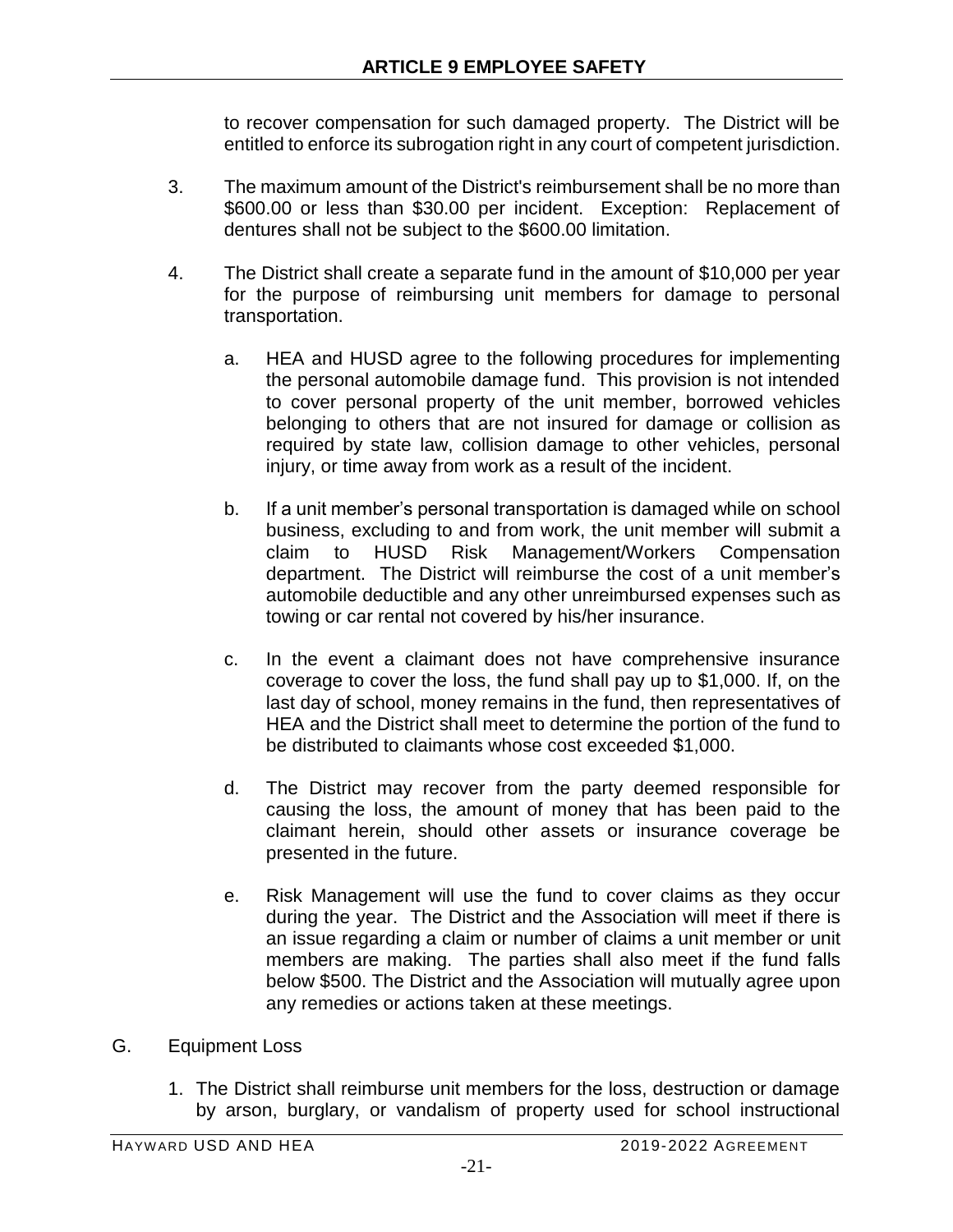to recover compensation for such damaged property. The District will be entitled to enforce its subrogation right in any court of competent jurisdiction.

3. The maximum amount of the District's reimbursement shall be no more than $600.00 or less than $30.00 per incident. Exception: Replacement of dentures shall not be subject to the $600.00 limitation.

4. The District shall create a separate fund in the amount of $10,000 per year for the purpose of reimbursing unit members for damage to personal transportation.

   a. HEA and HUSD agree to the following procedures for implementing the personal automobile damage fund. This provision is not intended to cover personal property of the unit member, borrowed vehicles belonging to others that are not insured for damage or collision as required by state law, collision damage to other vehicles, personal injury, or time away from work as a result of the incident.

   b. If a unit member's personal transportation is damaged while on school business, excluding to and from work, the unit member will submit a claim to HUSD Risk Management/Workers Compensation department. The District will reimburse the cost of a unit member's automobile deductible and any other unreimbursed expenses such as towing or car rental not covered by his/her insurance.

   c. In the event a claimant does not have comprehensive insurance coverage to cover the loss, the fund shall pay up to $1,000. If, on the last day of school, money remains in the fund, then representatives of HEA and the District shall meet to determine the portion of the fund to be distributed to claimants whose cost exceeded $1,000.

   d. The District may recover from the party deemed responsible for causing the loss, the amount of money that has been paid to the claimant herein, should other assets or insurance coverage be presented in the future.

   e. Risk Management will use the fund to cover claims as they occur during the year. The District and the Association will meet if there is an issue regarding a claim or number of claims a unit member or unit members are making. The parties shall also meet if the fund falls below $500. The District and the Association will mutually agree upon any remedies or actions taken at these meetings.

G. Equipment Loss

1. The District shall reimburse unit members for the loss, destruction or damage by arson, burglary, or vandalism of property used for school instructional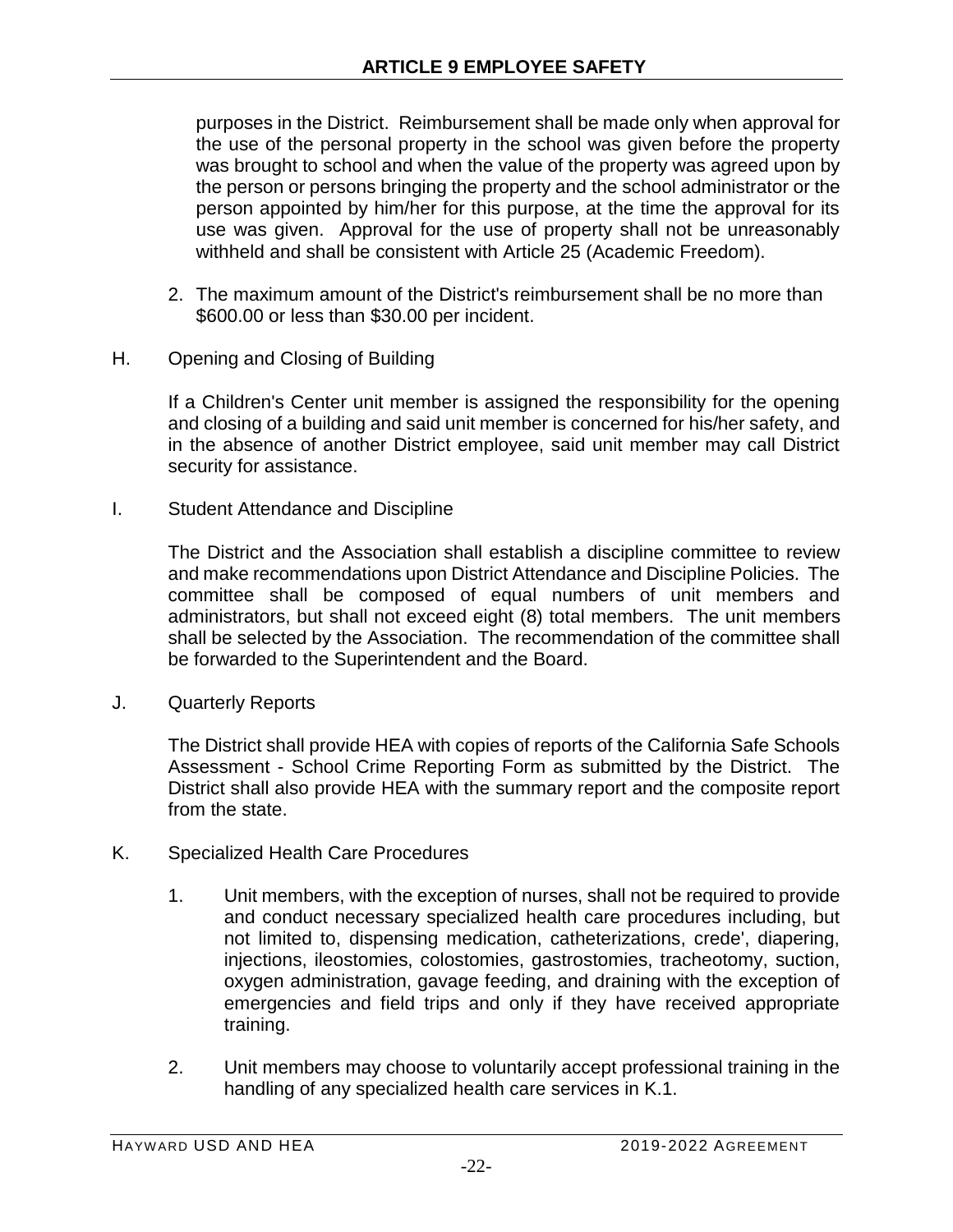purposes in the District. Reimbursement shall be made only when approval for the use of the personal property in the school was given before the property was brought to school and when the value of the property was agreed upon by the person or persons bringing the property and the school administrator or the person appointed by him/her for this purpose, at the time the approval for its use was given. Approval for the use of property shall not be unreasonably withheld and shall be consistent with Article 25 (Academic Freedom).

2. The maximum amount of the District's reimbursement shall be no more than $600.00 or less than $30.00 per incident.

H. Opening and Closing of Building

If a Children's Center unit member is assigned the responsibility for the opening and closing of a building and said unit member is concerned for his/her safety, and in the absence of another District employee, said unit member may call District security for assistance.

I. Student Attendance and Discipline

The District and the Association shall establish a discipline committee to review and make recommendations upon District Attendance and Discipline Policies. The committee shall be composed of equal numbers of unit members and administrators, but shall not exceed eight (8) total members. The unit members shall be selected by the Association. The recommendation of the committee shall be forwarded to the Superintendent and the Board.

J. Quarterly Reports

The District shall provide HEA with copies of reports of the California Safe Schools Assessment - School Crime Reporting Form as submitted by the District. The District shall also provide HEA with the summary report and the composite report from the state.

K. Specialized Health Care Procedures

1. Unit members, with the exception of nurses, shall not be required to provide and conduct necessary specialized health care procedures including, but not limited to, dispensing medication, catheterizations, crede', diapering, injections, ileostomies, colostomies, gastrostomies, tracheotomy, suction, oxygen administration, gavage feeding, and draining with the exception of emergencies and field trips and only if they have received appropriate training.

2. Unit members may choose to voluntarily accept professional training in the handling of any specialized health care services in K.1.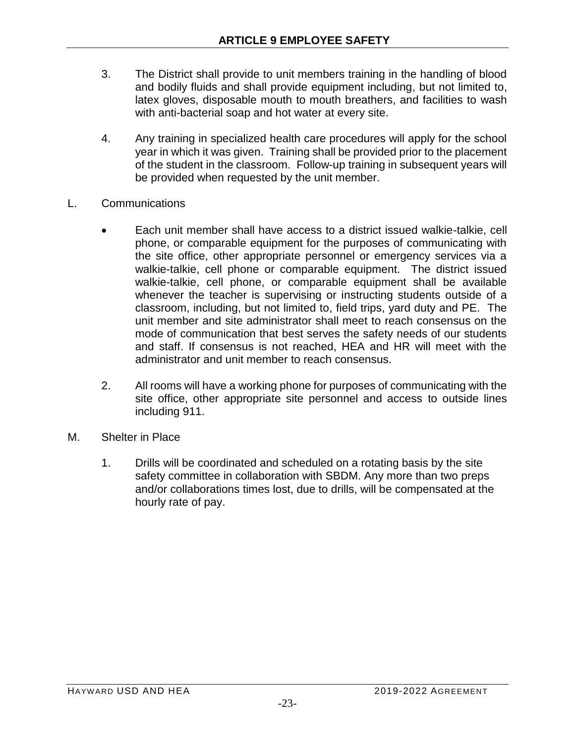3. The District shall provide to unit members training in the handling of blood and bodily fluids and shall provide equipment including, but not limited to, latex gloves, disposable mouth to mouth breathers, and facilities to wash with anti-bacterial soap and hot water at every site.

4. Any training in specialized health care procedures will apply for the school year in which it was given. Training shall be provided prior to the placement of the student in the classroom. Follow-up training in subsequent years will be provided when requested by the unit member.

L. Communications

- Each unit member shall have access to a district issued walkie-talkie, cell phone, or comparable equipment for the purposes of communicating with the site office, other appropriate personnel or emergency services via a walkie-talkie, cell phone or comparable equipment. The district issued walkie-talkie, cell phone, or comparable equipment shall be available whenever the teacher is supervising or instructing students outside of a classroom, including, but not limited to, field trips, yard duty and PE. The unit member and site administrator shall meet to reach consensus on the mode of communication that best serves the safety needs of our students and staff. If consensus is not reached, HEA and HR will meet with the administrator and unit member to reach consensus.

2. All rooms will have a working phone for purposes of communicating with the site office, other appropriate site personnel and access to outside lines including 911.

M. Shelter in Place

1. Drills will be coordinated and scheduled on a rotating basis by the site safety committee in collaboration with SBDM. Any more than two preps and/or collaborations times lost, due to drills, will be compensated at the hourly rate of pay.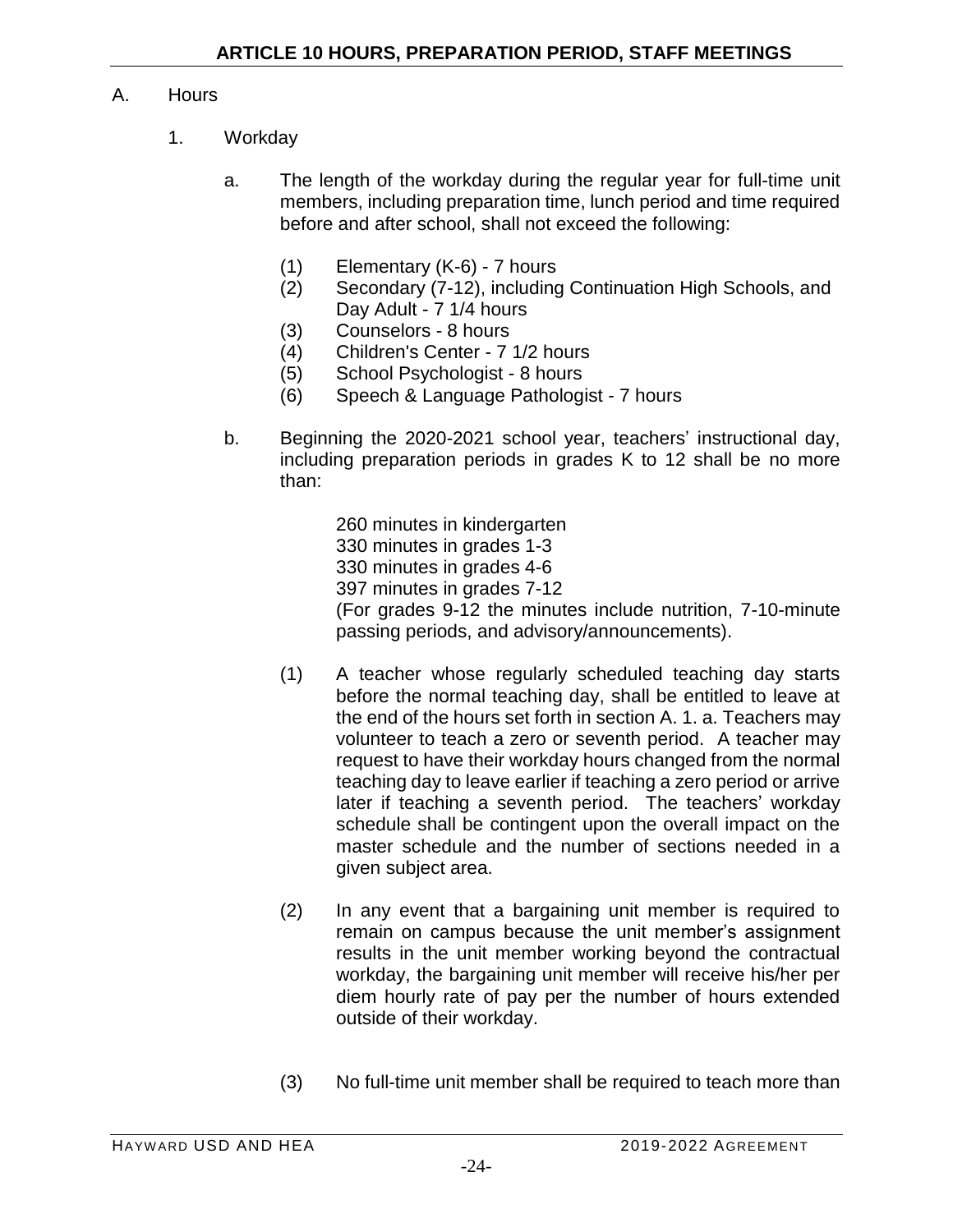## ARTICLE 10 HOURS, PREPARATION PERIOD, STAFF MEETINGS

A. Hours

1. Workday

   a. The length of the workday during the regular year for full-time unit members, including preparation time, lunch period and time required before and after school, shall not exceed the following:

      (1) Elementary (K-6) - 7 hours
      (2) Secondary (7-12), including Continuation High Schools, and Day Adult - 7 1/4 hours
      (3) Counselors - 8 hours
      (4) Children's Center - 7 1/2 hours
      (5) School Psychologist - 8 hours
      (6) Speech & Language Pathologist - 7 hours

   b. Beginning the 2020-2021 school year, teachers' instructional day, including preparation periods in grades K to 12 shall be no more than:

      260 minutes in kindergarten
      330 minutes in grades 1-3
      330 minutes in grades 4-6
      397 minutes in grades 7-12
      (For grades 9-12 the minutes include nutrition, 7-10-minute passing periods, and advisory/announcements).

      (1) A teacher whose regularly scheduled teaching day starts before the normal teaching day, shall be entitled to leave at the end of the hours set forth in section A. 1. a. Teachers may volunteer to teach a zero or seventh period. A teacher may request to have their workday hours changed from the normal teaching day to leave earlier if teaching a zero period or arrive later if teaching a seventh period. The teachers' workday schedule shall be contingent upon the overall impact on the master schedule and the number of sections needed in a given subject area.

      (2) In any event that a bargaining unit member is required to remain on campus because the unit member's assignment results in the unit member working beyond the contractual workday, the bargaining unit member will receive his/her per diem hourly rate of pay per the number of hours extended outside of their workday.

      (3) No full-time unit member shall be required to teach more than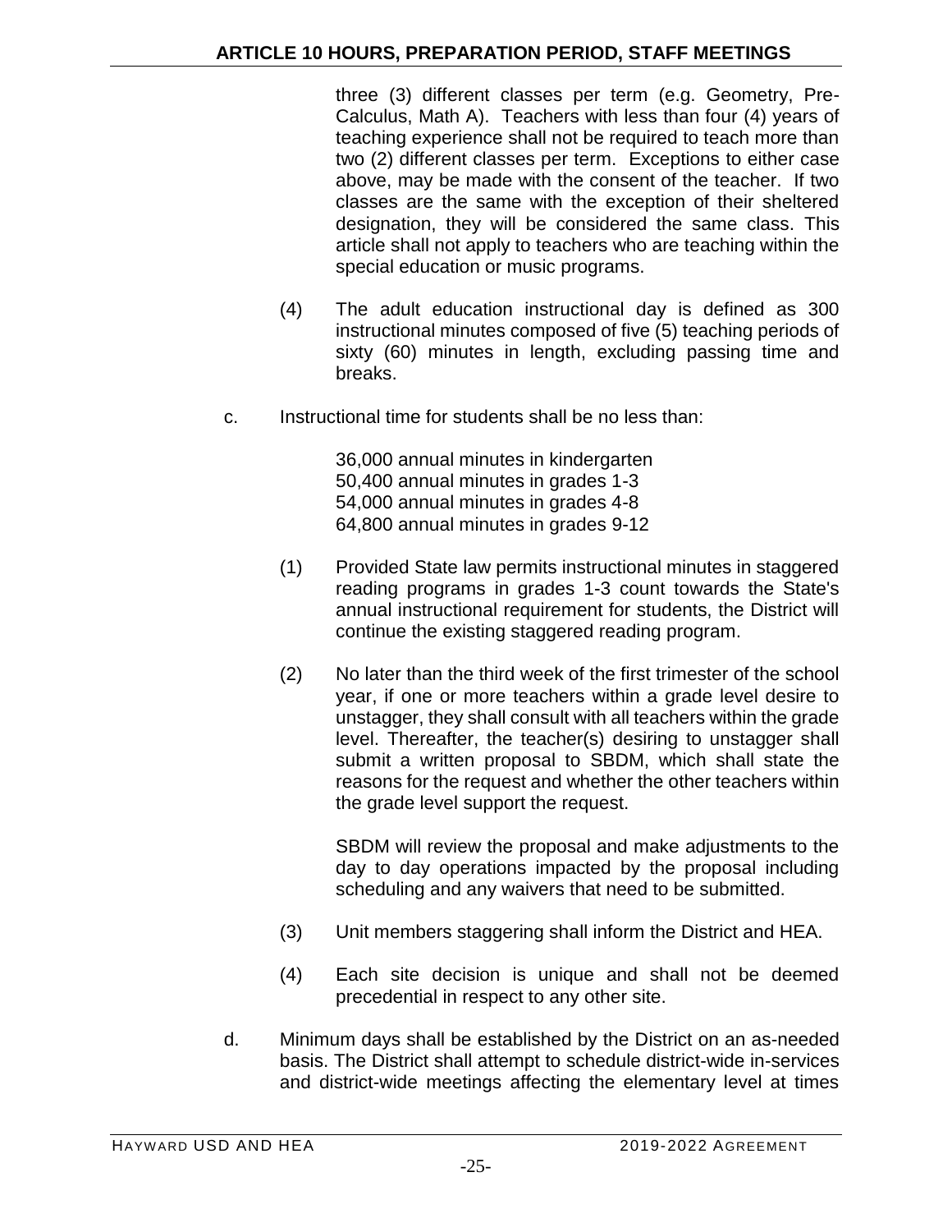three (3) different classes per term (e.g. Geometry, Pre-Calculus, Math A). Teachers with less than four (4) years of teaching experience shall not be required to teach more than two (2) different classes per term. Exceptions to either case above, may be made with the consent of the teacher. If two classes are the same with the exception of their sheltered designation, they will be considered the same class. This article shall not apply to teachers who are teaching within the special education or music programs.

(4) The adult education instructional day is defined as 300 instructional minutes composed of five (5) teaching periods of sixty (60) minutes in length, excluding passing time and breaks.

c. Instructional time for students shall be no less than:

36,000 annual minutes in kindergarten
50,400 annual minutes in grades 1-3
54,000 annual minutes in grades 4-8
64,800 annual minutes in grades 9-12

(1) Provided State law permits instructional minutes in staggered reading programs in grades 1-3 count towards the State's annual instructional requirement for students, the District will continue the existing staggered reading program.

(2) No later than the third week of the first trimester of the school year, if one or more teachers within a grade level desire to unstagger, they shall consult with all teachers within the grade level. Thereafter, the teacher(s) desiring to unstagger shall submit a written proposal to SBDM, which shall state the reasons for the request and whether the other teachers within the grade level support the request.

SBDM will review the proposal and make adjustments to the day to day operations impacted by the proposal including scheduling and any waivers that need to be submitted.

(3) Unit members staggering shall inform the District and HEA.

(4) Each site decision is unique and shall not be deemed precedential in respect to any other site.

d. Minimum days shall be established by the District on an as-needed basis. The District shall attempt to schedule district-wide in-services and district-wide meetings affecting the elementary level at times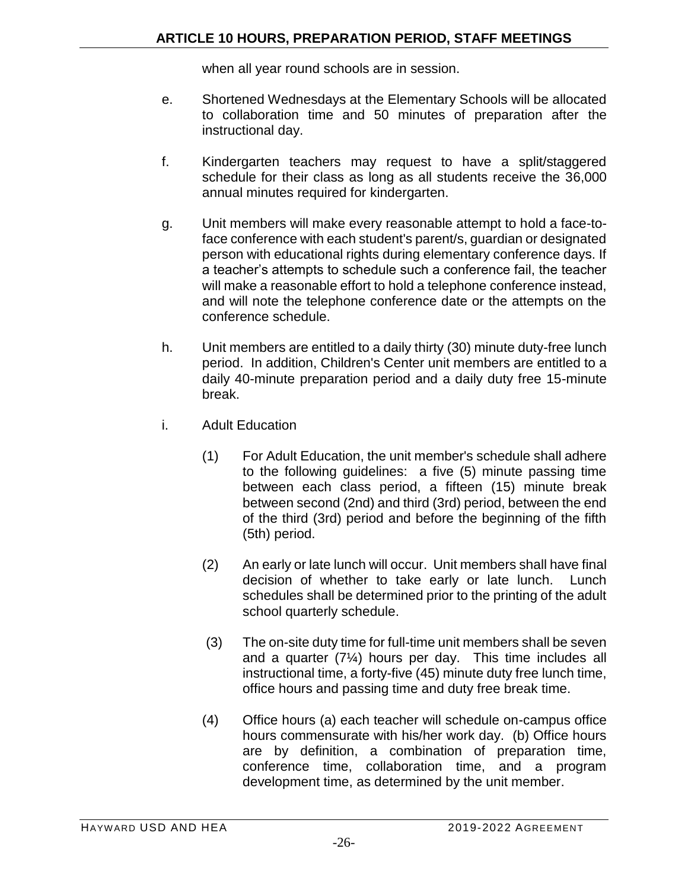when all year round schools are in session.

e. Shortened Wednesdays at the Elementary Schools will be allocated to collaboration time and 50 minutes of preparation after the instructional day.

f. Kindergarten teachers may request to have a split/staggered schedule for their class as long as all students receive the 36,000 annual minutes required for kindergarten.

g. Unit members will make every reasonable attempt to hold a face-to-face conference with each student's parent/s, guardian or designated person with educational rights during elementary conference days. If a teacher's attempts to schedule such a conference fail, the teacher will make a reasonable effort to hold a telephone conference instead, and will note the telephone conference date or the attempts on the conference schedule.

h. Unit members are entitled to a daily thirty (30) minute duty-free lunch period. In addition, Children's Center unit members are entitled to a daily 40-minute preparation period and a daily duty free 15-minute break.

i. Adult Education

(1) For Adult Education, the unit member's schedule shall adhere to the following guidelines: a five (5) minute passing time between each class period, a fifteen (15) minute break between second (2nd) and third (3rd) period, between the end of the third (3rd) period and before the beginning of the fifth (5th) period.

(2) An early or late lunch will occur. Unit members shall have final decision of whether to take early or late lunch. Lunch schedules shall be determined prior to the printing of the adult school quarterly schedule.

(3) The on-site duty time for full-time unit members shall be seven and a quarter (7¼) hours per day. This time includes all instructional time, a forty-five (45) minute duty free lunch time, office hours and passing time and duty free break time.

(4) Office hours (a) each teacher will schedule on-campus office hours commensurate with his/her work day. (b) Office hours are by definition, a combination of preparation time, conference time, collaboration time, and a program development time, as determined by the unit member.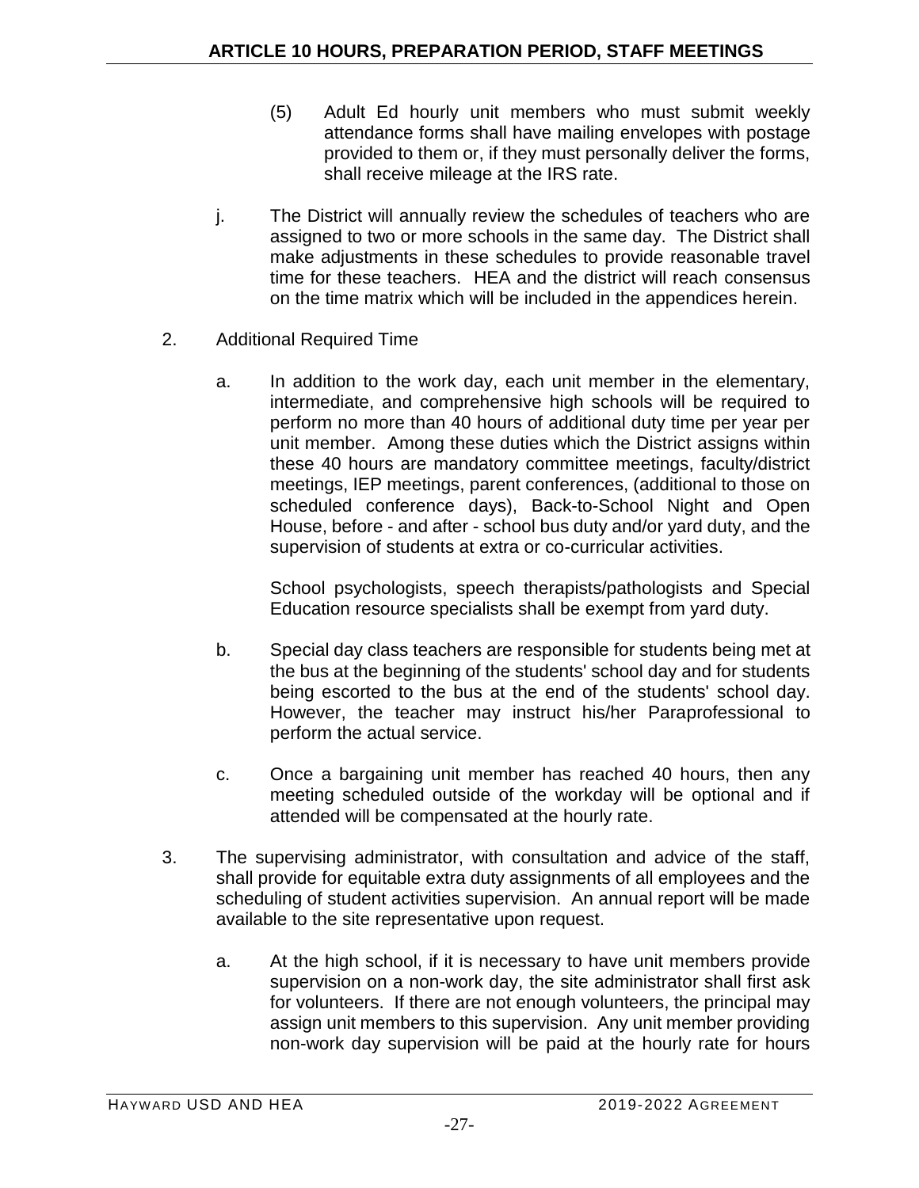(5) Adult Ed hourly unit members who must submit weekly attendance forms shall have mailing envelopes with postage provided to them or, if they must personally deliver the forms, shall receive mileage at the IRS rate.

j. The District will annually review the schedules of teachers who are assigned to two or more schools in the same day. The District shall make adjustments in these schedules to provide reasonable travel time for these teachers. HEA and the district will reach consensus on the time matrix which will be included in the appendices herein.

2. Additional Required Time

   a. In addition to the work day, each unit member in the elementary, intermediate, and comprehensive high schools will be required to perform no more than 40 hours of additional duty time per year per unit member. Among these duties which the District assigns within these 40 hours are mandatory committee meetings, faculty/district meetings, IEP meetings, parent conferences, (additional to those on scheduled conference days), Back-to-School Night and Open House, before - and after - school bus duty and/or yard duty, and the supervision of students at extra or co-curricular activities.

      School psychologists, speech therapists/pathologists and Special Education resource specialists shall be exempt from yard duty.

   b. Special day class teachers are responsible for students being met at the bus at the beginning of the students' school day and for students being escorted to the bus at the end of the students' school day. However, the teacher may instruct his/her Paraprofessional to perform the actual service.

   c. Once a bargaining unit member has reached 40 hours, then any meeting scheduled outside of the workday will be optional and if attended will be compensated at the hourly rate.

3. The supervising administrator, with consultation and advice of the staff, shall provide for equitable extra duty assignments of all employees and the scheduling of student activities supervision. An annual report will be made available to the site representative upon request.

   a. At the high school, if it is necessary to have unit members provide supervision on a non-work day, the site administrator shall first ask for volunteers. If there are not enough volunteers, the principal may assign unit members to this supervision. Any unit member providing non-work day supervision will be paid at the hourly rate for hours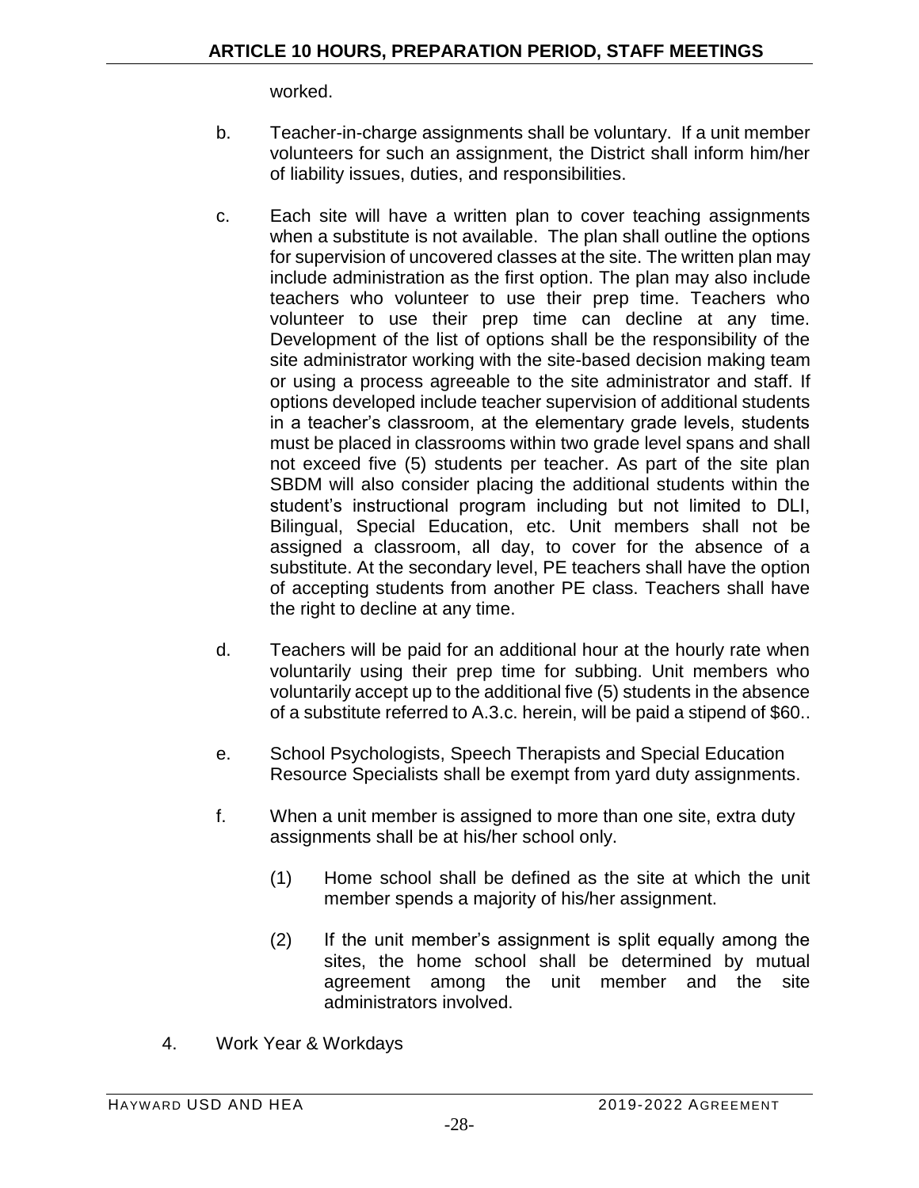worked.

b. Teacher-in-charge assignments shall be voluntary. If a unit member volunteers for such an assignment, the District shall inform him/her of liability issues, duties, and responsibilities.

c. Each site will have a written plan to cover teaching assignments when a substitute is not available. The plan shall outline the options for supervision of uncovered classes at the site. The written plan may include administration as the first option. The plan may also include teachers who volunteer to use their prep time. Teachers who volunteer to use their prep time can decline at any time. Development of the list of options shall be the responsibility of the site administrator working with the site-based decision making team or using a process agreeable to the site administrator and staff. If options developed include teacher supervision of additional students in a teacher's classroom, at the elementary grade levels, students must be placed in classrooms within two grade level spans and shall not exceed five (5) students per teacher. As part of the site plan SBDM will also consider placing the additional students within the student's instructional program including but not limited to DLI, Bilingual, Special Education, etc. Unit members shall not be assigned a classroom, all day, to cover for the absence of a substitute. At the secondary level, PE teachers shall have the option of accepting students from another PE class. Teachers shall have the right to decline at any time.

d. Teachers will be paid for an additional hour at the hourly rate when voluntarily using their prep time for subbing. Unit members who voluntarily accept up to the additional five (5) students in the absence of a substitute referred to A.3.c. herein, will be paid a stipend of $60..

e. School Psychologists, Speech Therapists and Special Education Resource Specialists shall be exempt from yard duty assignments.

f. When a unit member is assigned to more than one site, extra duty assignments shall be at his/her school only.

   (1) Home school shall be defined as the site at which the unit member spends a majority of his/her assignment.

   (2) If the unit member's assignment is split equally among the sites, the home school shall be determined by mutual agreement among the unit member and the site administrators involved.

4. Work Year & Workdays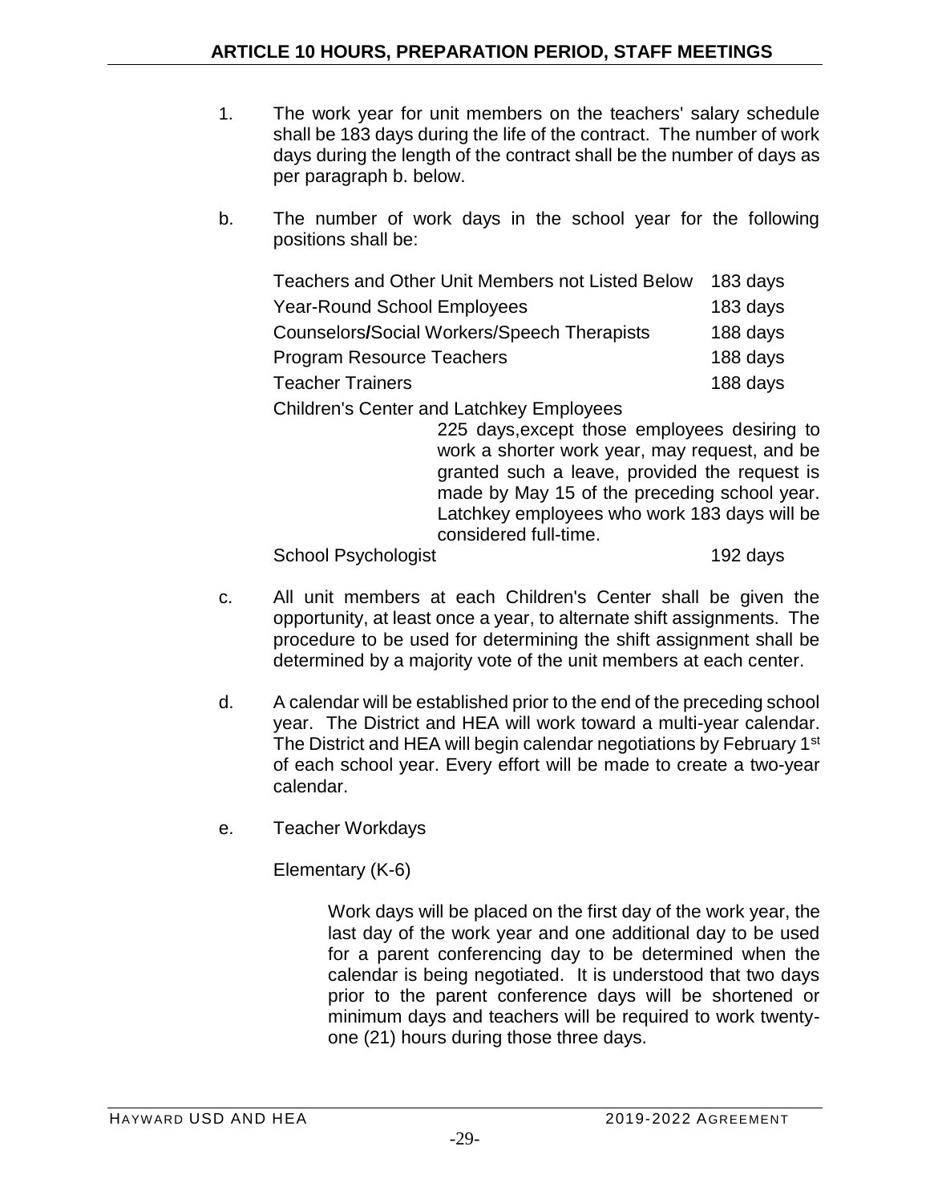## ARTICLE 10 HOURS, PREPARATION PERIOD, STAFF MEETINGS

1. The work year for unit members on the teachers' salary schedule shall be 183 days during the life of the contract. The number of work days during the length of the contract shall be the number of days as per paragraph b. below.

b. The number of work days in the school year for the following positions shall be:

| Position | Days |
|---|---|
| Teachers and Other Unit Members not Listed Below | 183 days |
| Year-Round School Employees | 183 days |
| Counselors/Social Workers/Speech Therapists | 188 days |
| Program Resource Teachers | 188 days |
| Teacher Trainers | 188 days |
| Children's Center and Latchkey Employees | 225 days,except those employees desiring to work a shorter work year, may request, and be granted such a leave, provided the request is made by May 15 of the preceding school year. Latchkey employees who work 183 days will be considered full-time. |
| School Psychologist | 192 days |

c. All unit members at each Children's Center shall be given the opportunity, at least once a year, to alternate shift assignments. The procedure to be used for determining the shift assignment shall be determined by a majority vote of the unit members at each center.

d. A calendar will be established prior to the end of the preceding school year. The District and HEA will work toward a multi-year calendar. The District and HEA will begin calendar negotiations by February 1st of each school year. Every effort will be made to create a two-year calendar.

e. Teacher Workdays

Elementary (K-6)

Work days will be placed on the first day of the work year, the last day of the work year and one additional day to be used for a parent conferencing day to be determined when the calendar is being negotiated. It is understood that two days prior to the parent conference days will be shortened or minimum days and teachers will be required to work twenty-one (21) hours during those three days.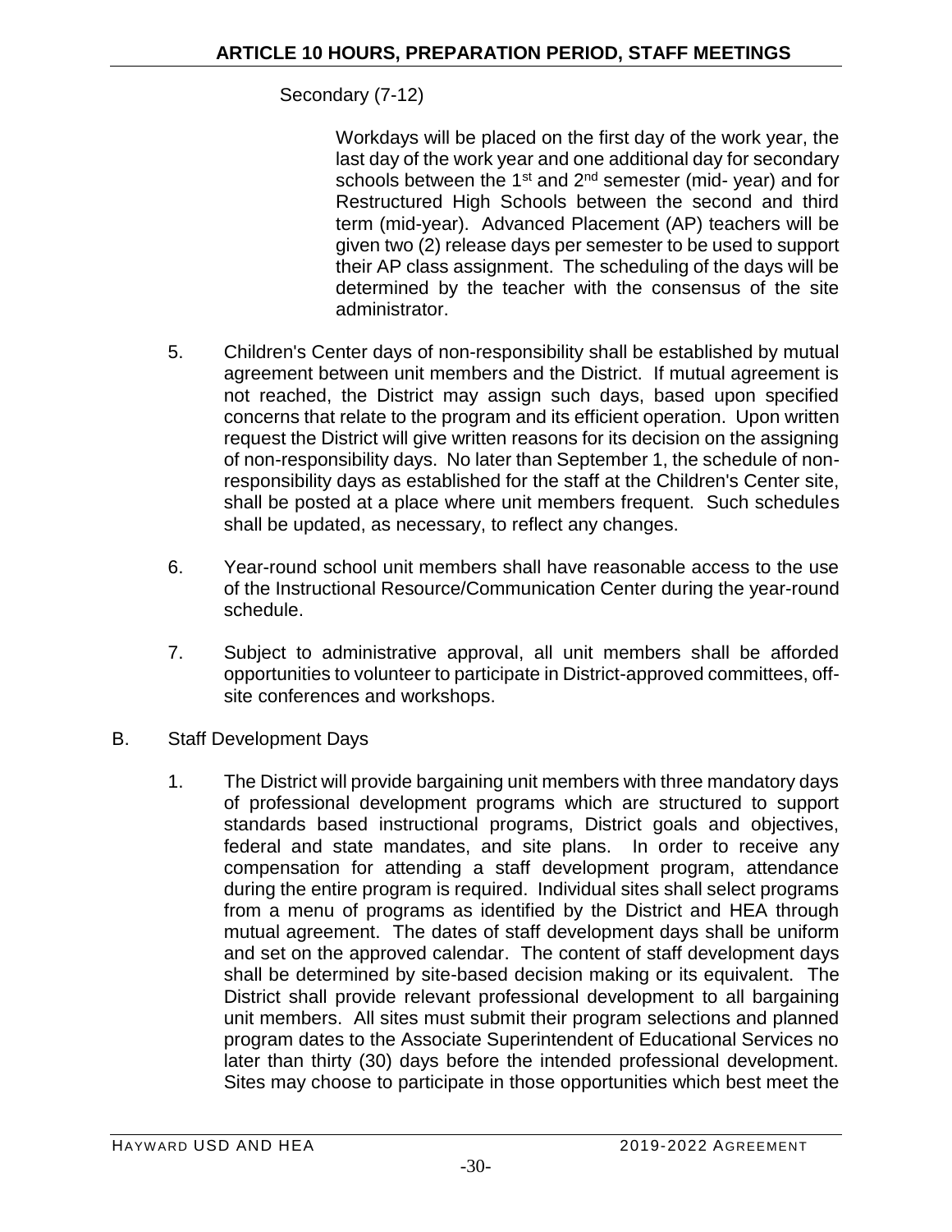Secondary (7-12)

Workdays will be placed on the first day of the work year, the last day of the work year and one additional day for secondary schools between the 1st and 2nd semester (mid- year) and for Restructured High Schools between the second and third term (mid-year). Advanced Placement (AP) teachers will be given two (2) release days per semester to be used to support their AP class assignment. The scheduling of the days will be determined by the teacher with the consensus of the site administrator.

5. Children's Center days of non-responsibility shall be established by mutual agreement between unit members and the District. If mutual agreement is not reached, the District may assign such days, based upon specified concerns that relate to the program and its efficient operation. Upon written request the District will give written reasons for its decision on the assigning of non-responsibility days. No later than September 1, the schedule of non-responsibility days as established for the staff at the Children's Center site, shall be posted at a place where unit members frequent. Such schedules shall be updated, as necessary, to reflect any changes.

6. Year-round school unit members shall have reasonable access to the use of the Instructional Resource/Communication Center during the year-round schedule.

7. Subject to administrative approval, all unit members shall be afforded opportunities to volunteer to participate in District-approved committees, off-site conferences and workshops.

B. Staff Development Days

1. The District will provide bargaining unit members with three mandatory days of professional development programs which are structured to support standards based instructional programs, District goals and objectives, federal and state mandates, and site plans. In order to receive any compensation for attending a staff development program, attendance during the entire program is required. Individual sites shall select programs from a menu of programs as identified by the District and HEA through mutual agreement. The dates of staff development days shall be uniform and set on the approved calendar. The content of staff development days shall be determined by site-based decision making or its equivalent. The District shall provide relevant professional development to all bargaining unit members. All sites must submit their program selections and planned program dates to the Associate Superintendent of Educational Services no later than thirty (30) days before the intended professional development. Sites may choose to participate in those opportunities which best meet the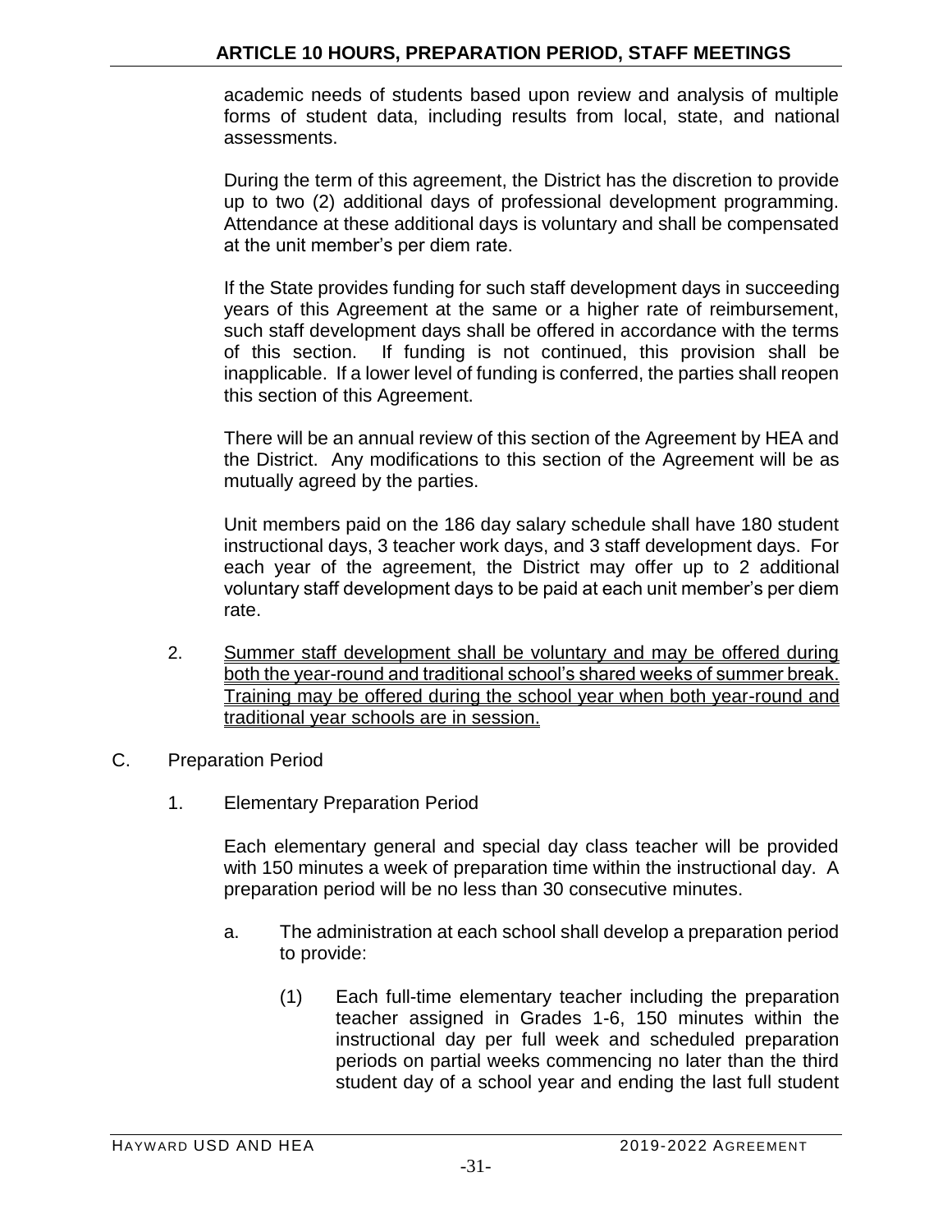academic needs of students based upon review and analysis of multiple forms of student data, including results from local, state, and national assessments.

During the term of this agreement, the District has the discretion to provide up to two (2) additional days of professional development programming. Attendance at these additional days is voluntary and shall be compensated at the unit member's per diem rate.

If the State provides funding for such staff development days in succeeding years of this Agreement at the same or a higher rate of reimbursement, such staff development days shall be offered in accordance with the terms of this section. If funding is not continued, this provision shall be inapplicable. If a lower level of funding is conferred, the parties shall reopen this section of this Agreement.

There will be an annual review of this section of the Agreement by HEA and the District. Any modifications to this section of the Agreement will be as mutually agreed by the parties.

Unit members paid on the 186 day salary schedule shall have 180 student instructional days, 3 teacher work days, and 3 staff development days. For each year of the agreement, the District may offer up to 2 additional voluntary staff development days to be paid at each unit member's per diem rate.

2. <u>Summer staff development shall be voluntary and may be offered during both the year-round and traditional school's shared weeks of summer break. Training may be offered during the school year when both year-round and traditional year schools are in session.</u>

C. Preparation Period

1. Elementary Preparation Period

Each elementary general and special day class teacher will be provided with 150 minutes a week of preparation time within the instructional day. A preparation period will be no less than 30 consecutive minutes.

a. The administration at each school shall develop a preparation period to provide:

(1) Each full-time elementary teacher including the preparation teacher assigned in Grades 1-6, 150 minutes within the instructional day per full week and scheduled preparation periods on partial weeks commencing no later than the third student day of a school year and ending the last full student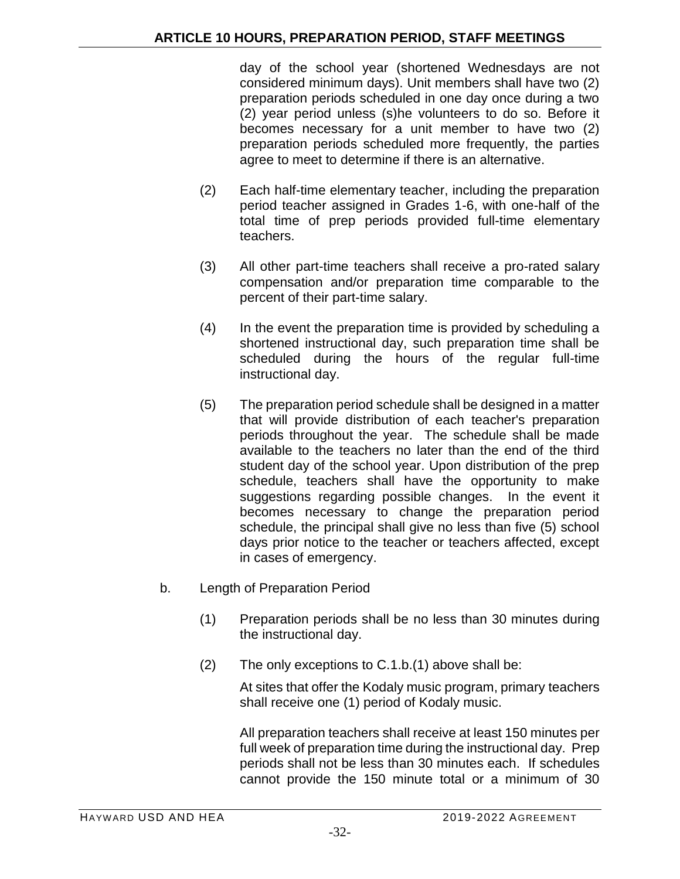day of the school year (shortened Wednesdays are not considered minimum days). Unit members shall have two (2) preparation periods scheduled in one day once during a two (2) year period unless (s)he volunteers to do so. Before it becomes necessary for a unit member to have two (2) preparation periods scheduled more frequently, the parties agree to meet to determine if there is an alternative.

(2) Each half-time elementary teacher, including the preparation period teacher assigned in Grades 1-6, with one-half of the total time of prep periods provided full-time elementary teachers.

(3) All other part-time teachers shall receive a pro-rated salary compensation and/or preparation time comparable to the percent of their part-time salary.

(4) In the event the preparation time is provided by scheduling a shortened instructional day, such preparation time shall be scheduled during the hours of the regular full-time instructional day.

(5) The preparation period schedule shall be designed in a matter that will provide distribution of each teacher's preparation periods throughout the year. The schedule shall be made available to the teachers no later than the end of the third student day of the school year. Upon distribution of the prep schedule, teachers shall have the opportunity to make suggestions regarding possible changes. In the event it becomes necessary to change the preparation period schedule, the principal shall give no less than five (5) school days prior notice to the teacher or teachers affected, except in cases of emergency.

b. Length of Preparation Period

(1) Preparation periods shall be no less than 30 minutes during the instructional day.

(2) The only exceptions to C.1.b.(1) above shall be:

At sites that offer the Kodaly music program, primary teachers shall receive one (1) period of Kodaly music.

All preparation teachers shall receive at least 150 minutes per full week of preparation time during the instructional day. Prep periods shall not be less than 30 minutes each. If schedules cannot provide the 150 minute total or a minimum of 30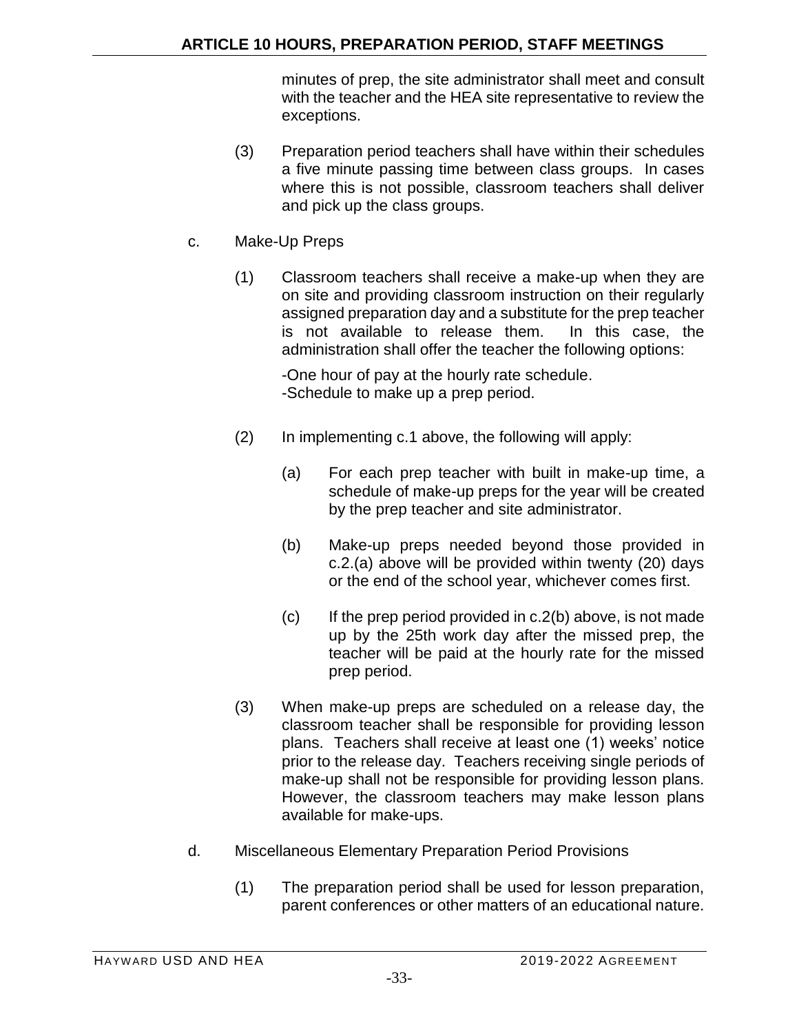minutes of prep, the site administrator shall meet and consult with the teacher and the HEA site representative to review the exceptions.

(3) Preparation period teachers shall have within their schedules a five minute passing time between class groups. In cases where this is not possible, classroom teachers shall deliver and pick up the class groups.

c. Make-Up Preps

(1) Classroom teachers shall receive a make-up when they are on site and providing classroom instruction on their regularly assigned preparation day and a substitute for the prep teacher is not available to release them. In this case, the administration shall offer the teacher the following options:

-One hour of pay at the hourly rate schedule.
-Schedule to make up a prep period.

(2) In implementing c.1 above, the following will apply:

(a) For each prep teacher with built in make-up time, a schedule of make-up preps for the year will be created by the prep teacher and site administrator.

(b) Make-up preps needed beyond those provided in c.2.(a) above will be provided within twenty (20) days or the end of the school year, whichever comes first.

(c) If the prep period provided in c.2(b) above, is not made up by the 25th work day after the missed prep, the teacher will be paid at the hourly rate for the missed prep period.

(3) When make-up preps are scheduled on a release day, the classroom teacher shall be responsible for providing lesson plans. Teachers shall receive at least one (1) weeks' notice prior to the release day. Teachers receiving single periods of make-up shall not be responsible for providing lesson plans. However, the classroom teachers may make lesson plans available for make-ups.

d. Miscellaneous Elementary Preparation Period Provisions

(1) The preparation period shall be used for lesson preparation, parent conferences or other matters of an educational nature.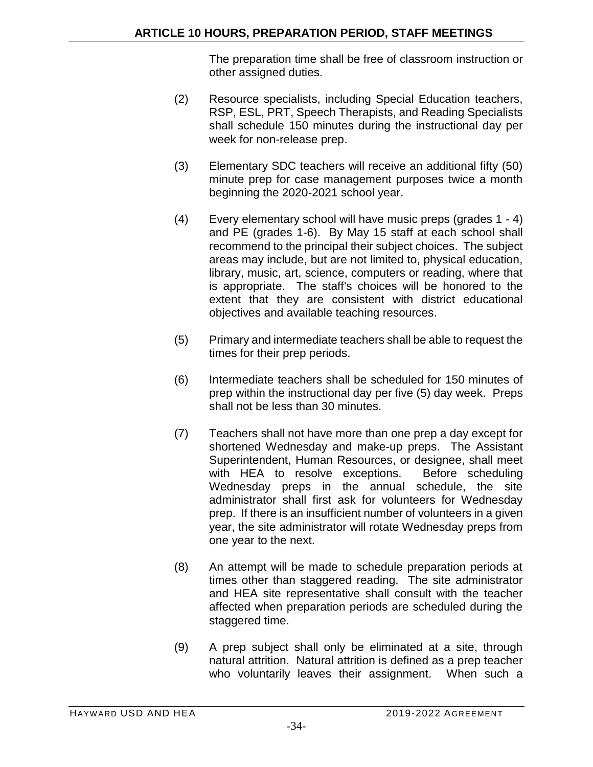The preparation time shall be free of classroom instruction or other assigned duties.

(2) Resource specialists, including Special Education teachers, RSP, ESL, PRT, Speech Therapists, and Reading Specialists shall schedule 150 minutes during the instructional day per week for non-release prep.

(3) Elementary SDC teachers will receive an additional fifty (50) minute prep for case management purposes twice a month beginning the 2020-2021 school year.

(4) Every elementary school will have music preps (grades 1 - 4) and PE (grades 1-6). By May 15 staff at each school shall recommend to the principal their subject choices. The subject areas may include, but are not limited to, physical education, library, music, art, science, computers or reading, where that is appropriate. The staff's choices will be honored to the extent that they are consistent with district educational objectives and available teaching resources.

(5) Primary and intermediate teachers shall be able to request the times for their prep periods.

(6) Intermediate teachers shall be scheduled for 150 minutes of prep within the instructional day per five (5) day week. Preps shall not be less than 30 minutes.

(7) Teachers shall not have more than one prep a day except for shortened Wednesday and make-up preps. The Assistant Superintendent, Human Resources, or designee, shall meet with HEA to resolve exceptions. Before scheduling Wednesday preps in the annual schedule, the site administrator shall first ask for volunteers for Wednesday prep. If there is an insufficient number of volunteers in a given year, the site administrator will rotate Wednesday preps from one year to the next.

(8) An attempt will be made to schedule preparation periods at times other than staggered reading. The site administrator and HEA site representative shall consult with the teacher affected when preparation periods are scheduled during the staggered time.

(9) A prep subject shall only be eliminated at a site, through natural attrition. Natural attrition is defined as a prep teacher who voluntarily leaves their assignment. When such a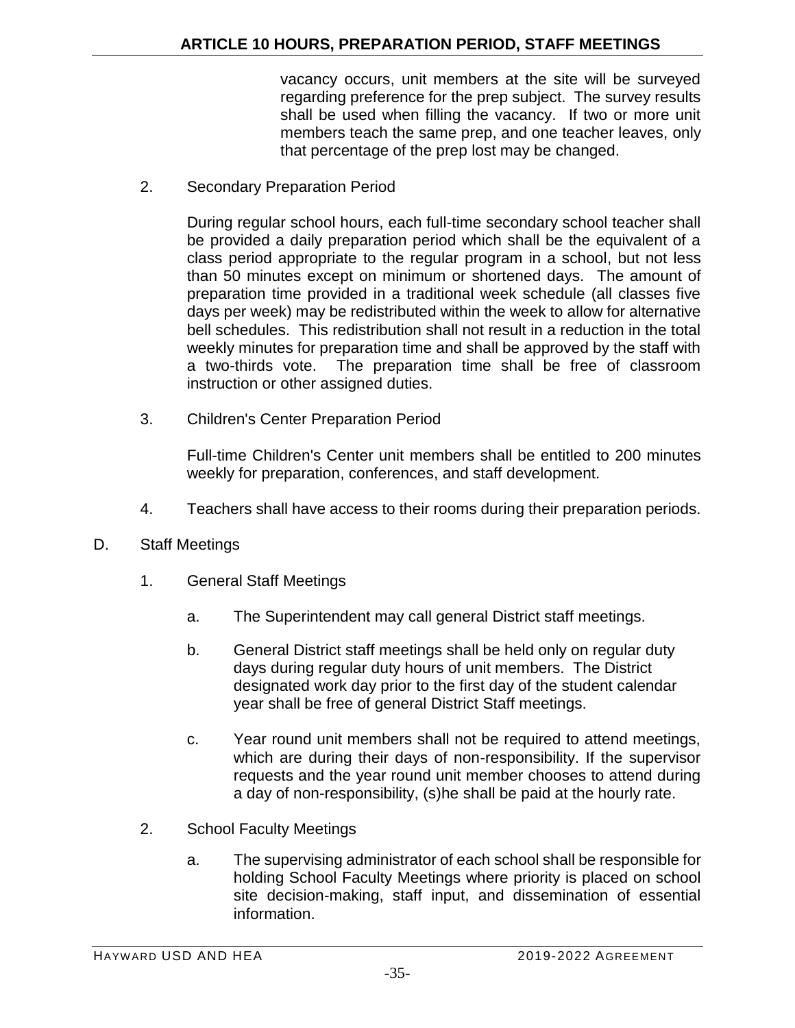vacancy occurs, unit members at the site will be surveyed regarding preference for the prep subject. The survey results shall be used when filling the vacancy. If two or more unit members teach the same prep, and one teacher leaves, only that percentage of the prep lost may be changed.

2. Secondary Preparation Period

   During regular school hours, each full-time secondary school teacher shall be provided a daily preparation period which shall be the equivalent of a class period appropriate to the regular program in a school, but not less than 50 minutes except on minimum or shortened days. The amount of preparation time provided in a traditional week schedule (all classes five days per week) may be redistributed within the week to allow for alternative bell schedules. This redistribution shall not result in a reduction in the total weekly minutes for preparation time and shall be approved by the staff with a two-thirds vote. The preparation time shall be free of classroom instruction or other assigned duties.

3. Children's Center Preparation Period

   Full-time Children's Center unit members shall be entitled to 200 minutes weekly for preparation, conferences, and staff development.

4. Teachers shall have access to their rooms during their preparation periods.

D. Staff Meetings

1. General Staff Meetings

   a. The Superintendent may call general District staff meetings.

   b. General District staff meetings shall be held only on regular duty days during regular duty hours of unit members. The District designated work day prior to the first day of the student calendar year shall be free of general District Staff meetings.

   c. Year round unit members shall not be required to attend meetings, which are during their days of non-responsibility. If the supervisor requests and the year round unit member chooses to attend during a day of non-responsibility, (s)he shall be paid at the hourly rate.

2. School Faculty Meetings

   a. The supervising administrator of each school shall be responsible for holding School Faculty Meetings where priority is placed on school site decision-making, staff input, and dissemination of essential information.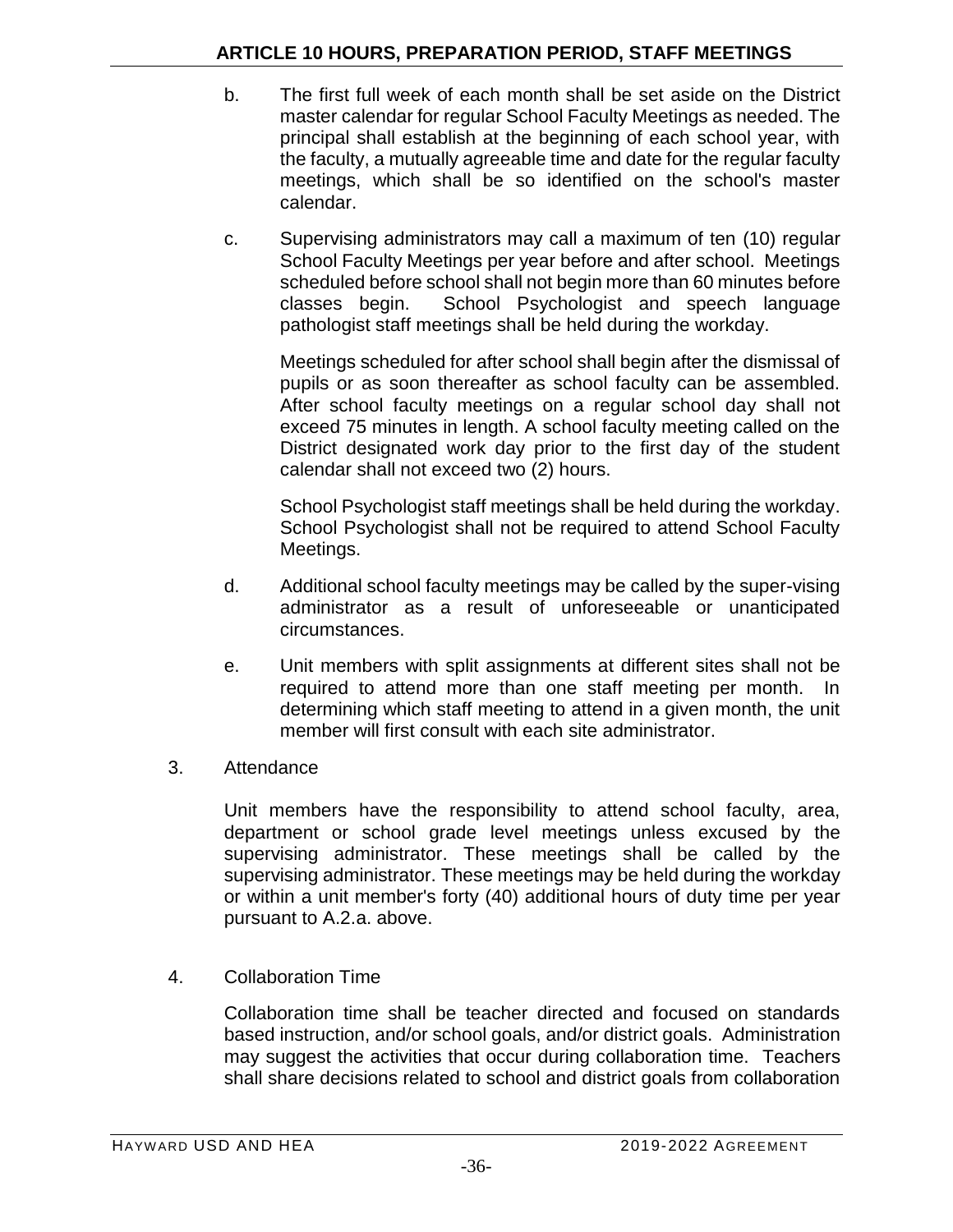b. The first full week of each month shall be set aside on the District master calendar for regular School Faculty Meetings as needed. The principal shall establish at the beginning of each school year, with the faculty, a mutually agreeable time and date for the regular faculty meetings, which shall be so identified on the school's master calendar.

c. Supervising administrators may call a maximum of ten (10) regular School Faculty Meetings per year before and after school. Meetings scheduled before school shall not begin more than 60 minutes before classes begin. School Psychologist and speech language pathologist staff meetings shall be held during the workday.

   Meetings scheduled for after school shall begin after the dismissal of pupils or as soon thereafter as school faculty can be assembled. After school faculty meetings on a regular school day shall not exceed 75 minutes in length. A school faculty meeting called on the District designated work day prior to the first day of the student calendar shall not exceed two (2) hours.

   School Psychologist staff meetings shall be held during the workday. School Psychologist shall not be required to attend School Faculty Meetings.

d. Additional school faculty meetings may be called by the super-vising administrator as a result of unforeseeable or unanticipated circumstances.

e. Unit members with split assignments at different sites shall not be required to attend more than one staff meeting per month. In determining which staff meeting to attend in a given month, the unit member will first consult with each site administrator.

3. Attendance

   Unit members have the responsibility to attend school faculty, area, department or school grade level meetings unless excused by the supervising administrator. These meetings shall be called by the supervising administrator. These meetings may be held during the workday or within a unit member's forty (40) additional hours of duty time per year pursuant to A.2.a. above.

4. Collaboration Time

   Collaboration time shall be teacher directed and focused on standards based instruction, and/or school goals, and/or district goals. Administration may suggest the activities that occur during collaboration time. Teachers shall share decisions related to school and district goals from collaboration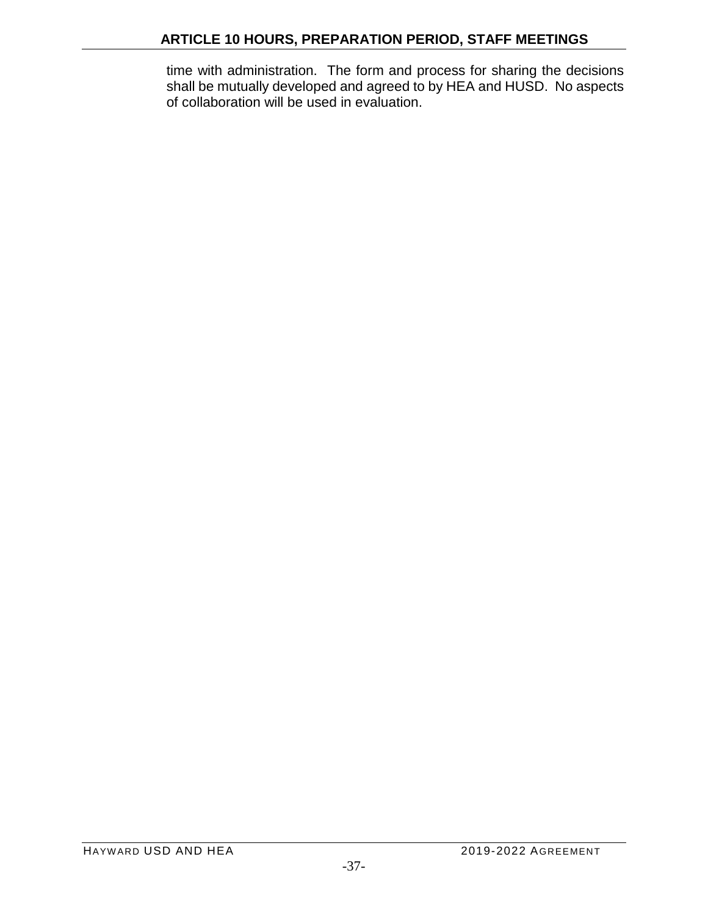time with administration. The form and process for sharing the decisions shall be mutually developed and agreed to by HEA and HUSD. No aspects of collaboration will be used in evaluation.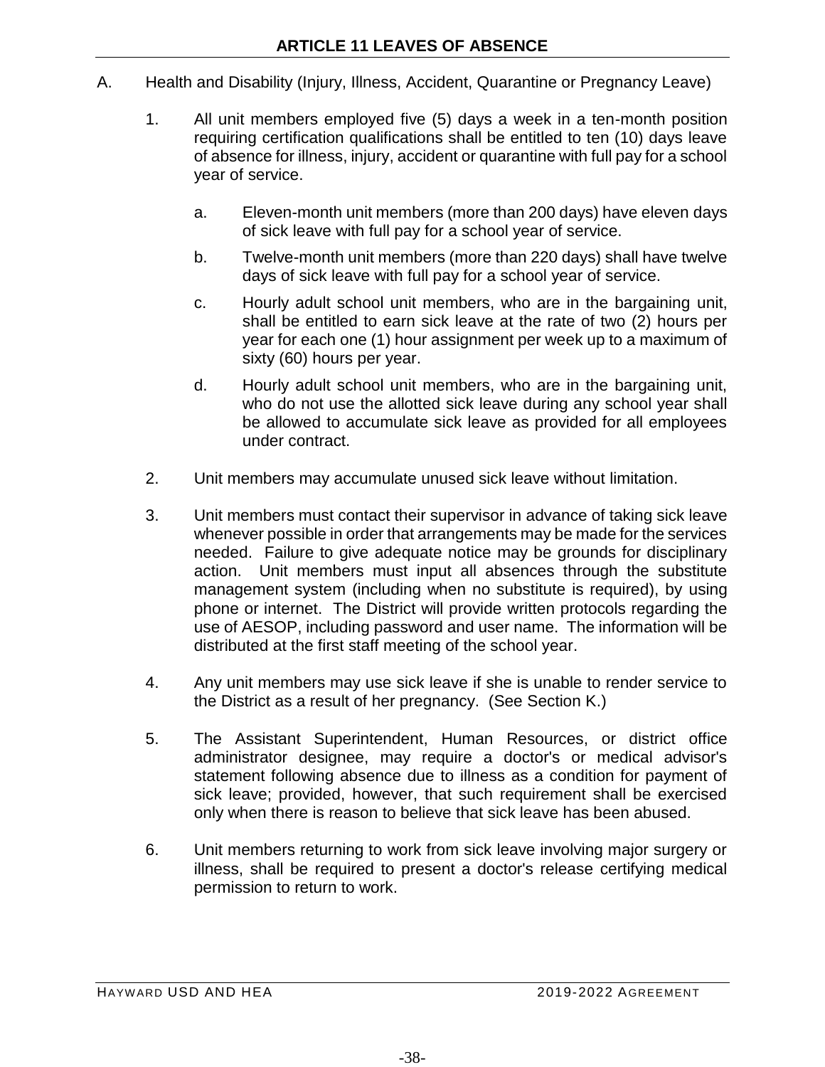## ARTICLE 11 LEAVES OF ABSENCE

A. Health and Disability (Injury, Illness, Accident, Quarantine or Pregnancy Leave)

1. All unit members employed five (5) days a week in a ten-month position requiring certification qualifications shall be entitled to ten (10) days leave of absence for illness, injury, accident or quarantine with full pay for a school year of service.

   a. Eleven-month unit members (more than 200 days) have eleven days of sick leave with full pay for a school year of service.

   b. Twelve-month unit members (more than 220 days) shall have twelve days of sick leave with full pay for a school year of service.

   c. Hourly adult school unit members, who are in the bargaining unit, shall be entitled to earn sick leave at the rate of two (2) hours per year for each one (1) hour assignment per week up to a maximum of sixty (60) hours per year.

   d. Hourly adult school unit members, who are in the bargaining unit, who do not use the allotted sick leave during any school year shall be allowed to accumulate sick leave as provided for all employees under contract.

2. Unit members may accumulate unused sick leave without limitation.

3. Unit members must contact their supervisor in advance of taking sick leave whenever possible in order that arrangements may be made for the services needed. Failure to give adequate notice may be grounds for disciplinary action. Unit members must input all absences through the substitute management system (including when no substitute is required), by using phone or internet. The District will provide written protocols regarding the use of AESOP, including password and user name. The information will be distributed at the first staff meeting of the school year.

4. Any unit members may use sick leave if she is unable to render service to the District as a result of her pregnancy. (See Section K.)

5. The Assistant Superintendent, Human Resources, or district office administrator designee, may require a doctor's or medical advisor's statement following absence due to illness as a condition for payment of sick leave; provided, however, that such requirement shall be exercised only when there is reason to believe that sick leave has been abused.

6. Unit members returning to work from sick leave involving major surgery or illness, shall be required to present a doctor's release certifying medical permission to return to work.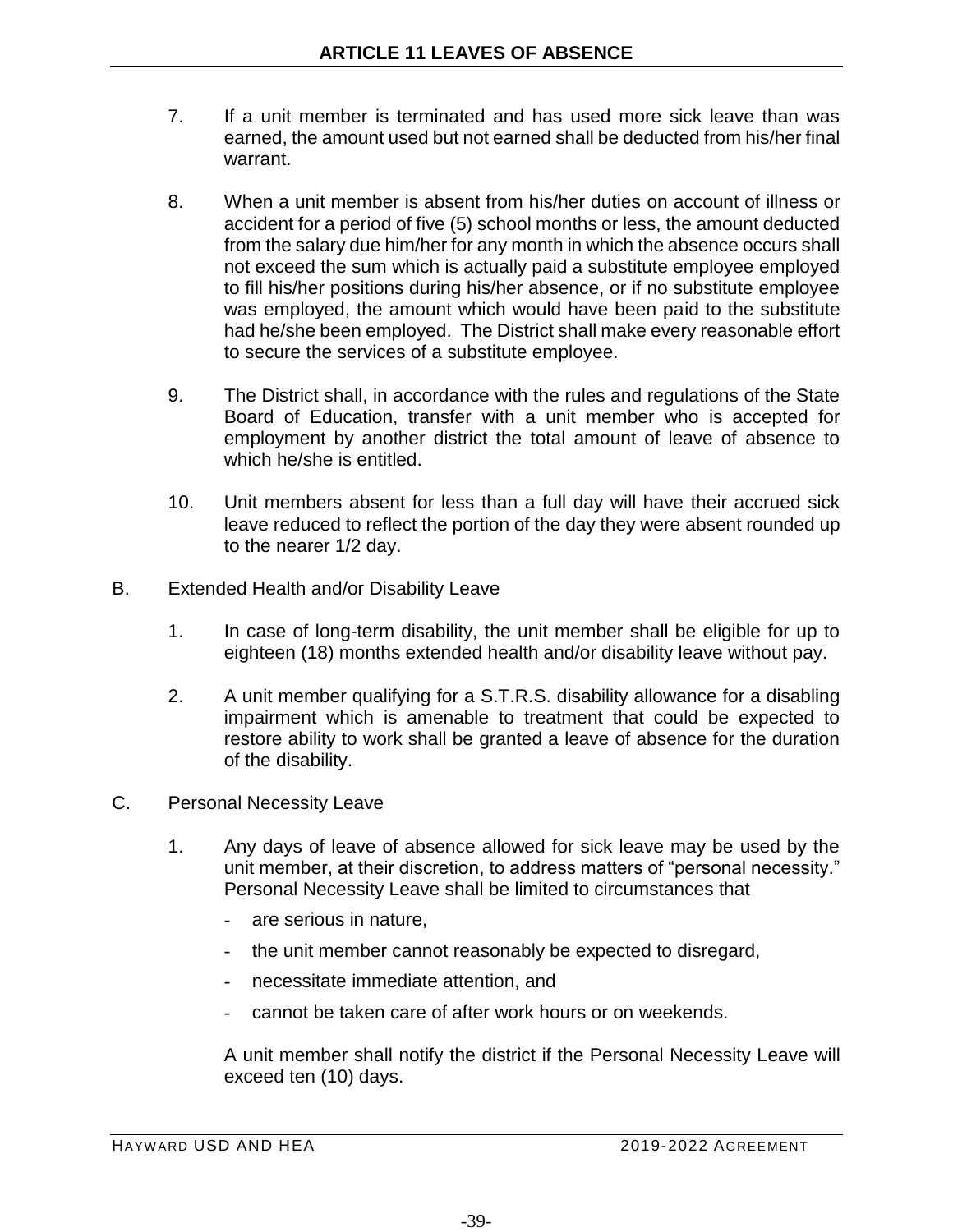7. If a unit member is terminated and has used more sick leave than was earned, the amount used but not earned shall be deducted from his/her final warrant.

8. When a unit member is absent from his/her duties on account of illness or accident for a period of five (5) school months or less, the amount deducted from the salary due him/her for any month in which the absence occurs shall not exceed the sum which is actually paid a substitute employee employed to fill his/her positions during his/her absence, or if no substitute employee was employed, the amount which would have been paid to the substitute had he/she been employed. The District shall make every reasonable effort to secure the services of a substitute employee.

9. The District shall, in accordance with the rules and regulations of the State Board of Education, transfer with a unit member who is accepted for employment by another district the total amount of leave of absence to which he/she is entitled.

10. Unit members absent for less than a full day will have their accrued sick leave reduced to reflect the portion of the day they were absent rounded up to the nearer 1/2 day.

B. Extended Health and/or Disability Leave

1. In case of long-term disability, the unit member shall be eligible for up to eighteen (18) months extended health and/or disability leave without pay.

2. A unit member qualifying for a S.T.R.S. disability allowance for a disabling impairment which is amenable to treatment that could be expected to restore ability to work shall be granted a leave of absence for the duration of the disability.

C. Personal Necessity Leave

1. Any days of leave of absence allowed for sick leave may be used by the unit member, at their discretion, to address matters of "personal necessity." Personal Necessity Leave shall be limited to circumstances that

   - are serious in nature,
   - the unit member cannot reasonably be expected to disregard,
   - necessitate immediate attention, and
   - cannot be taken care of after work hours or on weekends.

   A unit member shall notify the district if the Personal Necessity Leave will exceed ten (10) days.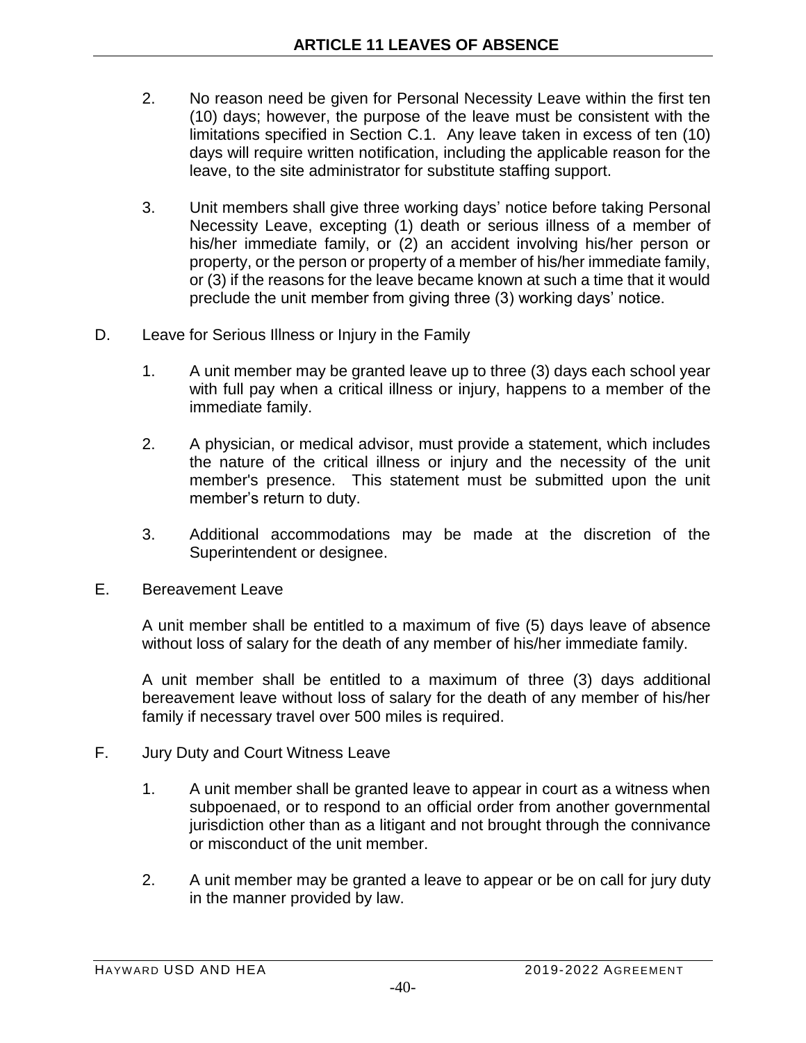2. No reason need be given for Personal Necessity Leave within the first ten (10) days; however, the purpose of the leave must be consistent with the limitations specified in Section C.1. Any leave taken in excess of ten (10) days will require written notification, including the applicable reason for the leave, to the site administrator for substitute staffing support.

3. Unit members shall give three working days' notice before taking Personal Necessity Leave, excepting (1) death or serious illness of a member of his/her immediate family, or (2) an accident involving his/her person or property, or the person or property of a member of his/her immediate family, or (3) if the reasons for the leave became known at such a time that it would preclude the unit member from giving three (3) working days' notice.

D. Leave for Serious Illness or Injury in the Family

1. A unit member may be granted leave up to three (3) days each school year with full pay when a critical illness or injury, happens to a member of the immediate family.

2. A physician, or medical advisor, must provide a statement, which includes the nature of the critical illness or injury and the necessity of the unit member's presence. This statement must be submitted upon the unit member's return to duty.

3. Additional accommodations may be made at the discretion of the Superintendent or designee.

E. Bereavement Leave

A unit member shall be entitled to a maximum of five (5) days leave of absence without loss of salary for the death of any member of his/her immediate family.

A unit member shall be entitled to a maximum of three (3) days additional bereavement leave without loss of salary for the death of any member of his/her family if necessary travel over 500 miles is required.

F. Jury Duty and Court Witness Leave

1. A unit member shall be granted leave to appear in court as a witness when subpoenaed, or to respond to an official order from another governmental jurisdiction other than as a litigant and not brought through the connivance or misconduct of the unit member.

2. A unit member may be granted a leave to appear or be on call for jury duty in the manner provided by law.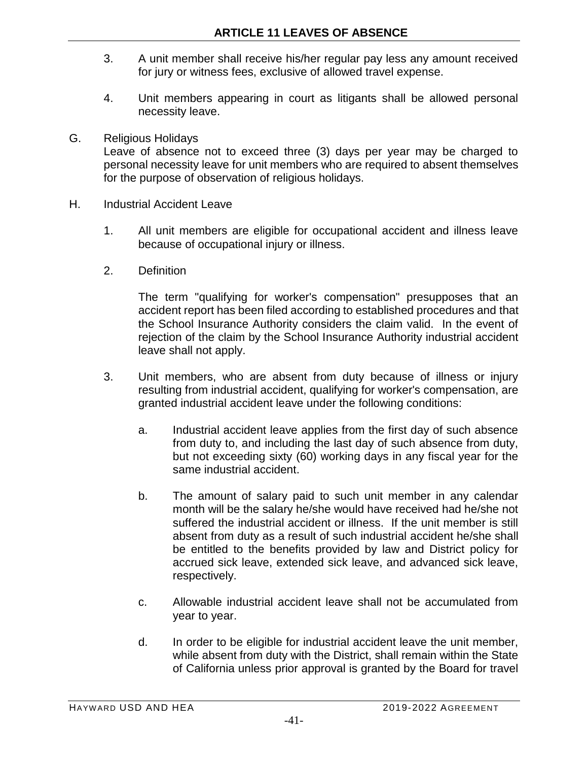3. A unit member shall receive his/her regular pay less any amount received for jury or witness fees, exclusive of allowed travel expense.

4. Unit members appearing in court as litigants shall be allowed personal necessity leave.

G. Religious Holidays

Leave of absence not to exceed three (3) days per year may be charged to personal necessity leave for unit members who are required to absent themselves for the purpose of observation of religious holidays.

H. Industrial Accident Leave

1. All unit members are eligible for occupational accident and illness leave because of occupational injury or illness.

2. Definition

   The term "qualifying for worker's compensation" presupposes that an accident report has been filed according to established procedures and that the School Insurance Authority considers the claim valid. In the event of rejection of the claim by the School Insurance Authority industrial accident leave shall not apply.

3. Unit members, who are absent from duty because of illness or injury resulting from industrial accident, qualifying for worker's compensation, are granted industrial accident leave under the following conditions:

   a. Industrial accident leave applies from the first day of such absence from duty to, and including the last day of such absence from duty, but not exceeding sixty (60) working days in any fiscal year for the same industrial accident.

   b. The amount of salary paid to such unit member in any calendar month will be the salary he/she would have received had he/she not suffered the industrial accident or illness. If the unit member is still absent from duty as a result of such industrial accident he/she shall be entitled to the benefits provided by law and District policy for accrued sick leave, extended sick leave, and advanced sick leave, respectively.

   c. Allowable industrial accident leave shall not be accumulated from year to year.

   d. In order to be eligible for industrial accident leave the unit member, while absent from duty with the District, shall remain within the State of California unless prior approval is granted by the Board for travel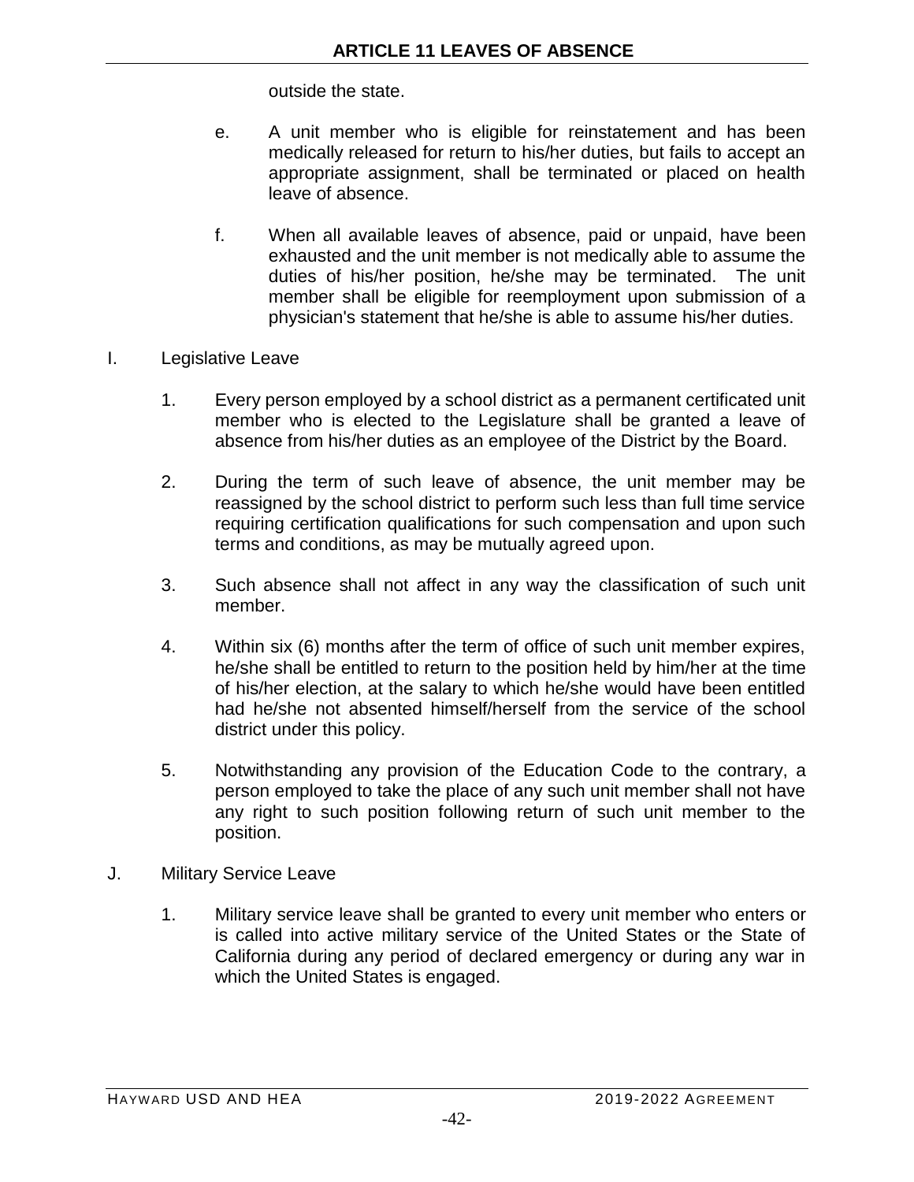outside the state.

e. A unit member who is eligible for reinstatement and has been medically released for return to his/her duties, but fails to accept an appropriate assignment, shall be terminated or placed on health leave of absence.

f. When all available leaves of absence, paid or unpaid, have been exhausted and the unit member is not medically able to assume the duties of his/her position, he/she may be terminated. The unit member shall be eligible for reemployment upon submission of a physician's statement that he/she is able to assume his/her duties.

I. Legislative Leave

1. Every person employed by a school district as a permanent certificated unit member who is elected to the Legislature shall be granted a leave of absence from his/her duties as an employee of the District by the Board.

2. During the term of such leave of absence, the unit member may be reassigned by the school district to perform such less than full time service requiring certification qualifications for such compensation and upon such terms and conditions, as may be mutually agreed upon.

3. Such absence shall not affect in any way the classification of such unit member.

4. Within six (6) months after the term of office of such unit member expires, he/she shall be entitled to return to the position held by him/her at the time of his/her election, at the salary to which he/she would have been entitled had he/she not absented himself/herself from the service of the school district under this policy.

5. Notwithstanding any provision of the Education Code to the contrary, a person employed to take the place of any such unit member shall not have any right to such position following return of such unit member to the position.

J. Military Service Leave

1. Military service leave shall be granted to every unit member who enters or is called into active military service of the United States or the State of California during any period of declared emergency or during any war in which the United States is engaged.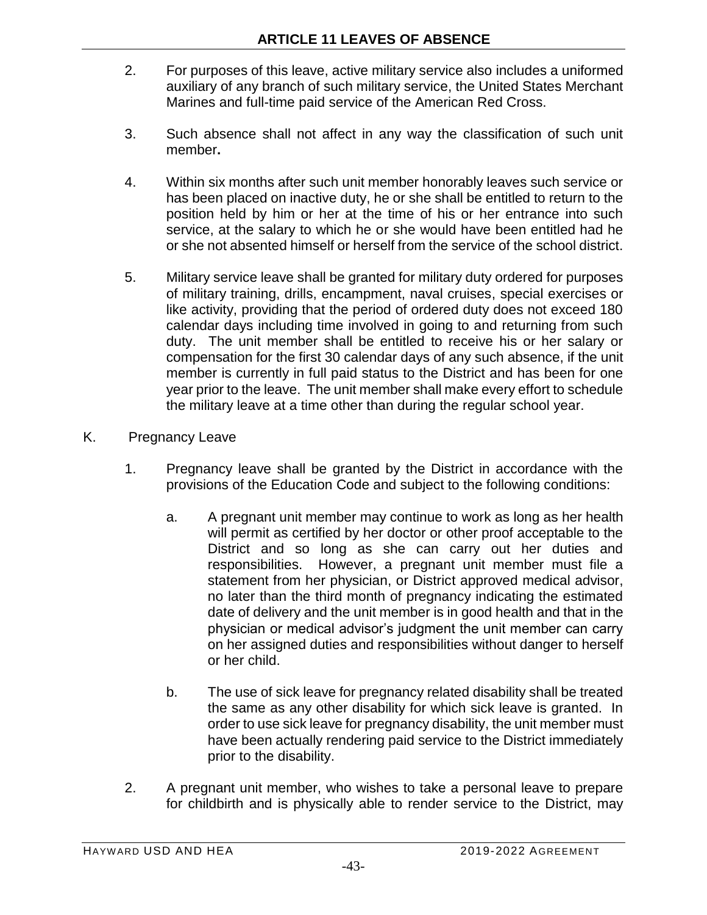2. For purposes of this leave, active military service also includes a uniformed auxiliary of any branch of such military service, the United States Merchant Marines and full-time paid service of the American Red Cross.

3. Such absence shall not affect in any way the classification of such unit member**.**

4. Within six months after such unit member honorably leaves such service or has been placed on inactive duty, he or she shall be entitled to return to the position held by him or her at the time of his or her entrance into such service, at the salary to which he or she would have been entitled had he or she not absented himself or herself from the service of the school district.

5. Military service leave shall be granted for military duty ordered for purposes of military training, drills, encampment, naval cruises, special exercises or like activity, providing that the period of ordered duty does not exceed 180 calendar days including time involved in going to and returning from such duty. The unit member shall be entitled to receive his or her salary or compensation for the first 30 calendar days of any such absence, if the unit member is currently in full paid status to the District and has been for one year prior to the leave. The unit member shall make every effort to schedule the military leave at a time other than during the regular school year.

K. Pregnancy Leave

1. Pregnancy leave shall be granted by the District in accordance with the provisions of the Education Code and subject to the following conditions:

   a. A pregnant unit member may continue to work as long as her health will permit as certified by her doctor or other proof acceptable to the District and so long as she can carry out her duties and responsibilities. However, a pregnant unit member must file a statement from her physician, or District approved medical advisor, no later than the third month of pregnancy indicating the estimated date of delivery and the unit member is in good health and that in the physician or medical advisor's judgment the unit member can carry on her assigned duties and responsibilities without danger to herself or her child.

   b. The use of sick leave for pregnancy related disability shall be treated the same as any other disability for which sick leave is granted. In order to use sick leave for pregnancy disability, the unit member must have been actually rendering paid service to the District immediately prior to the disability.

2. A pregnant unit member, who wishes to take a personal leave to prepare for childbirth and is physically able to render service to the District, may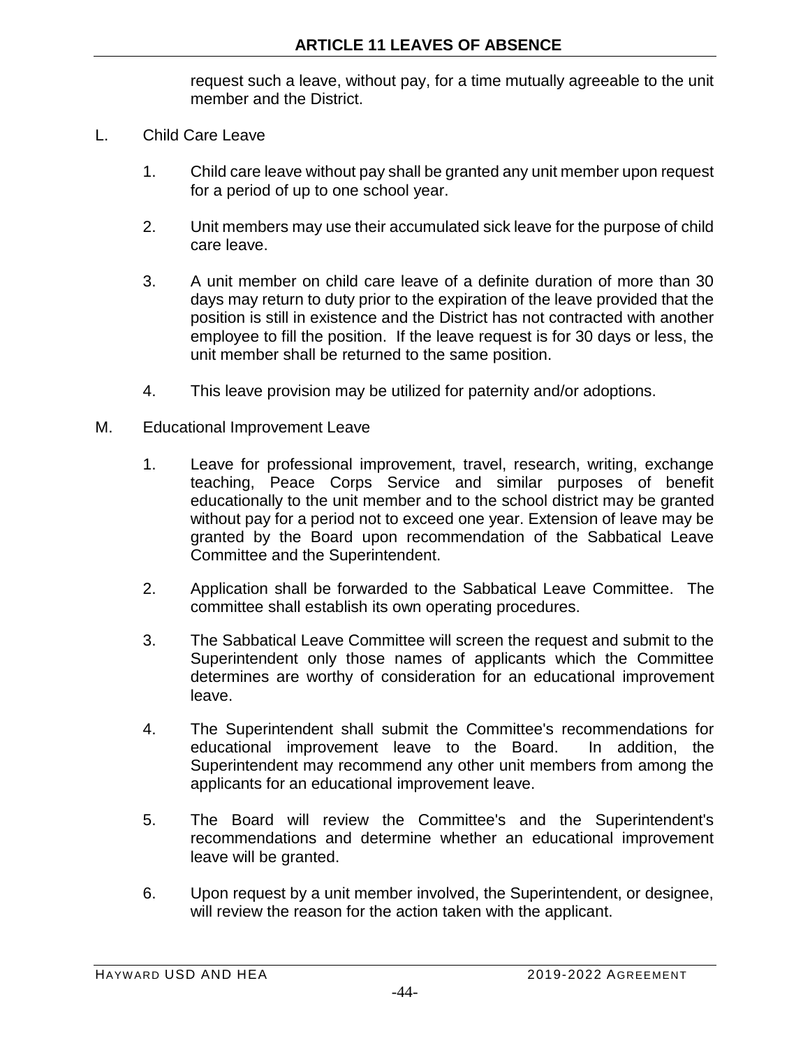request such a leave, without pay, for a time mutually agreeable to the unit member and the District.

L. Child Care Leave

1. Child care leave without pay shall be granted any unit member upon request for a period of up to one school year.

2. Unit members may use their accumulated sick leave for the purpose of child care leave.

3. A unit member on child care leave of a definite duration of more than 30 days may return to duty prior to the expiration of the leave provided that the position is still in existence and the District has not contracted with another employee to fill the position. If the leave request is for 30 days or less, the unit member shall be returned to the same position.

4. This leave provision may be utilized for paternity and/or adoptions.

M. Educational Improvement Leave

1. Leave for professional improvement, travel, research, writing, exchange teaching, Peace Corps Service and similar purposes of benefit educationally to the unit member and to the school district may be granted without pay for a period not to exceed one year. Extension of leave may be granted by the Board upon recommendation of the Sabbatical Leave Committee and the Superintendent.

2. Application shall be forwarded to the Sabbatical Leave Committee. The committee shall establish its own operating procedures.

3. The Sabbatical Leave Committee will screen the request and submit to the Superintendent only those names of applicants which the Committee determines are worthy of consideration for an educational improvement leave.

4. The Superintendent shall submit the Committee's recommendations for educational improvement leave to the Board. In addition, the Superintendent may recommend any other unit members from among the applicants for an educational improvement leave.

5. The Board will review the Committee's and the Superintendent's recommendations and determine whether an educational improvement leave will be granted.

6. Upon request by a unit member involved, the Superintendent, or designee, will review the reason for the action taken with the applicant.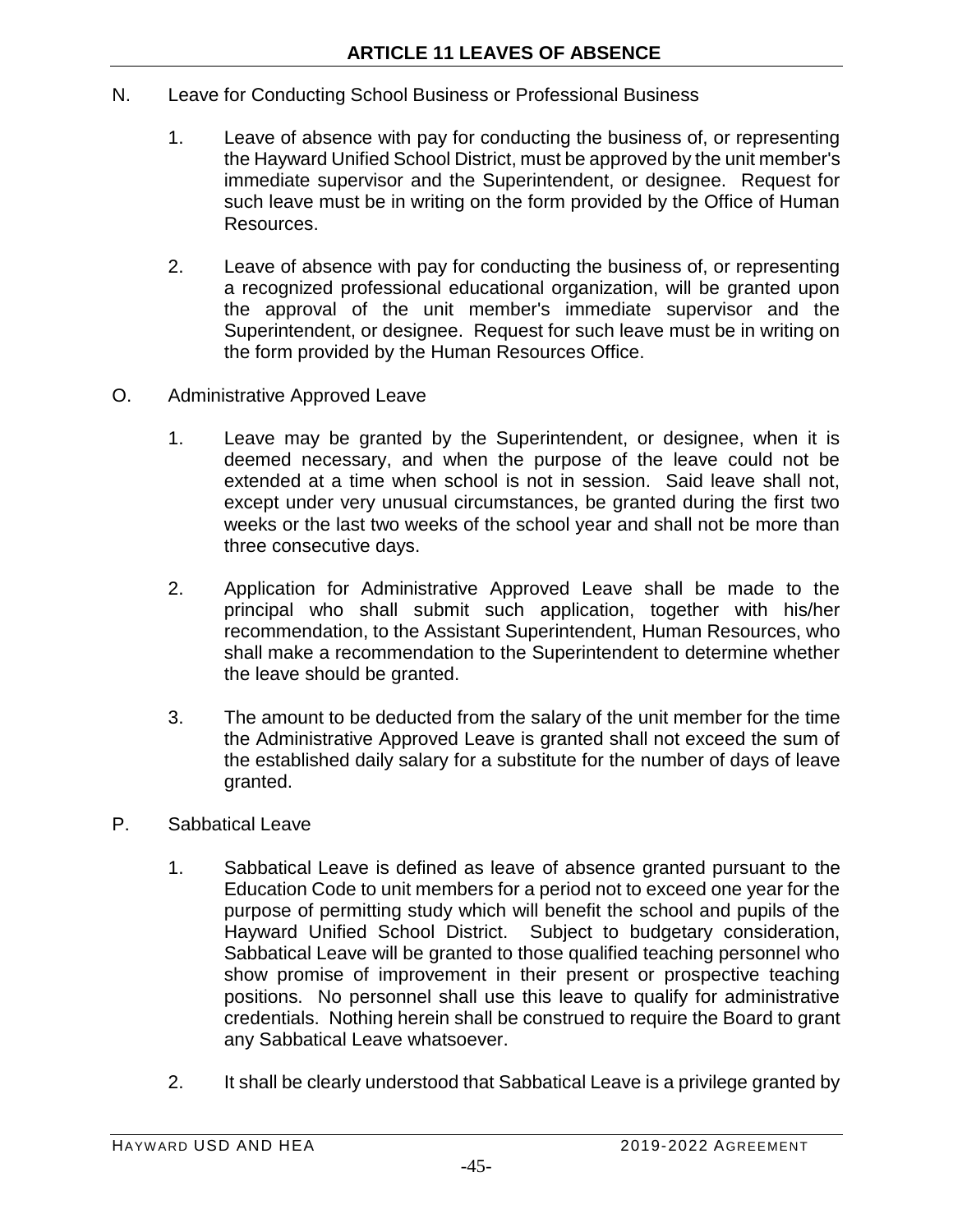## ARTICLE 11 LEAVES OF ABSENCE

N. Leave for Conducting School Business or Professional Business

1. Leave of absence with pay for conducting the business of, or representing the Hayward Unified School District, must be approved by the unit member's immediate supervisor and the Superintendent, or designee. Request for such leave must be in writing on the form provided by the Office of Human Resources.

2. Leave of absence with pay for conducting the business of, or representing a recognized professional educational organization, will be granted upon the approval of the unit member's immediate supervisor and the Superintendent, or designee. Request for such leave must be in writing on the form provided by the Human Resources Office.

O. Administrative Approved Leave

1. Leave may be granted by the Superintendent, or designee, when it is deemed necessary, and when the purpose of the leave could not be extended at a time when school is not in session. Said leave shall not, except under very unusual circumstances, be granted during the first two weeks or the last two weeks of the school year and shall not be more than three consecutive days.

2. Application for Administrative Approved Leave shall be made to the principal who shall submit such application, together with his/her recommendation, to the Assistant Superintendent, Human Resources, who shall make a recommendation to the Superintendent to determine whether the leave should be granted.

3. The amount to be deducted from the salary of the unit member for the time the Administrative Approved Leave is granted shall not exceed the sum of the established daily salary for a substitute for the number of days of leave granted.

P. Sabbatical Leave

1. Sabbatical Leave is defined as leave of absence granted pursuant to the Education Code to unit members for a period not to exceed one year for the purpose of permitting study which will benefit the school and pupils of the Hayward Unified School District. Subject to budgetary consideration, Sabbatical Leave will be granted to those qualified teaching personnel who show promise of improvement in their present or prospective teaching positions. No personnel shall use this leave to qualify for administrative credentials. Nothing herein shall be construed to require the Board to grant any Sabbatical Leave whatsoever.

2. It shall be clearly understood that Sabbatical Leave is a privilege granted by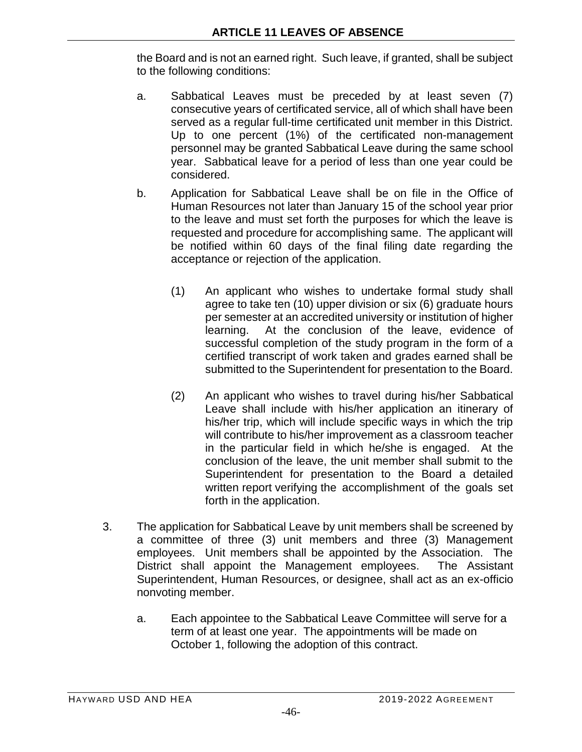the Board and is not an earned right. Such leave, if granted, shall be subject to the following conditions:

a. Sabbatical Leaves must be preceded by at least seven (7) consecutive years of certificated service, all of which shall have been served as a regular full-time certificated unit member in this District. Up to one percent (1%) of the certificated non-management personnel may be granted Sabbatical Leave during the same school year. Sabbatical leave for a period of less than one year could be considered.

b. Application for Sabbatical Leave shall be on file in the Office of Human Resources not later than January 15 of the school year prior to the leave and must set forth the purposes for which the leave is requested and procedure for accomplishing same. The applicant will be notified within 60 days of the final filing date regarding the acceptance or rejection of the application.

   (1) An applicant who wishes to undertake formal study shall agree to take ten (10) upper division or six (6) graduate hours per semester at an accredited university or institution of higher learning. At the conclusion of the leave, evidence of successful completion of the study program in the form of a certified transcript of work taken and grades earned shall be submitted to the Superintendent for presentation to the Board.

   (2) An applicant who wishes to travel during his/her Sabbatical Leave shall include with his/her application an itinerary of his/her trip, which will include specific ways in which the trip will contribute to his/her improvement as a classroom teacher in the particular field in which he/she is engaged. At the conclusion of the leave, the unit member shall submit to the Superintendent for presentation to the Board a detailed written report verifying the accomplishment of the goals set forth in the application.

3. The application for Sabbatical Leave by unit members shall be screened by a committee of three (3) unit members and three (3) Management employees. Unit members shall be appointed by the Association. The District shall appoint the Management employees. The Assistant Superintendent, Human Resources, or designee, shall act as an ex-officio nonvoting member.

   a. Each appointee to the Sabbatical Leave Committee will serve for a term of at least one year. The appointments will be made on October 1, following the adoption of this contract.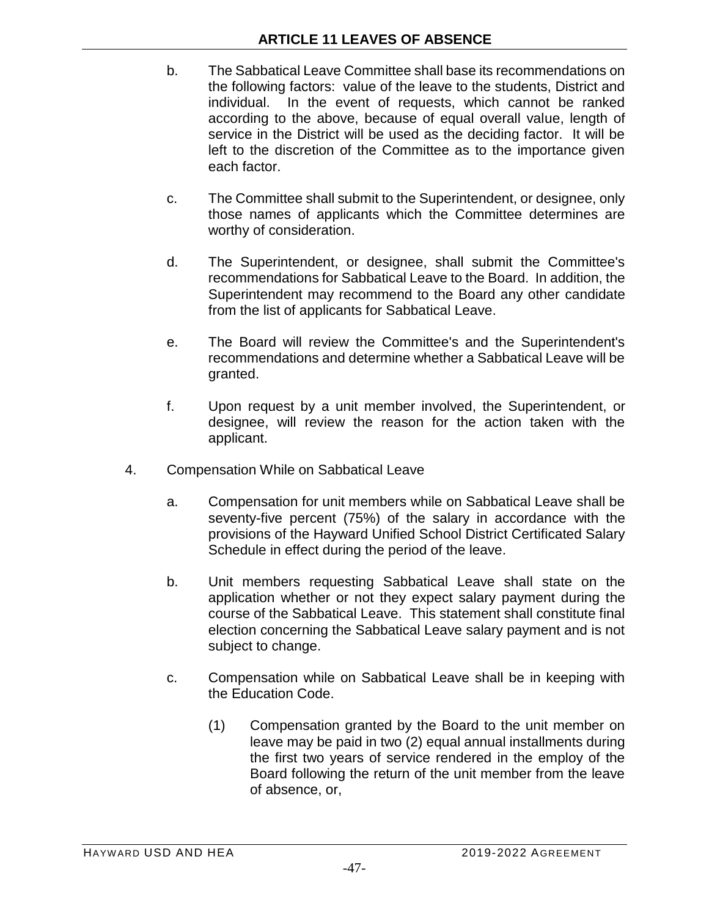b. The Sabbatical Leave Committee shall base its recommendations on the following factors: value of the leave to the students, District and individual. In the event of requests, which cannot be ranked according to the above, because of equal overall value, length of service in the District will be used as the deciding factor. It will be left to the discretion of the Committee as to the importance given each factor.

c. The Committee shall submit to the Superintendent, or designee, only those names of applicants which the Committee determines are worthy of consideration.

d. The Superintendent, or designee, shall submit the Committee's recommendations for Sabbatical Leave to the Board. In addition, the Superintendent may recommend to the Board any other candidate from the list of applicants for Sabbatical Leave.

e. The Board will review the Committee's and the Superintendent's recommendations and determine whether a Sabbatical Leave will be granted.

f. Upon request by a unit member involved, the Superintendent, or designee, will review the reason for the action taken with the applicant.

4. Compensation While on Sabbatical Leave

a. Compensation for unit members while on Sabbatical Leave shall be seventy-five percent (75%) of the salary in accordance with the provisions of the Hayward Unified School District Certificated Salary Schedule in effect during the period of the leave.

b. Unit members requesting Sabbatical Leave shall state on the application whether or not they expect salary payment during the course of the Sabbatical Leave. This statement shall constitute final election concerning the Sabbatical Leave salary payment and is not subject to change.

c. Compensation while on Sabbatical Leave shall be in keeping with the Education Code.

(1) Compensation granted by the Board to the unit member on leave may be paid in two (2) equal annual installments during the first two years of service rendered in the employ of the Board following the return of the unit member from the leave of absence, or,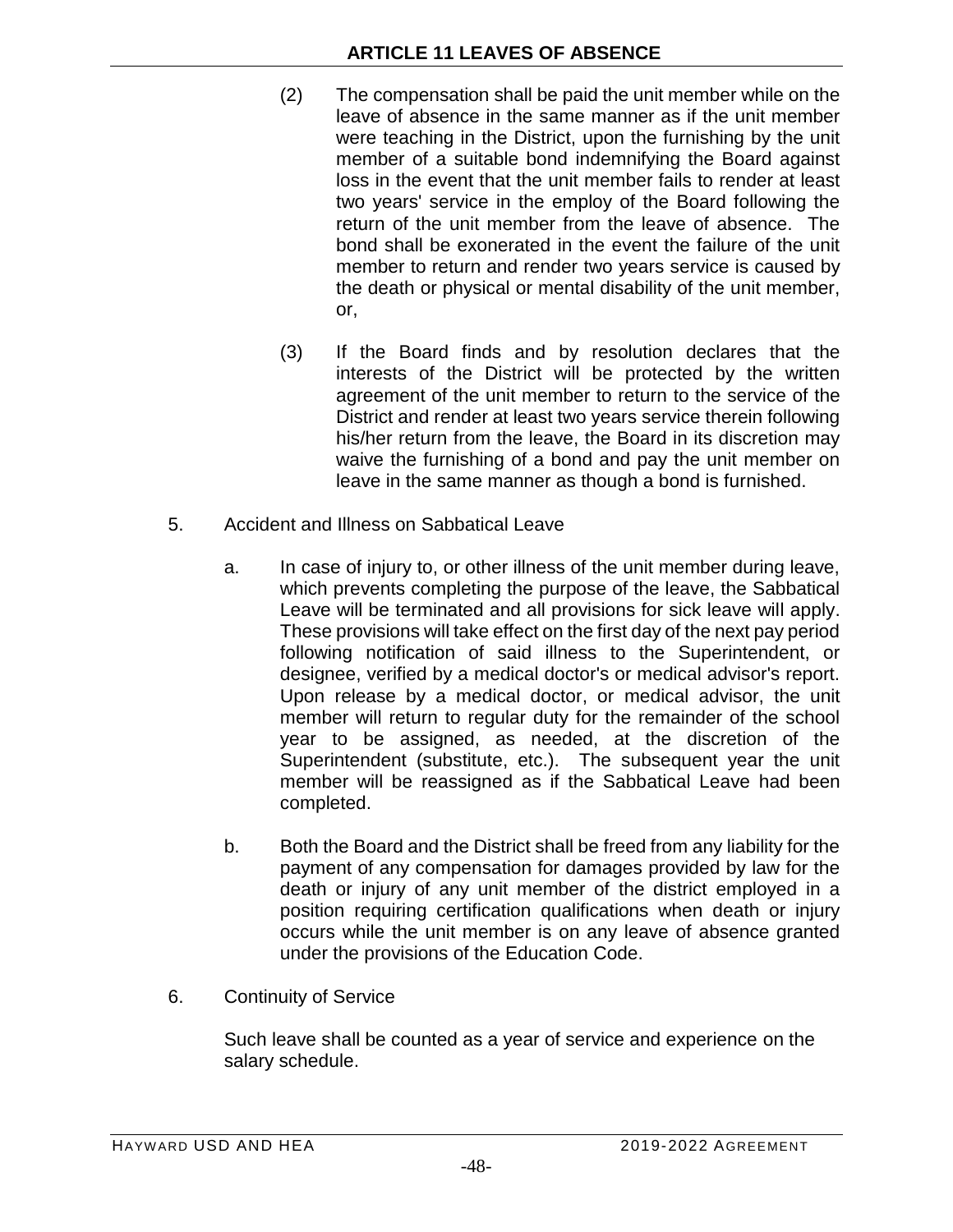(2) The compensation shall be paid the unit member while on the leave of absence in the same manner as if the unit member were teaching in the District, upon the furnishing by the unit member of a suitable bond indemnifying the Board against loss in the event that the unit member fails to render at least two years' service in the employ of the Board following the return of the unit member from the leave of absence. The bond shall be exonerated in the event the failure of the unit member to return and render two years service is caused by the death or physical or mental disability of the unit member, or,

(3) If the Board finds and by resolution declares that the interests of the District will be protected by the written agreement of the unit member to return to the service of the District and render at least two years service therein following his/her return from the leave, the Board in its discretion may waive the furnishing of a bond and pay the unit member on leave in the same manner as though a bond is furnished.

5. Accident and Illness on Sabbatical Leave

a. In case of injury to, or other illness of the unit member during leave, which prevents completing the purpose of the leave, the Sabbatical Leave will be terminated and all provisions for sick leave will apply. These provisions will take effect on the first day of the next pay period following notification of said illness to the Superintendent, or designee, verified by a medical doctor's or medical advisor's report. Upon release by a medical doctor, or medical advisor, the unit member will return to regular duty for the remainder of the school year to be assigned, as needed, at the discretion of the Superintendent (substitute, etc.). The subsequent year the unit member will be reassigned as if the Sabbatical Leave had been completed.

b. Both the Board and the District shall be freed from any liability for the payment of any compensation for damages provided by law for the death or injury of any unit member of the district employed in a position requiring certification qualifications when death or injury occurs while the unit member is on any leave of absence granted under the provisions of the Education Code.

6. Continuity of Service

Such leave shall be counted as a year of service and experience on the salary schedule.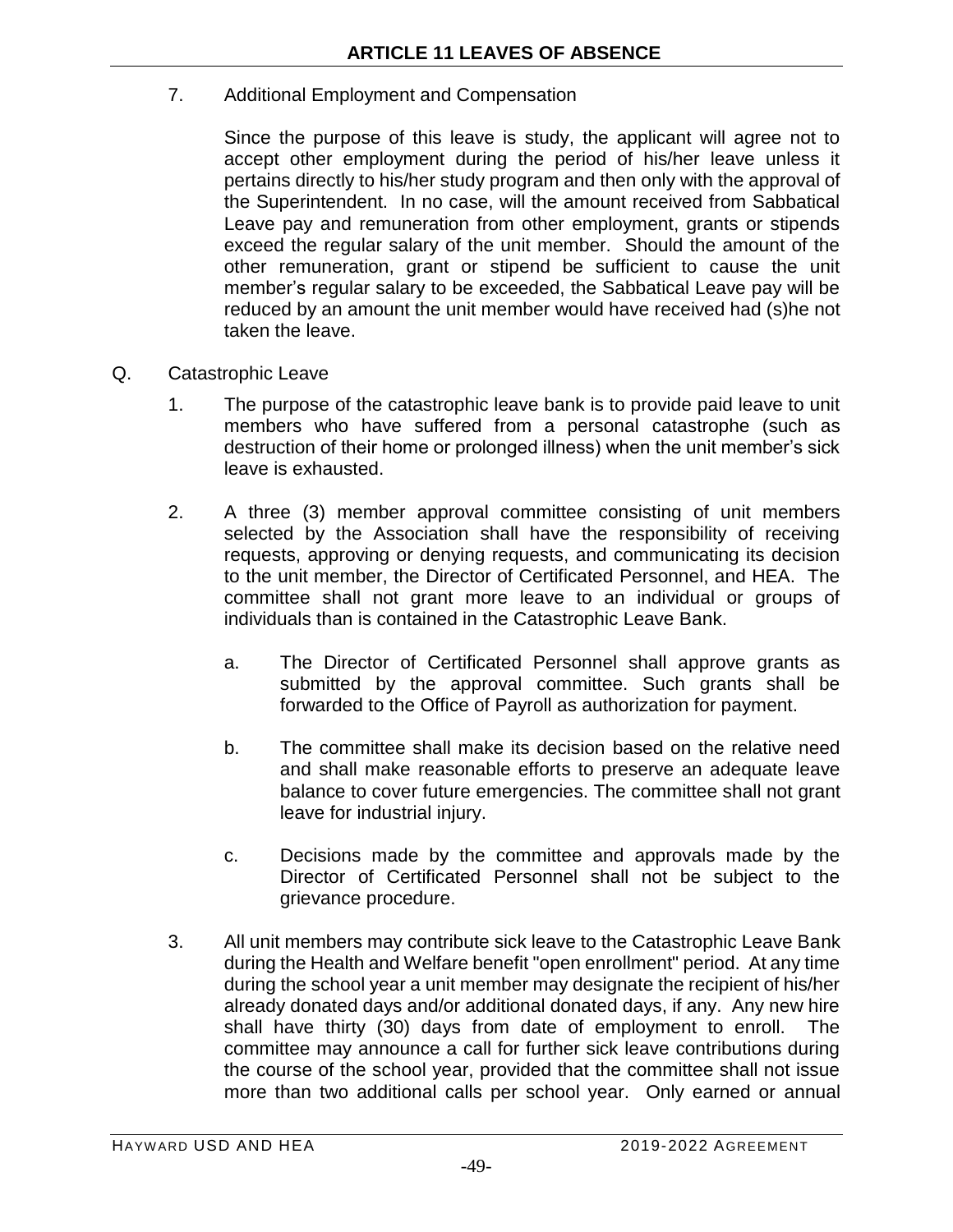7. Additional Employment and Compensation

   Since the purpose of this leave is study, the applicant will agree not to accept other employment during the period of his/her leave unless it pertains directly to his/her study program and then only with the approval of the Superintendent. In no case, will the amount received from Sabbatical Leave pay and remuneration from other employment, grants or stipends exceed the regular salary of the unit member. Should the amount of the other remuneration, grant or stipend be sufficient to cause the unit member's regular salary to be exceeded, the Sabbatical Leave pay will be reduced by an amount the unit member would have received had (s)he not taken the leave.

Q. Catastrophic Leave

1. The purpose of the catastrophic leave bank is to provide paid leave to unit members who have suffered from a personal catastrophe (such as destruction of their home or prolonged illness) when the unit member's sick leave is exhausted.

2. A three (3) member approval committee consisting of unit members selected by the Association shall have the responsibility of receiving requests, approving or denying requests, and communicating its decision to the unit member, the Director of Certificated Personnel, and HEA. The committee shall not grant more leave to an individual or groups of individuals than is contained in the Catastrophic Leave Bank.

   a. The Director of Certificated Personnel shall approve grants as submitted by the approval committee. Such grants shall be forwarded to the Office of Payroll as authorization for payment.

   b. The committee shall make its decision based on the relative need and shall make reasonable efforts to preserve an adequate leave balance to cover future emergencies. The committee shall not grant leave for industrial injury.

   c. Decisions made by the committee and approvals made by the Director of Certificated Personnel shall not be subject to the grievance procedure.

3. All unit members may contribute sick leave to the Catastrophic Leave Bank during the Health and Welfare benefit "open enrollment" period. At any time during the school year a unit member may designate the recipient of his/her already donated days and/or additional donated days, if any. Any new hire shall have thirty (30) days from date of employment to enroll. The committee may announce a call for further sick leave contributions during the course of the school year, provided that the committee shall not issue more than two additional calls per school year. Only earned or annual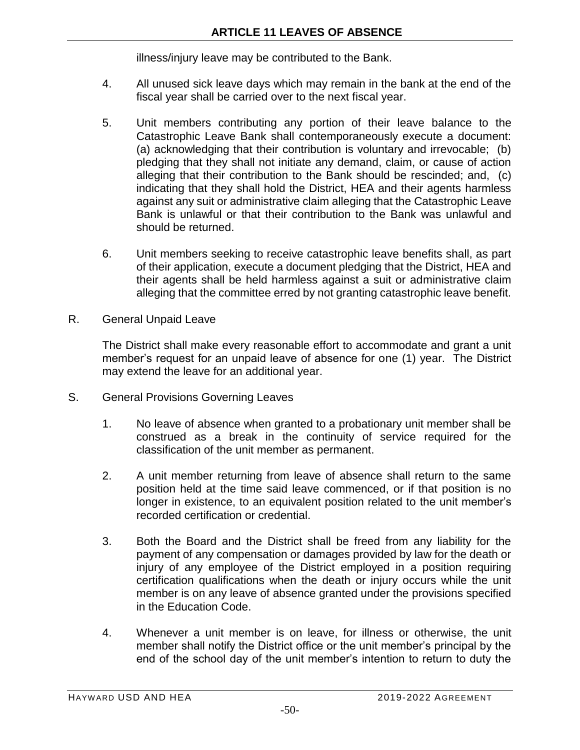illness/injury leave may be contributed to the Bank.

4. All unused sick leave days which may remain in the bank at the end of the fiscal year shall be carried over to the next fiscal year.

5. Unit members contributing any portion of their leave balance to the Catastrophic Leave Bank shall contemporaneously execute a document: (a) acknowledging that their contribution is voluntary and irrevocable; (b) pledging that they shall not initiate any demand, claim, or cause of action alleging that their contribution to the Bank should be rescinded; and, (c) indicating that they shall hold the District, HEA and their agents harmless against any suit or administrative claim alleging that the Catastrophic Leave Bank is unlawful or that their contribution to the Bank was unlawful and should be returned.

6. Unit members seeking to receive catastrophic leave benefits shall, as part of their application, execute a document pledging that the District, HEA and their agents shall be held harmless against a suit or administrative claim alleging that the committee erred by not granting catastrophic leave benefit.

R. General Unpaid Leave

The District shall make every reasonable effort to accommodate and grant a unit member's request for an unpaid leave of absence for one (1) year. The District may extend the leave for an additional year.

S. General Provisions Governing Leaves

1. No leave of absence when granted to a probationary unit member shall be construed as a break in the continuity of service required for the classification of the unit member as permanent.

2. A unit member returning from leave of absence shall return to the same position held at the time said leave commenced, or if that position is no longer in existence, to an equivalent position related to the unit member's recorded certification or credential.

3. Both the Board and the District shall be freed from any liability for the payment of any compensation or damages provided by law for the death or injury of any employee of the District employed in a position requiring certification qualifications when the death or injury occurs while the unit member is on any leave of absence granted under the provisions specified in the Education Code.

4. Whenever a unit member is on leave, for illness or otherwise, the unit member shall notify the District office or the unit member's principal by the end of the school day of the unit member's intention to return to duty the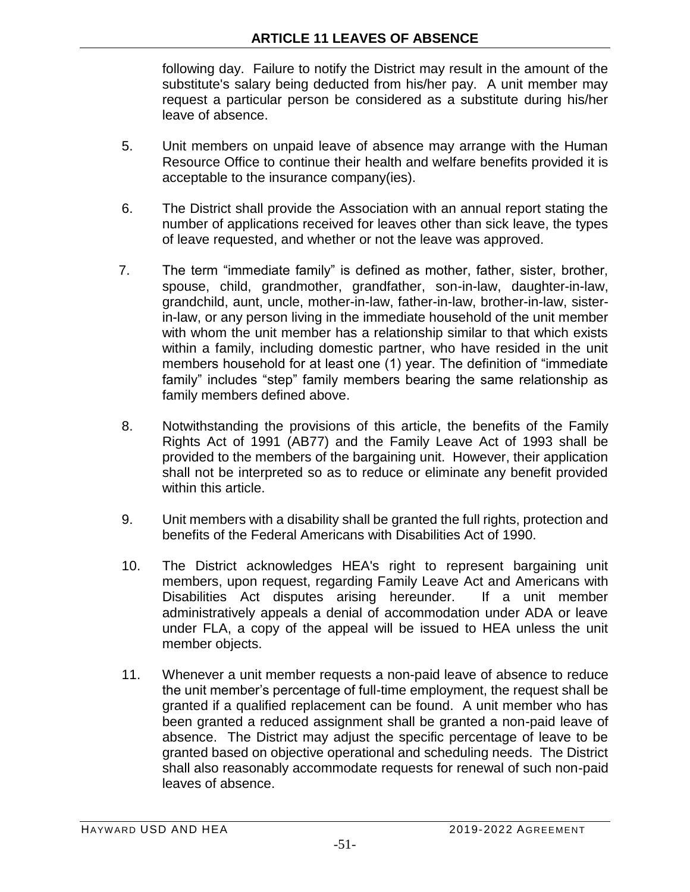following day. Failure to notify the District may result in the amount of the substitute's salary being deducted from his/her pay. A unit member may request a particular person be considered as a substitute during his/her leave of absence.

5. Unit members on unpaid leave of absence may arrange with the Human Resource Office to continue their health and welfare benefits provided it is acceptable to the insurance company(ies).

6. The District shall provide the Association with an annual report stating the number of applications received for leaves other than sick leave, the types of leave requested, and whether or not the leave was approved.

7. The term "immediate family" is defined as mother, father, sister, brother, spouse, child, grandmother, grandfather, son-in-law, daughter-in-law, grandchild, aunt, uncle, mother-in-law, father-in-law, brother-in-law, sister-in-law, or any person living in the immediate household of the unit member with whom the unit member has a relationship similar to that which exists within a family, including domestic partner, who have resided in the unit members household for at least one (1) year. The definition of "immediate family" includes "step" family members bearing the same relationship as family members defined above.

8. Notwithstanding the provisions of this article, the benefits of the Family Rights Act of 1991 (AB77) and the Family Leave Act of 1993 shall be provided to the members of the bargaining unit. However, their application shall not be interpreted so as to reduce or eliminate any benefit provided within this article.

9. Unit members with a disability shall be granted the full rights, protection and benefits of the Federal Americans with Disabilities Act of 1990.

10. The District acknowledges HEA's right to represent bargaining unit members, upon request, regarding Family Leave Act and Americans with Disabilities Act disputes arising hereunder. If a unit member administratively appeals a denial of accommodation under ADA or leave under FLA, a copy of the appeal will be issued to HEA unless the unit member objects.

11. Whenever a unit member requests a non-paid leave of absence to reduce the unit member's percentage of full-time employment, the request shall be granted if a qualified replacement can be found. A unit member who has been granted a reduced assignment shall be granted a non-paid leave of absence. The District may adjust the specific percentage of leave to be granted based on objective operational and scheduling needs. The District shall also reasonably accommodate requests for renewal of such non-paid leaves of absence.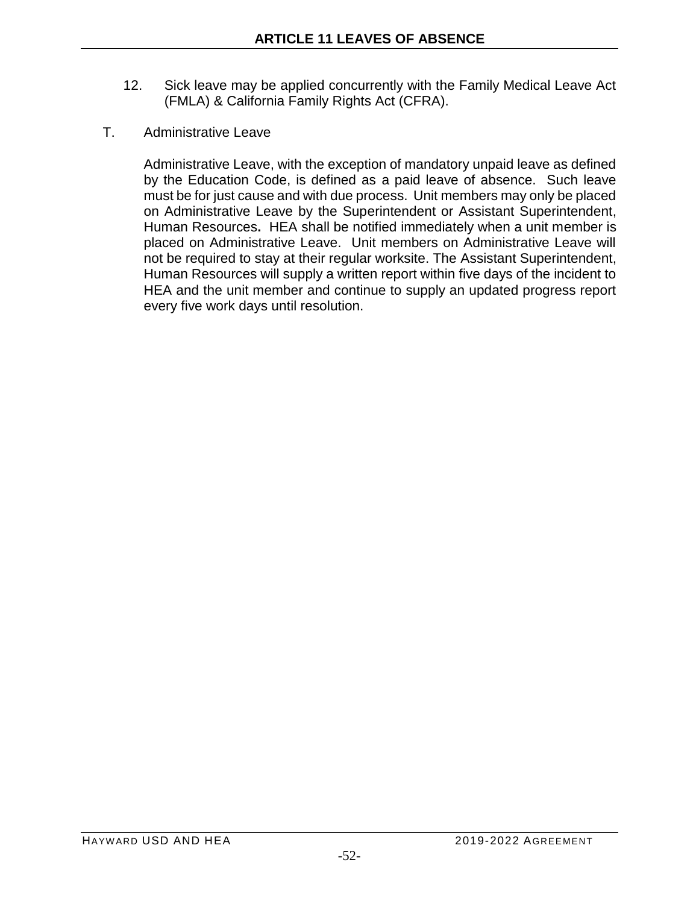12. Sick leave may be applied concurrently with the Family Medical Leave Act (FMLA) & California Family Rights Act (CFRA).

T. Administrative Leave

Administrative Leave, with the exception of mandatory unpaid leave as defined by the Education Code, is defined as a paid leave of absence. Such leave must be for just cause and with due process. Unit members may only be placed on Administrative Leave by the Superintendent or Assistant Superintendent, Human Resources**.** HEA shall be notified immediately when a unit member is placed on Administrative Leave. Unit members on Administrative Leave will not be required to stay at their regular worksite. The Assistant Superintendent, Human Resources will supply a written report within five days of the incident to HEA and the unit member and continue to supply an updated progress report every five work days until resolution.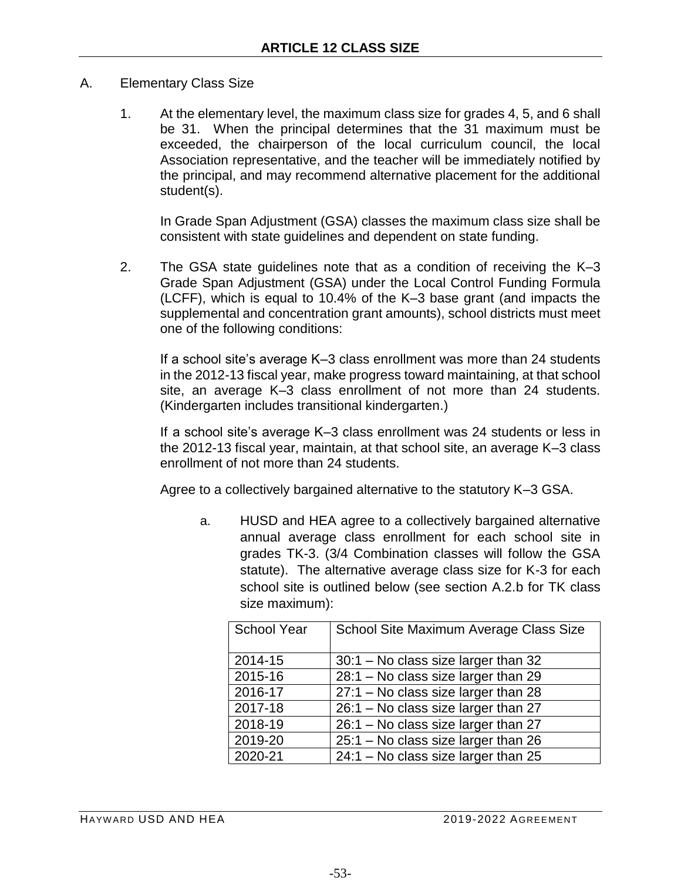# ARTICLE 12 CLASS SIZE

A. Elementary Class Size

1. At the elementary level, the maximum class size for grades 4, 5, and 6 shall be 31. When the principal determines that the 31 maximum must be exceeded, the chairperson of the local curriculum council, the local Association representative, and the teacher will be immediately notified by the principal, and may recommend alternative placement for the additional student(s).

   In Grade Span Adjustment (GSA) classes the maximum class size shall be consistent with state guidelines and dependent on state funding.

2. The GSA state guidelines note that as a condition of receiving the K–3 Grade Span Adjustment (GSA) under the Local Control Funding Formula (LCFF), which is equal to 10.4% of the K–3 base grant (and impacts the supplemental and concentration grant amounts), school districts must meet one of the following conditions:

   If a school site's average K–3 class enrollment was more than 24 students in the 2012-13 fiscal year, make progress toward maintaining, at that school site, an average K–3 class enrollment of not more than 24 students. (Kindergarten includes transitional kindergarten.)

   If a school site's average K–3 class enrollment was 24 students or less in the 2012-13 fiscal year, maintain, at that school site, an average K–3 class enrollment of not more than 24 students.

   Agree to a collectively bargained alternative to the statutory K–3 GSA.

   a. HUSD and HEA agree to a collectively bargained alternative annual average class enrollment for each school site in grades TK-3. (3/4 Combination classes will follow the GSA statute). The alternative average class size for K-3 for each school site is outlined below (see section A.2.b for TK class size maximum):

| School Year | School Site Maximum Average Class Size |
|---|---|
| 2014-15 | 30:1 – No class size larger than 32 |
| 2015-16 | 28:1 – No class size larger than 29 |
| 2016-17 | 27:1 – No class size larger than 28 |
| 2017-18 | 26:1 – No class size larger than 27 |
| 2018-19 | 26:1 – No class size larger than 27 |
| 2019-20 | 25:1 – No class size larger than 26 |
| 2020-21 | 24:1 – No class size larger than 25 |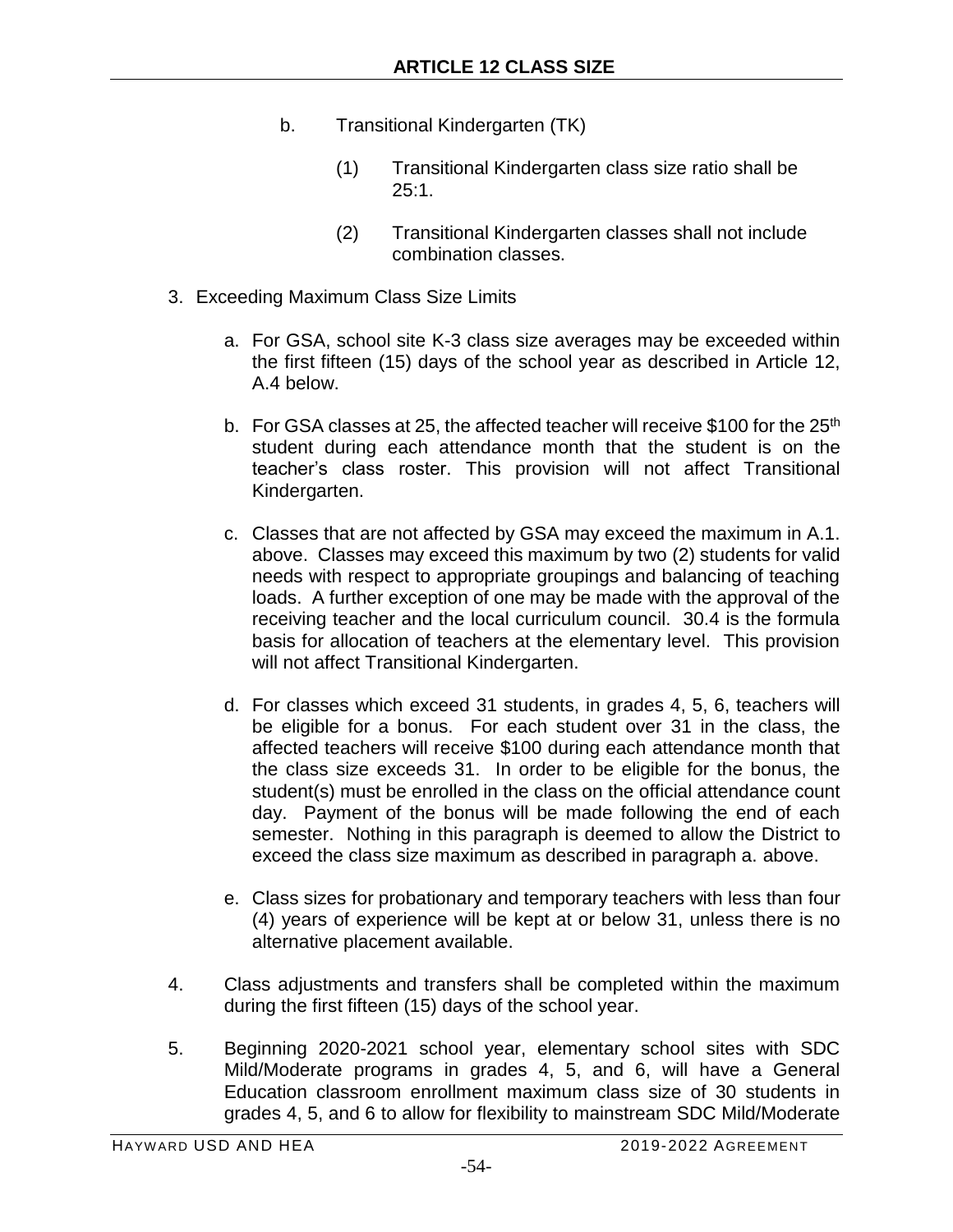b. Transitional Kindergarten (TK)

   (1) Transitional Kindergarten class size ratio shall be 25:1.

   (2) Transitional Kindergarten classes shall not include combination classes.

3. Exceeding Maximum Class Size Limits

   a. For GSA, school site K-3 class size averages may be exceeded within the first fifteen (15) days of the school year as described in Article 12, A.4 below.

   b. For GSA classes at 25, the affected teacher will receive $100 for the 25th student during each attendance month that the student is on the teacher's class roster. This provision will not affect Transitional Kindergarten.

   c. Classes that are not affected by GSA may exceed the maximum in A.1. above. Classes may exceed this maximum by two (2) students for valid needs with respect to appropriate groupings and balancing of teaching loads. A further exception of one may be made with the approval of the receiving teacher and the local curriculum council. 30.4 is the formula basis for allocation of teachers at the elementary level. This provision will not affect Transitional Kindergarten.

   d. For classes which exceed 31 students, in grades 4, 5, 6, teachers will be eligible for a bonus. For each student over 31 in the class, the affected teachers will receive $100 during each attendance month that the class size exceeds 31. In order to be eligible for the bonus, the student(s) must be enrolled in the class on the official attendance count day. Payment of the bonus will be made following the end of each semester. Nothing in this paragraph is deemed to allow the District to exceed the class size maximum as described in paragraph a. above.

   e. Class sizes for probationary and temporary teachers with less than four (4) years of experience will be kept at or below 31, unless there is no alternative placement available.

4. Class adjustments and transfers shall be completed within the maximum during the first fifteen (15) days of the school year.

5. Beginning 2020-2021 school year, elementary school sites with SDC Mild/Moderate programs in grades 4, 5, and 6, will have a General Education classroom enrollment maximum class size of 30 students in grades 4, 5, and 6 to allow for flexibility to mainstream SDC Mild/Moderate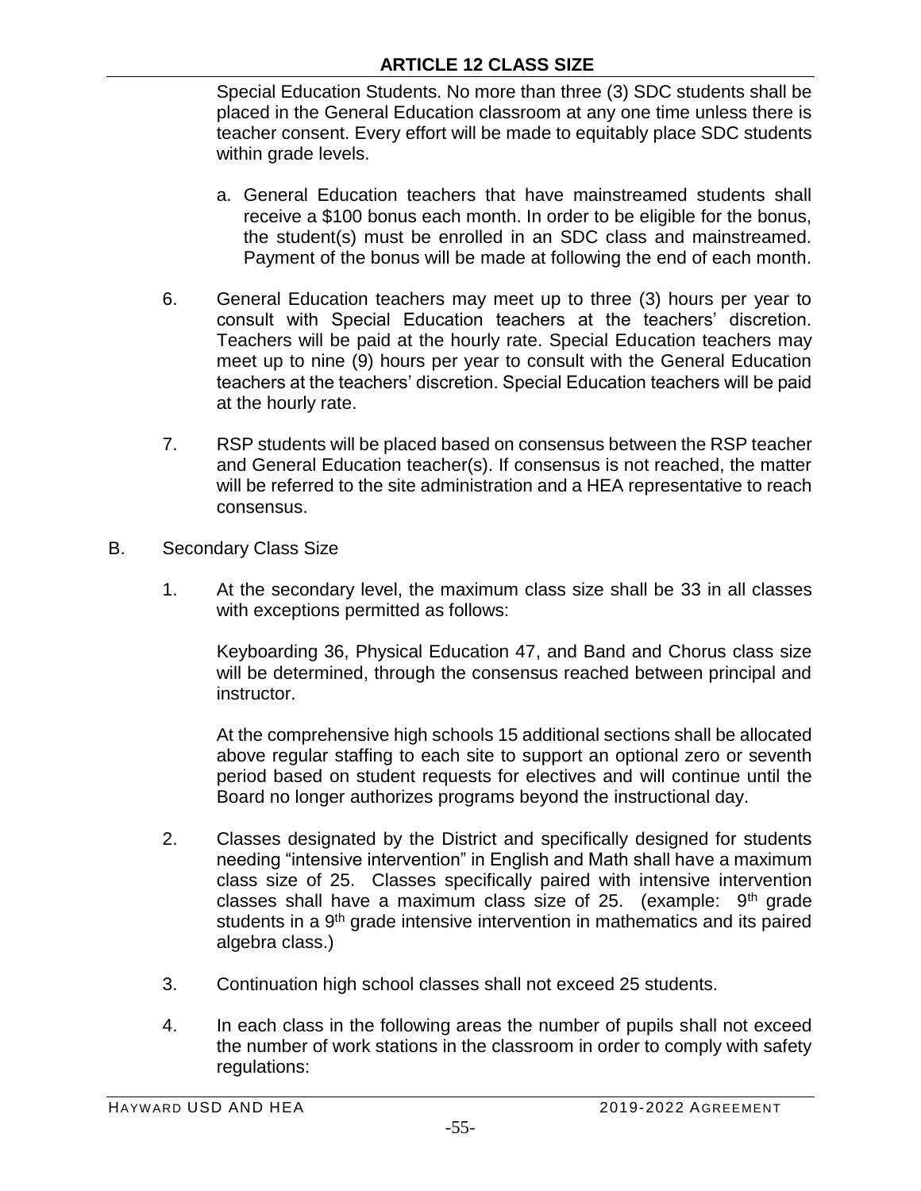Special Education Students. No more than three (3) SDC students shall be placed in the General Education classroom at any one time unless there is teacher consent. Every effort will be made to equitably place SDC students within grade levels.

a. General Education teachers that have mainstreamed students shall receive a $100 bonus each month. In order to be eligible for the bonus, the student(s) must be enrolled in an SDC class and mainstreamed. Payment of the bonus will be made at following the end of each month.

6. General Education teachers may meet up to three (3) hours per year to consult with Special Education teachers at the teachers' discretion. Teachers will be paid at the hourly rate. Special Education teachers may meet up to nine (9) hours per year to consult with the General Education teachers at the teachers' discretion. Special Education teachers will be paid at the hourly rate.

7. RSP students will be placed based on consensus between the RSP teacher and General Education teacher(s). If consensus is not reached, the matter will be referred to the site administration and a HEA representative to reach consensus.

B. Secondary Class Size

1. At the secondary level, the maximum class size shall be 33 in all classes with exceptions permitted as follows:

   Keyboarding 36, Physical Education 47, and Band and Chorus class size will be determined, through the consensus reached between principal and instructor.

   At the comprehensive high schools 15 additional sections shall be allocated above regular staffing to each site to support an optional zero or seventh period based on student requests for electives and will continue until the Board no longer authorizes programs beyond the instructional day.

2. Classes designated by the District and specifically designed for students needing "intensive intervention" in English and Math shall have a maximum class size of 25. Classes specifically paired with intensive intervention classes shall have a maximum class size of 25. (example: 9th grade students in a 9th grade intensive intervention in mathematics and its paired algebra class.)

3. Continuation high school classes shall not exceed 25 students.

4. In each class in the following areas the number of pupils shall not exceed the number of work stations in the classroom in order to comply with safety regulations: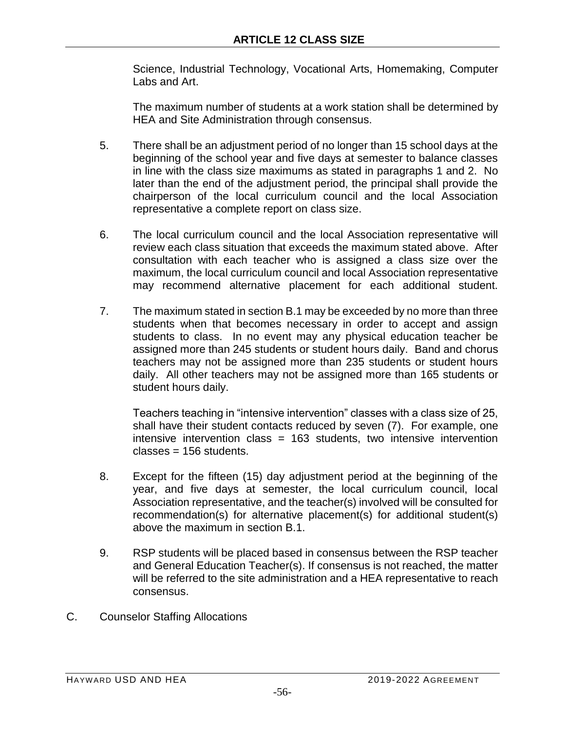Science, Industrial Technology, Vocational Arts, Homemaking, Computer Labs and Art.

The maximum number of students at a work station shall be determined by HEA and Site Administration through consensus.

5. There shall be an adjustment period of no longer than 15 school days at the beginning of the school year and five days at semester to balance classes in line with the class size maximums as stated in paragraphs 1 and 2. No later than the end of the adjustment period, the principal shall provide the chairperson of the local curriculum council and the local Association representative a complete report on class size.

6. The local curriculum council and the local Association representative will review each class situation that exceeds the maximum stated above. After consultation with each teacher who is assigned a class size over the maximum, the local curriculum council and local Association representative may recommend alternative placement for each additional student.

7. The maximum stated in section B.1 may be exceeded by no more than three students when that becomes necessary in order to accept and assign students to class. In no event may any physical education teacher be assigned more than 245 students or student hours daily. Band and chorus teachers may not be assigned more than 235 students or student hours daily. All other teachers may not be assigned more than 165 students or student hours daily.

   Teachers teaching in "intensive intervention" classes with a class size of 25, shall have their student contacts reduced by seven (7). For example, one intensive intervention class = 163 students, two intensive intervention classes = 156 students.

8. Except for the fifteen (15) day adjustment period at the beginning of the year, and five days at semester, the local curriculum council, local Association representative, and the teacher(s) involved will be consulted for recommendation(s) for alternative placement(s) for additional student(s) above the maximum in section B.1.

9. RSP students will be placed based in consensus between the RSP teacher and General Education Teacher(s). If consensus is not reached, the matter will be referred to the site administration and a HEA representative to reach consensus.

C. Counselor Staffing Allocations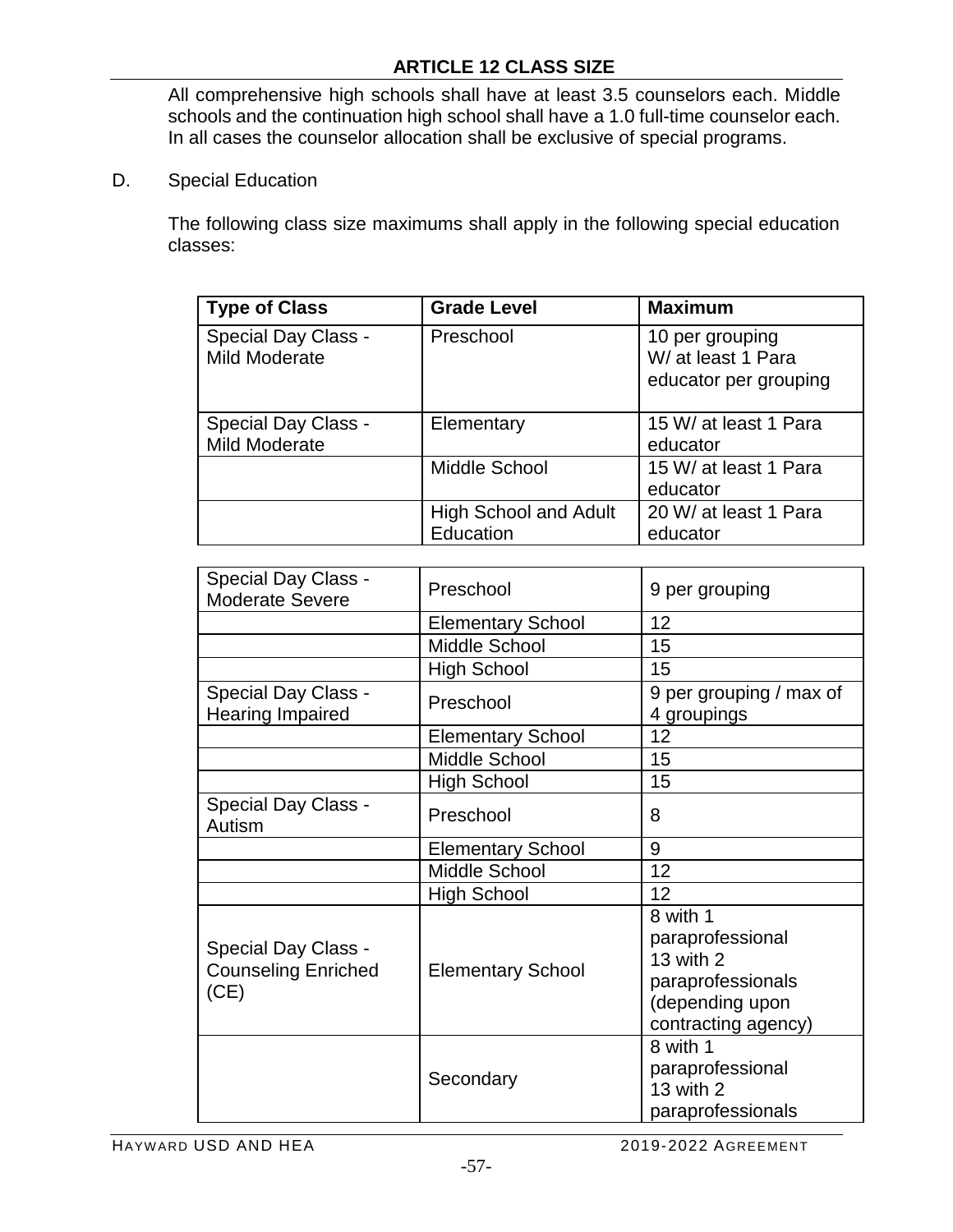All comprehensive high schools shall have at least 3.5 counselors each. Middle schools and the continuation high school shall have a 1.0 full-time counselor each. In all cases the counselor allocation shall be exclusive of special programs.

D. Special Education

The following class size maximums shall apply in the following special education classes:

| Type of Class | Grade Level | Maximum |
|---|---|---|
| Special Day Class - Mild Moderate | Preschool | 10 per grouping W/ at least 1 Para educator per grouping |
| Special Day Class - Mild Moderate | Elementary | 15 W/ at least 1 Para educator |
| | Middle School | 15 W/ at least 1 Para educator |
| | High School and Adult Education | 20 W/ at least 1 Para educator |

| | | |
|---|---|---|
| Special Day Class - Moderate Severe | Preschool | 9 per grouping |
| | Elementary School | 12 |
| | Middle School | 15 |
| | High School | 15 |
| Special Day Class - Hearing Impaired | Preschool | 9 per grouping / max of 4 groupings |
| | Elementary School | 12 |
| | Middle School | 15 |
| | High School | 15 |
| Special Day Class - Autism | Preschool | 8 |
| | Elementary School | 9 |
| | Middle School | 12 |
| | High School | 12 |
| Special Day Class - Counseling Enriched (CE) | Elementary School | 8 with 1 paraprofessional 13 with 2 paraprofessionals (depending upon contracting agency) |
| | Secondary | 8 with 1 paraprofessional 13 with 2 paraprofessionals |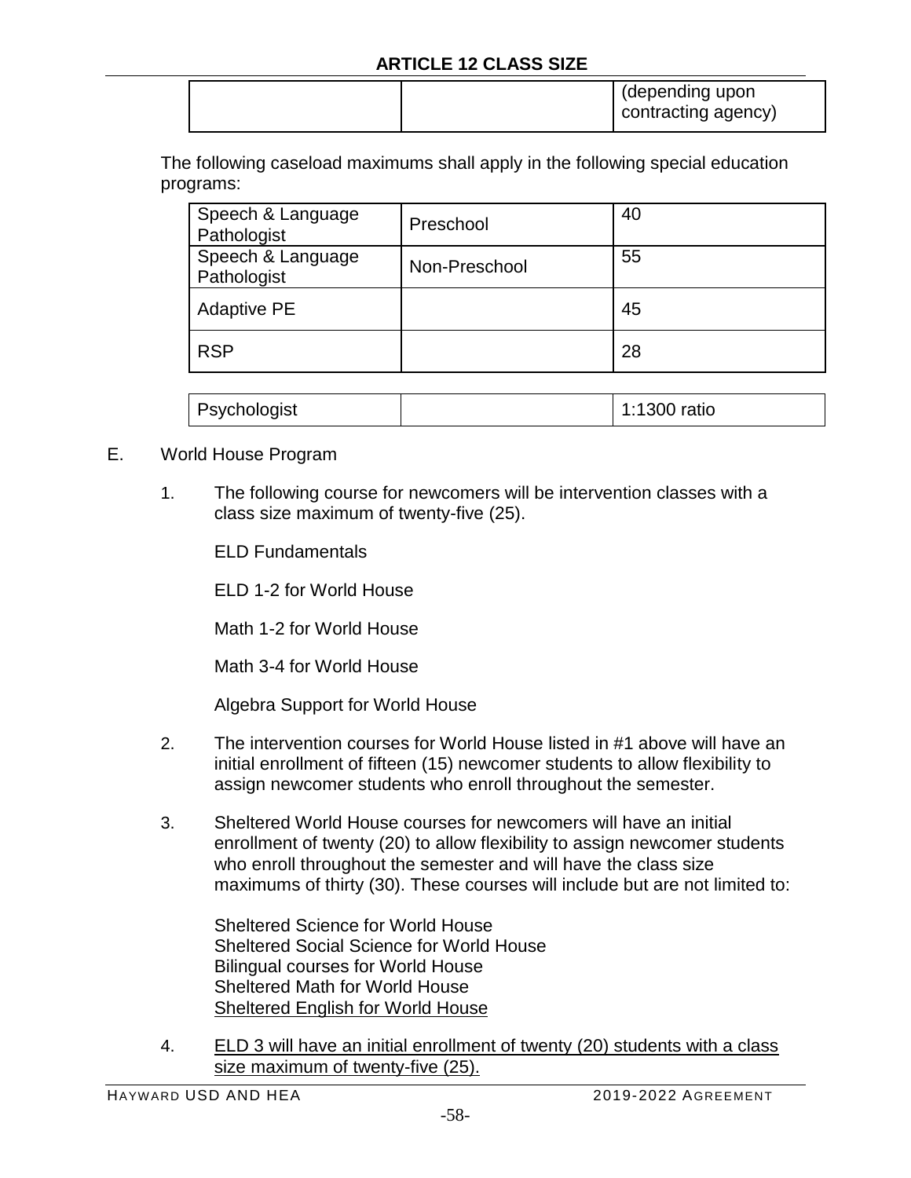| | | (depending upon contracting agency) |
|---|---|---|

The following caseload maximums shall apply in the following special education programs:

| Speech & Language Pathologist | Preschool | 40 |
|---|---|---|
| Speech & Language Pathologist | Non-Preschool | 55 |
| Adaptive PE | | 45 |
| RSP | | 28 |

| Psychologist | | 1:1300 ratio |
|---|---|---|

E. World House Program

1. The following course for newcomers will be intervention classes with a class size maximum of twenty-five (25).

   ELD Fundamentals

   ELD 1-2 for World House

   Math 1-2 for World House

   Math 3-4 for World House

   Algebra Support for World House

2. The intervention courses for World House listed in #1 above will have an initial enrollment of fifteen (15) newcomer students to allow flexibility to assign newcomer students who enroll throughout the semester.

3. Sheltered World House courses for newcomers will have an initial enrollment of twenty (20) to allow flexibility to assign newcomer students who enroll throughout the semester and will have the class size maximums of thirty (30). These courses will include but are not limited to:

   Sheltered Science for World House
   Sheltered Social Science for World House
   Bilingual courses for World House
   Sheltered Math for World House
   <u>Sheltered English for World House</u>

4. <u>ELD 3 will have an initial enrollment of twenty (20) students with a class size maximum of twenty-five (25).</u>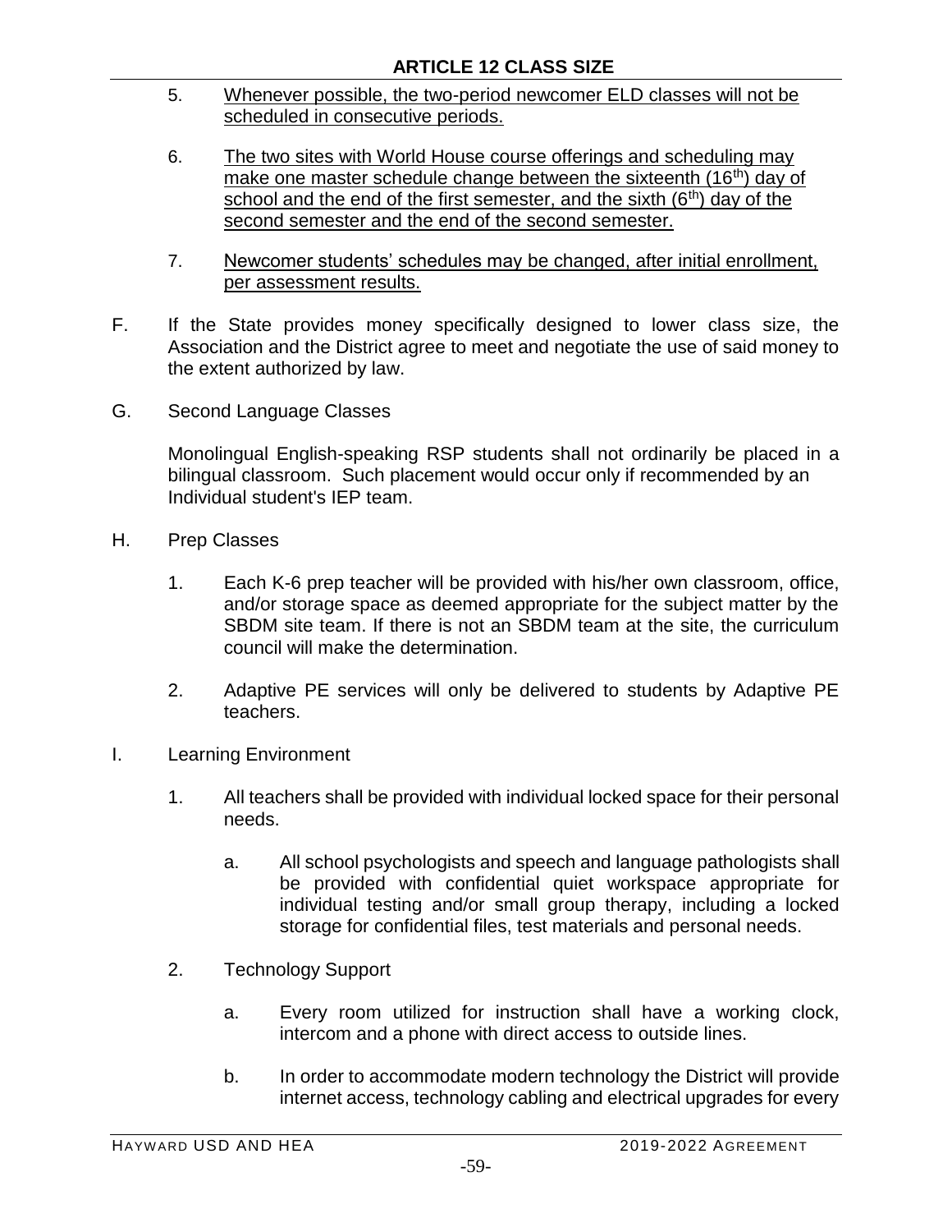5. Whenever possible, the two-period newcomer ELD classes will not be scheduled in consecutive periods.

6. The two sites with World House course offerings and scheduling may make one master schedule change between the sixteenth (16th) day of school and the end of the first semester, and the sixth (6th) day of the second semester and the end of the second semester.

7. Newcomer students' schedules may be changed, after initial enrollment, per assessment results.

F. If the State provides money specifically designed to lower class size, the Association and the District agree to meet and negotiate the use of said money to the extent authorized by law.

G. Second Language Classes

Monolingual English-speaking RSP students shall not ordinarily be placed in a bilingual classroom. Such placement would occur only if recommended by an Individual student's IEP team.

H. Prep Classes

1. Each K-6 prep teacher will be provided with his/her own classroom, office, and/or storage space as deemed appropriate for the subject matter by the SBDM site team. If there is not an SBDM team at the site, the curriculum council will make the determination.

2. Adaptive PE services will only be delivered to students by Adaptive PE teachers.

I. Learning Environment

1. All teachers shall be provided with individual locked space for their personal needs.

   a. All school psychologists and speech and language pathologists shall be provided with confidential quiet workspace appropriate for individual testing and/or small group therapy, including a locked storage for confidential files, test materials and personal needs.

2. Technology Support

   a. Every room utilized for instruction shall have a working clock, intercom and a phone with direct access to outside lines.

   b. In order to accommodate modern technology the District will provide internet access, technology cabling and electrical upgrades for every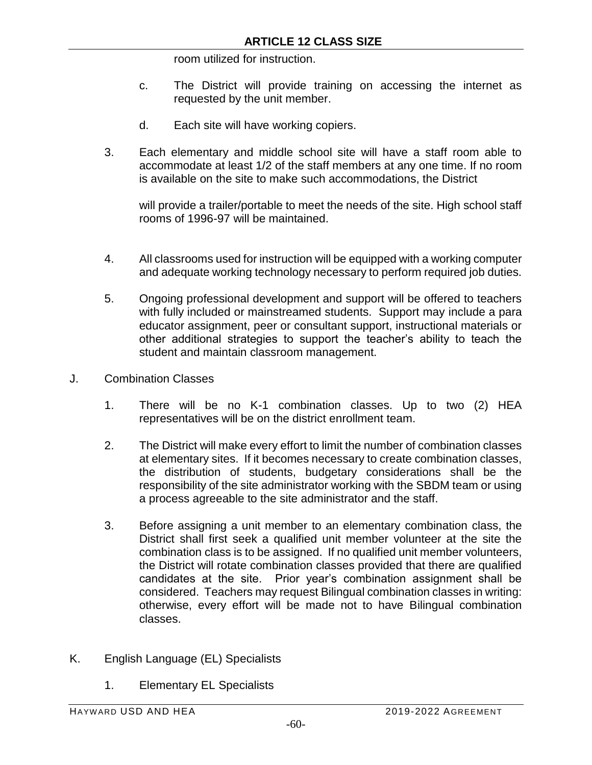room utilized for instruction.

c. The District will provide training on accessing the internet as requested by the unit member.

d. Each site will have working copiers.

3. Each elementary and middle school site will have a staff room able to accommodate at least 1/2 of the staff members at any one time. If no room is available on the site to make such accommodations, the District

   will provide a trailer/portable to meet the needs of the site. High school staff rooms of 1996-97 will be maintained.

4. All classrooms used for instruction will be equipped with a working computer and adequate working technology necessary to perform required job duties.

5. Ongoing professional development and support will be offered to teachers with fully included or mainstreamed students. Support may include a para educator assignment, peer or consultant support, instructional materials or other additional strategies to support the teacher's ability to teach the student and maintain classroom management.

J. Combination Classes

1. There will be no K-1 combination classes. Up to two (2) HEA representatives will be on the district enrollment team.

2. The District will make every effort to limit the number of combination classes at elementary sites. If it becomes necessary to create combination classes, the distribution of students, budgetary considerations shall be the responsibility of the site administrator working with the SBDM team or using a process agreeable to the site administrator and the staff.

3. Before assigning a unit member to an elementary combination class, the District shall first seek a qualified unit member volunteer at the site the combination class is to be assigned. If no qualified unit member volunteers, the District will rotate combination classes provided that there are qualified candidates at the site. Prior year's combination assignment shall be considered. Teachers may request Bilingual combination classes in writing: otherwise, every effort will be made not to have Bilingual combination classes.

K. English Language (EL) Specialists

1. Elementary EL Specialists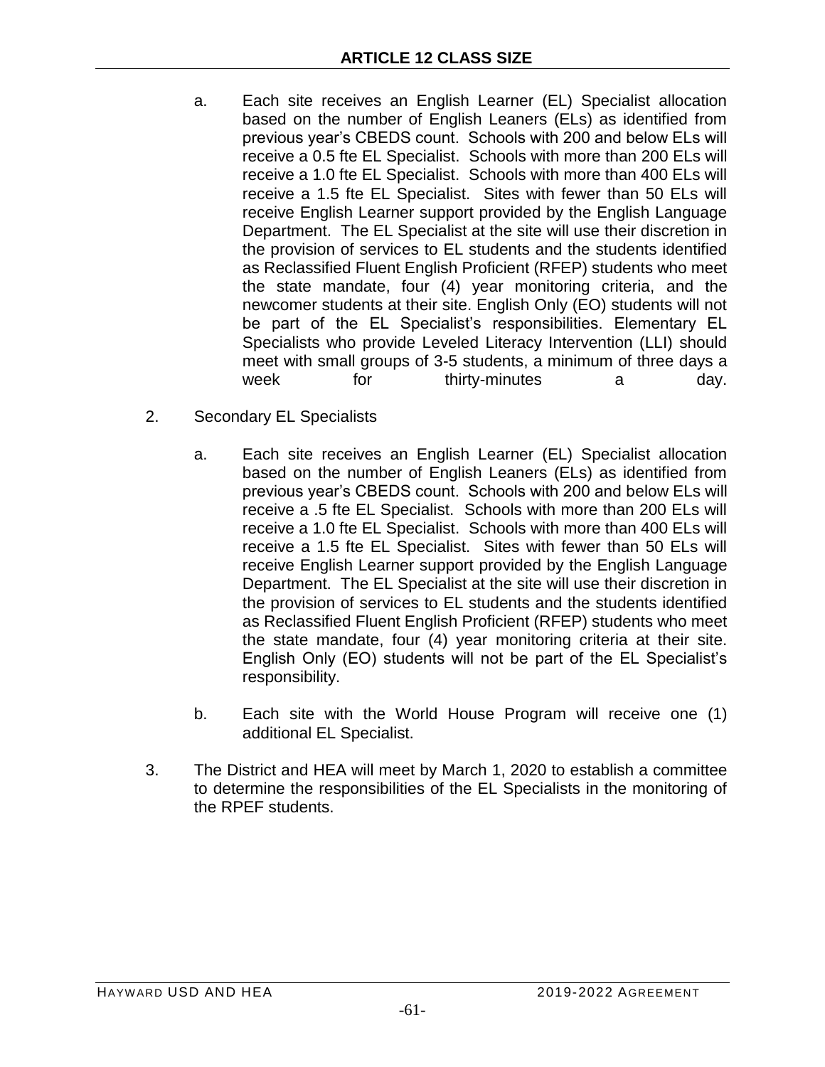a. Each site receives an English Learner (EL) Specialist allocation based on the number of English Leaners (ELs) as identified from previous year's CBEDS count. Schools with 200 and below ELs will receive a 0.5 fte EL Specialist. Schools with more than 200 ELs will receive a 1.0 fte EL Specialist. Schools with more than 400 ELs will receive a 1.5 fte EL Specialist. Sites with fewer than 50 ELs will receive English Learner support provided by the English Language Department. The EL Specialist at the site will use their discretion in the provision of services to EL students and the students identified as Reclassified Fluent English Proficient (RFEP) students who meet the state mandate, four (4) year monitoring criteria, and the newcomer students at their site. English Only (EO) students will not be part of the EL Specialist's responsibilities. Elementary EL Specialists who provide Leveled Literacy Intervention (LLI) should meet with small groups of 3-5 students, a minimum of three days a week for thirty-minutes a day.

2. Secondary EL Specialists

   a. Each site receives an English Learner (EL) Specialist allocation based on the number of English Leaners (ELs) as identified from previous year's CBEDS count. Schools with 200 and below ELs will receive a .5 fte EL Specialist. Schools with more than 200 ELs will receive a 1.0 fte EL Specialist. Schools with more than 400 ELs will receive a 1.5 fte EL Specialist. Sites with fewer than 50 ELs will receive English Learner support provided by the English Language Department. The EL Specialist at the site will use their discretion in the provision of services to EL students and the students identified as Reclassified Fluent English Proficient (RFEP) students who meet the state mandate, four (4) year monitoring criteria at their site. English Only (EO) students will not be part of the EL Specialist's responsibility.

   b. Each site with the World House Program will receive one (1) additional EL Specialist.

3. The District and HEA will meet by March 1, 2020 to establish a committee to determine the responsibilities of the EL Specialists in the monitoring of the RPEF students.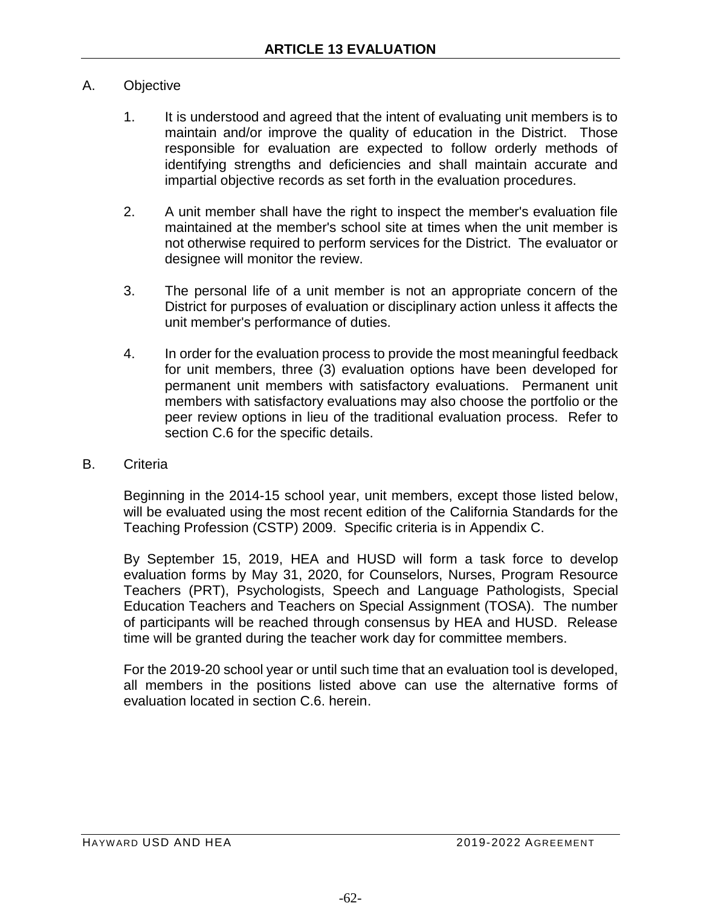# ARTICLE 13 EVALUATION

A. Objective

1. It is understood and agreed that the intent of evaluating unit members is to maintain and/or improve the quality of education in the District. Those responsible for evaluation are expected to follow orderly methods of identifying strengths and deficiencies and shall maintain accurate and impartial objective records as set forth in the evaluation procedures.

2. A unit member shall have the right to inspect the member's evaluation file maintained at the member's school site at times when the unit member is not otherwise required to perform services for the District. The evaluator or designee will monitor the review.

3. The personal life of a unit member is not an appropriate concern of the District for purposes of evaluation or disciplinary action unless it affects the unit member's performance of duties.

4. In order for the evaluation process to provide the most meaningful feedback for unit members, three (3) evaluation options have been developed for permanent unit members with satisfactory evaluations. Permanent unit members with satisfactory evaluations may also choose the portfolio or the peer review options in lieu of the traditional evaluation process. Refer to section C.6 for the specific details.

B. Criteria

Beginning in the 2014-15 school year, unit members, except those listed below, will be evaluated using the most recent edition of the California Standards for the Teaching Profession (CSTP) 2009. Specific criteria is in Appendix C.

By September 15, 2019, HEA and HUSD will form a task force to develop evaluation forms by May 31, 2020, for Counselors, Nurses, Program Resource Teachers (PRT), Psychologists, Speech and Language Pathologists, Special Education Teachers and Teachers on Special Assignment (TOSA). The number of participants will be reached through consensus by HEA and HUSD. Release time will be granted during the teacher work day for committee members.

For the 2019-20 school year or until such time that an evaluation tool is developed, all members in the positions listed above can use the alternative forms of evaluation located in section C.6. herein.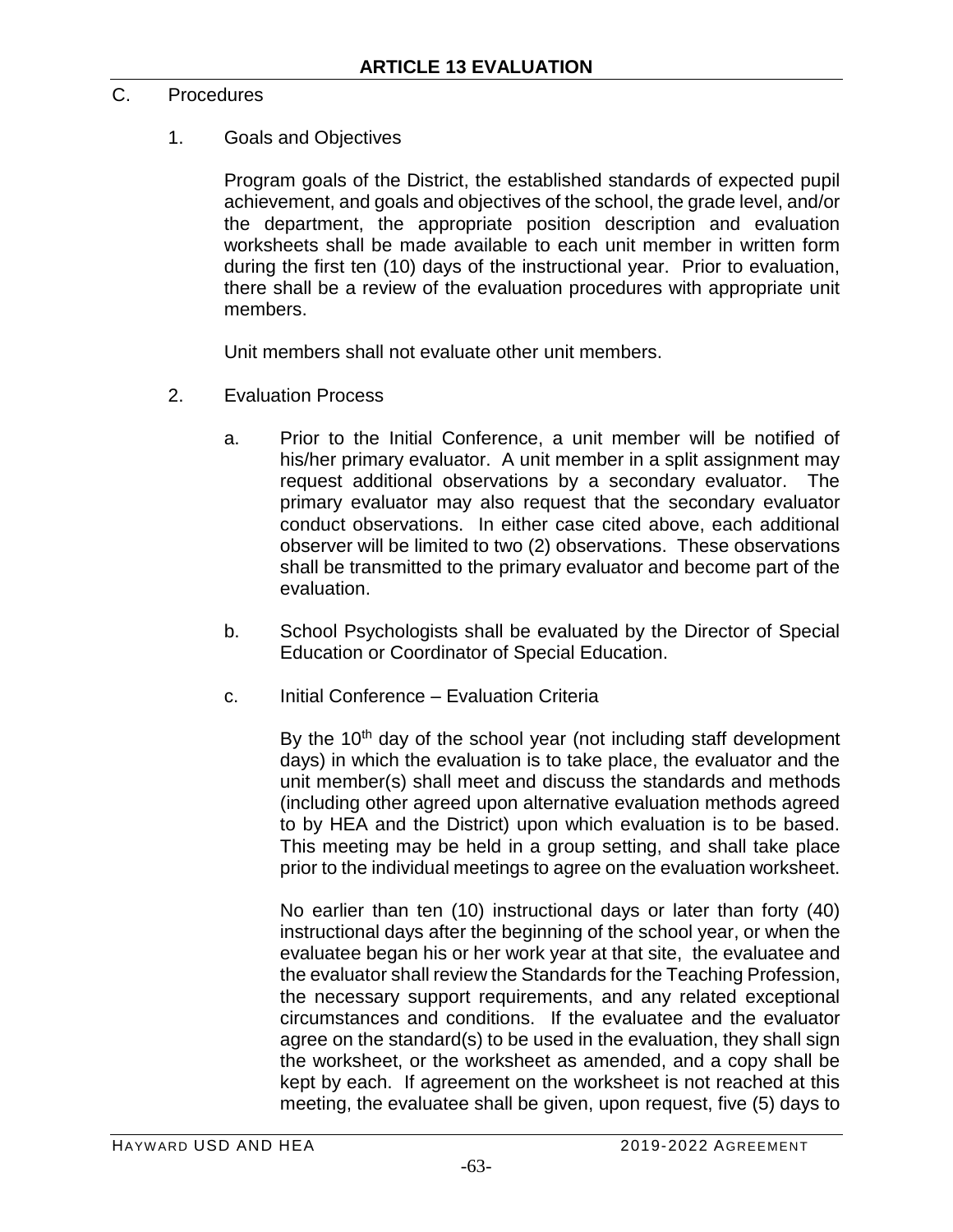## ARTICLE 13 EVALUATION

C. Procedures

1. Goals and Objectives

   Program goals of the District, the established standards of expected pupil achievement, and goals and objectives of the school, the grade level, and/or the department, the appropriate position description and evaluation worksheets shall be made available to each unit member in written form during the first ten (10) days of the instructional year. Prior to evaluation, there shall be a review of the evaluation procedures with appropriate unit members.

   Unit members shall not evaluate other unit members.

2. Evaluation Process

   a. Prior to the Initial Conference, a unit member will be notified of his/her primary evaluator. A unit member in a split assignment may request additional observations by a secondary evaluator. The primary evaluator may also request that the secondary evaluator conduct observations. In either case cited above, each additional observer will be limited to two (2) observations. These observations shall be transmitted to the primary evaluator and become part of the evaluation.

   b. School Psychologists shall be evaluated by the Director of Special Education or Coordinator of Special Education.

   c. Initial Conference – Evaluation Criteria

      By the 10th day of the school year (not including staff development days) in which the evaluation is to take place, the evaluator and the unit member(s) shall meet and discuss the standards and methods (including other agreed upon alternative evaluation methods agreed to by HEA and the District) upon which evaluation is to be based. This meeting may be held in a group setting, and shall take place prior to the individual meetings to agree on the evaluation worksheet.

      No earlier than ten (10) instructional days or later than forty (40) instructional days after the beginning of the school year, or when the evaluatee began his or her work year at that site, the evaluatee and the evaluator shall review the Standards for the Teaching Profession, the necessary support requirements, and any related exceptional circumstances and conditions. If the evaluatee and the evaluator agree on the standard(s) to be used in the evaluation, they shall sign the worksheet, or the worksheet as amended, and a copy shall be kept by each. If agreement on the worksheet is not reached at this meeting, the evaluatee shall be given, upon request, five (5) days to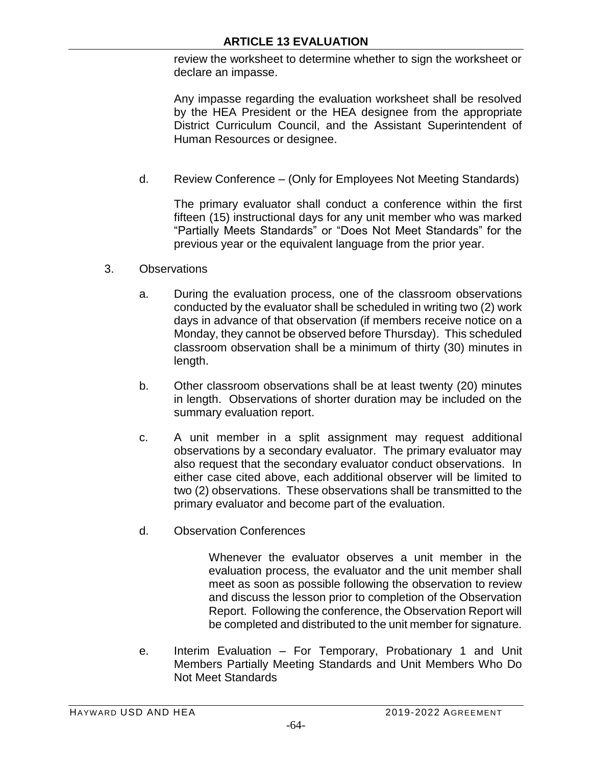review the worksheet to determine whether to sign the worksheet or declare an impasse.

Any impasse regarding the evaluation worksheet shall be resolved by the HEA President or the HEA designee from the appropriate District Curriculum Council, and the Assistant Superintendent of Human Resources or designee.

d. Review Conference – (Only for Employees Not Meeting Standards)

The primary evaluator shall conduct a conference within the first fifteen (15) instructional days for any unit member who was marked "Partially Meets Standards" or "Does Not Meet Standards" for the previous year or the equivalent language from the prior year.

3. Observations

a. During the evaluation process, one of the classroom observations conducted by the evaluator shall be scheduled in writing two (2) work days in advance of that observation (if members receive notice on a Monday, they cannot be observed before Thursday). This scheduled classroom observation shall be a minimum of thirty (30) minutes in length.

b. Other classroom observations shall be at least twenty (20) minutes in length. Observations of shorter duration may be included on the summary evaluation report.

c. A unit member in a split assignment may request additional observations by a secondary evaluator. The primary evaluator may also request that the secondary evaluator conduct observations. In either case cited above, each additional observer will be limited to two (2) observations. These observations shall be transmitted to the primary evaluator and become part of the evaluation.

d. Observation Conferences

Whenever the evaluator observes a unit member in the evaluation process, the evaluator and the unit member shall meet as soon as possible following the observation to review and discuss the lesson prior to completion of the Observation Report. Following the conference, the Observation Report will be completed and distributed to the unit member for signature.

e. Interim Evaluation – For Temporary, Probationary 1 and Unit Members Partially Meeting Standards and Unit Members Who Do Not Meet Standards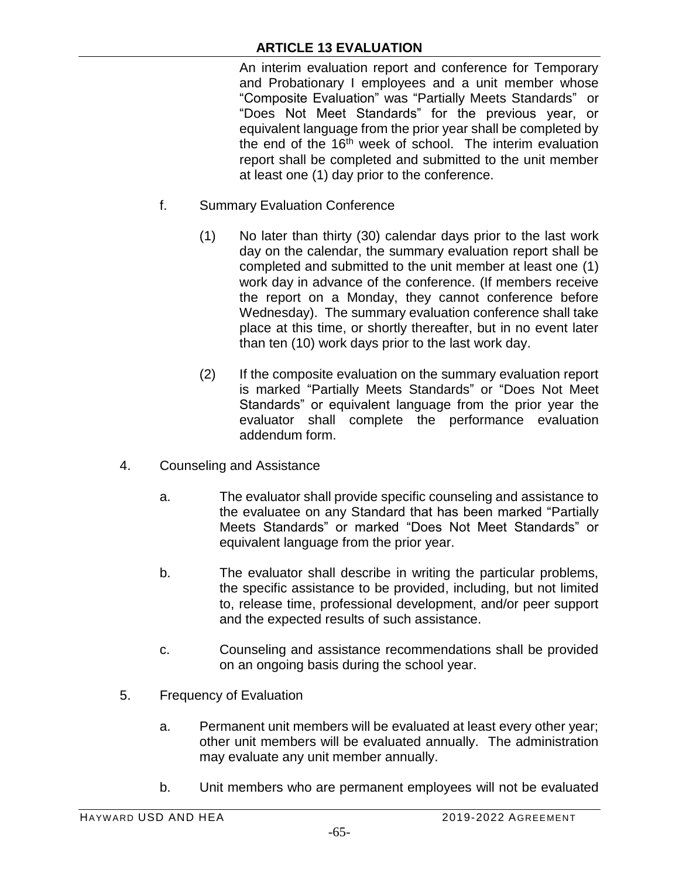An interim evaluation report and conference for Temporary and Probationary I employees and a unit member whose "Composite Evaluation" was "Partially Meets Standards" or "Does Not Meet Standards" for the previous year, or equivalent language from the prior year shall be completed by the end of the 16th week of school. The interim evaluation report shall be completed and submitted to the unit member at least one (1) day prior to the conference.

f. Summary Evaluation Conference

(1) No later than thirty (30) calendar days prior to the last work day on the calendar, the summary evaluation report shall be completed and submitted to the unit member at least one (1) work day in advance of the conference. (If members receive the report on a Monday, they cannot conference before Wednesday). The summary evaluation conference shall take place at this time, or shortly thereafter, but in no event later than ten (10) work days prior to the last work day.

(2) If the composite evaluation on the summary evaluation report is marked "Partially Meets Standards" or "Does Not Meet Standards" or equivalent language from the prior year the evaluator shall complete the performance evaluation addendum form.

4. Counseling and Assistance

a. The evaluator shall provide specific counseling and assistance to the evaluatee on any Standard that has been marked "Partially Meets Standards" or marked "Does Not Meet Standards" or equivalent language from the prior year.

b. The evaluator shall describe in writing the particular problems, the specific assistance to be provided, including, but not limited to, release time, professional development, and/or peer support and the expected results of such assistance.

c. Counseling and assistance recommendations shall be provided on an ongoing basis during the school year.

5. Frequency of Evaluation

a. Permanent unit members will be evaluated at least every other year; other unit members will be evaluated annually. The administration may evaluate any unit member annually.

b. Unit members who are permanent employees will not be evaluated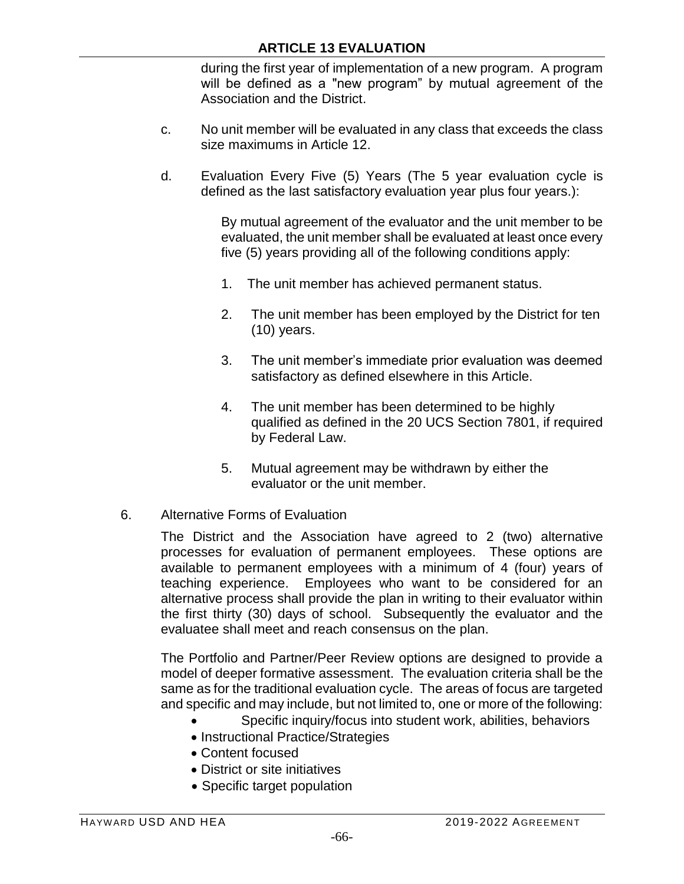during the first year of implementation of a new program. A program will be defined as a "new program" by mutual agreement of the Association and the District.

c. No unit member will be evaluated in any class that exceeds the class size maximums in Article 12.

d. Evaluation Every Five (5) Years (The 5 year evaluation cycle is defined as the last satisfactory evaluation year plus four years.):

By mutual agreement of the evaluator and the unit member to be evaluated, the unit member shall be evaluated at least once every five (5) years providing all of the following conditions apply:

1. The unit member has achieved permanent status.

2. The unit member has been employed by the District for ten (10) years.

3. The unit member's immediate prior evaluation was deemed satisfactory as defined elsewhere in this Article.

4. The unit member has been determined to be highly qualified as defined in the 20 UCS Section 7801, if required by Federal Law.

5. Mutual agreement may be withdrawn by either the evaluator or the unit member.

6. Alternative Forms of Evaluation

The District and the Association have agreed to 2 (two) alternative processes for evaluation of permanent employees. These options are available to permanent employees with a minimum of 4 (four) years of teaching experience. Employees who want to be considered for an alternative process shall provide the plan in writing to their evaluator within the first thirty (30) days of school. Subsequently the evaluator and the evaluatee shall meet and reach consensus on the plan.

The Portfolio and Partner/Peer Review options are designed to provide a model of deeper formative assessment. The evaluation criteria shall be the same as for the traditional evaluation cycle. The areas of focus are targeted and specific and may include, but not limited to, one or more of the following:

- Specific inquiry/focus into student work, abilities, behaviors
- Instructional Practice/Strategies
- Content focused
- District or site initiatives
- Specific target population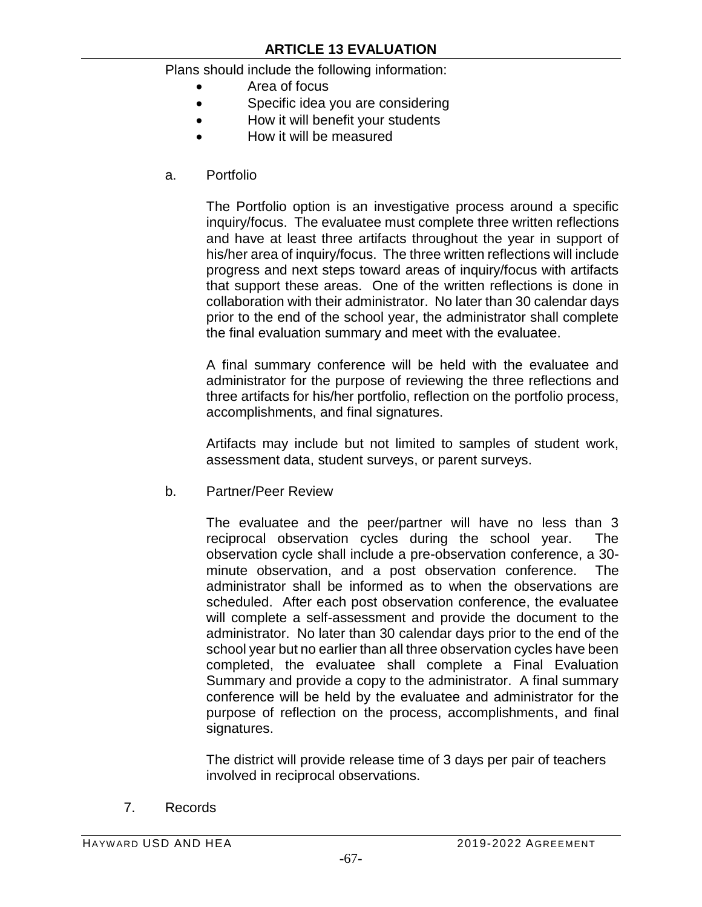Plans should include the following information:

- Area of focus
- Specific idea you are considering
- How it will benefit your students
- How it will be measured

a. Portfolio

The Portfolio option is an investigative process around a specific inquiry/focus. The evaluatee must complete three written reflections and have at least three artifacts throughout the year in support of his/her area of inquiry/focus. The three written reflections will include progress and next steps toward areas of inquiry/focus with artifacts that support these areas. One of the written reflections is done in collaboration with their administrator. No later than 30 calendar days prior to the end of the school year, the administrator shall complete the final evaluation summary and meet with the evaluatee.

A final summary conference will be held with the evaluatee and administrator for the purpose of reviewing the three reflections and three artifacts for his/her portfolio, reflection on the portfolio process, accomplishments, and final signatures.

Artifacts may include but not limited to samples of student work, assessment data, student surveys, or parent surveys.

b. Partner/Peer Review

The evaluatee and the peer/partner will have no less than 3 reciprocal observation cycles during the school year. The observation cycle shall include a pre-observation conference, a 30-minute observation, and a post observation conference. The administrator shall be informed as to when the observations are scheduled. After each post observation conference, the evaluatee will complete a self-assessment and provide the document to the administrator. No later than 30 calendar days prior to the end of the school year but no earlier than all three observation cycles have been completed, the evaluatee shall complete a Final Evaluation Summary and provide a copy to the administrator. A final summary conference will be held by the evaluatee and administrator for the purpose of reflection on the process, accomplishments, and final signatures.

The district will provide release time of 3 days per pair of teachers involved in reciprocal observations.

7. Records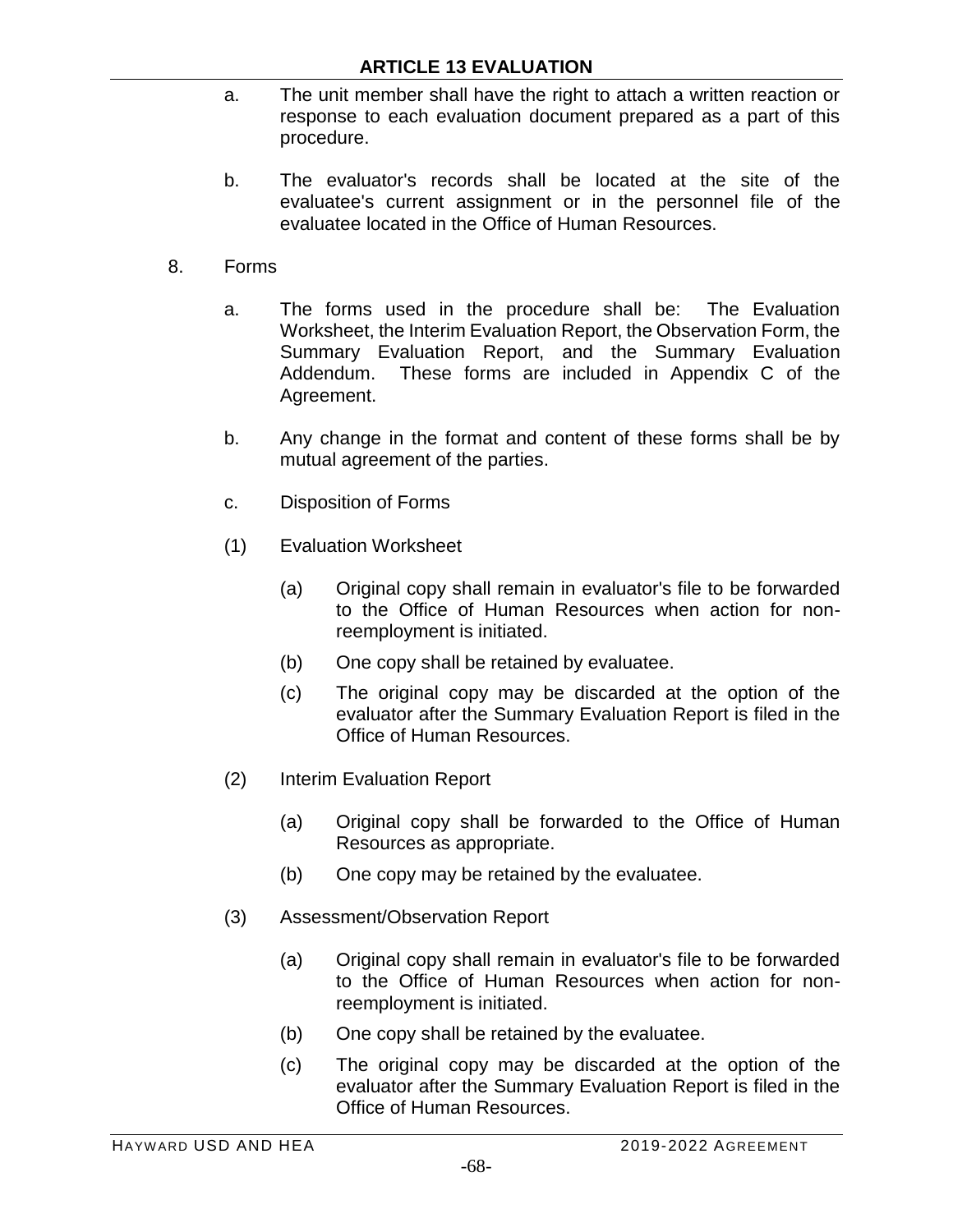a. The unit member shall have the right to attach a written reaction or response to each evaluation document prepared as a part of this procedure.

b. The evaluator's records shall be located at the site of the evaluatee's current assignment or in the personnel file of the evaluatee located in the Office of Human Resources.

8. Forms

a. The forms used in the procedure shall be: The Evaluation Worksheet, the Interim Evaluation Report, the Observation Form, the Summary Evaluation Report, and the Summary Evaluation Addendum. These forms are included in Appendix C of the Agreement.

b. Any change in the format and content of these forms shall be by mutual agreement of the parties.

c. Disposition of Forms

(1) Evaluation Worksheet

(a) Original copy shall remain in evaluator's file to be forwarded to the Office of Human Resources when action for non-reemployment is initiated.

(b) One copy shall be retained by evaluatee.

(c) The original copy may be discarded at the option of the evaluator after the Summary Evaluation Report is filed in the Office of Human Resources.

(2) Interim Evaluation Report

(a) Original copy shall be forwarded to the Office of Human Resources as appropriate.

(b) One copy may be retained by the evaluatee.

(3) Assessment/Observation Report

(a) Original copy shall remain in evaluator's file to be forwarded to the Office of Human Resources when action for non-reemployment is initiated.

(b) One copy shall be retained by the evaluatee.

(c) The original copy may be discarded at the option of the evaluator after the Summary Evaluation Report is filed in the Office of Human Resources.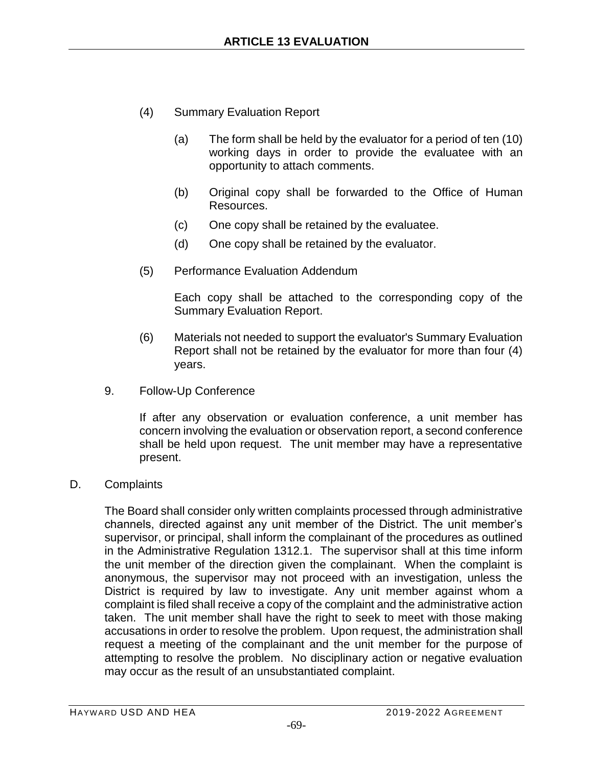(4) Summary Evaluation Report

(a) The form shall be held by the evaluator for a period of ten (10) working days in order to provide the evaluatee with an opportunity to attach comments.

(b) Original copy shall be forwarded to the Office of Human Resources.

(c) One copy shall be retained by the evaluatee.

(d) One copy shall be retained by the evaluator.

(5) Performance Evaluation Addendum

Each copy shall be attached to the corresponding copy of the Summary Evaluation Report.

(6) Materials not needed to support the evaluator's Summary Evaluation Report shall not be retained by the evaluator for more than four (4) years.

9. Follow-Up Conference

If after any observation or evaluation conference, a unit member has concern involving the evaluation or observation report, a second conference shall be held upon request. The unit member may have a representative present.

D. Complaints

The Board shall consider only written complaints processed through administrative channels, directed against any unit member of the District. The unit member's supervisor, or principal, shall inform the complainant of the procedures as outlined in the Administrative Regulation 1312.1. The supervisor shall at this time inform the unit member of the direction given the complainant. When the complaint is anonymous, the supervisor may not proceed with an investigation, unless the District is required by law to investigate. Any unit member against whom a complaint is filed shall receive a copy of the complaint and the administrative action taken. The unit member shall have the right to seek to meet with those making accusations in order to resolve the problem. Upon request, the administration shall request a meeting of the complainant and the unit member for the purpose of attempting to resolve the problem. No disciplinary action or negative evaluation may occur as the result of an unsubstantiated complaint.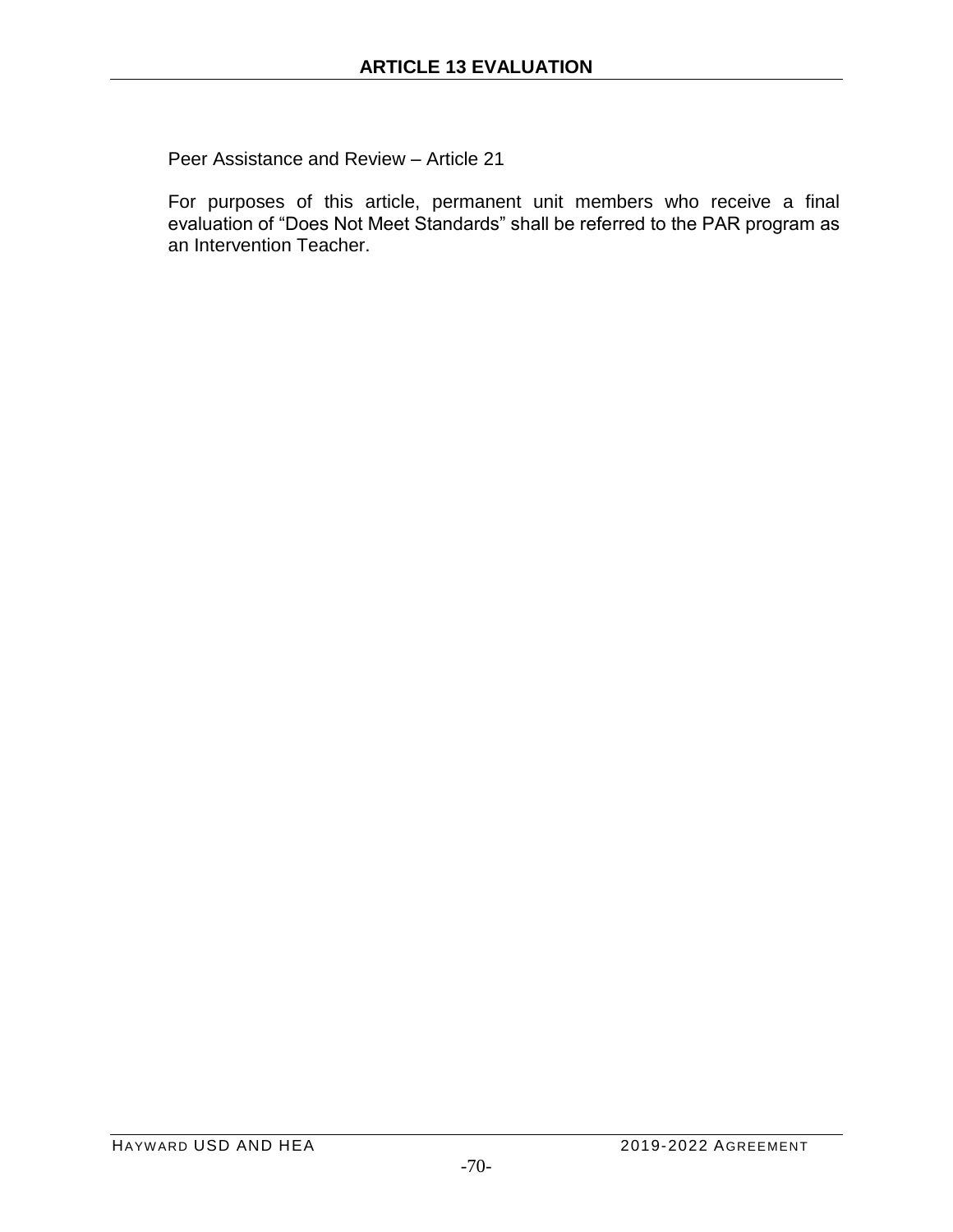Peer Assistance and Review – Article 21

For purposes of this article, permanent unit members who receive a final evaluation of "Does Not Meet Standards" shall be referred to the PAR program as an Intervention Teacher.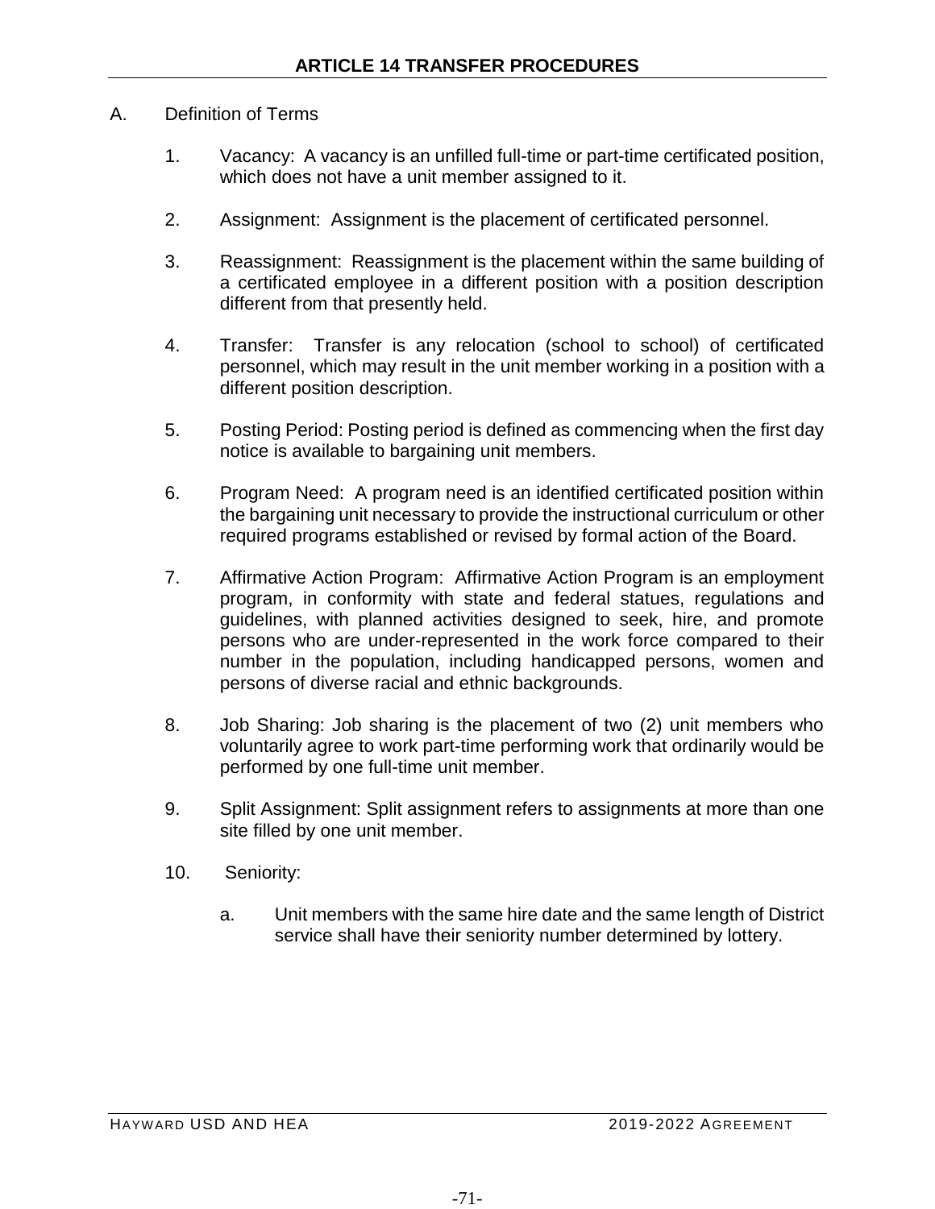# ARTICLE 14 TRANSFER PROCEDURES

A. Definition of Terms

1. Vacancy: A vacancy is an unfilled full-time or part-time certificated position, which does not have a unit member assigned to it.

2. Assignment: Assignment is the placement of certificated personnel.

3. Reassignment: Reassignment is the placement within the same building of a certificated employee in a different position with a position description different from that presently held.

4. Transfer: Transfer is any relocation (school to school) of certificated personnel, which may result in the unit member working in a position with a different position description.

5. Posting Period: Posting period is defined as commencing when the first day notice is available to bargaining unit members.

6. Program Need: A program need is an identified certificated position within the bargaining unit necessary to provide the instructional curriculum or other required programs established or revised by formal action of the Board.

7. Affirmative Action Program: Affirmative Action Program is an employment program, in conformity with state and federal statues, regulations and guidelines, with planned activities designed to seek, hire, and promote persons who are under-represented in the work force compared to their number in the population, including handicapped persons, women and persons of diverse racial and ethnic backgrounds.

8. Job Sharing: Job sharing is the placement of two (2) unit members who voluntarily agree to work part-time performing work that ordinarily would be performed by one full-time unit member.

9. Split Assignment: Split assignment refers to assignments at more than one site filled by one unit member.

10. Seniority:

    a. Unit members with the same hire date and the same length of District service shall have their seniority number determined by lottery.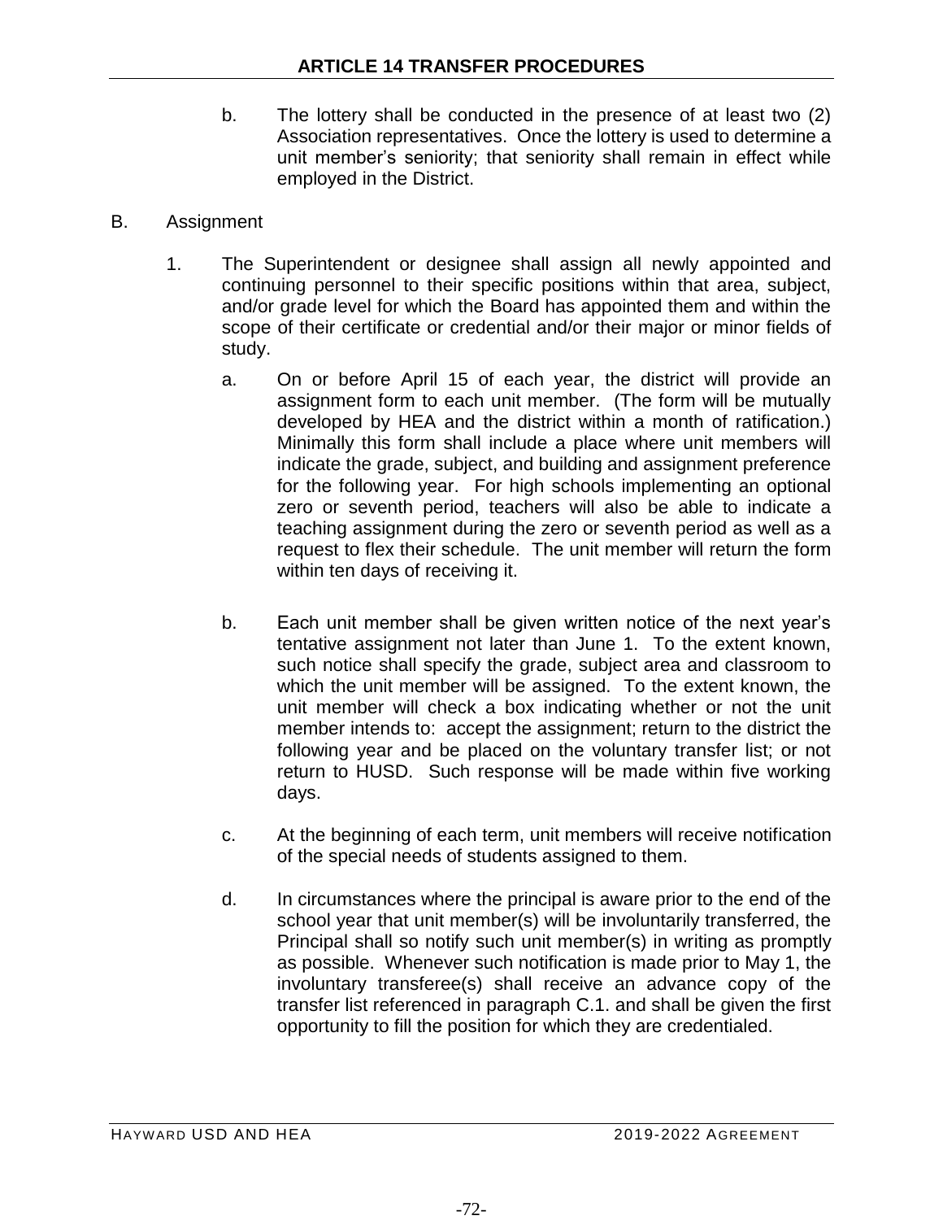b. The lottery shall be conducted in the presence of at least two (2) Association representatives. Once the lottery is used to determine a unit member's seniority; that seniority shall remain in effect while employed in the District.

B. Assignment

1. The Superintendent or designee shall assign all newly appointed and continuing personnel to their specific positions within that area, subject, and/or grade level for which the Board has appointed them and within the scope of their certificate or credential and/or their major or minor fields of study.

   a. On or before April 15 of each year, the district will provide an assignment form to each unit member. (The form will be mutually developed by HEA and the district within a month of ratification.) Minimally this form shall include a place where unit members will indicate the grade, subject, and building and assignment preference for the following year. For high schools implementing an optional zero or seventh period, teachers will also be able to indicate a teaching assignment during the zero or seventh period as well as a request to flex their schedule. The unit member will return the form within ten days of receiving it.

   b. Each unit member shall be given written notice of the next year's tentative assignment not later than June 1. To the extent known, such notice shall specify the grade, subject area and classroom to which the unit member will be assigned. To the extent known, the unit member will check a box indicating whether or not the unit member intends to: accept the assignment; return to the district the following year and be placed on the voluntary transfer list; or not return to HUSD. Such response will be made within five working days.

   c. At the beginning of each term, unit members will receive notification of the special needs of students assigned to them.

   d. In circumstances where the principal is aware prior to the end of the school year that unit member(s) will be involuntarily transferred, the Principal shall so notify such unit member(s) in writing as promptly as possible. Whenever such notification is made prior to May 1, the involuntary transferee(s) shall receive an advance copy of the transfer list referenced in paragraph C.1. and shall be given the first opportunity to fill the position for which they are credentialed.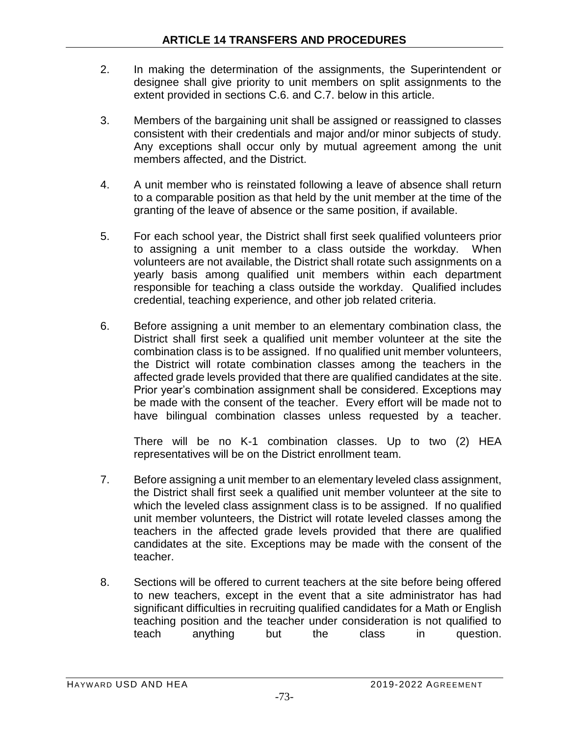2. In making the determination of the assignments, the Superintendent or designee shall give priority to unit members on split assignments to the extent provided in sections C.6. and C.7. below in this article.

3. Members of the bargaining unit shall be assigned or reassigned to classes consistent with their credentials and major and/or minor subjects of study. Any exceptions shall occur only by mutual agreement among the unit members affected, and the District.

4. A unit member who is reinstated following a leave of absence shall return to a comparable position as that held by the unit member at the time of the granting of the leave of absence or the same position, if available.

5. For each school year, the District shall first seek qualified volunteers prior to assigning a unit member to a class outside the workday. When volunteers are not available, the District shall rotate such assignments on a yearly basis among qualified unit members within each department responsible for teaching a class outside the workday. Qualified includes credential, teaching experience, and other job related criteria.

6. Before assigning a unit member to an elementary combination class, the District shall first seek a qualified unit member volunteer at the site the combination class is to be assigned. If no qualified unit member volunteers, the District will rotate combination classes among the teachers in the affected grade levels provided that there are qualified candidates at the site. Prior year's combination assignment shall be considered. Exceptions may be made with the consent of the teacher. Every effort will be made not to have bilingual combination classes unless requested by a teacher.

   There will be no K-1 combination classes. Up to two (2) HEA representatives will be on the District enrollment team.

7. Before assigning a unit member to an elementary leveled class assignment, the District shall first seek a qualified unit member volunteer at the site to which the leveled class assignment class is to be assigned. If no qualified unit member volunteers, the District will rotate leveled classes among the teachers in the affected grade levels provided that there are qualified candidates at the site. Exceptions may be made with the consent of the teacher.

8. Sections will be offered to current teachers at the site before being offered to new teachers, except in the event that a site administrator has had significant difficulties in recruiting qualified candidates for a Math or English teaching position and the teacher under consideration is not qualified to teach anything but the class in question.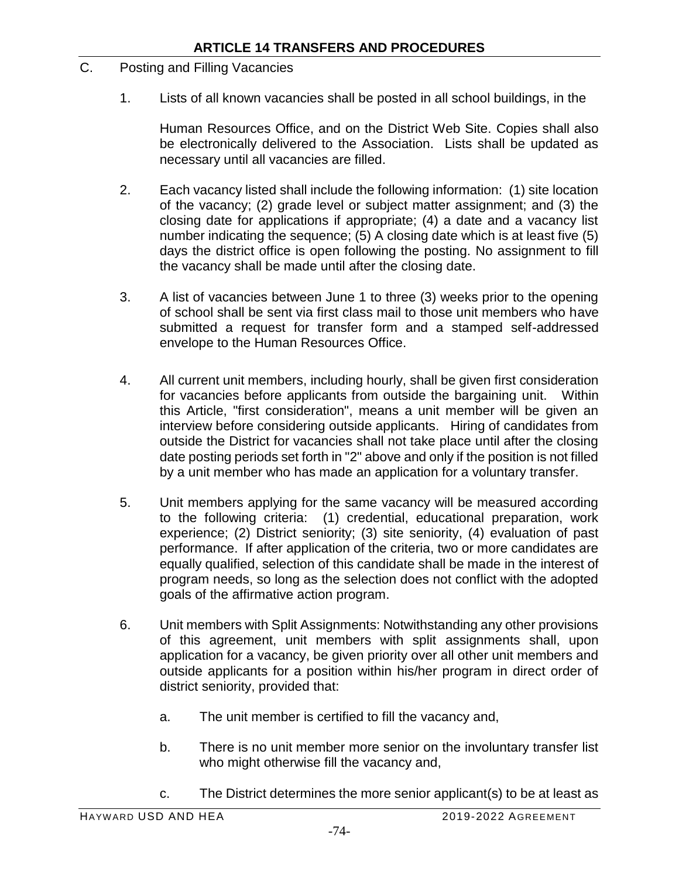## ARTICLE 14 TRANSFERS AND PROCEDURES

C. Posting and Filling Vacancies

1. Lists of all known vacancies shall be posted in all school buildings, in the Human Resources Office, and on the District Web Site. Copies shall also be electronically delivered to the Association. Lists shall be updated as necessary until all vacancies are filled.

2. Each vacancy listed shall include the following information: (1) site location of the vacancy; (2) grade level or subject matter assignment; and (3) the closing date for applications if appropriate; (4) a date and a vacancy list number indicating the sequence; (5) A closing date which is at least five (5) days the district office is open following the posting. No assignment to fill the vacancy shall be made until after the closing date.

3. A list of vacancies between June 1 to three (3) weeks prior to the opening of school shall be sent via first class mail to those unit members who have submitted a request for transfer form and a stamped self-addressed envelope to the Human Resources Office.

4. All current unit members, including hourly, shall be given first consideration for vacancies before applicants from outside the bargaining unit. Within this Article, "first consideration", means a unit member will be given an interview before considering outside applicants. Hiring of candidates from outside the District for vacancies shall not take place until after the closing date posting periods set forth in "2" above and only if the position is not filled by a unit member who has made an application for a voluntary transfer.

5. Unit members applying for the same vacancy will be measured according to the following criteria: (1) credential, educational preparation, work experience; (2) District seniority; (3) site seniority, (4) evaluation of past performance. If after application of the criteria, two or more candidates are equally qualified, selection of this candidate shall be made in the interest of program needs, so long as the selection does not conflict with the adopted goals of the affirmative action program.

6. Unit members with Split Assignments: Notwithstanding any other provisions of this agreement, unit members with split assignments shall, upon application for a vacancy, be given priority over all other unit members and outside applicants for a position within his/her program in direct order of district seniority, provided that:

   a. The unit member is certified to fill the vacancy and,

   b. There is no unit member more senior on the involuntary transfer list who might otherwise fill the vacancy and,

   c. The District determines the more senior applicant(s) to be at least as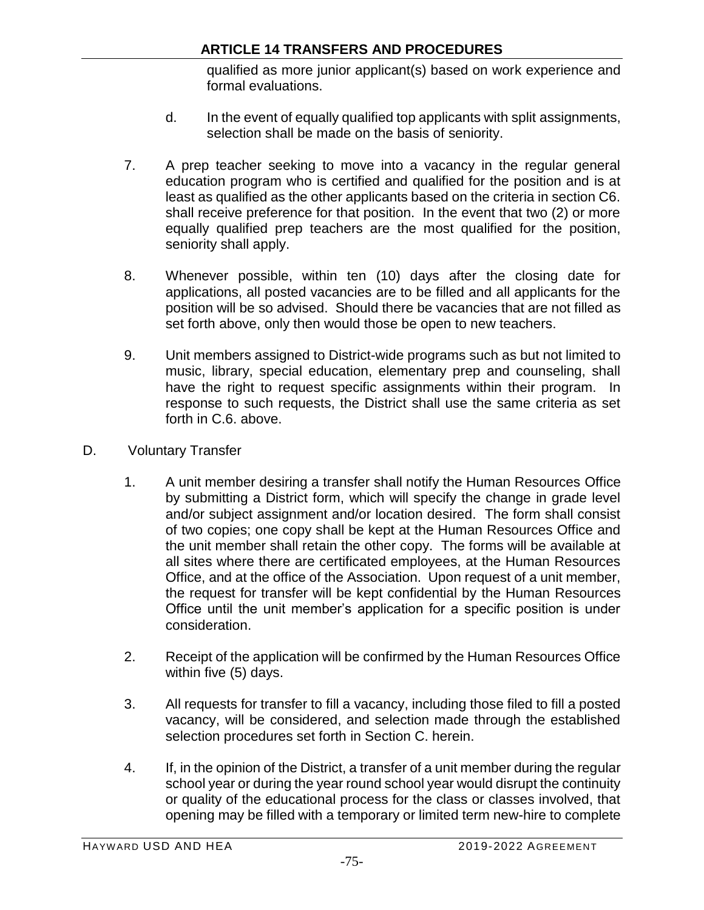qualified as more junior applicant(s) based on work experience and formal evaluations.

d. In the event of equally qualified top applicants with split assignments, selection shall be made on the basis of seniority.

7. A prep teacher seeking to move into a vacancy in the regular general education program who is certified and qualified for the position and is at least as qualified as the other applicants based on the criteria in section C6. shall receive preference for that position. In the event that two (2) or more equally qualified prep teachers are the most qualified for the position, seniority shall apply.

8. Whenever possible, within ten (10) days after the closing date for applications, all posted vacancies are to be filled and all applicants for the position will be so advised. Should there be vacancies that are not filled as set forth above, only then would those be open to new teachers.

9. Unit members assigned to District-wide programs such as but not limited to music, library, special education, elementary prep and counseling, shall have the right to request specific assignments within their program. In response to such requests, the District shall use the same criteria as set forth in C.6. above.

D. Voluntary Transfer

1. A unit member desiring a transfer shall notify the Human Resources Office by submitting a District form, which will specify the change in grade level and/or subject assignment and/or location desired. The form shall consist of two copies; one copy shall be kept at the Human Resources Office and the unit member shall retain the other copy. The forms will be available at all sites where there are certificated employees, at the Human Resources Office, and at the office of the Association. Upon request of a unit member, the request for transfer will be kept confidential by the Human Resources Office until the unit member's application for a specific position is under consideration.

2. Receipt of the application will be confirmed by the Human Resources Office within five (5) days.

3. All requests for transfer to fill a vacancy, including those filed to fill a posted vacancy, will be considered, and selection made through the established selection procedures set forth in Section C. herein.

4. If, in the opinion of the District, a transfer of a unit member during the regular school year or during the year round school year would disrupt the continuity or quality of the educational process for the class or classes involved, that opening may be filled with a temporary or limited term new-hire to complete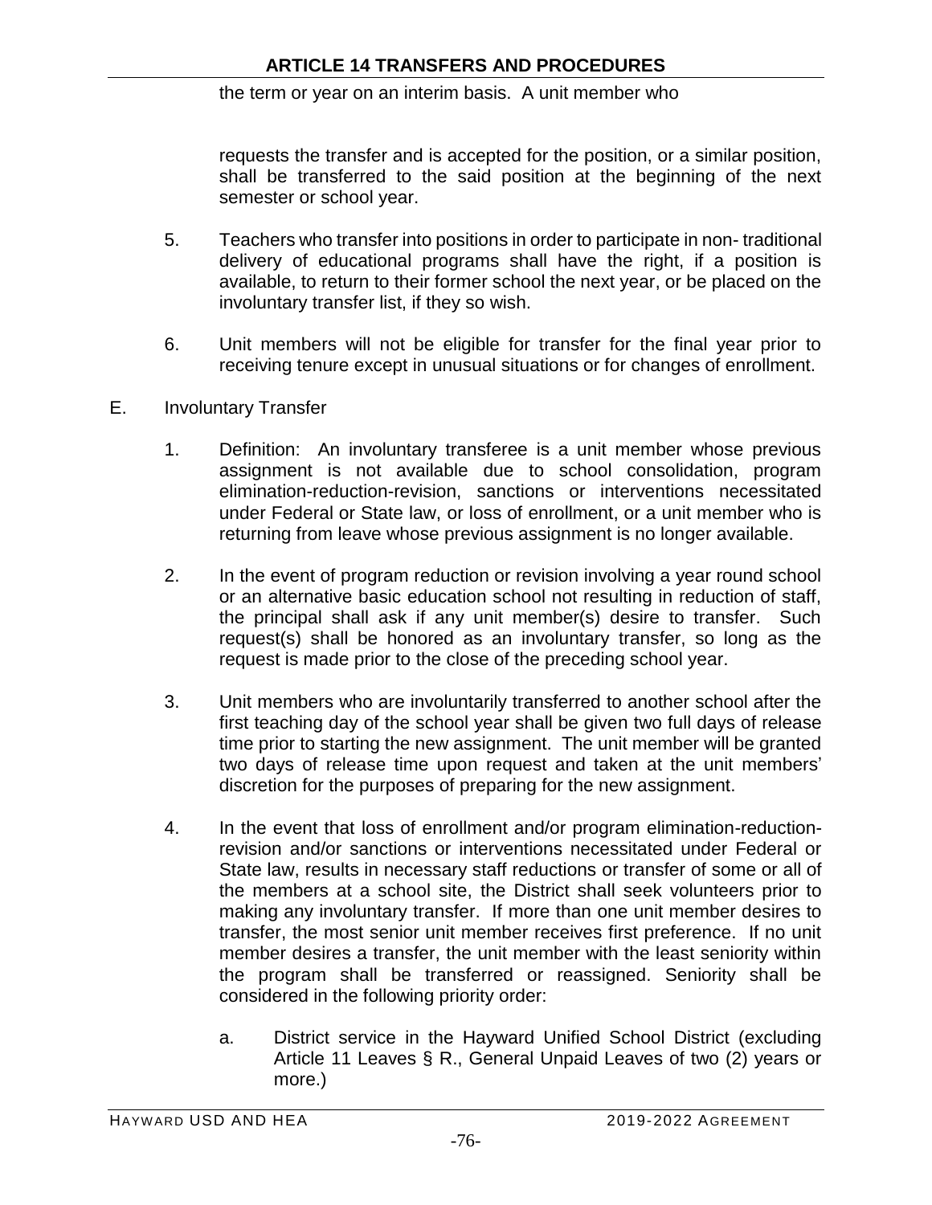the term or year on an interim basis. A unit member who

requests the transfer and is accepted for the position, or a similar position, shall be transferred to the said position at the beginning of the next semester or school year.

5. Teachers who transfer into positions in order to participate in non- traditional delivery of educational programs shall have the right, if a position is available, to return to their former school the next year, or be placed on the involuntary transfer list, if they so wish.

6. Unit members will not be eligible for transfer for the final year prior to receiving tenure except in unusual situations or for changes of enrollment.

E. Involuntary Transfer

1. Definition: An involuntary transferee is a unit member whose previous assignment is not available due to school consolidation, program elimination-reduction-revision, sanctions or interventions necessitated under Federal or State law, or loss of enrollment, or a unit member who is returning from leave whose previous assignment is no longer available.

2. In the event of program reduction or revision involving a year round school or an alternative basic education school not resulting in reduction of staff, the principal shall ask if any unit member(s) desire to transfer. Such request(s) shall be honored as an involuntary transfer, so long as the request is made prior to the close of the preceding school year.

3. Unit members who are involuntarily transferred to another school after the first teaching day of the school year shall be given two full days of release time prior to starting the new assignment. The unit member will be granted two days of release time upon request and taken at the unit members' discretion for the purposes of preparing for the new assignment.

4. In the event that loss of enrollment and/or program elimination-reduction-revision and/or sanctions or interventions necessitated under Federal or State law, results in necessary staff reductions or transfer of some or all of the members at a school site, the District shall seek volunteers prior to making any involuntary transfer. If more than one unit member desires to transfer, the most senior unit member receives first preference. If no unit member desires a transfer, the unit member with the least seniority within the program shall be transferred or reassigned. Seniority shall be considered in the following priority order:

   a. District service in the Hayward Unified School District (excluding Article 11 Leaves § R., General Unpaid Leaves of two (2) years or more.)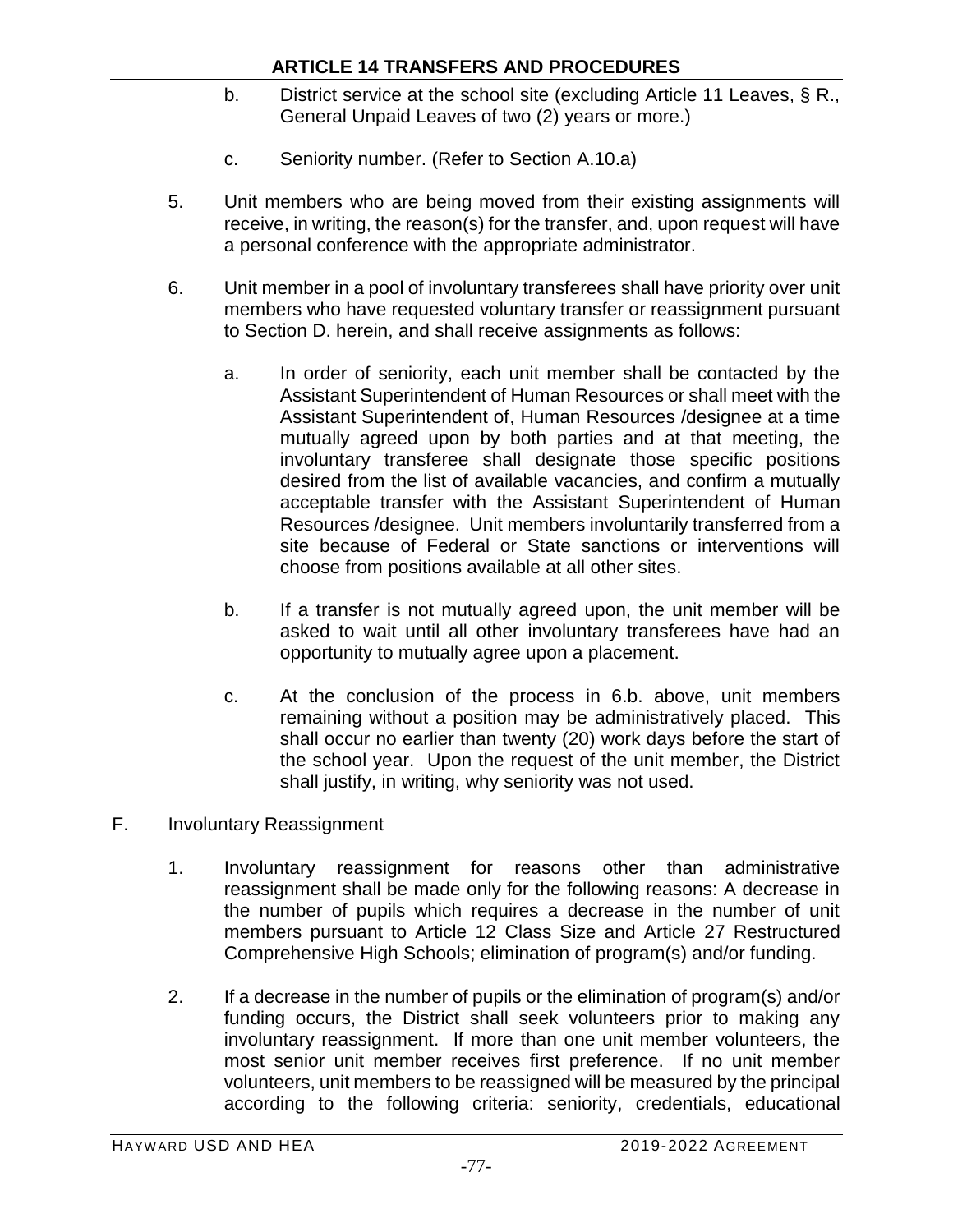b. District service at the school site (excluding Article 11 Leaves, § R., General Unpaid Leaves of two (2) years or more.)

c. Seniority number. (Refer to Section A.10.a)

5. Unit members who are being moved from their existing assignments will receive, in writing, the reason(s) for the transfer, and, upon request will have a personal conference with the appropriate administrator.

6. Unit member in a pool of involuntary transferees shall have priority over unit members who have requested voluntary transfer or reassignment pursuant to Section D. herein, and shall receive assignments as follows:

   a. In order of seniority, each unit member shall be contacted by the Assistant Superintendent of Human Resources or shall meet with the Assistant Superintendent of, Human Resources /designee at a time mutually agreed upon by both parties and at that meeting, the involuntary transferee shall designate those specific positions desired from the list of available vacancies, and confirm a mutually acceptable transfer with the Assistant Superintendent of Human Resources /designee. Unit members involuntarily transferred from a site because of Federal or State sanctions or interventions will choose from positions available at all other sites.

   b. If a transfer is not mutually agreed upon, the unit member will be asked to wait until all other involuntary transferees have had an opportunity to mutually agree upon a placement.

   c. At the conclusion of the process in 6.b. above, unit members remaining without a position may be administratively placed. This shall occur no earlier than twenty (20) work days before the start of the school year. Upon the request of the unit member, the District shall justify, in writing, why seniority was not used.

F. Involuntary Reassignment

1. Involuntary reassignment for reasons other than administrative reassignment shall be made only for the following reasons: A decrease in the number of pupils which requires a decrease in the number of unit members pursuant to Article 12 Class Size and Article 27 Restructured Comprehensive High Schools; elimination of program(s) and/or funding.

2. If a decrease in the number of pupils or the elimination of program(s) and/or funding occurs, the District shall seek volunteers prior to making any involuntary reassignment. If more than one unit member volunteers, the most senior unit member receives first preference. If no unit member volunteers, unit members to be reassigned will be measured by the principal according to the following criteria: seniority, credentials, educational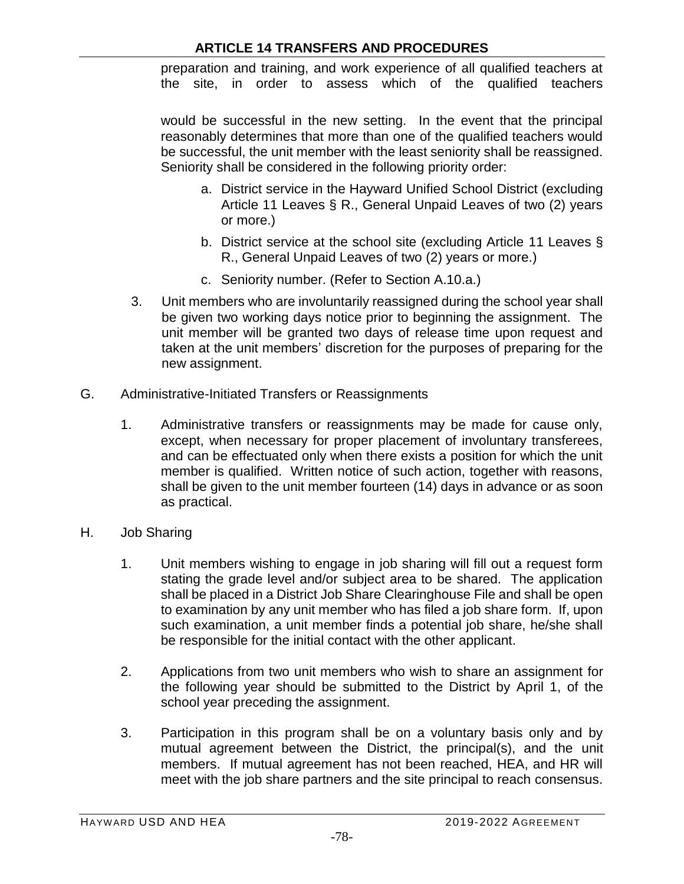preparation and training, and work experience of all qualified teachers at the site, in order to assess which of the qualified teachers would be successful in the new setting. In the event that the principal reasonably determines that more than one of the qualified teachers would be successful, the unit member with the least seniority shall be reassigned. Seniority shall be considered in the following priority order:

a. District service in the Hayward Unified School District (excluding Article 11 Leaves § R., General Unpaid Leaves of two (2) years or more.)

b. District service at the school site (excluding Article 11 Leaves § R., General Unpaid Leaves of two (2) years or more.)

c. Seniority number. (Refer to Section A.10.a.)

3. Unit members who are involuntarily reassigned during the school year shall be given two working days notice prior to beginning the assignment. The unit member will be granted two days of release time upon request and taken at the unit members' discretion for the purposes of preparing for the new assignment.

G. Administrative-Initiated Transfers or Reassignments

1. Administrative transfers or reassignments may be made for cause only, except, when necessary for proper placement of involuntary transferees, and can be effectuated only when there exists a position for which the unit member is qualified. Written notice of such action, together with reasons, shall be given to the unit member fourteen (14) days in advance or as soon as practical.

H. Job Sharing

1. Unit members wishing to engage in job sharing will fill out a request form stating the grade level and/or subject area to be shared. The application shall be placed in a District Job Share Clearinghouse File and shall be open to examination by any unit member who has filed a job share form. If, upon such examination, a unit member finds a potential job share, he/she shall be responsible for the initial contact with the other applicant.

2. Applications from two unit members who wish to share an assignment for the following year should be submitted to the District by April 1, of the school year preceding the assignment.

3. Participation in this program shall be on a voluntary basis only and by mutual agreement between the District, the principal(s), and the unit members. If mutual agreement has not been reached, HEA, and HR will meet with the job share partners and the site principal to reach consensus.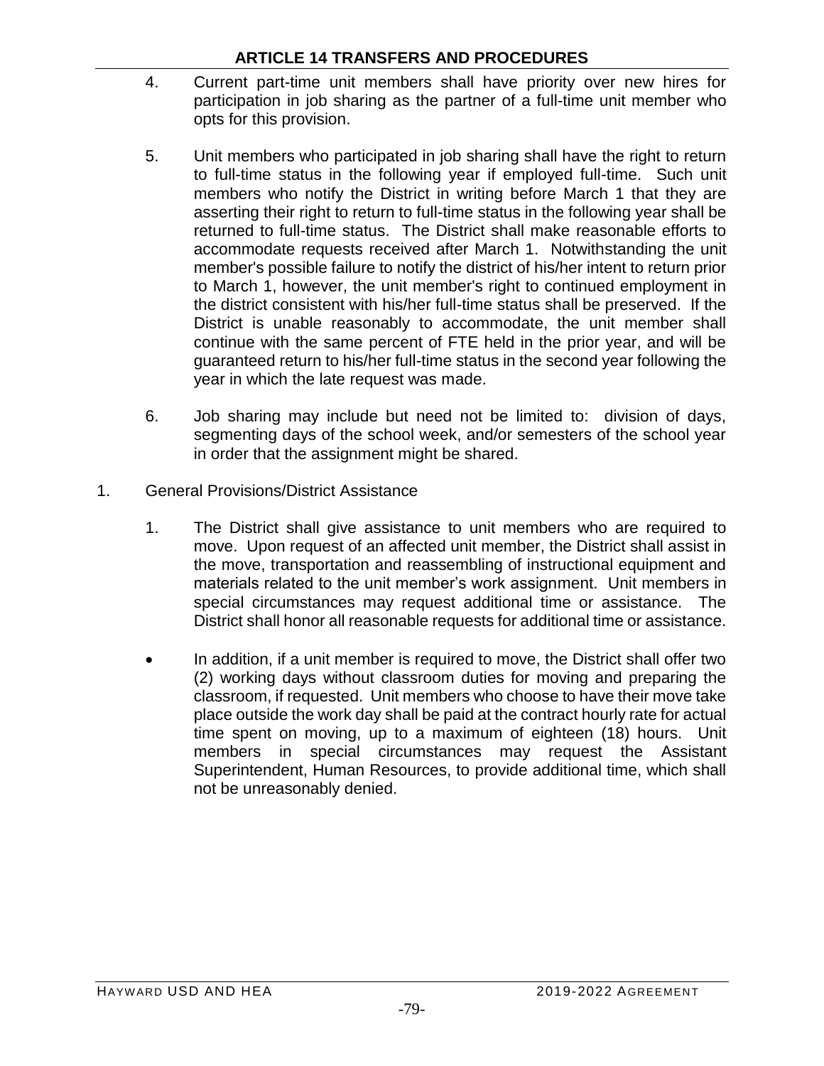4. Current part-time unit members shall have priority over new hires for participation in job sharing as the partner of a full-time unit member who opts for this provision.

5. Unit members who participated in job sharing shall have the right to return to full-time status in the following year if employed full-time. Such unit members who notify the District in writing before March 1 that they are asserting their right to return to full-time status in the following year shall be returned to full-time status. The District shall make reasonable efforts to accommodate requests received after March 1. Notwithstanding the unit member's possible failure to notify the district of his/her intent to return prior to March 1, however, the unit member's right to continued employment in the district consistent with his/her full-time status shall be preserved. If the District is unable reasonably to accommodate, the unit member shall continue with the same percent of FTE held in the prior year, and will be guaranteed return to his/her full-time status in the second year following the year in which the late request was made.

6. Job sharing may include but need not be limited to: division of days, segmenting days of the school week, and/or semesters of the school year in order that the assignment might be shared.

1. General Provisions/District Assistance

   1. The District shall give assistance to unit members who are required to move. Upon request of an affected unit member, the District shall assist in the move, transportation and reassembling of instructional equipment and materials related to the unit member's work assignment. Unit members in special circumstances may request additional time or assistance. The District shall honor all reasonable requests for additional time or assistance.

   - In addition, if a unit member is required to move, the District shall offer two (2) working days without classroom duties for moving and preparing the classroom, if requested. Unit members who choose to have their move take place outside the work day shall be paid at the contract hourly rate for actual time spent on moving, up to a maximum of eighteen (18) hours. Unit members in special circumstances may request the Assistant Superintendent, Human Resources, to provide additional time, which shall not be unreasonably denied.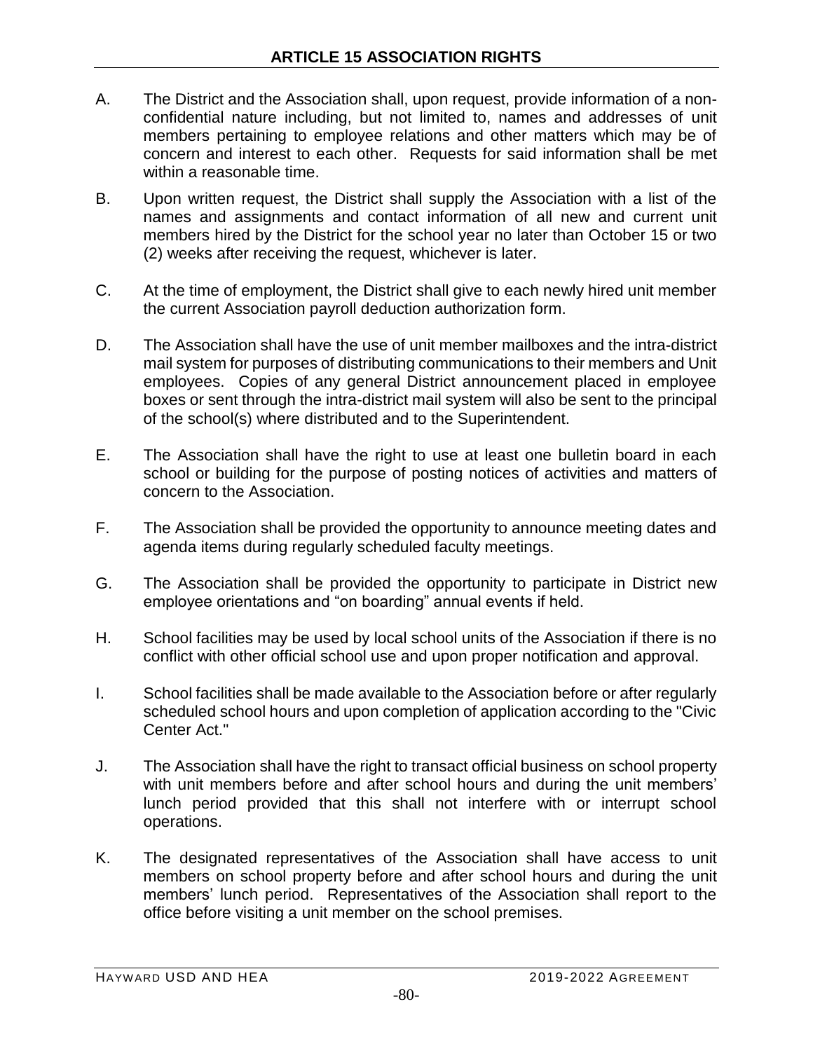# ARTICLE 15 ASSOCIATION RIGHTS

A. The District and the Association shall, upon request, provide information of a non-confidential nature including, but not limited to, names and addresses of unit members pertaining to employee relations and other matters which may be of concern and interest to each other. Requests for said information shall be met within a reasonable time.

B. Upon written request, the District shall supply the Association with a list of the names and assignments and contact information of all new and current unit members hired by the District for the school year no later than October 15 or two (2) weeks after receiving the request, whichever is later.

C. At the time of employment, the District shall give to each newly hired unit member the current Association payroll deduction authorization form.

D. The Association shall have the use of unit member mailboxes and the intra-district mail system for purposes of distributing communications to their members and Unit employees. Copies of any general District announcement placed in employee boxes or sent through the intra-district mail system will also be sent to the principal of the school(s) where distributed and to the Superintendent.

E. The Association shall have the right to use at least one bulletin board in each school or building for the purpose of posting notices of activities and matters of concern to the Association.

F. The Association shall be provided the opportunity to announce meeting dates and agenda items during regularly scheduled faculty meetings.

G. The Association shall be provided the opportunity to participate in District new employee orientations and "on boarding" annual events if held.

H. School facilities may be used by local school units of the Association if there is no conflict with other official school use and upon proper notification and approval.

I. School facilities shall be made available to the Association before or after regularly scheduled school hours and upon completion of application according to the "Civic Center Act."

J. The Association shall have the right to transact official business on school property with unit members before and after school hours and during the unit members' lunch period provided that this shall not interfere with or interrupt school operations.

K. The designated representatives of the Association shall have access to unit members on school property before and after school hours and during the unit members' lunch period. Representatives of the Association shall report to the office before visiting a unit member on the school premises.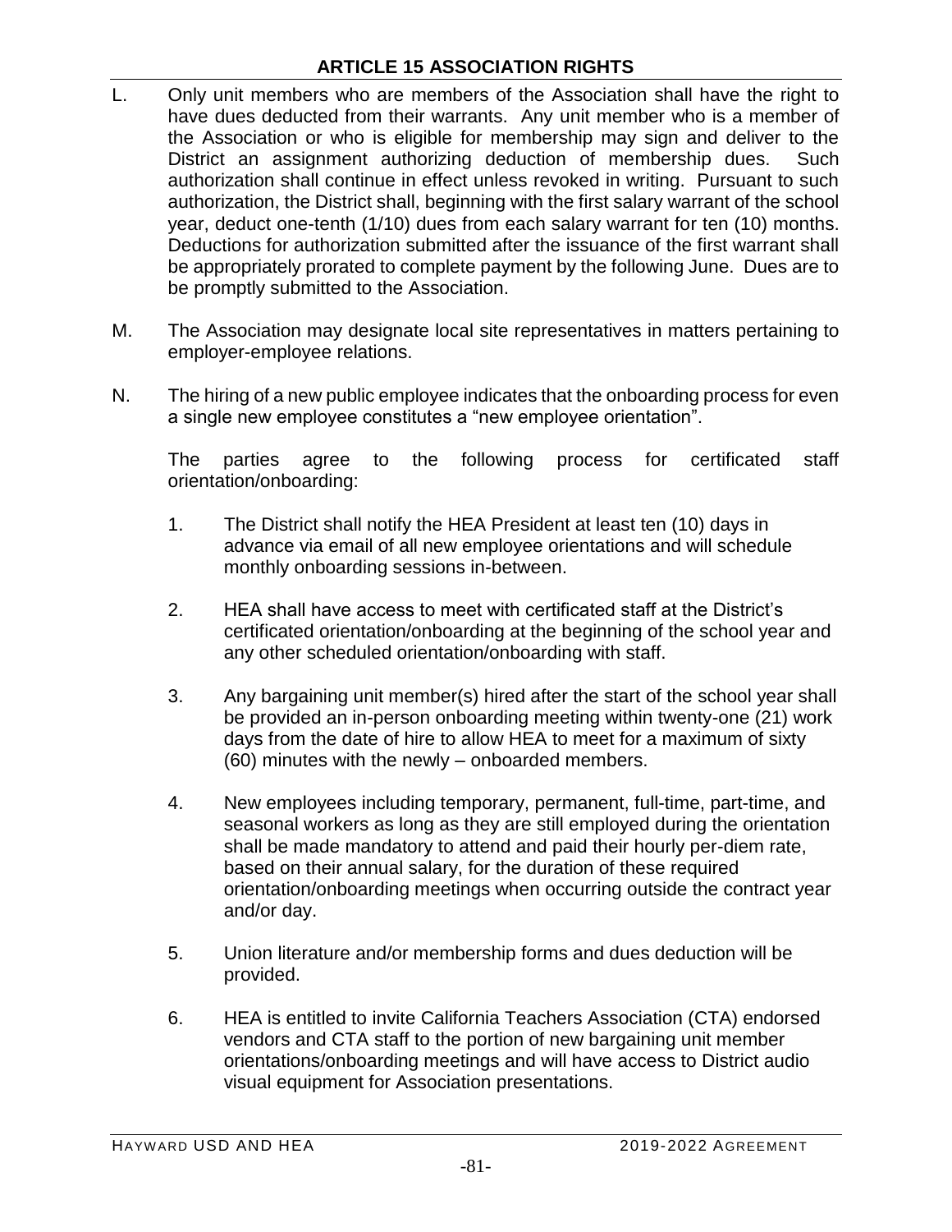## ARTICLE 15 ASSOCIATION RIGHTS

L. Only unit members who are members of the Association shall have the right to have dues deducted from their warrants. Any unit member who is a member of the Association or who is eligible for membership may sign and deliver to the District an assignment authorizing deduction of membership dues. Such authorization shall continue in effect unless revoked in writing. Pursuant to such authorization, the District shall, beginning with the first salary warrant of the school year, deduct one-tenth (1/10) dues from each salary warrant for ten (10) months. Deductions for authorization submitted after the issuance of the first warrant shall be appropriately prorated to complete payment by the following June. Dues are to be promptly submitted to the Association.

M. The Association may designate local site representatives in matters pertaining to employer-employee relations.

N. The hiring of a new public employee indicates that the onboarding process for even a single new employee constitutes a "new employee orientation".

The parties agree to the following process for certificated staff orientation/onboarding:

1. The District shall notify the HEA President at least ten (10) days in advance via email of all new employee orientations and will schedule monthly onboarding sessions in-between.

2. HEA shall have access to meet with certificated staff at the District's certificated orientation/onboarding at the beginning of the school year and any other scheduled orientation/onboarding with staff.

3. Any bargaining unit member(s) hired after the start of the school year shall be provided an in-person onboarding meeting within twenty-one (21) work days from the date of hire to allow HEA to meet for a maximum of sixty (60) minutes with the newly – onboarded members.

4. New employees including temporary, permanent, full-time, part-time, and seasonal workers as long as they are still employed during the orientation shall be made mandatory to attend and paid their hourly per-diem rate, based on their annual salary, for the duration of these required orientation/onboarding meetings when occurring outside the contract year and/or day.

5. Union literature and/or membership forms and dues deduction will be provided.

6. HEA is entitled to invite California Teachers Association (CTA) endorsed vendors and CTA staff to the portion of new bargaining unit member orientations/onboarding meetings and will have access to District audio visual equipment for Association presentations.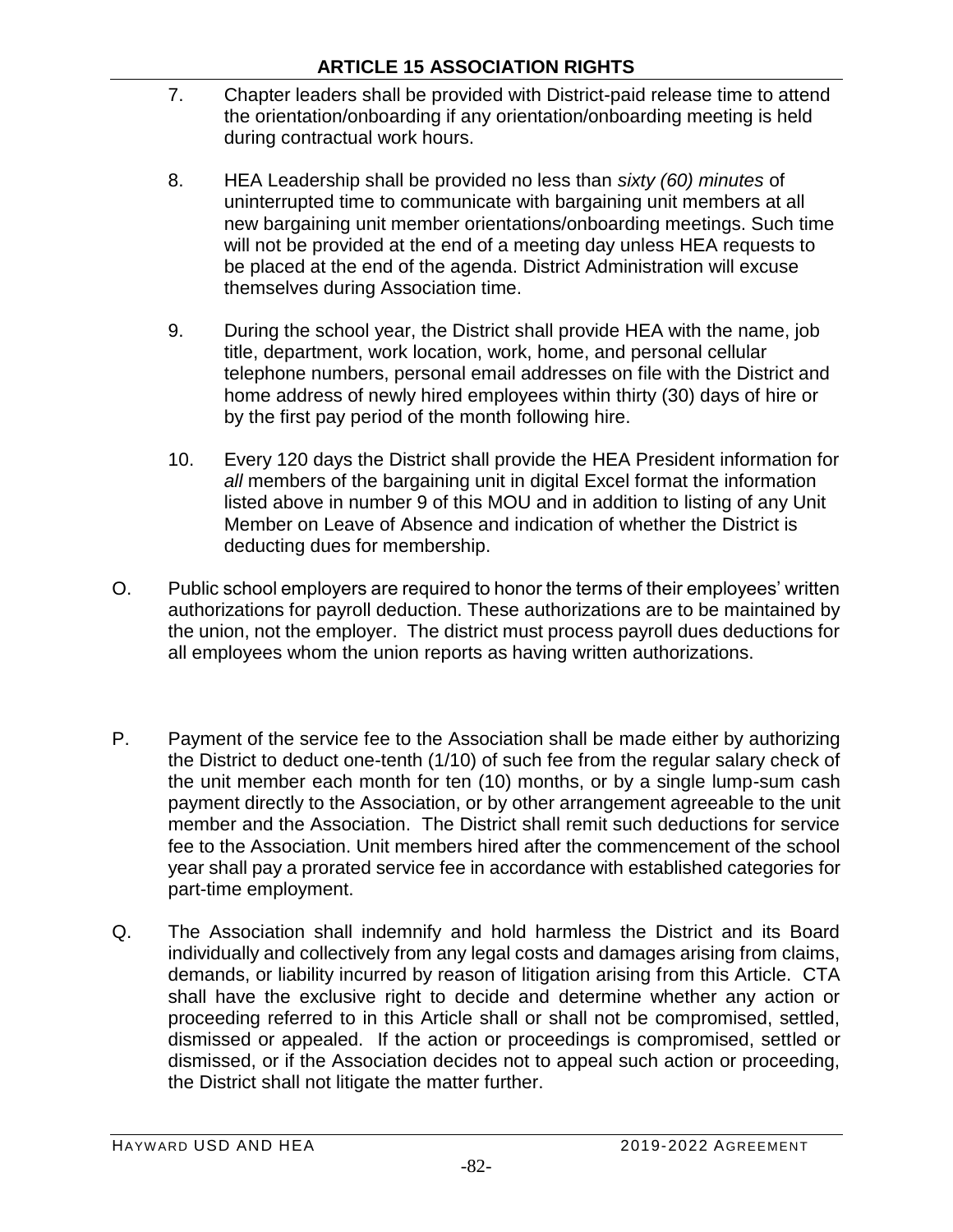## ARTICLE 15 ASSOCIATION RIGHTS

7. Chapter leaders shall be provided with District-paid release time to attend the orientation/onboarding if any orientation/onboarding meeting is held during contractual work hours.

8. HEA Leadership shall be provided no less than *sixty (60) minutes* of uninterrupted time to communicate with bargaining unit members at all new bargaining unit member orientations/onboarding meetings. Such time will not be provided at the end of a meeting day unless HEA requests to be placed at the end of the agenda. District Administration will excuse themselves during Association time.

9. During the school year, the District shall provide HEA with the name, job title, department, work location, work, home, and personal cellular telephone numbers, personal email addresses on file with the District and home address of newly hired employees within thirty (30) days of hire or by the first pay period of the month following hire.

10. Every 120 days the District shall provide the HEA President information for *all* members of the bargaining unit in digital Excel format the information listed above in number 9 of this MOU and in addition to listing of any Unit Member on Leave of Absence and indication of whether the District is deducting dues for membership.

O. Public school employers are required to honor the terms of their employees' written authorizations for payroll deduction. These authorizations are to be maintained by the union, not the employer. The district must process payroll dues deductions for all employees whom the union reports as having written authorizations.

P. Payment of the service fee to the Association shall be made either by authorizing the District to deduct one-tenth (1/10) of such fee from the regular salary check of the unit member each month for ten (10) months, or by a single lump-sum cash payment directly to the Association, or by other arrangement agreeable to the unit member and the Association. The District shall remit such deductions for service fee to the Association. Unit members hired after the commencement of the school year shall pay a prorated service fee in accordance with established categories for part-time employment.

Q. The Association shall indemnify and hold harmless the District and its Board individually and collectively from any legal costs and damages arising from claims, demands, or liability incurred by reason of litigation arising from this Article. CTA shall have the exclusive right to decide and determine whether any action or proceeding referred to in this Article shall or shall not be compromised, settled, dismissed or appealed. If the action or proceedings is compromised, settled or dismissed, or if the Association decides not to appeal such action or proceeding, the District shall not litigate the matter further.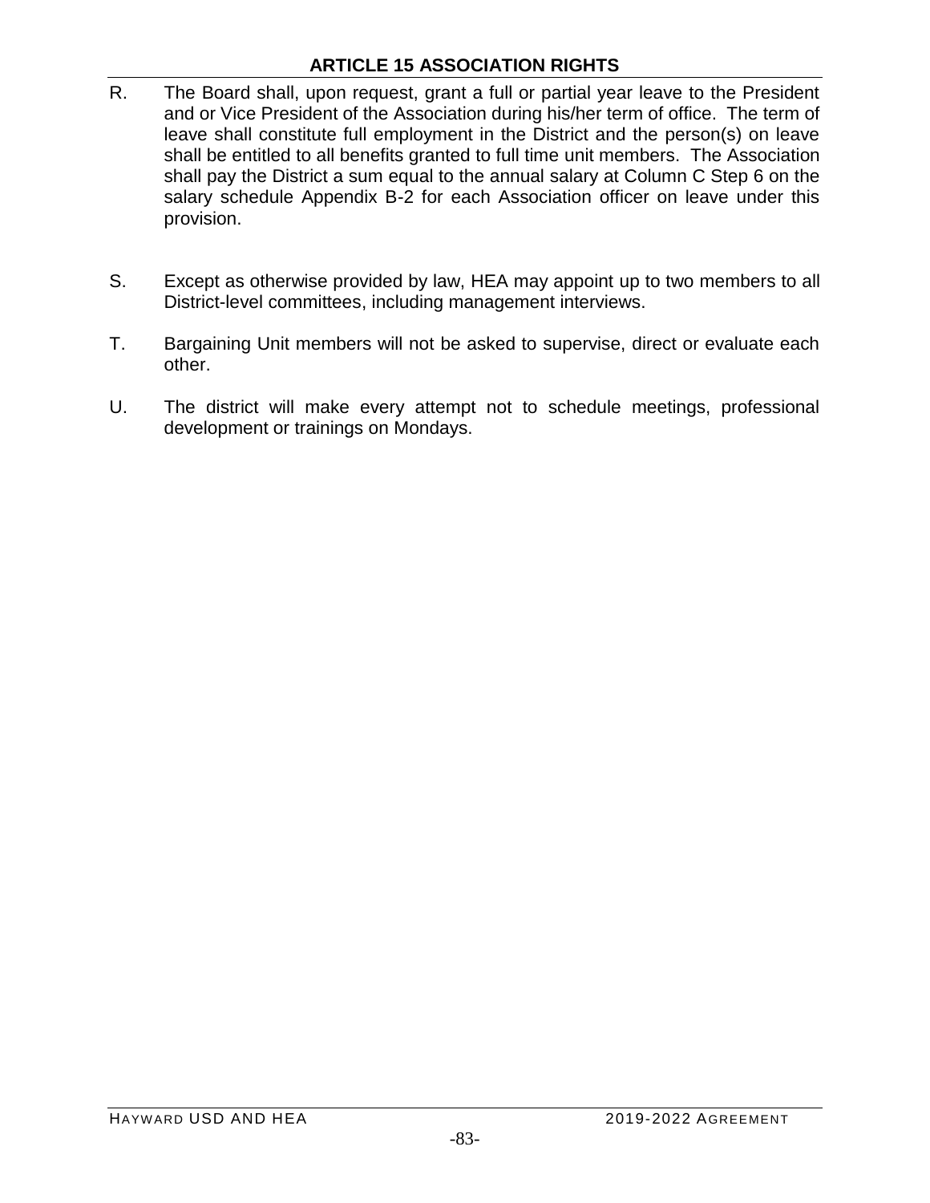## ARTICLE 15 ASSOCIATION RIGHTS

R. The Board shall, upon request, grant a full or partial year leave to the President and or Vice President of the Association during his/her term of office. The term of leave shall constitute full employment in the District and the person(s) on leave shall be entitled to all benefits granted to full time unit members. The Association shall pay the District a sum equal to the annual salary at Column C Step 6 on the salary schedule Appendix B-2 for each Association officer on leave under this provision.

S. Except as otherwise provided by law, HEA may appoint up to two members to all District-level committees, including management interviews.

T. Bargaining Unit members will not be asked to supervise, direct or evaluate each other.

U. The district will make every attempt not to schedule meetings, professional development or trainings on Mondays.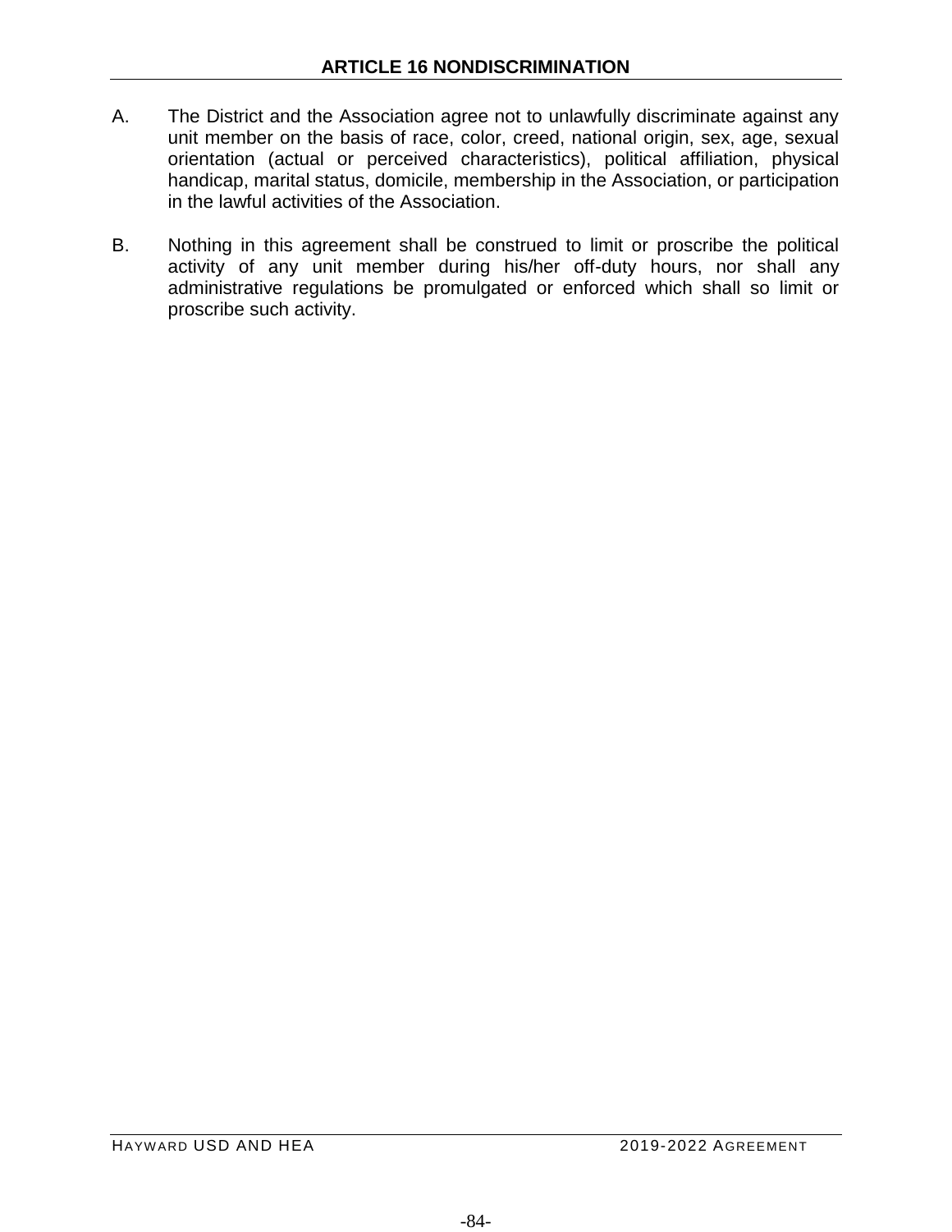## ARTICLE 16 NONDISCRIMINATION

A. The District and the Association agree not to unlawfully discriminate against any unit member on the basis of race, color, creed, national origin, sex, age, sexual orientation (actual or perceived characteristics), political affiliation, physical handicap, marital status, domicile, membership in the Association, or participation in the lawful activities of the Association.

B. Nothing in this agreement shall be construed to limit or proscribe the political activity of any unit member during his/her off-duty hours, nor shall any administrative regulations be promulgated or enforced which shall so limit or proscribe such activity.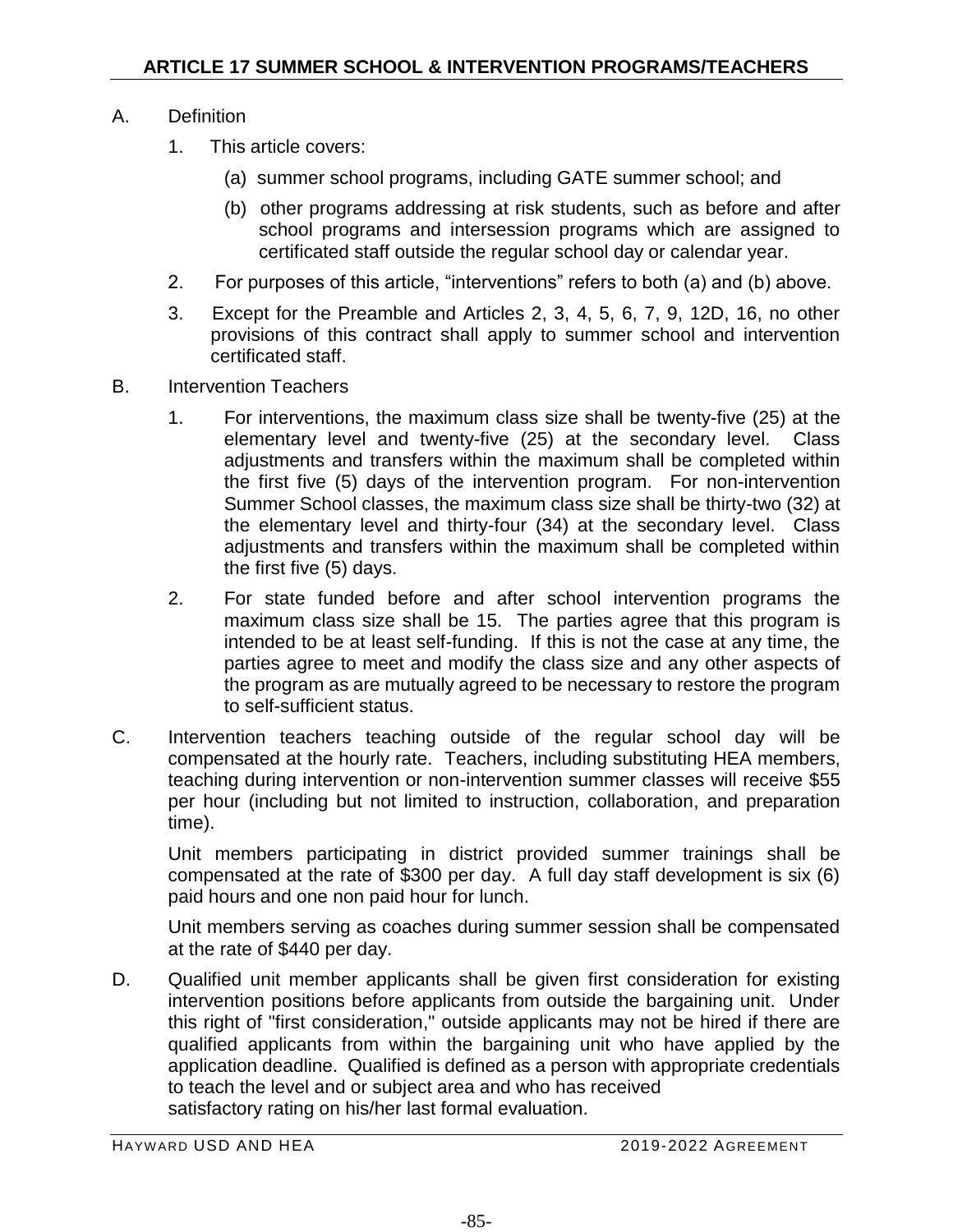## ARTICLE 17 SUMMER SCHOOL & INTERVENTION PROGRAMS/TEACHERS

A. Definition

1. This article covers:

   (a) summer school programs, including GATE summer school; and

   (b) other programs addressing at risk students, such as before and after school programs and intersession programs which are assigned to certificated staff outside the regular school day or calendar year.

2. For purposes of this article, "interventions" refers to both (a) and (b) above.

3. Except for the Preamble and Articles 2, 3, 4, 5, 6, 7, 9, 12D, 16, no other provisions of this contract shall apply to summer school and intervention certificated staff.

B. Intervention Teachers

1. For interventions, the maximum class size shall be twenty-five (25) at the elementary level and twenty-five (25) at the secondary level. Class adjustments and transfers within the maximum shall be completed within the first five (5) days of the intervention program. For non-intervention Summer School classes, the maximum class size shall be thirty-two (32) at the elementary level and thirty-four (34) at the secondary level. Class adjustments and transfers within the maximum shall be completed within the first five (5) days.

2. For state funded before and after school intervention programs the maximum class size shall be 15. The parties agree that this program is intended to be at least self-funding. If this is not the case at any time, the parties agree to meet and modify the class size and any other aspects of the program as are mutually agreed to be necessary to restore the program to self-sufficient status.

C. Intervention teachers teaching outside of the regular school day will be compensated at the hourly rate. Teachers, including substituting HEA members, teaching during intervention or non-intervention summer classes will receive $55 per hour (including but not limited to instruction, collaboration, and preparation time).

   Unit members participating in district provided summer trainings shall be compensated at the rate of $300 per day. A full day staff development is six (6) paid hours and one non paid hour for lunch.

   Unit members serving as coaches during summer session shall be compensated at the rate of $440 per day.

D. Qualified unit member applicants shall be given first consideration for existing intervention positions before applicants from outside the bargaining unit. Under this right of "first consideration," outside applicants may not be hired if there are qualified applicants from within the bargaining unit who have applied by the application deadline. Qualified is defined as a person with appropriate credentials to teach the level and or subject area and who has received satisfactory rating on his/her last formal evaluation.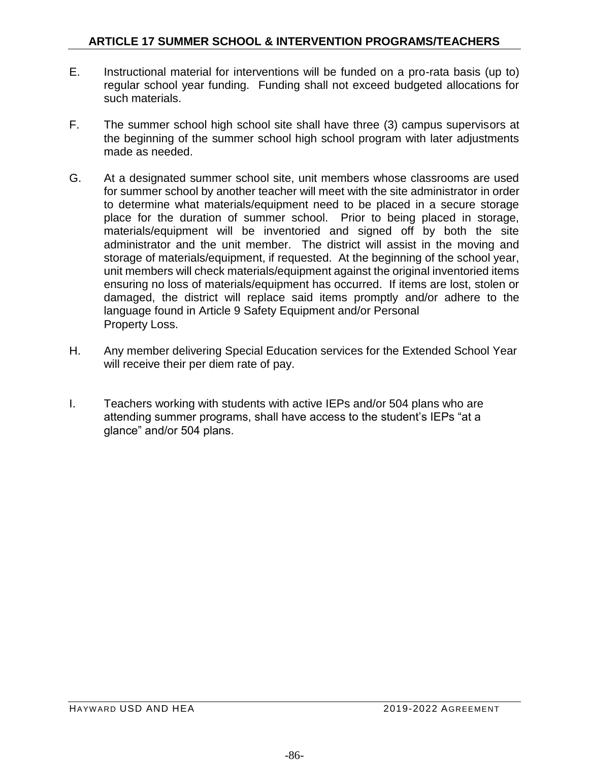E. Instructional material for interventions will be funded on a pro-rata basis (up to) regular school year funding. Funding shall not exceed budgeted allocations for such materials.

F. The summer school high school site shall have three (3) campus supervisors at the beginning of the summer school high school program with later adjustments made as needed.

G. At a designated summer school site, unit members whose classrooms are used for summer school by another teacher will meet with the site administrator in order to determine what materials/equipment need to be placed in a secure storage place for the duration of summer school. Prior to being placed in storage, materials/equipment will be inventoried and signed off by both the site administrator and the unit member. The district will assist in the moving and storage of materials/equipment, if requested. At the beginning of the school year, unit members will check materials/equipment against the original inventoried items ensuring no loss of materials/equipment has occurred. If items are lost, stolen or damaged, the district will replace said items promptly and/or adhere to the language found in Article 9 Safety Equipment and/or Personal Property Loss.

H. Any member delivering Special Education services for the Extended School Year will receive their per diem rate of pay.

I. Teachers working with students with active IEPs and/or 504 plans who are attending summer programs, shall have access to the student's IEPs "at a glance" and/or 504 plans.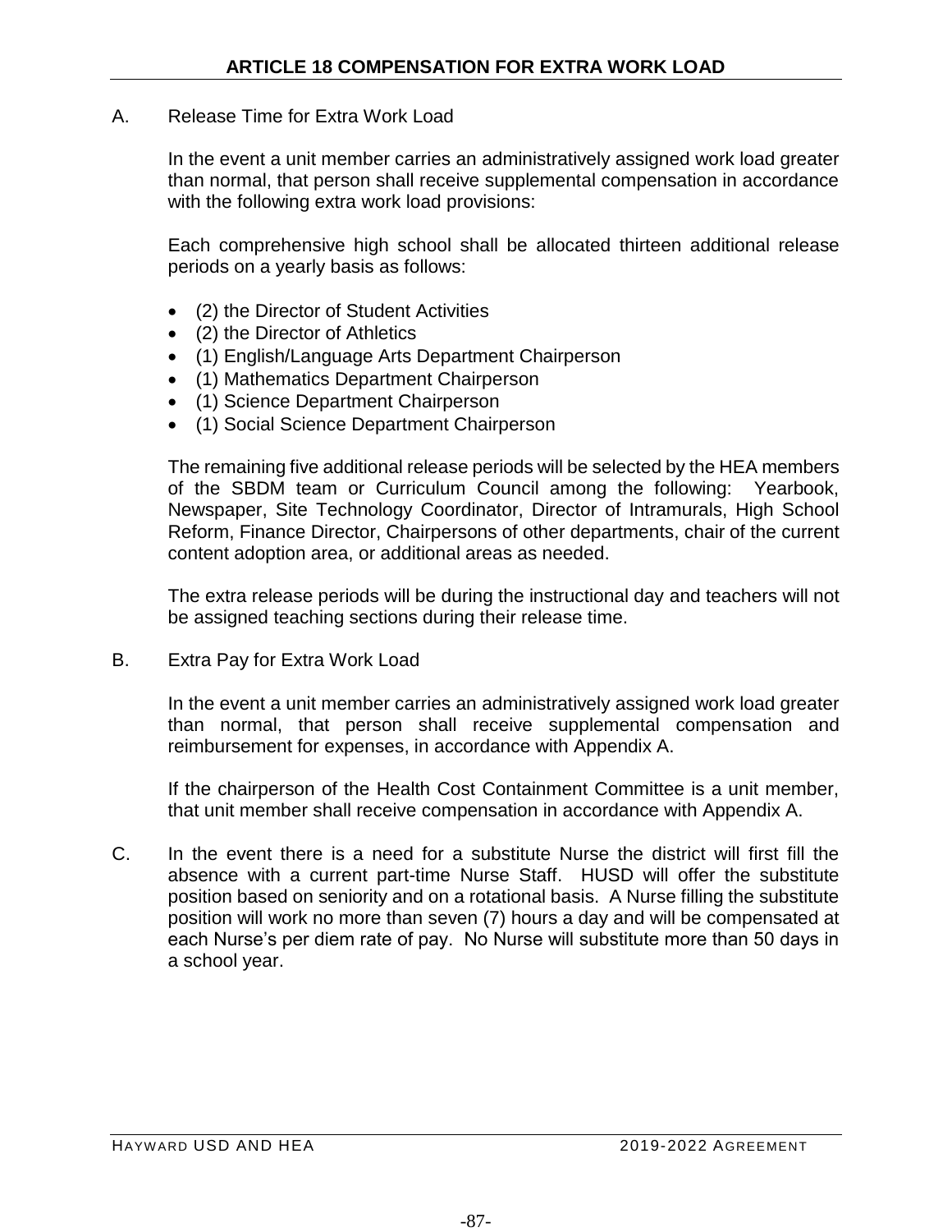# ARTICLE 18 COMPENSATION FOR EXTRA WORK LOAD

A. Release Time for Extra Work Load

In the event a unit member carries an administratively assigned work load greater than normal, that person shall receive supplemental compensation in accordance with the following extra work load provisions:

Each comprehensive high school shall be allocated thirteen additional release periods on a yearly basis as follows:

- (2) the Director of Student Activities
- (2) the Director of Athletics
- (1) English/Language Arts Department Chairperson
- (1) Mathematics Department Chairperson
- (1) Science Department Chairperson
- (1) Social Science Department Chairperson

The remaining five additional release periods will be selected by the HEA members of the SBDM team or Curriculum Council among the following: Yearbook, Newspaper, Site Technology Coordinator, Director of Intramurals, High School Reform, Finance Director, Chairpersons of other departments, chair of the current content adoption area, or additional areas as needed.

The extra release periods will be during the instructional day and teachers will not be assigned teaching sections during their release time.

B. Extra Pay for Extra Work Load

In the event a unit member carries an administratively assigned work load greater than normal, that person shall receive supplemental compensation and reimbursement for expenses, in accordance with Appendix A.

If the chairperson of the Health Cost Containment Committee is a unit member, that unit member shall receive compensation in accordance with Appendix A.

C. In the event there is a need for a substitute Nurse the district will first fill the absence with a current part-time Nurse Staff. HUSD will offer the substitute position based on seniority and on a rotational basis. A Nurse filling the substitute position will work no more than seven (7) hours a day and will be compensated at each Nurse's per diem rate of pay. No Nurse will substitute more than 50 days in a school year.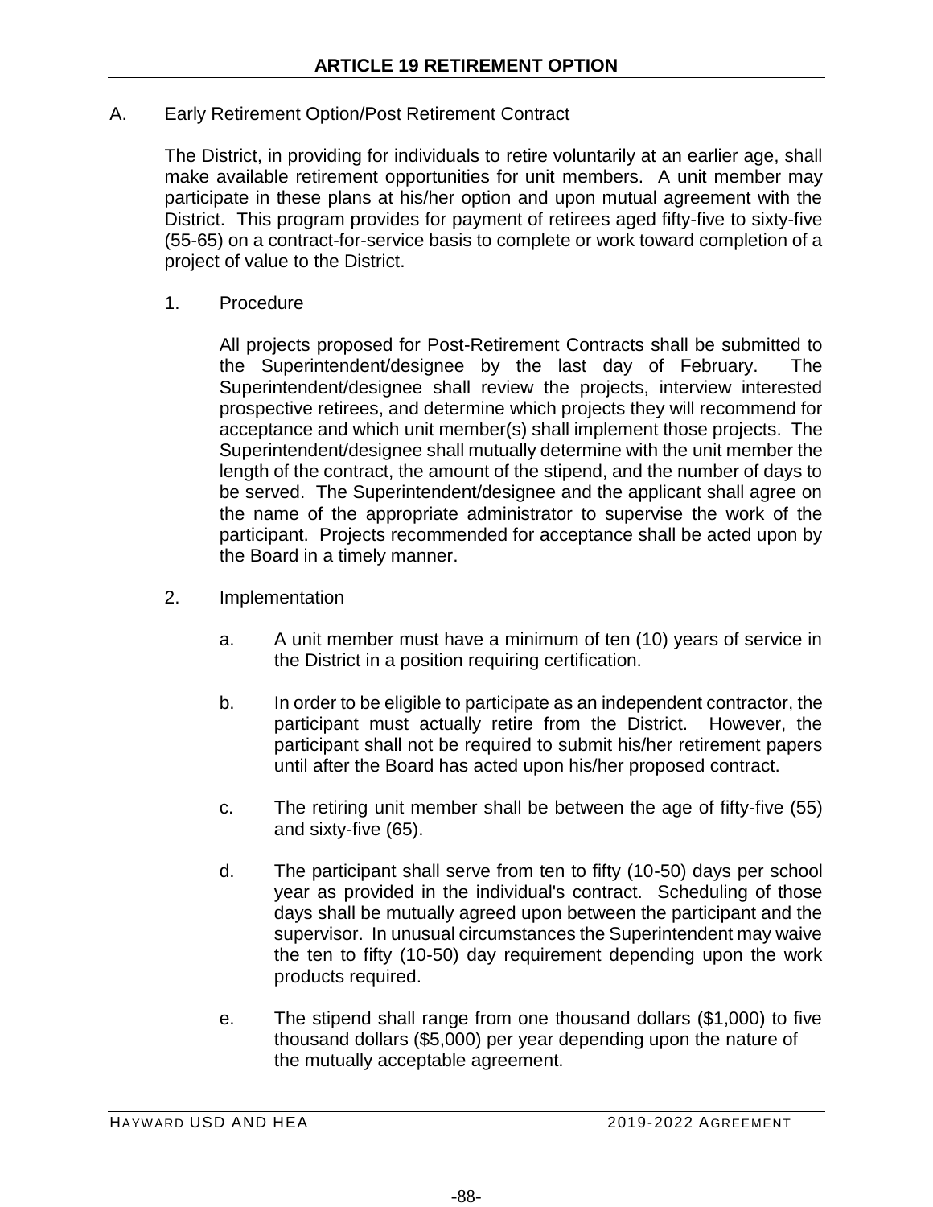# ARTICLE 19 RETIREMENT OPTION

A. Early Retirement Option/Post Retirement Contract

The District, in providing for individuals to retire voluntarily at an earlier age, shall make available retirement opportunities for unit members. A unit member may participate in these plans at his/her option and upon mutual agreement with the District. This program provides for payment of retirees aged fifty-five to sixty-five (55-65) on a contract-for-service basis to complete or work toward completion of a project of value to the District.

1. Procedure

   All projects proposed for Post-Retirement Contracts shall be submitted to the Superintendent/designee by the last day of February. The Superintendent/designee shall review the projects, interview interested prospective retirees, and determine which projects they will recommend for acceptance and which unit member(s) shall implement those projects. The Superintendent/designee shall mutually determine with the unit member the length of the contract, the amount of the stipend, and the number of days to be served. The Superintendent/designee and the applicant shall agree on the name of the appropriate administrator to supervise the work of the participant. Projects recommended for acceptance shall be acted upon by the Board in a timely manner.

2. Implementation

   a. A unit member must have a minimum of ten (10) years of service in the District in a position requiring certification.

   b. In order to be eligible to participate as an independent contractor, the participant must actually retire from the District. However, the participant shall not be required to submit his/her retirement papers until after the Board has acted upon his/her proposed contract.

   c. The retiring unit member shall be between the age of fifty-five (55) and sixty-five (65).

   d. The participant shall serve from ten to fifty (10-50) days per school year as provided in the individual's contract. Scheduling of those days shall be mutually agreed upon between the participant and the supervisor. In unusual circumstances the Superintendent may waive the ten to fifty (10-50) day requirement depending upon the work products required.

   e. The stipend shall range from one thousand dollars ($1,000) to five thousand dollars ($5,000) per year depending upon the nature of the mutually acceptable agreement.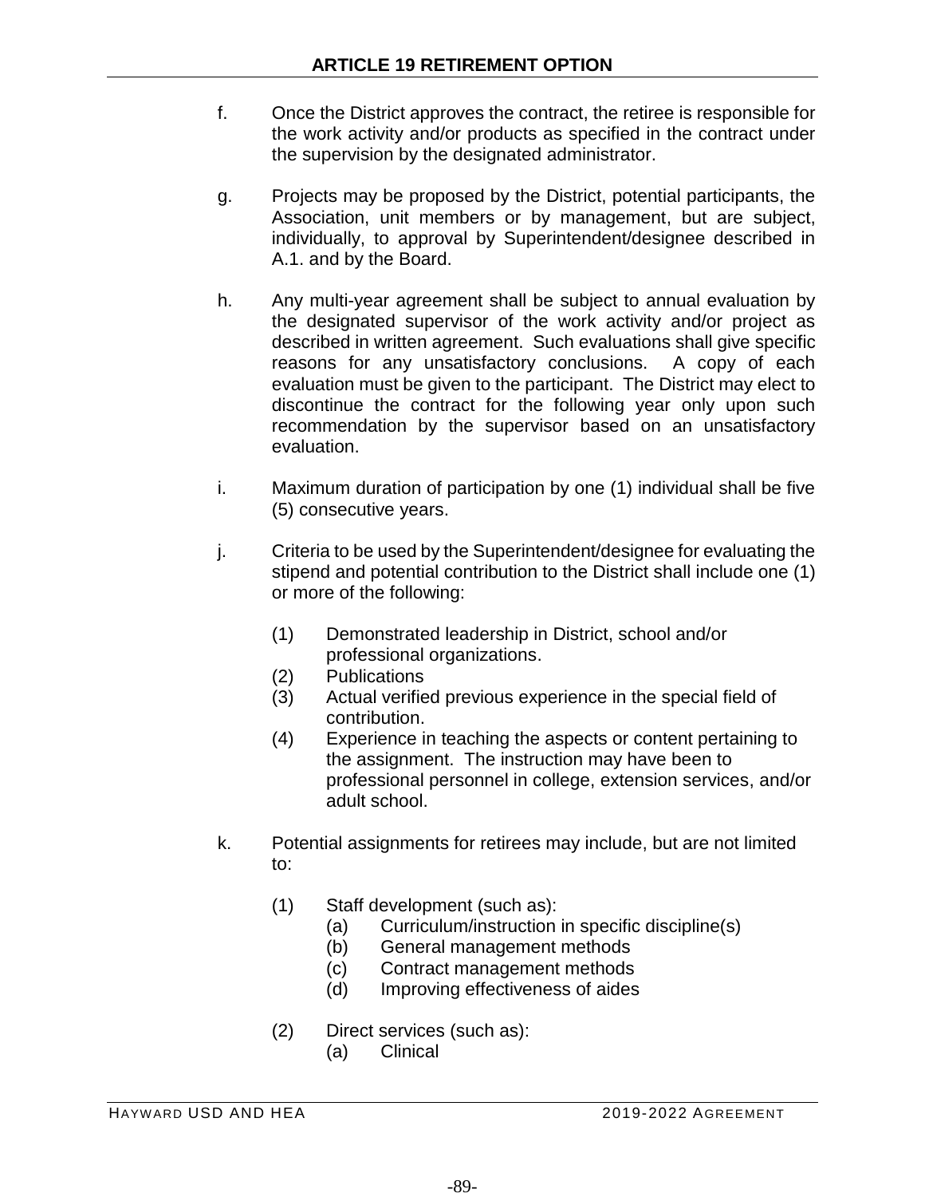f. Once the District approves the contract, the retiree is responsible for the work activity and/or products as specified in the contract under the supervision by the designated administrator.

g. Projects may be proposed by the District, potential participants, the Association, unit members or by management, but are subject, individually, to approval by Superintendent/designee described in A.1. and by the Board.

h. Any multi-year agreement shall be subject to annual evaluation by the designated supervisor of the work activity and/or project as described in written agreement. Such evaluations shall give specific reasons for any unsatisfactory conclusions. A copy of each evaluation must be given to the participant. The District may elect to discontinue the contract for the following year only upon such recommendation by the supervisor based on an unsatisfactory evaluation.

i. Maximum duration of participation by one (1) individual shall be five (5) consecutive years.

j. Criteria to be used by the Superintendent/designee for evaluating the stipend and potential contribution to the District shall include one (1) or more of the following:

   (1) Demonstrated leadership in District, school and/or professional organizations.
   (2) Publications
   (3) Actual verified previous experience in the special field of contribution.
   (4) Experience in teaching the aspects or content pertaining to the assignment. The instruction may have been to professional personnel in college, extension services, and/or adult school.

k. Potential assignments for retirees may include, but are not limited to:

   (1) Staff development (such as):
      (a) Curriculum/instruction in specific discipline(s)
      (b) General management methods
      (c) Contract management methods
      (d) Improving effectiveness of aides

   (2) Direct services (such as):
      (a) Clinical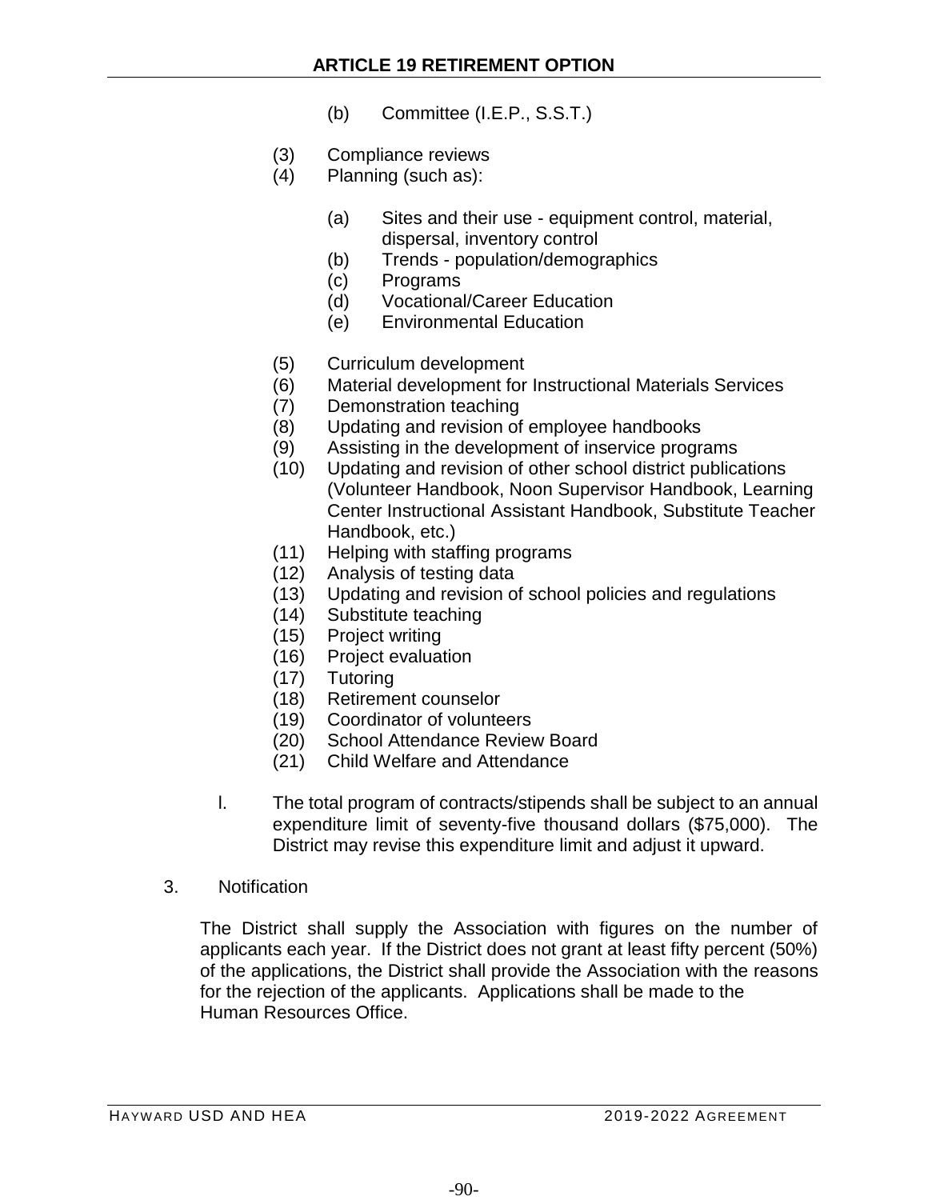(b) Committee (I.E.P., S.S.T.)

(3) Compliance reviews
(4) Planning (such as):

(a) Sites and their use - equipment control, material, dispersal, inventory control
(b) Trends - population/demographics
(c) Programs
(d) Vocational/Career Education
(e) Environmental Education

(5) Curriculum development
(6) Material development for Instructional Materials Services
(7) Demonstration teaching
(8) Updating and revision of employee handbooks
(9) Assisting in the development of inservice programs
(10) Updating and revision of other school district publications (Volunteer Handbook, Noon Supervisor Handbook, Learning Center Instructional Assistant Handbook, Substitute Teacher Handbook, etc.)
(11) Helping with staffing programs
(12) Analysis of testing data
(13) Updating and revision of school policies and regulations
(14) Substitute teaching
(15) Project writing
(16) Project evaluation
(17) Tutoring
(18) Retirement counselor
(19) Coordinator of volunteers
(20) School Attendance Review Board
(21) Child Welfare and Attendance

l. The total program of contracts/stipends shall be subject to an annual expenditure limit of seventy-five thousand dollars ($75,000). The District may revise this expenditure limit and adjust it upward.

3. Notification

The District shall supply the Association with figures on the number of applicants each year. If the District does not grant at least fifty percent (50%) of the applications, the District shall provide the Association with the reasons for the rejection of the applicants. Applications shall be made to the Human Resources Office.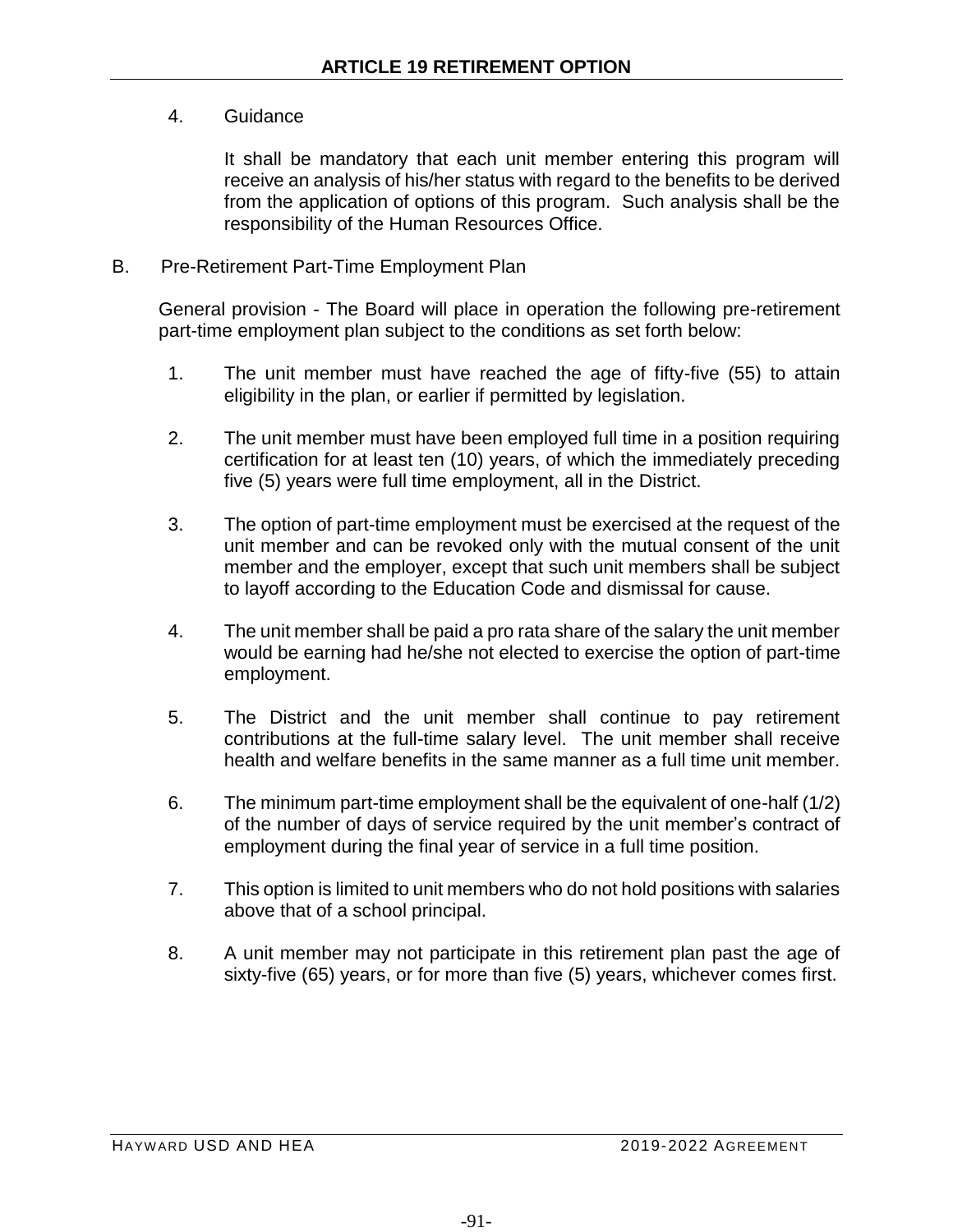4. Guidance

   It shall be mandatory that each unit member entering this program will receive an analysis of his/her status with regard to the benefits to be derived from the application of options of this program. Such analysis shall be the responsibility of the Human Resources Office.

B. Pre-Retirement Part-Time Employment Plan

   General provision - The Board will place in operation the following pre-retirement part-time employment plan subject to the conditions as set forth below:

   1. The unit member must have reached the age of fifty-five (55) to attain eligibility in the plan, or earlier if permitted by legislation.

   2. The unit member must have been employed full time in a position requiring certification for at least ten (10) years, of which the immediately preceding five (5) years were full time employment, all in the District.

   3. The option of part-time employment must be exercised at the request of the unit member and can be revoked only with the mutual consent of the unit member and the employer, except that such unit members shall be subject to layoff according to the Education Code and dismissal for cause.

   4. The unit member shall be paid a pro rata share of the salary the unit member would be earning had he/she not elected to exercise the option of part-time employment.

   5. The District and the unit member shall continue to pay retirement contributions at the full-time salary level. The unit member shall receive health and welfare benefits in the same manner as a full time unit member.

   6. The minimum part-time employment shall be the equivalent of one-half (1/2) of the number of days of service required by the unit member's contract of employment during the final year of service in a full time position.

   7. This option is limited to unit members who do not hold positions with salaries above that of a school principal.

   8. A unit member may not participate in this retirement plan past the age of sixty-five (65) years, or for more than five (5) years, whichever comes first.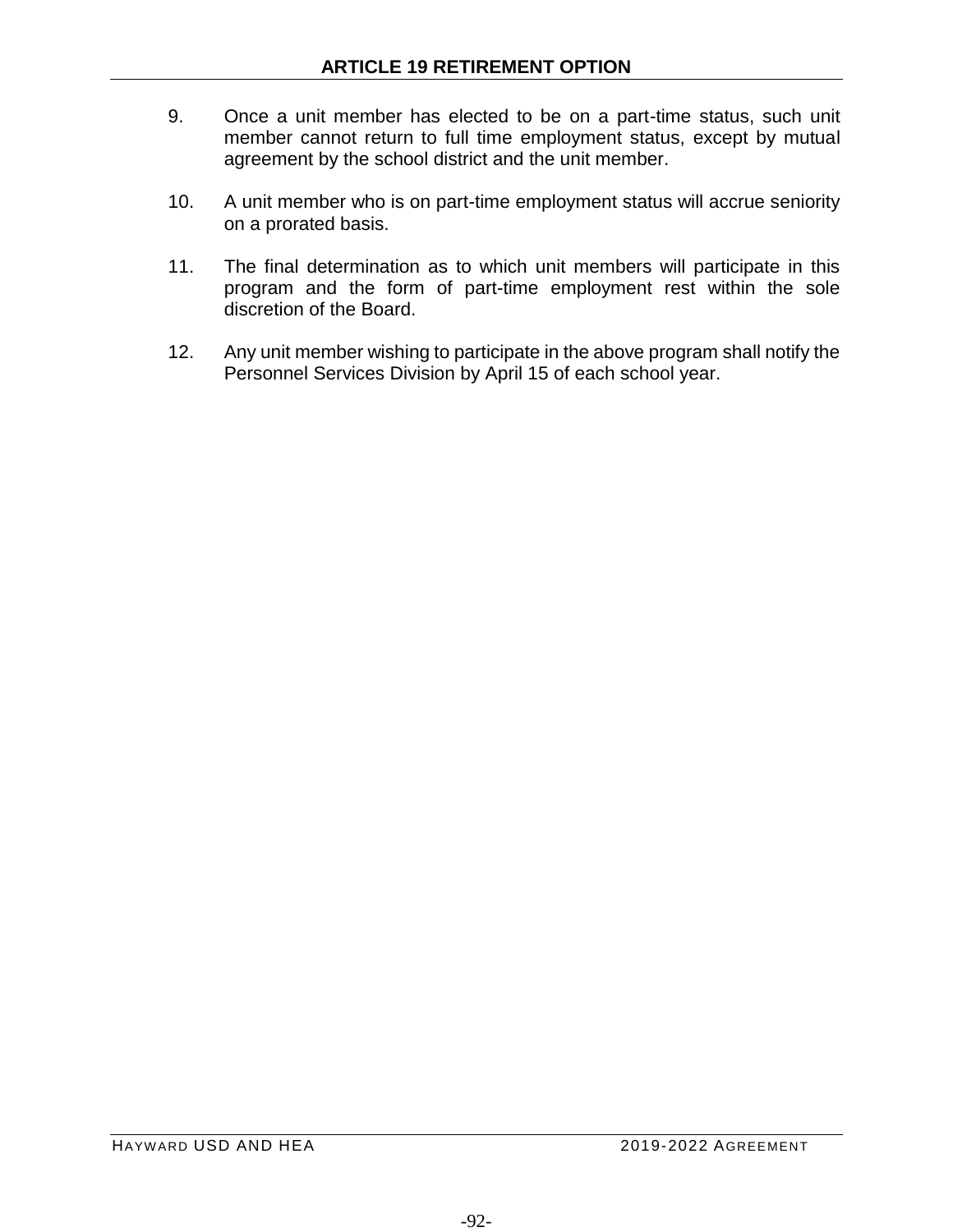9. Once a unit member has elected to be on a part-time status, such unit member cannot return to full time employment status, except by mutual agreement by the school district and the unit member.

10. A unit member who is on part-time employment status will accrue seniority on a prorated basis.

11. The final determination as to which unit members will participate in this program and the form of part-time employment rest within the sole discretion of the Board.

12. Any unit member wishing to participate in the above program shall notify the Personnel Services Division by April 15 of each school year.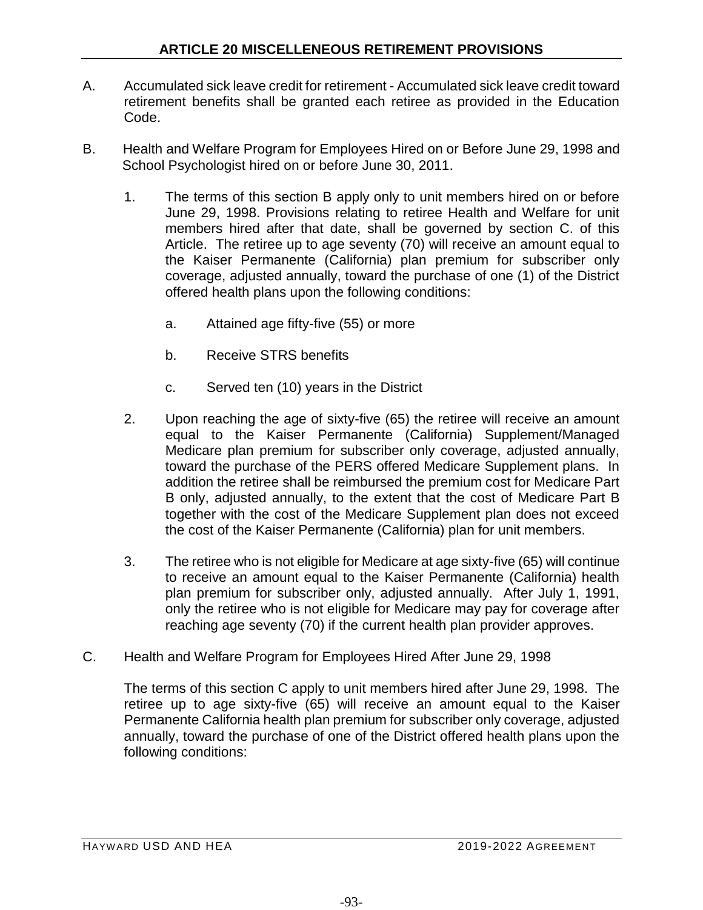## ARTICLE 20 MISCELLENEOUS RETIREMENT PROVISIONS

A. Accumulated sick leave credit for retirement - Accumulated sick leave credit toward retirement benefits shall be granted each retiree as provided in the Education Code.

B. Health and Welfare Program for Employees Hired on or Before June 29, 1998 and School Psychologist hired on or before June 30, 2011.

1. The terms of this section B apply only to unit members hired on or before June 29, 1998. Provisions relating to retiree Health and Welfare for unit members hired after that date, shall be governed by section C. of this Article. The retiree up to age seventy (70) will receive an amount equal to the Kaiser Permanente (California) plan premium for subscriber only coverage, adjusted annually, toward the purchase of one (1) of the District offered health plans upon the following conditions:

   a. Attained age fifty-five (55) or more

   b. Receive STRS benefits

   c. Served ten (10) years in the District

2. Upon reaching the age of sixty-five (65) the retiree will receive an amount equal to the Kaiser Permanente (California) Supplement/Managed Medicare plan premium for subscriber only coverage, adjusted annually, toward the purchase of the PERS offered Medicare Supplement plans. In addition the retiree shall be reimbursed the premium cost for Medicare Part B only, adjusted annually, to the extent that the cost of Medicare Part B together with the cost of the Medicare Supplement plan does not exceed the cost of the Kaiser Permanente (California) plan for unit members.

3. The retiree who is not eligible for Medicare at age sixty-five (65) will continue to receive an amount equal to the Kaiser Permanente (California) health plan premium for subscriber only, adjusted annually. After July 1, 1991, only the retiree who is not eligible for Medicare may pay for coverage after reaching age seventy (70) if the current health plan provider approves.

C. Health and Welfare Program for Employees Hired After June 29, 1998

The terms of this section C apply to unit members hired after June 29, 1998. The retiree up to age sixty-five (65) will receive an amount equal to the Kaiser Permanente California health plan premium for subscriber only coverage, adjusted annually, toward the purchase of one of the District offered health plans upon the following conditions: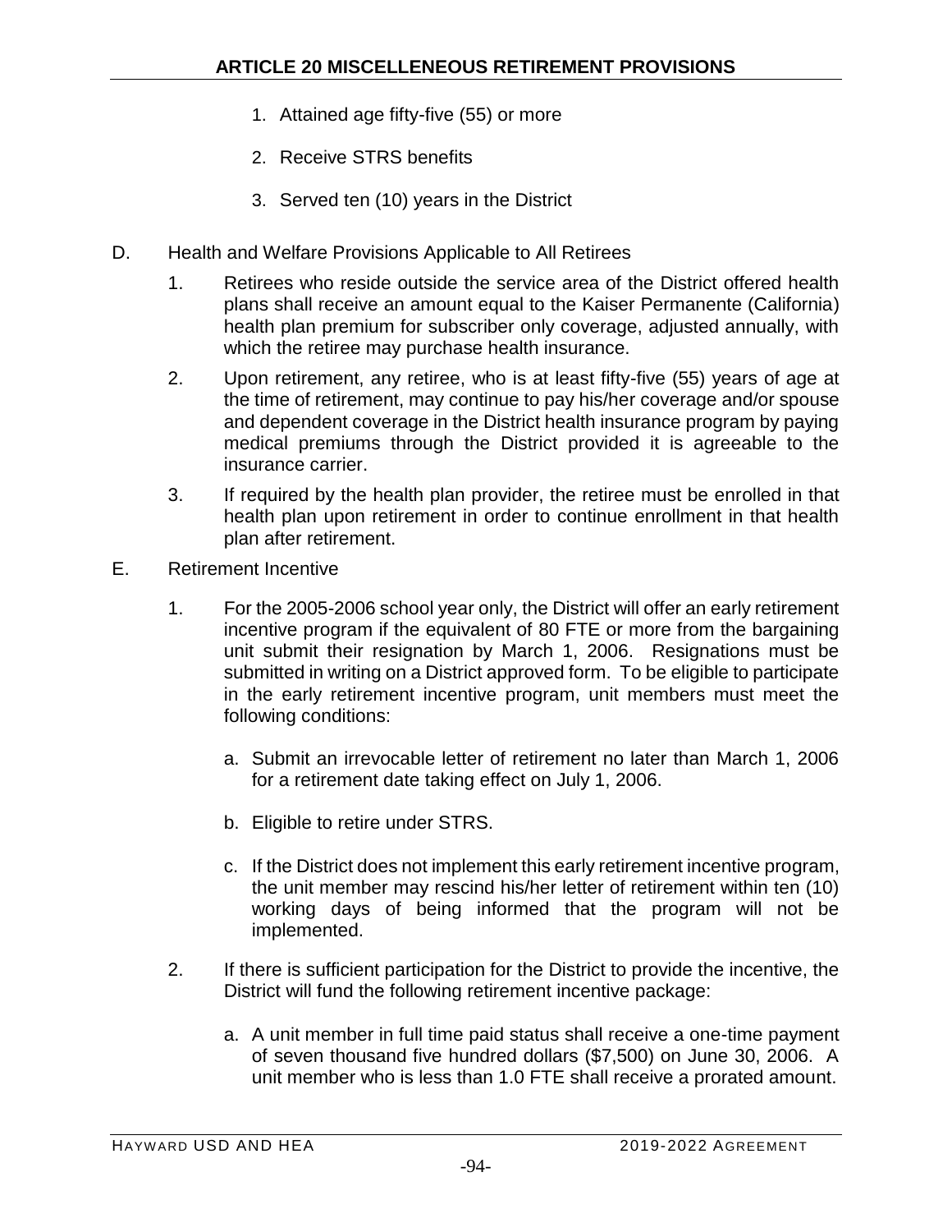1. Attained age fifty-five (55) or more

2. Receive STRS benefits

3. Served ten (10) years in the District

D. Health and Welfare Provisions Applicable to All Retirees

   1. Retirees who reside outside the service area of the District offered health plans shall receive an amount equal to the Kaiser Permanente (California) health plan premium for subscriber only coverage, adjusted annually, with which the retiree may purchase health insurance.

   2. Upon retirement, any retiree, who is at least fifty-five (55) years of age at the time of retirement, may continue to pay his/her coverage and/or spouse and dependent coverage in the District health insurance program by paying medical premiums through the District provided it is agreeable to the insurance carrier.

   3. If required by the health plan provider, the retiree must be enrolled in that health plan upon retirement in order to continue enrollment in that health plan after retirement.

E. Retirement Incentive

   1. For the 2005-2006 school year only, the District will offer an early retirement incentive program if the equivalent of 80 FTE or more from the bargaining unit submit their resignation by March 1, 2006. Resignations must be submitted in writing on a District approved form. To be eligible to participate in the early retirement incentive program, unit members must meet the following conditions:

      a. Submit an irrevocable letter of retirement no later than March 1, 2006 for a retirement date taking effect on July 1, 2006.

      b. Eligible to retire under STRS.

      c. If the District does not implement this early retirement incentive program, the unit member may rescind his/her letter of retirement within ten (10) working days of being informed that the program will not be implemented.

   2. If there is sufficient participation for the District to provide the incentive, the District will fund the following retirement incentive package:

      a. A unit member in full time paid status shall receive a one-time payment of seven thousand five hundred dollars ($7,500) on June 30, 2006. A unit member who is less than 1.0 FTE shall receive a prorated amount.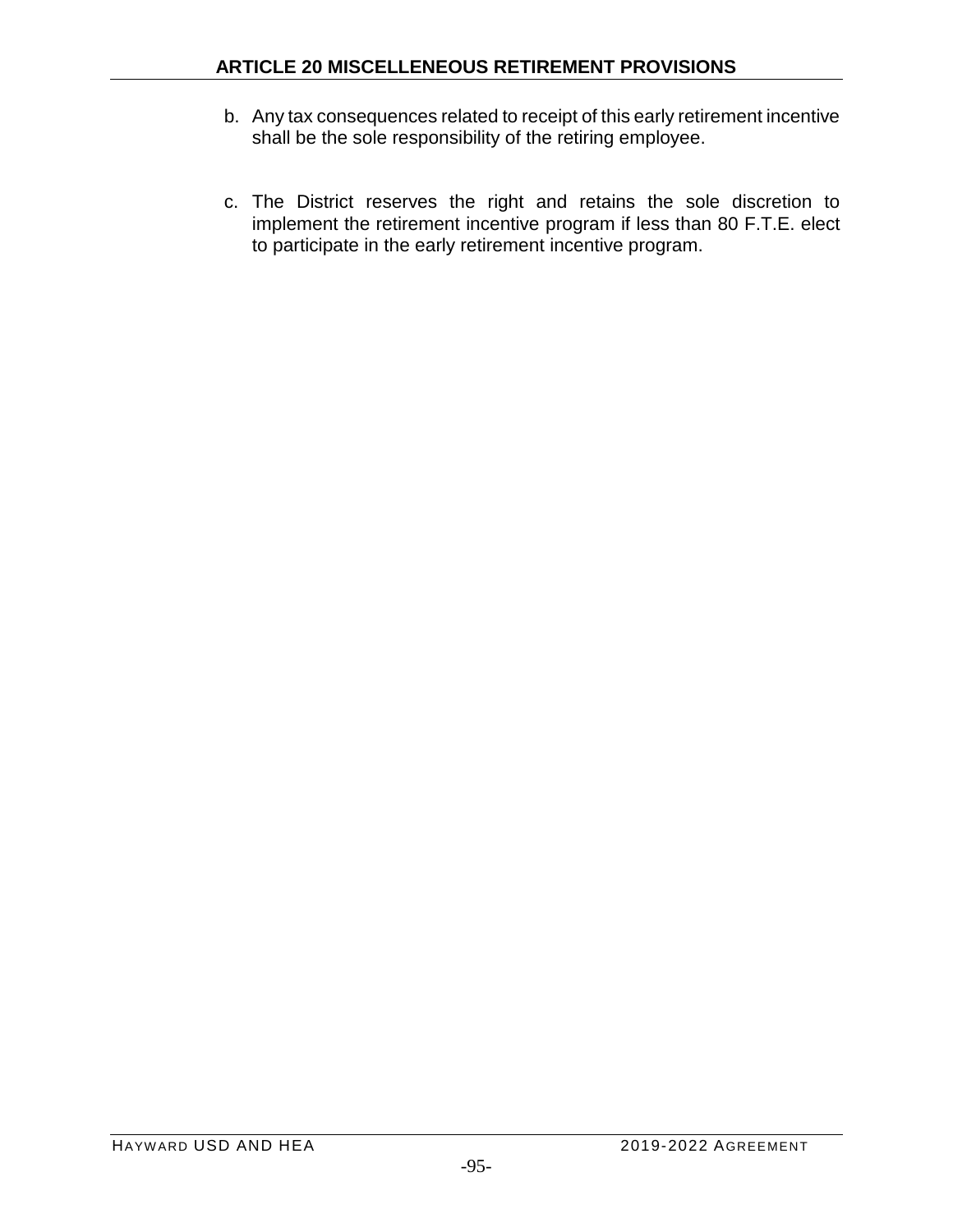b. Any tax consequences related to receipt of this early retirement incentive shall be the sole responsibility of the retiring employee.

c. The District reserves the right and retains the sole discretion to implement the retirement incentive program if less than 80 F.T.E. elect to participate in the early retirement incentive program.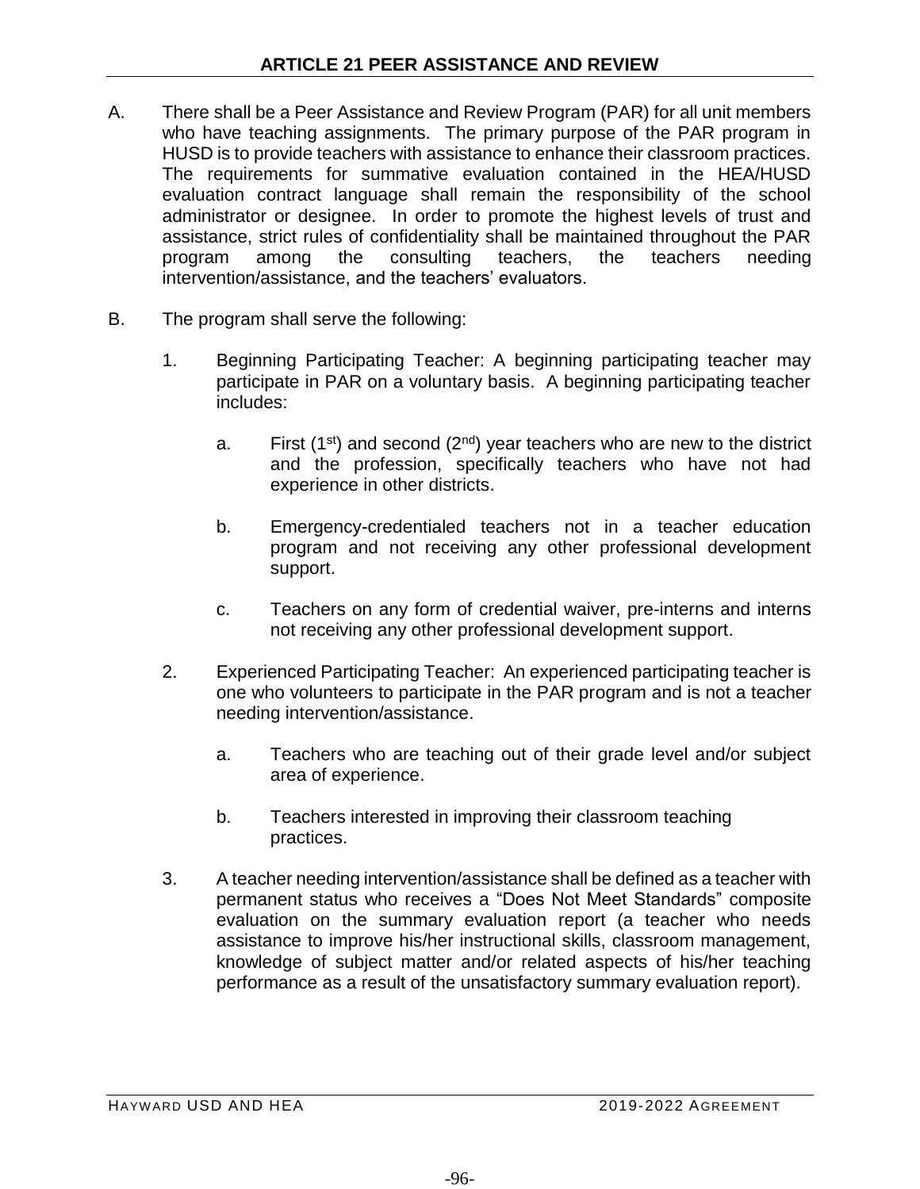## ARTICLE 21 PEER ASSISTANCE AND REVIEW

A. There shall be a Peer Assistance and Review Program (PAR) for all unit members who have teaching assignments. The primary purpose of the PAR program in HUSD is to provide teachers with assistance to enhance their classroom practices. The requirements for summative evaluation contained in the HEA/HUSD evaluation contract language shall remain the responsibility of the school administrator or designee. In order to promote the highest levels of trust and assistance, strict rules of confidentiality shall be maintained throughout the PAR program among the consulting teachers, the teachers needing intervention/assistance, and the teachers' evaluators.

B. The program shall serve the following:

1. Beginning Participating Teacher: A beginning participating teacher may participate in PAR on a voluntary basis. A beginning participating teacher includes:

   a. First (1st) and second (2nd) year teachers who are new to the district and the profession, specifically teachers who have not had experience in other districts.

   b. Emergency-credentialed teachers not in a teacher education program and not receiving any other professional development support.

   c. Teachers on any form of credential waiver, pre-interns and interns not receiving any other professional development support.

2. Experienced Participating Teacher: An experienced participating teacher is one who volunteers to participate in the PAR program and is not a teacher needing intervention/assistance.

   a. Teachers who are teaching out of their grade level and/or subject area of experience.

   b. Teachers interested in improving their classroom teaching practices.

3. A teacher needing intervention/assistance shall be defined as a teacher with permanent status who receives a "Does Not Meet Standards" composite evaluation on the summary evaluation report (a teacher who needs assistance to improve his/her instructional skills, classroom management, knowledge of subject matter and/or related aspects of his/her teaching performance as a result of the unsatisfactory summary evaluation report).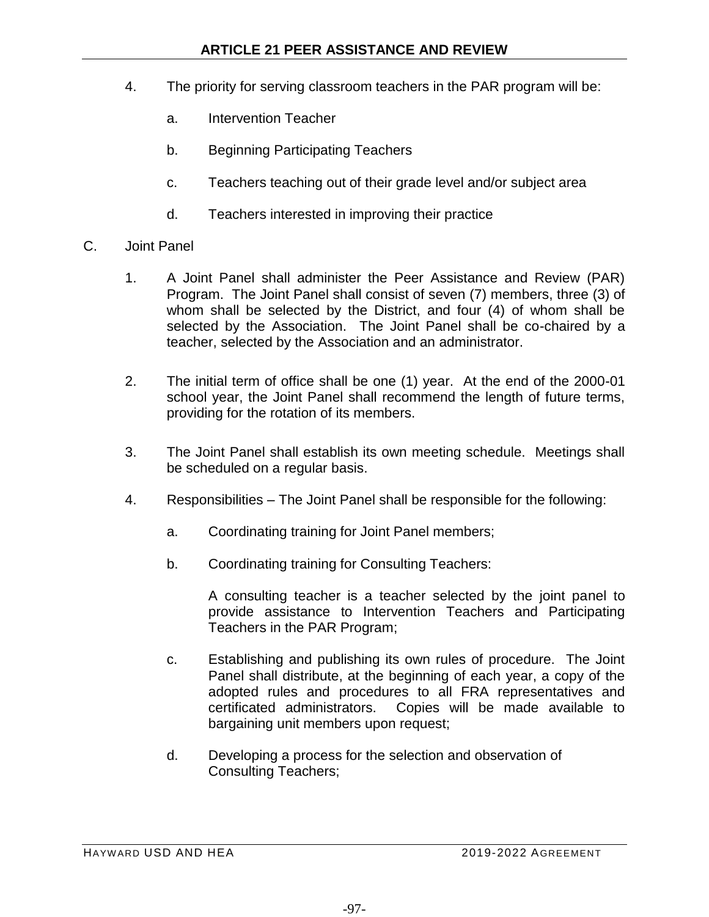4. The priority for serving classroom teachers in the PAR program will be:

   a. Intervention Teacher

   b. Beginning Participating Teachers

   c. Teachers teaching out of their grade level and/or subject area

   d. Teachers interested in improving their practice

C. Joint Panel

1. A Joint Panel shall administer the Peer Assistance and Review (PAR) Program. The Joint Panel shall consist of seven (7) members, three (3) of whom shall be selected by the District, and four (4) of whom shall be selected by the Association. The Joint Panel shall be co-chaired by a teacher, selected by the Association and an administrator.

2. The initial term of office shall be one (1) year. At the end of the 2000-01 school year, the Joint Panel shall recommend the length of future terms, providing for the rotation of its members.

3. The Joint Panel shall establish its own meeting schedule. Meetings shall be scheduled on a regular basis.

4. Responsibilities – The Joint Panel shall be responsible for the following:

   a. Coordinating training for Joint Panel members;

   b. Coordinating training for Consulting Teachers:

      A consulting teacher is a teacher selected by the joint panel to provide assistance to Intervention Teachers and Participating Teachers in the PAR Program;

   c. Establishing and publishing its own rules of procedure. The Joint Panel shall distribute, at the beginning of each year, a copy of the adopted rules and procedures to all FRA representatives and certificated administrators. Copies will be made available to bargaining unit members upon request;

   d. Developing a process for the selection and observation of Consulting Teachers;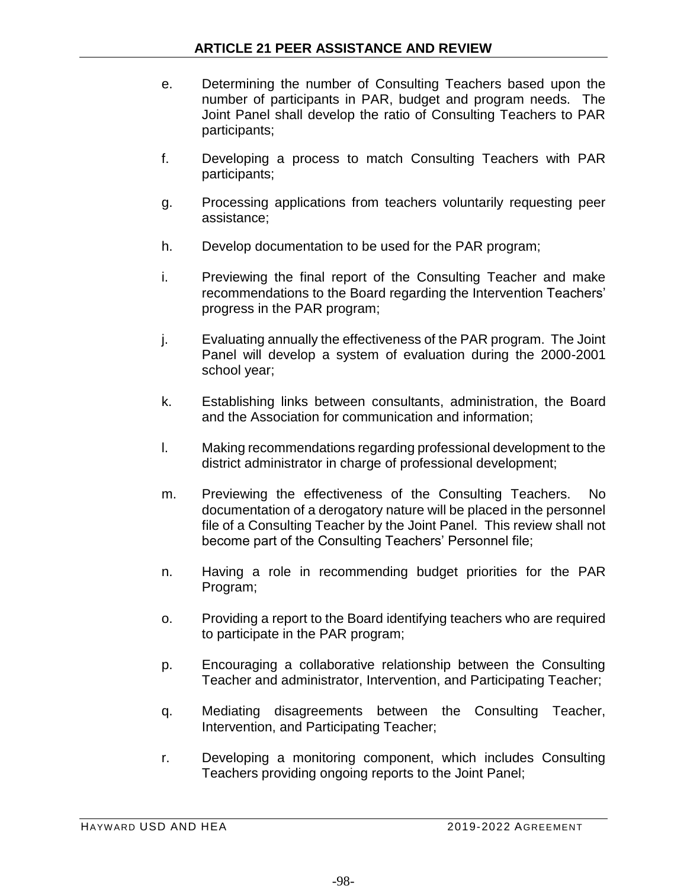e. Determining the number of Consulting Teachers based upon the number of participants in PAR, budget and program needs. The Joint Panel shall develop the ratio of Consulting Teachers to PAR participants;

f. Developing a process to match Consulting Teachers with PAR participants;

g. Processing applications from teachers voluntarily requesting peer assistance;

h. Develop documentation to be used for the PAR program;

i. Previewing the final report of the Consulting Teacher and make recommendations to the Board regarding the Intervention Teachers' progress in the PAR program;

j. Evaluating annually the effectiveness of the PAR program. The Joint Panel will develop a system of evaluation during the 2000-2001 school year;

k. Establishing links between consultants, administration, the Board and the Association for communication and information;

l. Making recommendations regarding professional development to the district administrator in charge of professional development;

m. Previewing the effectiveness of the Consulting Teachers. No documentation of a derogatory nature will be placed in the personnel file of a Consulting Teacher by the Joint Panel. This review shall not become part of the Consulting Teachers' Personnel file;

n. Having a role in recommending budget priorities for the PAR Program;

o. Providing a report to the Board identifying teachers who are required to participate in the PAR program;

p. Encouraging a collaborative relationship between the Consulting Teacher and administrator, Intervention, and Participating Teacher;

q. Mediating disagreements between the Consulting Teacher, Intervention, and Participating Teacher;

r. Developing a monitoring component, which includes Consulting Teachers providing ongoing reports to the Joint Panel;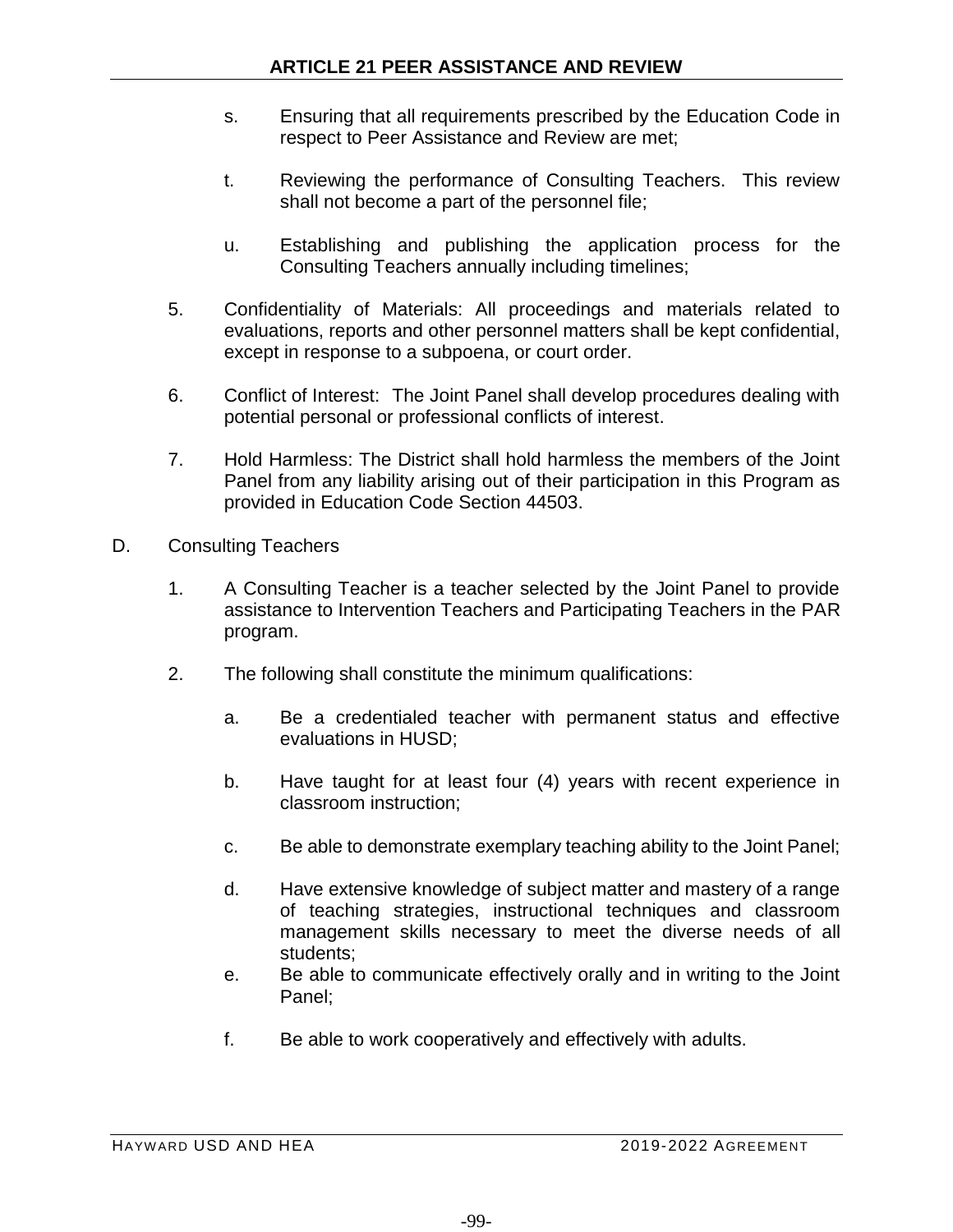s. Ensuring that all requirements prescribed by the Education Code in respect to Peer Assistance and Review are met;

t. Reviewing the performance of Consulting Teachers. This review shall not become a part of the personnel file;

u. Establishing and publishing the application process for the Consulting Teachers annually including timelines;

5. Confidentiality of Materials: All proceedings and materials related to evaluations, reports and other personnel matters shall be kept confidential, except in response to a subpoena, or court order.

6. Conflict of Interest: The Joint Panel shall develop procedures dealing with potential personal or professional conflicts of interest.

7. Hold Harmless: The District shall hold harmless the members of the Joint Panel from any liability arising out of their participation in this Program as provided in Education Code Section 44503.

D. Consulting Teachers

1. A Consulting Teacher is a teacher selected by the Joint Panel to provide assistance to Intervention Teachers and Participating Teachers in the PAR program.

2. The following shall constitute the minimum qualifications:

a. Be a credentialed teacher with permanent status and effective evaluations in HUSD;

b. Have taught for at least four (4) years with recent experience in classroom instruction;

c. Be able to demonstrate exemplary teaching ability to the Joint Panel;

d. Have extensive knowledge of subject matter and mastery of a range of teaching strategies, instructional techniques and classroom management skills necessary to meet the diverse needs of all students;

e. Be able to communicate effectively orally and in writing to the Joint Panel;

f. Be able to work cooperatively and effectively with adults.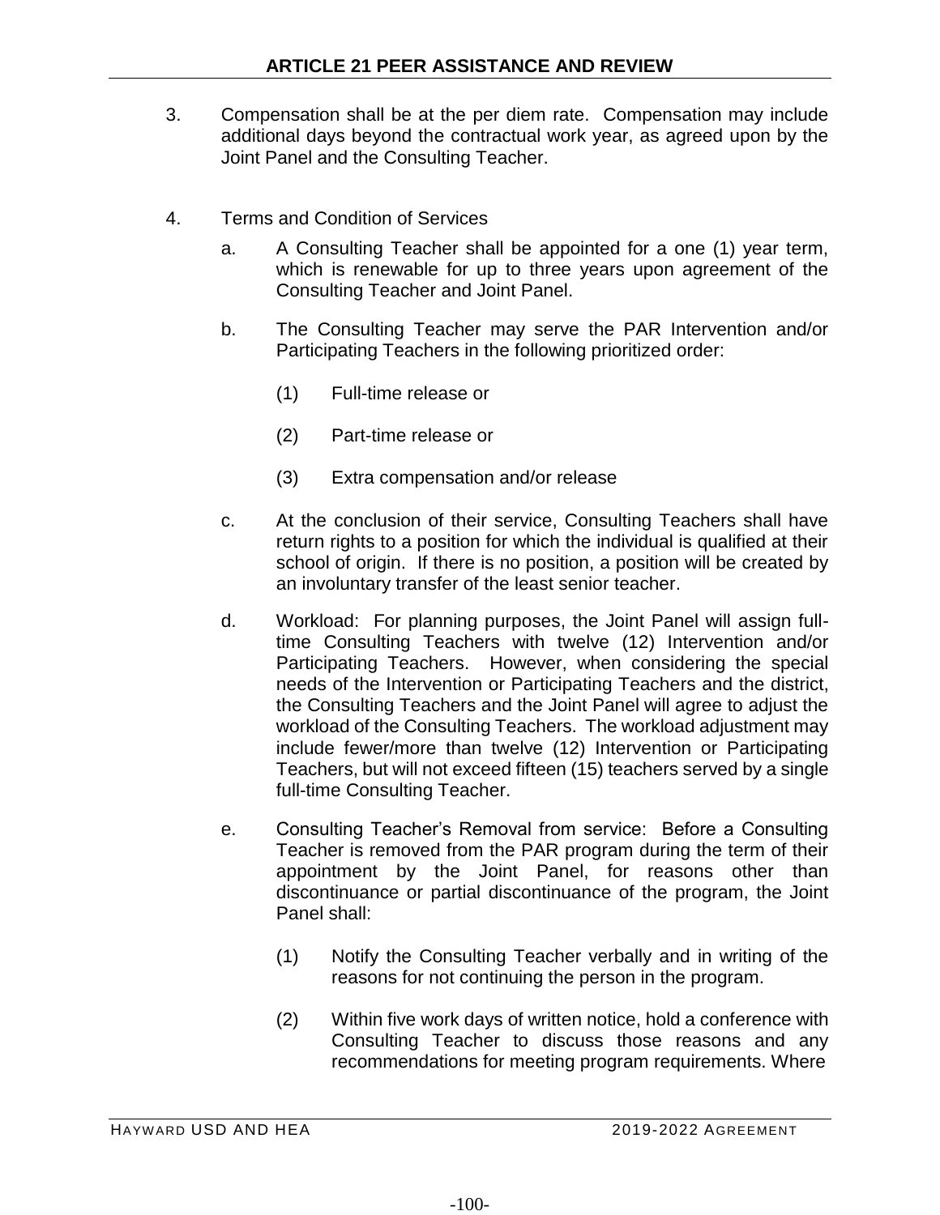3. Compensation shall be at the per diem rate. Compensation may include additional days beyond the contractual work year, as agreed upon by the Joint Panel and the Consulting Teacher.

4. Terms and Condition of Services

   a. A Consulting Teacher shall be appointed for a one (1) year term, which is renewable for up to three years upon agreement of the Consulting Teacher and Joint Panel.

   b. The Consulting Teacher may serve the PAR Intervention and/or Participating Teachers in the following prioritized order:

      (1) Full-time release or

      (2) Part-time release or

      (3) Extra compensation and/or release

   c. At the conclusion of their service, Consulting Teachers shall have return rights to a position for which the individual is qualified at their school of origin. If there is no position, a position will be created by an involuntary transfer of the least senior teacher.

   d. Workload: For planning purposes, the Joint Panel will assign full-time Consulting Teachers with twelve (12) Intervention and/or Participating Teachers. However, when considering the special needs of the Intervention or Participating Teachers and the district, the Consulting Teachers and the Joint Panel will agree to adjust the workload of the Consulting Teachers. The workload adjustment may include fewer/more than twelve (12) Intervention or Participating Teachers, but will not exceed fifteen (15) teachers served by a single full-time Consulting Teacher.

   e. Consulting Teacher's Removal from service: Before a Consulting Teacher is removed from the PAR program during the term of their appointment by the Joint Panel, for reasons other than discontinuance or partial discontinuance of the program, the Joint Panel shall:

      (1) Notify the Consulting Teacher verbally and in writing of the reasons for not continuing the person in the program.

      (2) Within five work days of written notice, hold a conference with Consulting Teacher to discuss those reasons and any recommendations for meeting program requirements. Where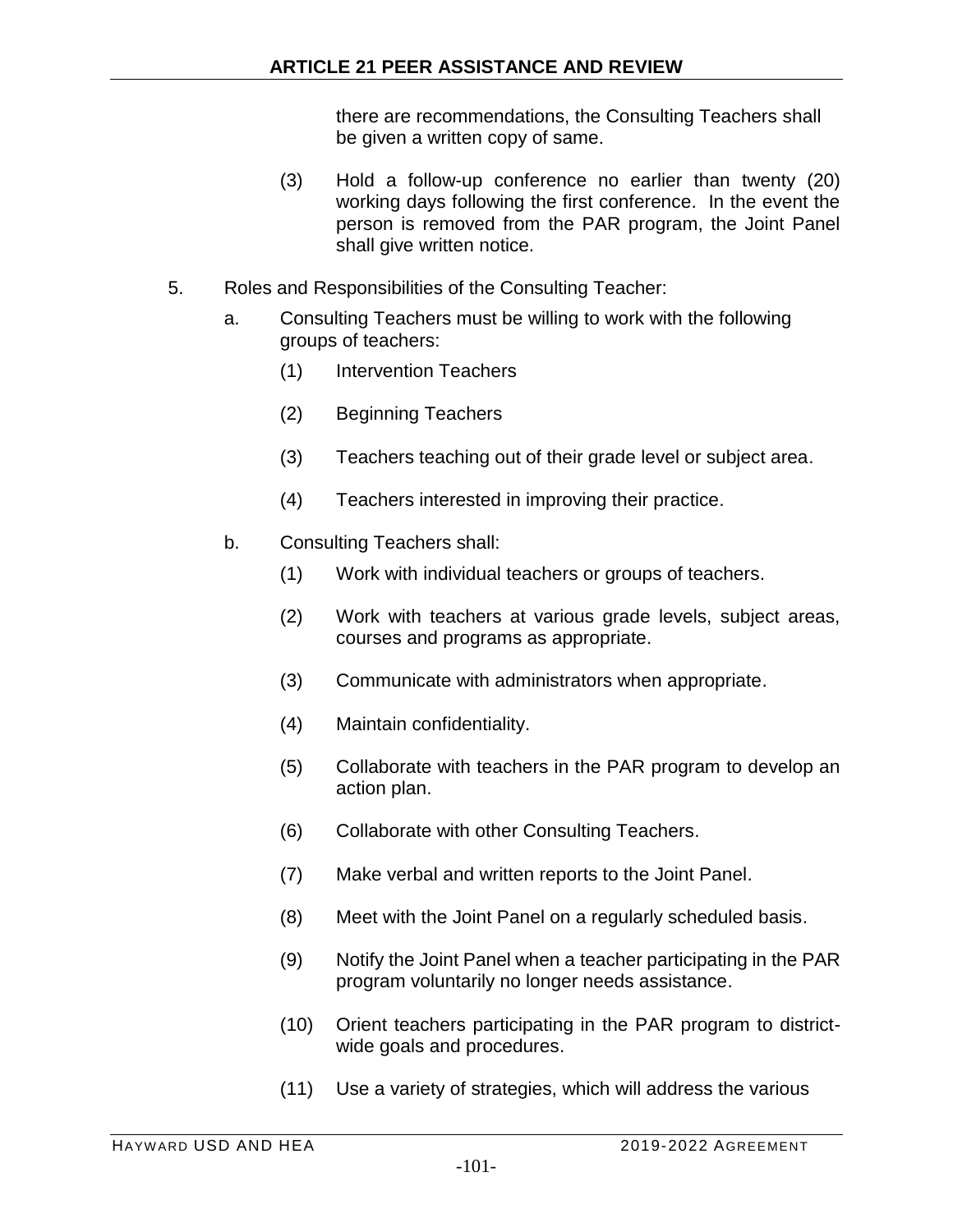there are recommendations, the Consulting Teachers shall be given a written copy of same.

(3) Hold a follow-up conference no earlier than twenty (20) working days following the first conference. In the event the person is removed from the PAR program, the Joint Panel shall give written notice.

5. Roles and Responsibilities of the Consulting Teacher:

   a. Consulting Teachers must be willing to work with the following groups of teachers:

      (1) Intervention Teachers

      (2) Beginning Teachers

      (3) Teachers teaching out of their grade level or subject area.

      (4) Teachers interested in improving their practice.

   b. Consulting Teachers shall:

      (1) Work with individual teachers or groups of teachers.

      (2) Work with teachers at various grade levels, subject areas, courses and programs as appropriate.

      (3) Communicate with administrators when appropriate.

      (4) Maintain confidentiality.

      (5) Collaborate with teachers in the PAR program to develop an action plan.

      (6) Collaborate with other Consulting Teachers.

      (7) Make verbal and written reports to the Joint Panel.

      (8) Meet with the Joint Panel on a regularly scheduled basis.

      (9) Notify the Joint Panel when a teacher participating in the PAR program voluntarily no longer needs assistance.

      (10) Orient teachers participating in the PAR program to district-wide goals and procedures.

      (11) Use a variety of strategies, which will address the various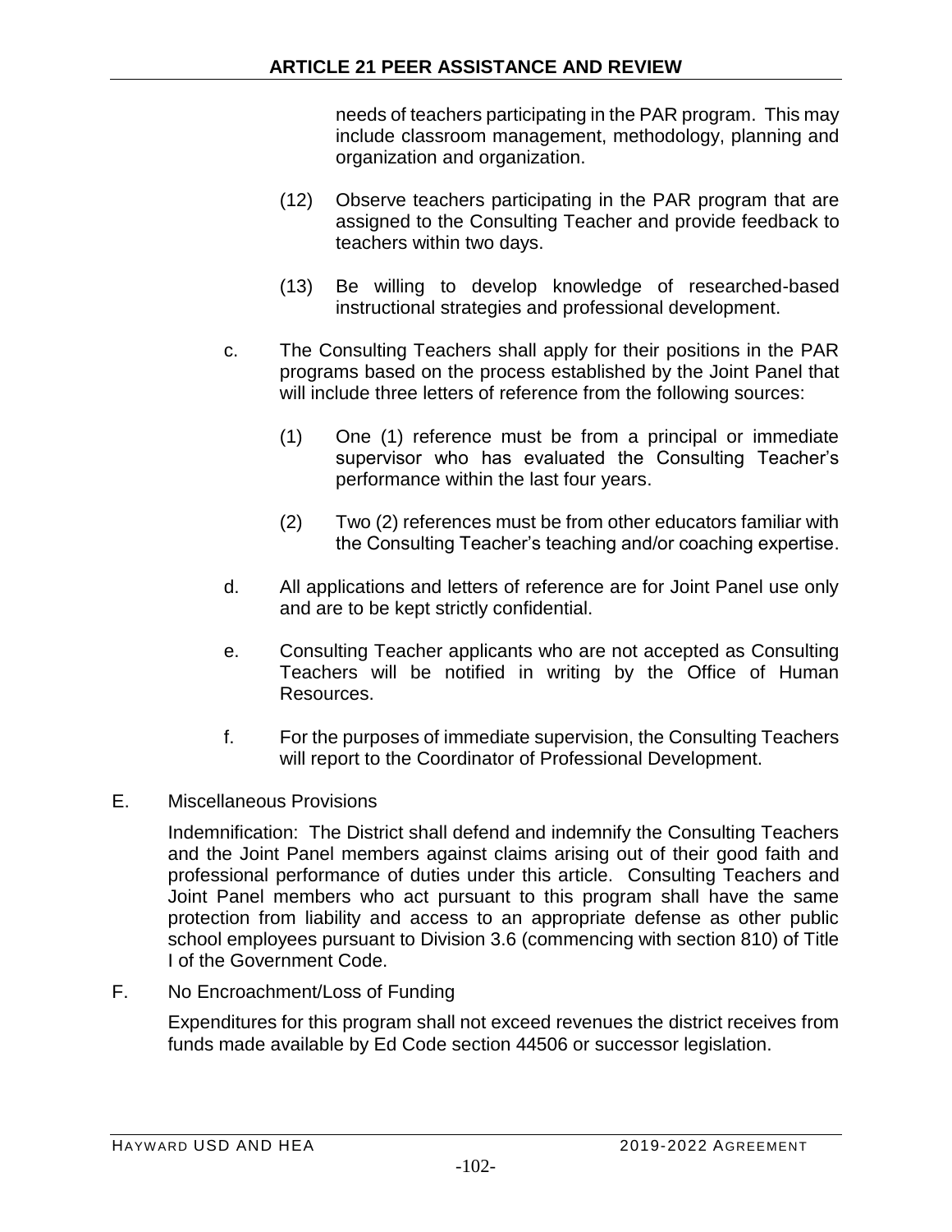needs of teachers participating in the PAR program. This may include classroom management, methodology, planning and organization and organization.

(12) Observe teachers participating in the PAR program that are assigned to the Consulting Teacher and provide feedback to teachers within two days.

(13) Be willing to develop knowledge of researched-based instructional strategies and professional development.

c. The Consulting Teachers shall apply for their positions in the PAR programs based on the process established by the Joint Panel that will include three letters of reference from the following sources:

(1) One (1) reference must be from a principal or immediate supervisor who has evaluated the Consulting Teacher's performance within the last four years.

(2) Two (2) references must be from other educators familiar with the Consulting Teacher's teaching and/or coaching expertise.

d. All applications and letters of reference are for Joint Panel use only and are to be kept strictly confidential.

e. Consulting Teacher applicants who are not accepted as Consulting Teachers will be notified in writing by the Office of Human Resources.

f. For the purposes of immediate supervision, the Consulting Teachers will report to the Coordinator of Professional Development.

E. Miscellaneous Provisions

Indemnification: The District shall defend and indemnify the Consulting Teachers and the Joint Panel members against claims arising out of their good faith and professional performance of duties under this article. Consulting Teachers and Joint Panel members who act pursuant to this program shall have the same protection from liability and access to an appropriate defense as other public school employees pursuant to Division 3.6 (commencing with section 810) of Title I of the Government Code.

F. No Encroachment/Loss of Funding

Expenditures for this program shall not exceed revenues the district receives from funds made available by Ed Code section 44506 or successor legislation.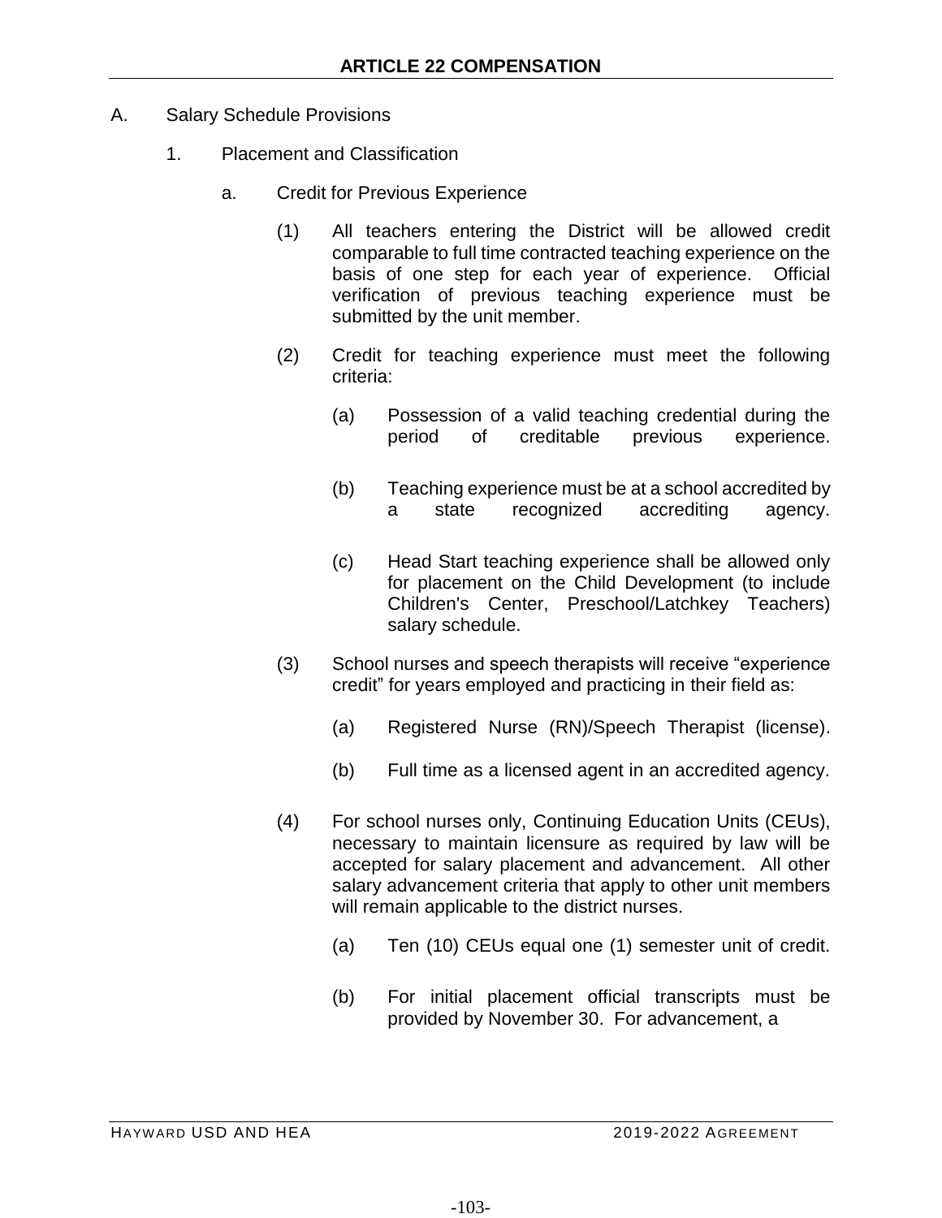# ARTICLE 22 COMPENSATION

A. Salary Schedule Provisions

1. Placement and Classification

a. Credit for Previous Experience

(1) All teachers entering the District will be allowed credit comparable to full time contracted teaching experience on the basis of one step for each year of experience. Official verification of previous teaching experience must be submitted by the unit member.

(2) Credit for teaching experience must meet the following criteria:

(a) Possession of a valid teaching credential during the period of creditable previous experience.

(b) Teaching experience must be at a school accredited by a state recognized accrediting agency.

(c) Head Start teaching experience shall be allowed only for placement on the Child Development (to include Children's Center, Preschool/Latchkey Teachers) salary schedule.

(3) School nurses and speech therapists will receive "experience credit" for years employed and practicing in their field as:

(a) Registered Nurse (RN)/Speech Therapist (license).

(b) Full time as a licensed agent in an accredited agency.

(4) For school nurses only, Continuing Education Units (CEUs), necessary to maintain licensure as required by law will be accepted for salary placement and advancement. All other salary advancement criteria that apply to other unit members will remain applicable to the district nurses.

(a) Ten (10) CEUs equal one (1) semester unit of credit.

(b) For initial placement official transcripts must be provided by November 30. For advancement, a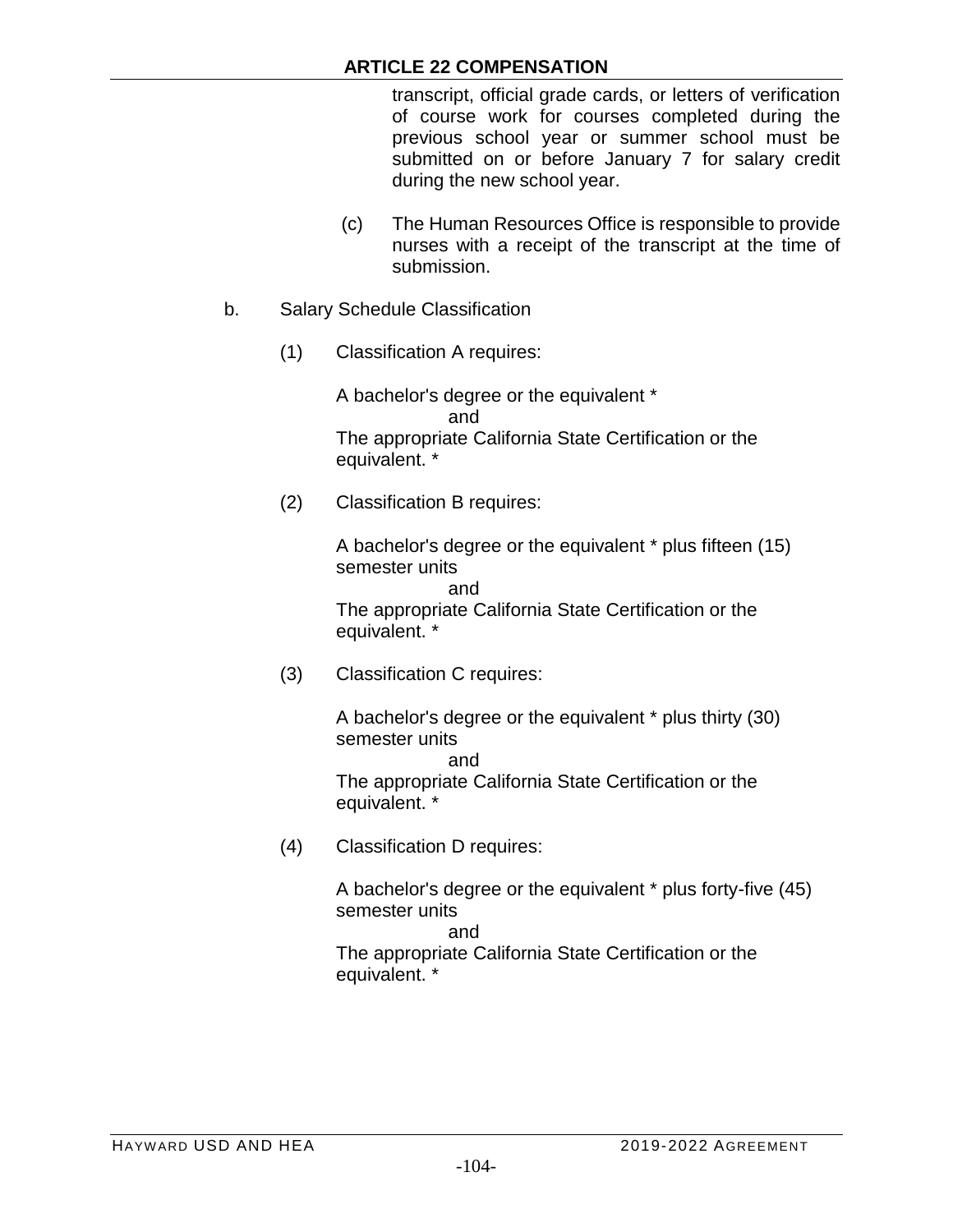transcript, official grade cards, or letters of verification of course work for courses completed during the previous school year or summer school must be submitted on or before January 7 for salary credit during the new school year.

(c) The Human Resources Office is responsible to provide nurses with a receipt of the transcript at the time of submission.

b. Salary Schedule Classification

(1) Classification A requires:

A bachelor's degree or the equivalent *
and
The appropriate California State Certification or the equivalent. *

(2) Classification B requires:

A bachelor's degree or the equivalent * plus fifteen (15) semester units
and
The appropriate California State Certification or the equivalent. *

(3) Classification C requires:

A bachelor's degree or the equivalent * plus thirty (30) semester units
and
The appropriate California State Certification or the equivalent. *

(4) Classification D requires:

A bachelor's degree or the equivalent * plus forty-five (45) semester units
and
The appropriate California State Certification or the equivalent. *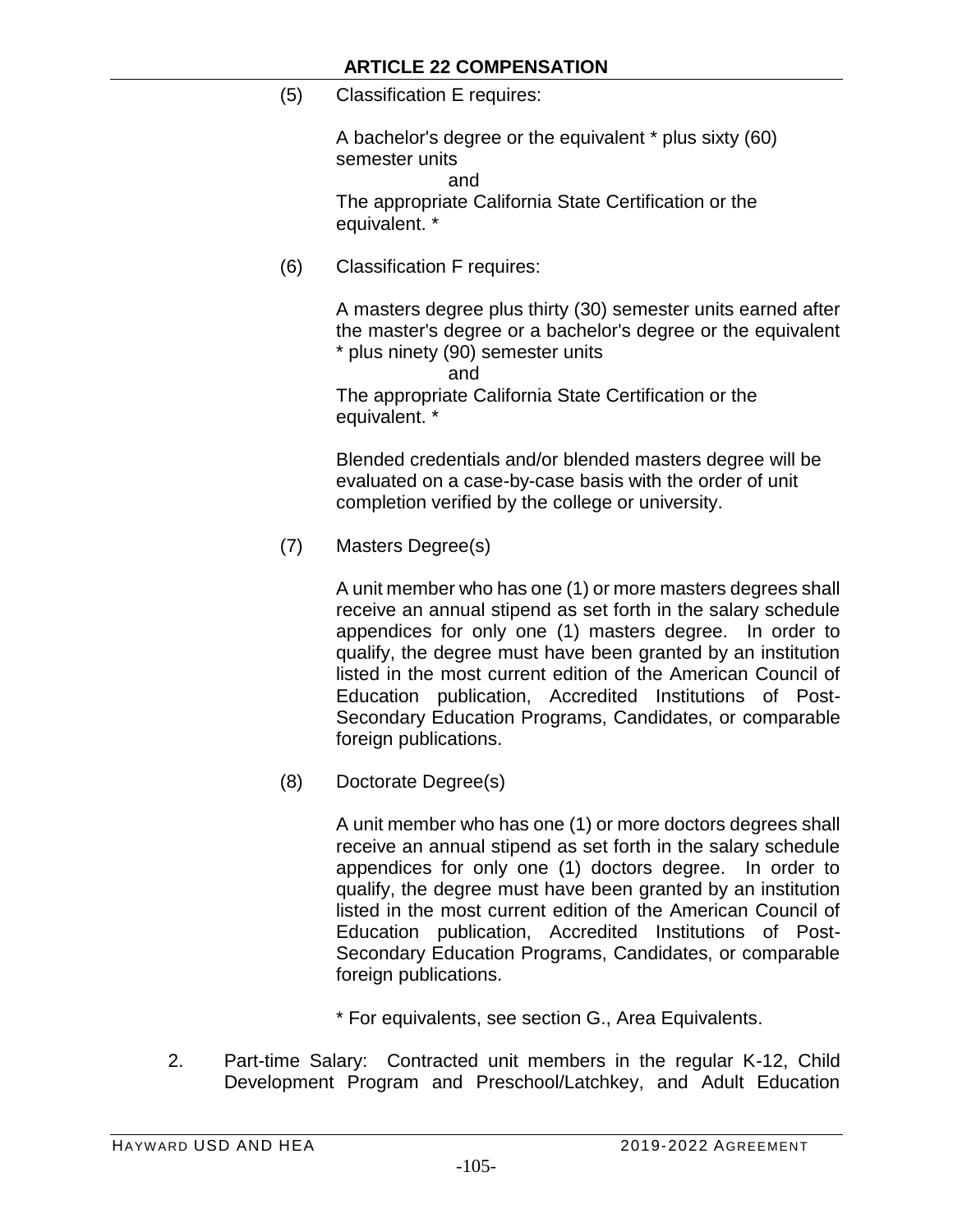(5) Classification E requires:

A bachelor's degree or the equivalent * plus sixty (60) semester units

and

The appropriate California State Certification or the equivalent. *

(6) Classification F requires:

A masters degree plus thirty (30) semester units earned after the master's degree or a bachelor's degree or the equivalent * plus ninety (90) semester units

and

The appropriate California State Certification or the equivalent. *

Blended credentials and/or blended masters degree will be evaluated on a case-by-case basis with the order of unit completion verified by the college or university.

(7) Masters Degree(s)

A unit member who has one (1) or more masters degrees shall receive an annual stipend as set forth in the salary schedule appendices for only one (1) masters degree. In order to qualify, the degree must have been granted by an institution listed in the most current edition of the American Council of Education publication, Accredited Institutions of Post-Secondary Education Programs, Candidates, or comparable foreign publications.

(8) Doctorate Degree(s)

A unit member who has one (1) or more doctors degrees shall receive an annual stipend as set forth in the salary schedule appendices for only one (1) doctors degree. In order to qualify, the degree must have been granted by an institution listed in the most current edition of the American Council of Education publication, Accredited Institutions of Post-Secondary Education Programs, Candidates, or comparable foreign publications.

* For equivalents, see section G., Area Equivalents.

2. Part-time Salary: Contracted unit members in the regular K-12, Child Development Program and Preschool/Latchkey, and Adult Education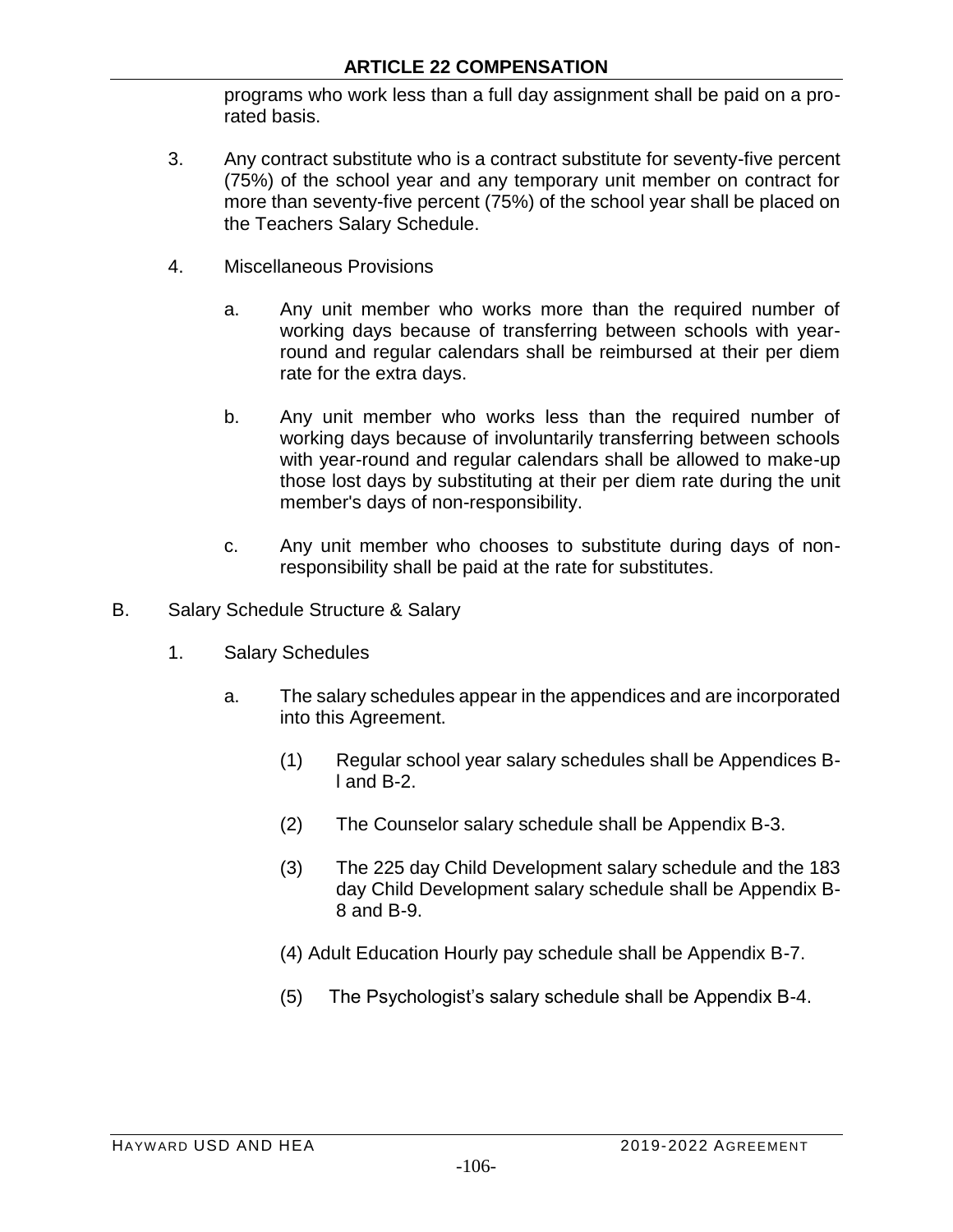programs who work less than a full day assignment shall be paid on a pro-rated basis.

3. Any contract substitute who is a contract substitute for seventy-five percent (75%) of the school year and any temporary unit member on contract for more than seventy-five percent (75%) of the school year shall be placed on the Teachers Salary Schedule.

4. Miscellaneous Provisions

   a. Any unit member who works more than the required number of working days because of transferring between schools with year-round and regular calendars shall be reimbursed at their per diem rate for the extra days.

   b. Any unit member who works less than the required number of working days because of involuntarily transferring between schools with year-round and regular calendars shall be allowed to make-up those lost days by substituting at their per diem rate during the unit member's days of non-responsibility.

   c. Any unit member who chooses to substitute during days of non-responsibility shall be paid at the rate for substitutes.

B. Salary Schedule Structure & Salary

1. Salary Schedules

   a. The salary schedules appear in the appendices and are incorporated into this Agreement.

      (1) Regular school year salary schedules shall be Appendices B-l and B-2.

      (2) The Counselor salary schedule shall be Appendix B-3.

      (3) The 225 day Child Development salary schedule and the 183 day Child Development salary schedule shall be Appendix B-8 and B-9.

      (4) Adult Education Hourly pay schedule shall be Appendix B-7.

      (5) The Psychologist's salary schedule shall be Appendix B-4.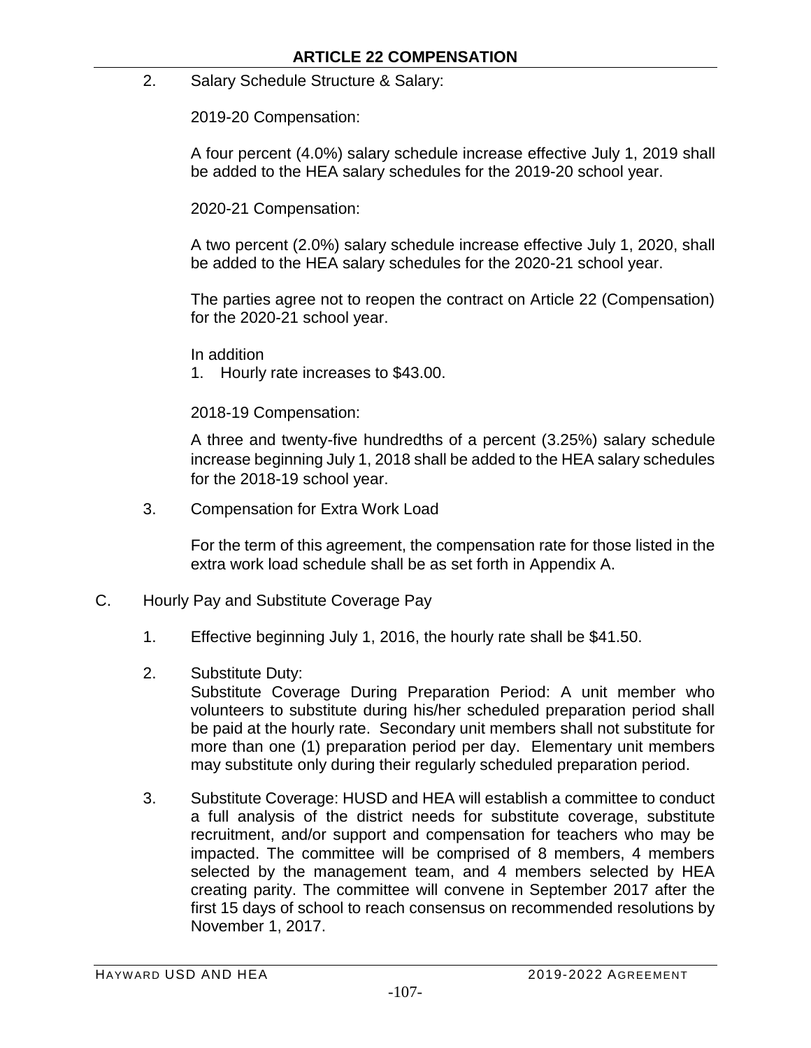## ARTICLE 22 COMPENSATION

2. Salary Schedule Structure & Salary:

   2019-20 Compensation:

   A four percent (4.0%) salary schedule increase effective July 1, 2019 shall be added to the HEA salary schedules for the 2019-20 school year.

   2020-21 Compensation:

   A two percent (2.0%) salary schedule increase effective July 1, 2020, shall be added to the HEA salary schedules for the 2020-21 school year.

   The parties agree not to reopen the contract on Article 22 (Compensation) for the 2020-21 school year.

   In addition
   1. Hourly rate increases to $43.00.

   2018-19 Compensation:

   A three and twenty-five hundredths of a percent (3.25%) salary schedule increase beginning July 1, 2018 shall be added to the HEA salary schedules for the 2018-19 school year.

3. Compensation for Extra Work Load

   For the term of this agreement, the compensation rate for those listed in the extra work load schedule shall be as set forth in Appendix A.

C. Hourly Pay and Substitute Coverage Pay

   1. Effective beginning July 1, 2016, the hourly rate shall be $41.50.

   2. Substitute Duty:
      Substitute Coverage During Preparation Period: A unit member who volunteers to substitute during his/her scheduled preparation period shall be paid at the hourly rate. Secondary unit members shall not substitute for more than one (1) preparation period per day. Elementary unit members may substitute only during their regularly scheduled preparation period.

   3. Substitute Coverage: HUSD and HEA will establish a committee to conduct a full analysis of the district needs for substitute coverage, substitute recruitment, and/or support and compensation for teachers who may be impacted. The committee will be comprised of 8 members, 4 members selected by the management team, and 4 members selected by HEA creating parity. The committee will convene in September 2017 after the first 15 days of school to reach consensus on recommended resolutions by November 1, 2017.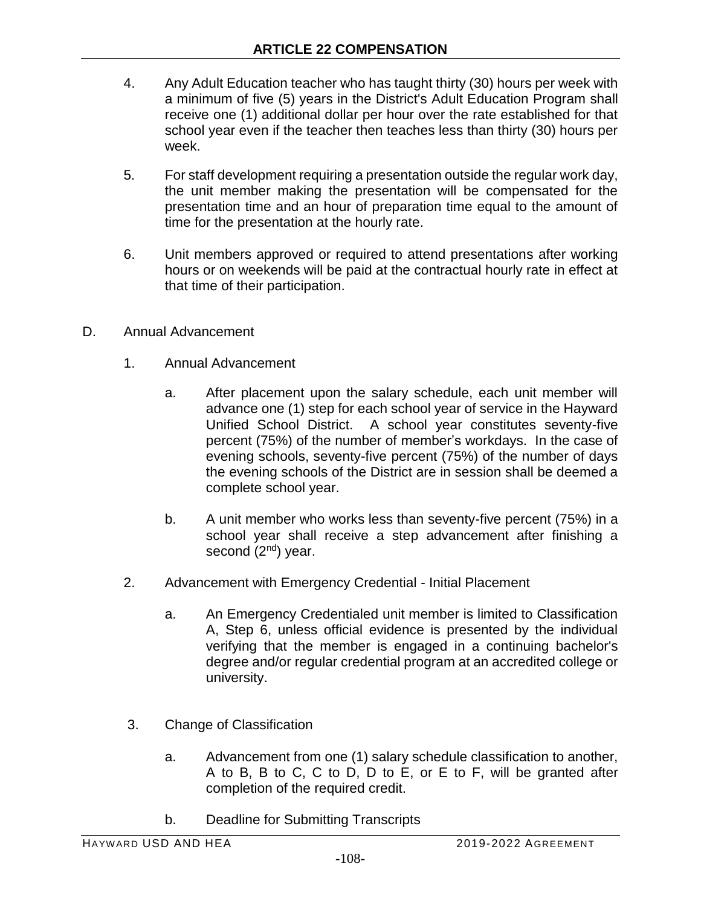4. Any Adult Education teacher who has taught thirty (30) hours per week with a minimum of five (5) years in the District's Adult Education Program shall receive one (1) additional dollar per hour over the rate established for that school year even if the teacher then teaches less than thirty (30) hours per week.

5. For staff development requiring a presentation outside the regular work day, the unit member making the presentation will be compensated for the presentation time and an hour of preparation time equal to the amount of time for the presentation at the hourly rate.

6. Unit members approved or required to attend presentations after working hours or on weekends will be paid at the contractual hourly rate in effect at that time of their participation.

D. Annual Advancement

1. Annual Advancement

   a. After placement upon the salary schedule, each unit member will advance one (1) step for each school year of service in the Hayward Unified School District. A school year constitutes seventy-five percent (75%) of the number of member's workdays. In the case of evening schools, seventy-five percent (75%) of the number of days the evening schools of the District are in session shall be deemed a complete school year.

   b. A unit member who works less than seventy-five percent (75%) in a school year shall receive a step advancement after finishing a second (2nd) year.

2. Advancement with Emergency Credential - Initial Placement

   a. An Emergency Credentialed unit member is limited to Classification A, Step 6, unless official evidence is presented by the individual verifying that the member is engaged in a continuing bachelor's degree and/or regular credential program at an accredited college or university.

3. Change of Classification

   a. Advancement from one (1) salary schedule classification to another, A to B, B to C, C to D, D to E, or E to F, will be granted after completion of the required credit.

   b. Deadline for Submitting Transcripts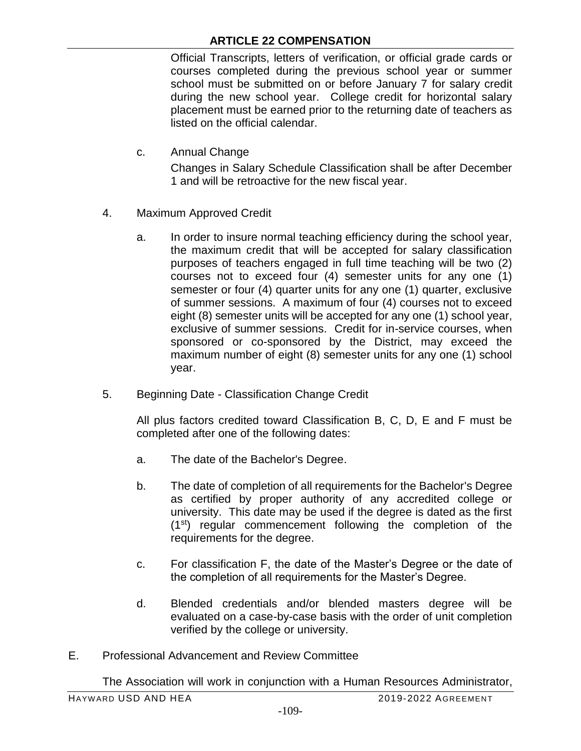Official Transcripts, letters of verification, or official grade cards or courses completed during the previous school year or summer school must be submitted on or before January 7 for salary credit during the new school year. College credit for horizontal salary placement must be earned prior to the returning date of teachers as listed on the official calendar.

c. Annual Change

Changes in Salary Schedule Classification shall be after December 1 and will be retroactive for the new fiscal year.

4. Maximum Approved Credit

a. In order to insure normal teaching efficiency during the school year, the maximum credit that will be accepted for salary classification purposes of teachers engaged in full time teaching will be two (2) courses not to exceed four (4) semester units for any one (1) semester or four (4) quarter units for any one (1) quarter, exclusive of summer sessions. A maximum of four (4) courses not to exceed eight (8) semester units will be accepted for any one (1) school year, exclusive of summer sessions. Credit for in-service courses, when sponsored or co-sponsored by the District, may exceed the maximum number of eight (8) semester units for any one (1) school year.

5. Beginning Date - Classification Change Credit

All plus factors credited toward Classification B, C, D, E and F must be completed after one of the following dates:

a. The date of the Bachelor's Degree.

b. The date of completion of all requirements for the Bachelor's Degree as certified by proper authority of any accredited college or university. This date may be used if the degree is dated as the first (1st) regular commencement following the completion of the requirements for the degree.

c. For classification F, the date of the Master's Degree or the date of the completion of all requirements for the Master's Degree.

d. Blended credentials and/or blended masters degree will be evaluated on a case-by-case basis with the order of unit completion verified by the college or university.

E. Professional Advancement and Review Committee

The Association will work in conjunction with a Human Resources Administrator,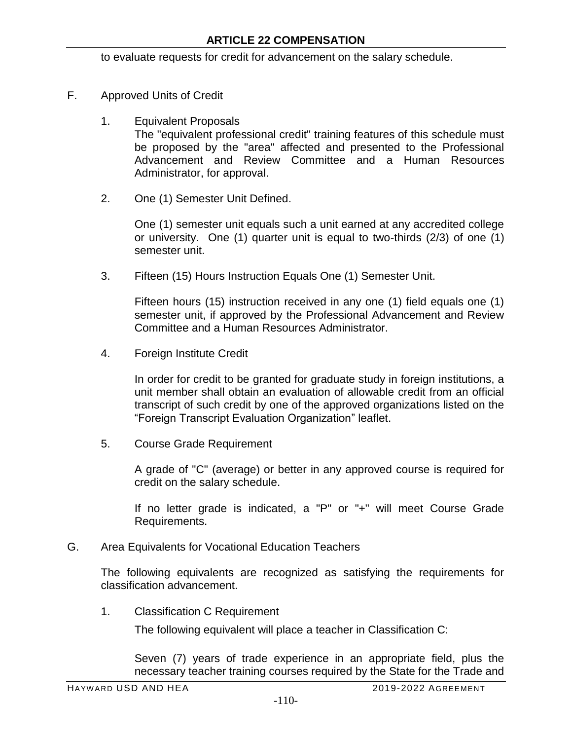to evaluate requests for credit for advancement on the salary schedule.

F. Approved Units of Credit

1. Equivalent Proposals

   The "equivalent professional credit" training features of this schedule must be proposed by the "area" affected and presented to the Professional Advancement and Review Committee and a Human Resources Administrator, for approval.

2. One (1) Semester Unit Defined.

   One (1) semester unit equals such a unit earned at any accredited college or university. One (1) quarter unit is equal to two-thirds (2/3) of one (1) semester unit.

3. Fifteen (15) Hours Instruction Equals One (1) Semester Unit.

   Fifteen hours (15) instruction received in any one (1) field equals one (1) semester unit, if approved by the Professional Advancement and Review Committee and a Human Resources Administrator.

4. Foreign Institute Credit

   In order for credit to be granted for graduate study in foreign institutions, a unit member shall obtain an evaluation of allowable credit from an official transcript of such credit by one of the approved organizations listed on the "Foreign Transcript Evaluation Organization" leaflet.

5. Course Grade Requirement

   A grade of "C" (average) or better in any approved course is required for credit on the salary schedule.

   If no letter grade is indicated, a "P" or "+" will meet Course Grade Requirements.

G. Area Equivalents for Vocational Education Teachers

The following equivalents are recognized as satisfying the requirements for classification advancement.

1. Classification C Requirement

   The following equivalent will place a teacher in Classification C:

   Seven (7) years of trade experience in an appropriate field, plus the necessary teacher training courses required by the State for the Trade and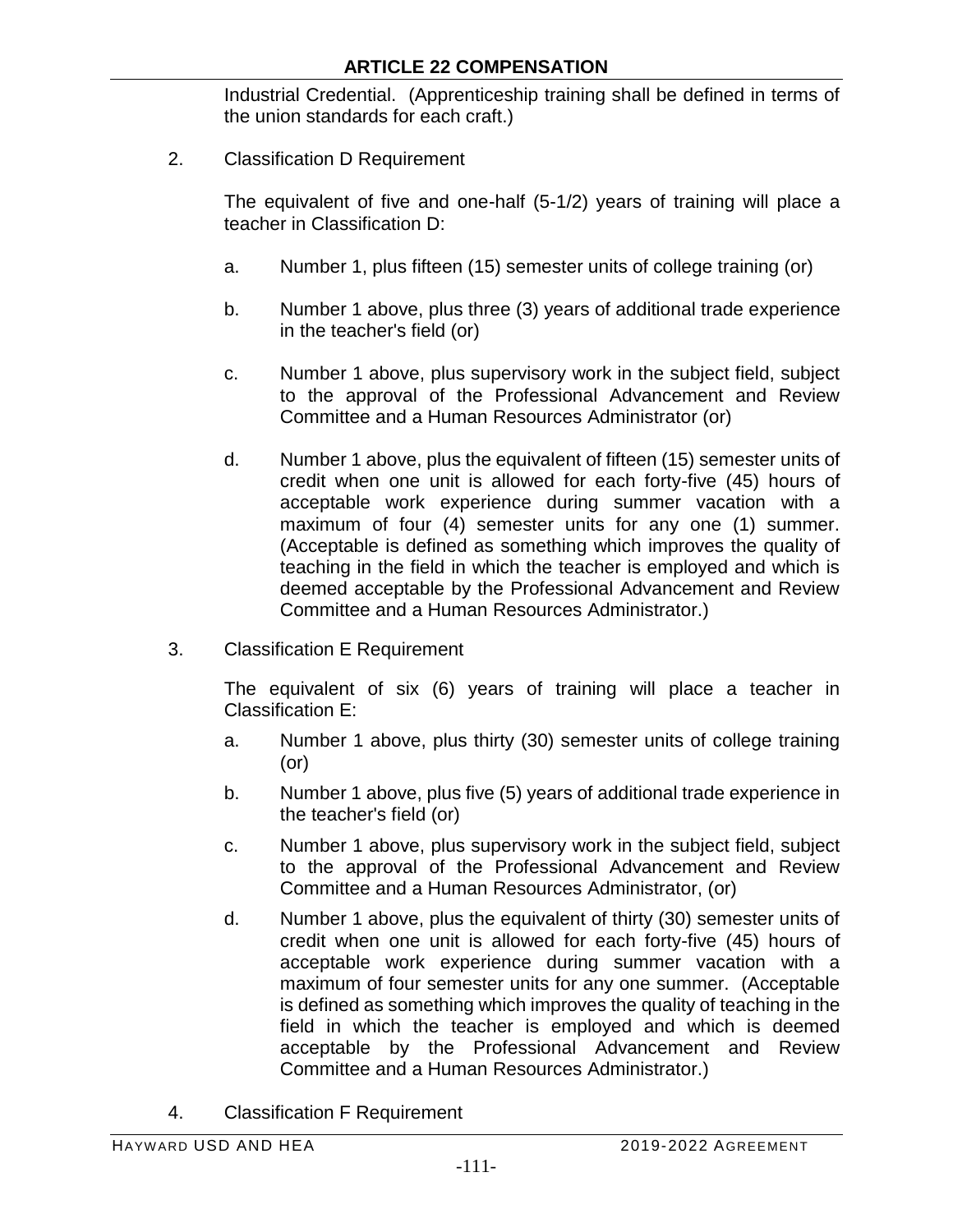Industrial Credential. (Apprenticeship training shall be defined in terms of the union standards for each craft.)

2. Classification D Requirement

   The equivalent of five and one-half (5-1/2) years of training will place a teacher in Classification D:

   a. Number 1, plus fifteen (15) semester units of college training (or)

   b. Number 1 above, plus three (3) years of additional trade experience in the teacher's field (or)

   c. Number 1 above, plus supervisory work in the subject field, subject to the approval of the Professional Advancement and Review Committee and a Human Resources Administrator (or)

   d. Number 1 above, plus the equivalent of fifteen (15) semester units of credit when one unit is allowed for each forty-five (45) hours of acceptable work experience during summer vacation with a maximum of four (4) semester units for any one (1) summer. (Acceptable is defined as something which improves the quality of teaching in the field in which the teacher is employed and which is deemed acceptable by the Professional Advancement and Review Committee and a Human Resources Administrator.)

3. Classification E Requirement

   The equivalent of six (6) years of training will place a teacher in Classification E:

   a. Number 1 above, plus thirty (30) semester units of college training (or)

   b. Number 1 above, plus five (5) years of additional trade experience in the teacher's field (or)

   c. Number 1 above, plus supervisory work in the subject field, subject to the approval of the Professional Advancement and Review Committee and a Human Resources Administrator, (or)

   d. Number 1 above, plus the equivalent of thirty (30) semester units of credit when one unit is allowed for each forty-five (45) hours of acceptable work experience during summer vacation with a maximum of four semester units for any one summer. (Acceptable is defined as something which improves the quality of teaching in the field in which the teacher is employed and which is deemed acceptable by the Professional Advancement and Review Committee and a Human Resources Administrator.)

4. Classification F Requirement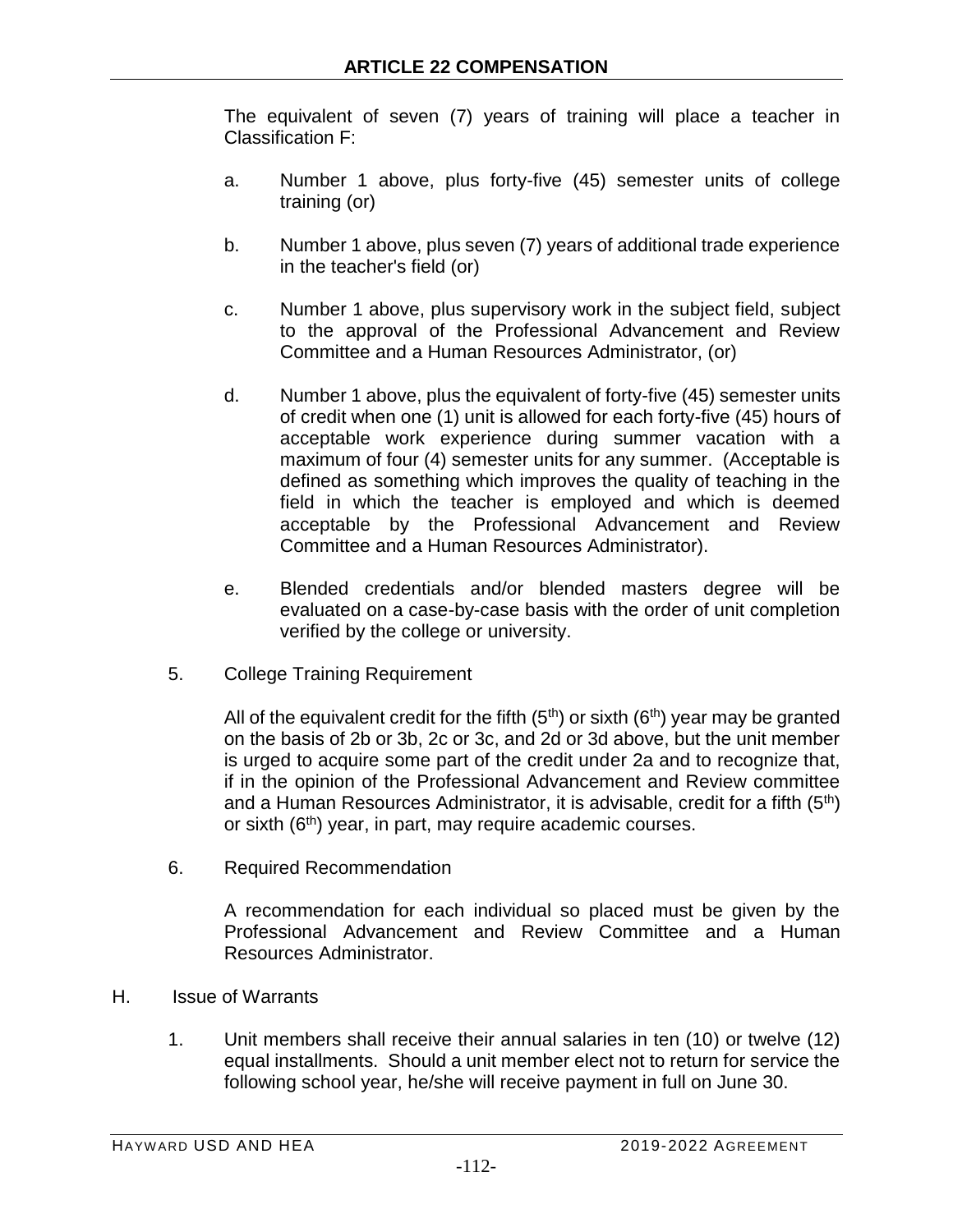The equivalent of seven (7) years of training will place a teacher in Classification F:

a. Number 1 above, plus forty-five (45) semester units of college training (or)

b. Number 1 above, plus seven (7) years of additional trade experience in the teacher's field (or)

c. Number 1 above, plus supervisory work in the subject field, subject to the approval of the Professional Advancement and Review Committee and a Human Resources Administrator, (or)

d. Number 1 above, plus the equivalent of forty-five (45) semester units of credit when one (1) unit is allowed for each forty-five (45) hours of acceptable work experience during summer vacation with a maximum of four (4) semester units for any summer. (Acceptable is defined as something which improves the quality of teaching in the field in which the teacher is employed and which is deemed acceptable by the Professional Advancement and Review Committee and a Human Resources Administrator).

e. Blended credentials and/or blended masters degree will be evaluated on a case-by-case basis with the order of unit completion verified by the college or university.

5. College Training Requirement

All of the equivalent credit for the fifth (5th) or sixth (6th) year may be granted on the basis of 2b or 3b, 2c or 3c, and 2d or 3d above, but the unit member is urged to acquire some part of the credit under 2a and to recognize that, if in the opinion of the Professional Advancement and Review committee and a Human Resources Administrator, it is advisable, credit for a fifth (5th) or sixth (6th) year, in part, may require academic courses.

6. Required Recommendation

A recommendation for each individual so placed must be given by the Professional Advancement and Review Committee and a Human Resources Administrator.

H. Issue of Warrants

1. Unit members shall receive their annual salaries in ten (10) or twelve (12) equal installments. Should a unit member elect not to return for service the following school year, he/she will receive payment in full on June 30.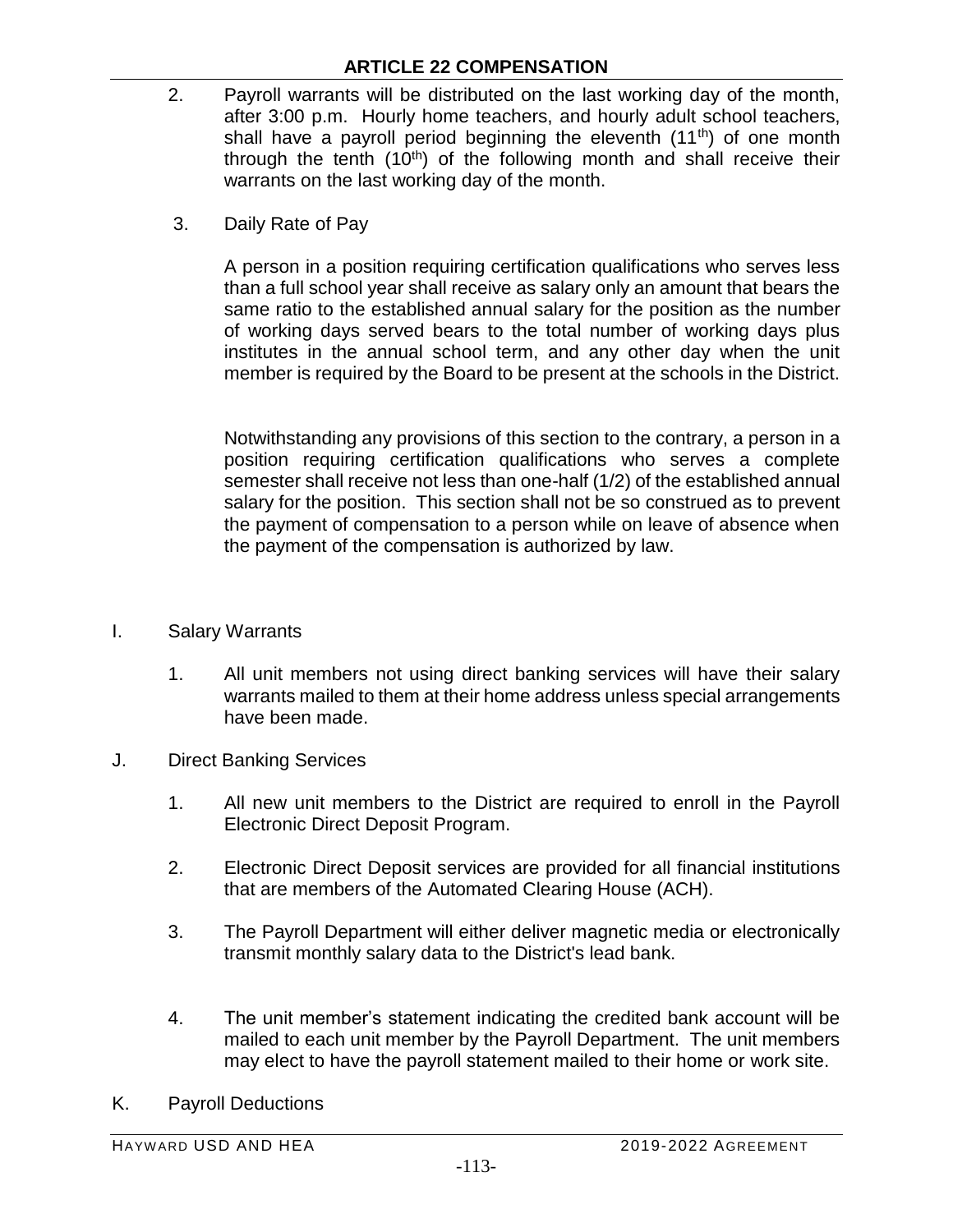2. Payroll warrants will be distributed on the last working day of the month, after 3:00 p.m. Hourly home teachers, and hourly adult school teachers, shall have a payroll period beginning the eleventh (11th) of one month through the tenth (10th) of the following month and shall receive their warrants on the last working day of the month.

3. Daily Rate of Pay

   A person in a position requiring certification qualifications who serves less than a full school year shall receive as salary only an amount that bears the same ratio to the established annual salary for the position as the number of working days served bears to the total number of working days plus institutes in the annual school term, and any other day when the unit member is required by the Board to be present at the schools in the District.

   Notwithstanding any provisions of this section to the contrary, a person in a position requiring certification qualifications who serves a complete semester shall receive not less than one-half (1/2) of the established annual salary for the position. This section shall not be so construed as to prevent the payment of compensation to a person while on leave of absence when the payment of the compensation is authorized by law.

I. Salary Warrants

   1. All unit members not using direct banking services will have their salary warrants mailed to them at their home address unless special arrangements have been made.

J. Direct Banking Services

   1. All new unit members to the District are required to enroll in the Payroll Electronic Direct Deposit Program.

   2. Electronic Direct Deposit services are provided for all financial institutions that are members of the Automated Clearing House (ACH).

   3. The Payroll Department will either deliver magnetic media or electronically transmit monthly salary data to the District's lead bank.

   4. The unit member's statement indicating the credited bank account will be mailed to each unit member by the Payroll Department. The unit members may elect to have the payroll statement mailed to their home or work site.

K. Payroll Deductions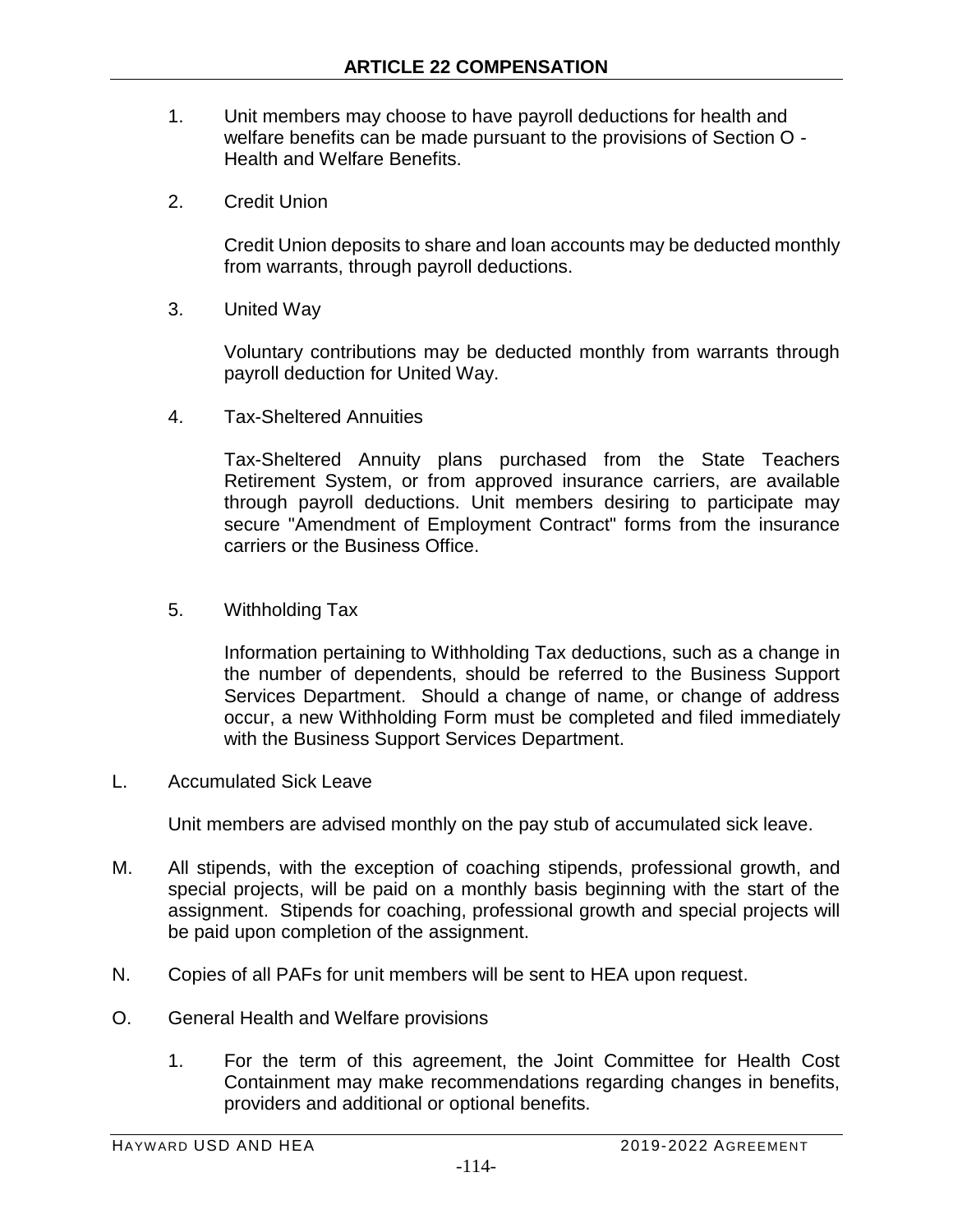## ARTICLE 22 COMPENSATION

1. Unit members may choose to have payroll deductions for health and welfare benefits can be made pursuant to the provisions of Section O - Health and Welfare Benefits.

2. Credit Union

   Credit Union deposits to share and loan accounts may be deducted monthly from warrants, through payroll deductions.

3. United Way

   Voluntary contributions may be deducted monthly from warrants through payroll deduction for United Way.

4. Tax-Sheltered Annuities

   Tax-Sheltered Annuity plans purchased from the State Teachers Retirement System, or from approved insurance carriers, are available through payroll deductions. Unit members desiring to participate may secure "Amendment of Employment Contract" forms from the insurance carriers or the Business Office.

5. Withholding Tax

   Information pertaining to Withholding Tax deductions, such as a change in the number of dependents, should be referred to the Business Support Services Department. Should a change of name, or change of address occur, a new Withholding Form must be completed and filed immediately with the Business Support Services Department.

L. Accumulated Sick Leave

   Unit members are advised monthly on the pay stub of accumulated sick leave.

M. All stipends, with the exception of coaching stipends, professional growth, and special projects, will be paid on a monthly basis beginning with the start of the assignment. Stipends for coaching, professional growth and special projects will be paid upon completion of the assignment.

N. Copies of all PAFs for unit members will be sent to HEA upon request.

O. General Health and Welfare provisions

   1. For the term of this agreement, the Joint Committee for Health Cost Containment may make recommendations regarding changes in benefits, providers and additional or optional benefits.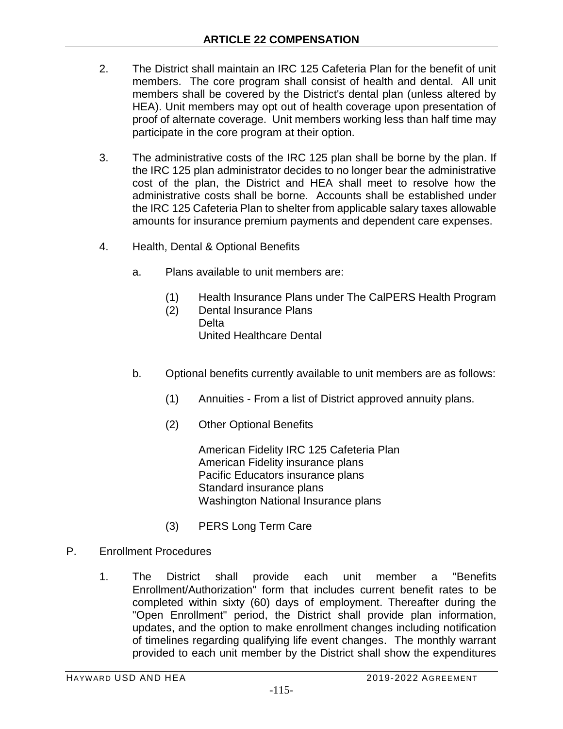## ARTICLE 22 COMPENSATION

2. The District shall maintain an IRC 125 Cafeteria Plan for the benefit of unit members. The core program shall consist of health and dental. All unit members shall be covered by the District's dental plan (unless altered by HEA). Unit members may opt out of health coverage upon presentation of proof of alternate coverage. Unit members working less than half time may participate in the core program at their option.

3. The administrative costs of the IRC 125 plan shall be borne by the plan. If the IRC 125 plan administrator decides to no longer bear the administrative cost of the plan, the District and HEA shall meet to resolve how the administrative costs shall be borne. Accounts shall be established under the IRC 125 Cafeteria Plan to shelter from applicable salary taxes allowable amounts for insurance premium payments and dependent care expenses.

4. Health, Dental & Optional Benefits

   a. Plans available to unit members are:

      (1) Health Insurance Plans under The CalPERS Health Program
      (2) Dental Insurance Plans
          Delta
          United Healthcare Dental

   b. Optional benefits currently available to unit members are as follows:

      (1) Annuities - From a list of District approved annuity plans.

      (2) Other Optional Benefits

          American Fidelity IRC 125 Cafeteria Plan
          American Fidelity insurance plans
          Pacific Educators insurance plans
          Standard insurance plans
          Washington National Insurance plans

      (3) PERS Long Term Care

P. Enrollment Procedures

1. The District shall provide each unit member a "Benefits Enrollment/Authorization" form that includes current benefit rates to be completed within sixty (60) days of employment. Thereafter during the "Open Enrollment" period, the District shall provide plan information, updates, and the option to make enrollment changes including notification of timelines regarding qualifying life event changes. The monthly warrant provided to each unit member by the District shall show the expenditures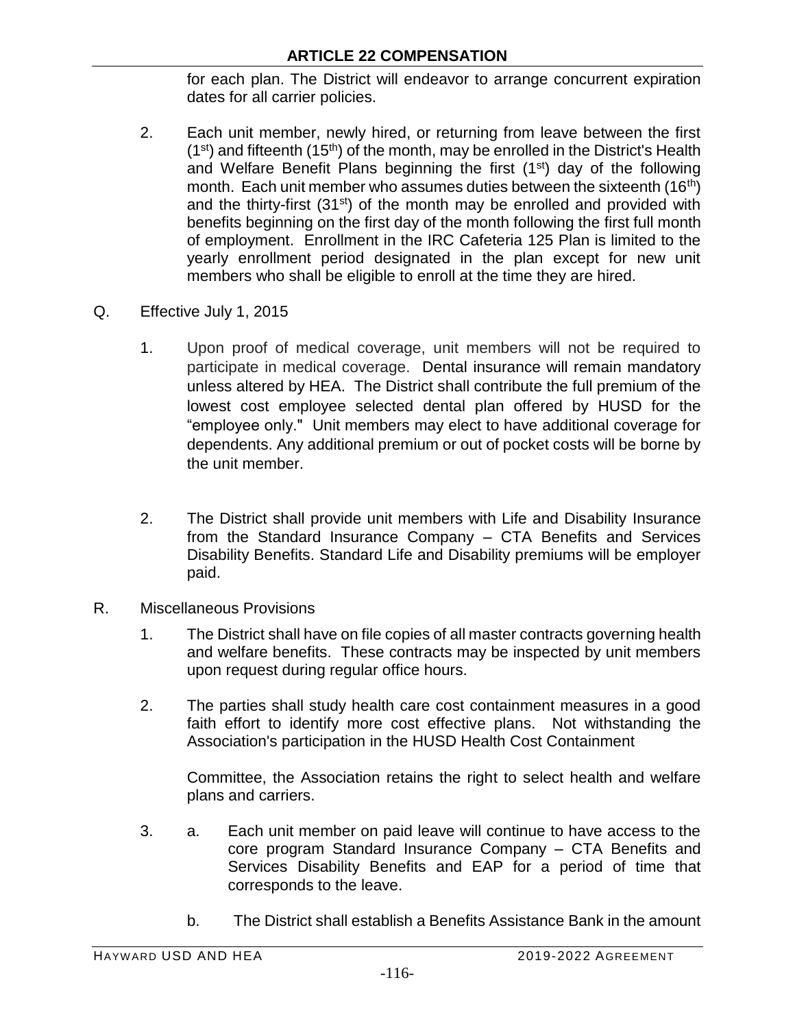for each plan. The District will endeavor to arrange concurrent expiration dates for all carrier policies.

2. Each unit member, newly hired, or returning from leave between the first (1st) and fifteenth (15th) of the month, may be enrolled in the District's Health and Welfare Benefit Plans beginning the first (1st) day of the following month. Each unit member who assumes duties between the sixteenth (16th) and the thirty-first (31st) of the month may be enrolled and provided with benefits beginning on the first day of the month following the first full month of employment. Enrollment in the IRC Cafeteria 125 Plan is limited to the yearly enrollment period designated in the plan except for new unit members who shall be eligible to enroll at the time they are hired.

Q. Effective July 1, 2015

1. Upon proof of medical coverage, unit members will not be required to participate in medical coverage. Dental insurance will remain mandatory unless altered by HEA. The District shall contribute the full premium of the lowest cost employee selected dental plan offered by HUSD for the "employee only." Unit members may elect to have additional coverage for dependents. Any additional premium or out of pocket costs will be borne by the unit member.

2. The District shall provide unit members with Life and Disability Insurance from the Standard Insurance Company – CTA Benefits and Services Disability Benefits. Standard Life and Disability premiums will be employer paid.

R. Miscellaneous Provisions

1. The District shall have on file copies of all master contracts governing health and welfare benefits. These contracts may be inspected by unit members upon request during regular office hours.

2. The parties shall study health care cost containment measures in a good faith effort to identify more cost effective plans. Not withstanding the Association's participation in the HUSD Health Cost Containment

   Committee, the Association retains the right to select health and welfare plans and carriers.

3. a. Each unit member on paid leave will continue to have access to the core program Standard Insurance Company – CTA Benefits and Services Disability Benefits and EAP for a period of time that corresponds to the leave.

   b. The District shall establish a Benefits Assistance Bank in the amount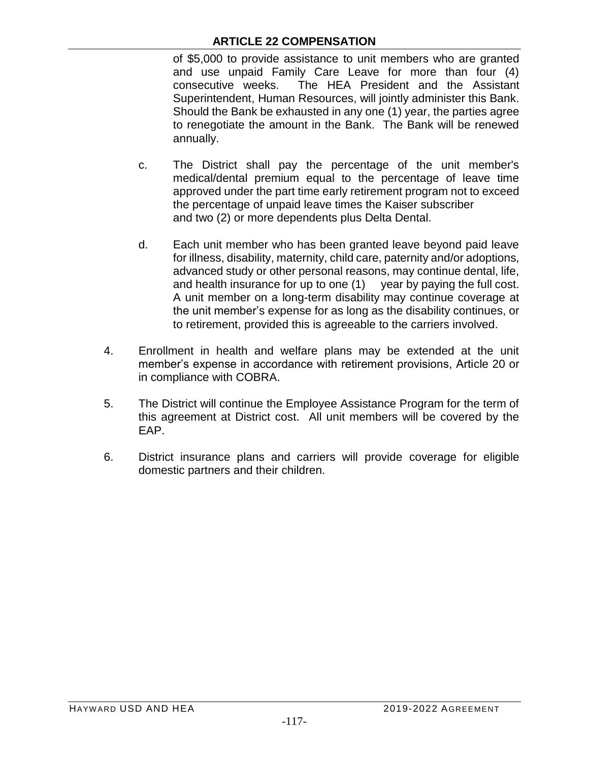of $5,000 to provide assistance to unit members who are granted and use unpaid Family Care Leave for more than four (4) consecutive weeks. The HEA President and the Assistant Superintendent, Human Resources, will jointly administer this Bank. Should the Bank be exhausted in any one (1) year, the parties agree to renegotiate the amount in the Bank. The Bank will be renewed annually.

c. The District shall pay the percentage of the unit member's medical/dental premium equal to the percentage of leave time approved under the part time early retirement program not to exceed the percentage of unpaid leave times the Kaiser subscriber and two (2) or more dependents plus Delta Dental.

d. Each unit member who has been granted leave beyond paid leave for illness, disability, maternity, child care, paternity and/or adoptions, advanced study or other personal reasons, may continue dental, life, and health insurance for up to one (1) year by paying the full cost. A unit member on a long-term disability may continue coverage at the unit member's expense for as long as the disability continues, or to retirement, provided this is agreeable to the carriers involved.

4. Enrollment in health and welfare plans may be extended at the unit member's expense in accordance with retirement provisions, Article 20 or in compliance with COBRA.

5. The District will continue the Employee Assistance Program for the term of this agreement at District cost. All unit members will be covered by the EAP.

6. District insurance plans and carriers will provide coverage for eligible domestic partners and their children.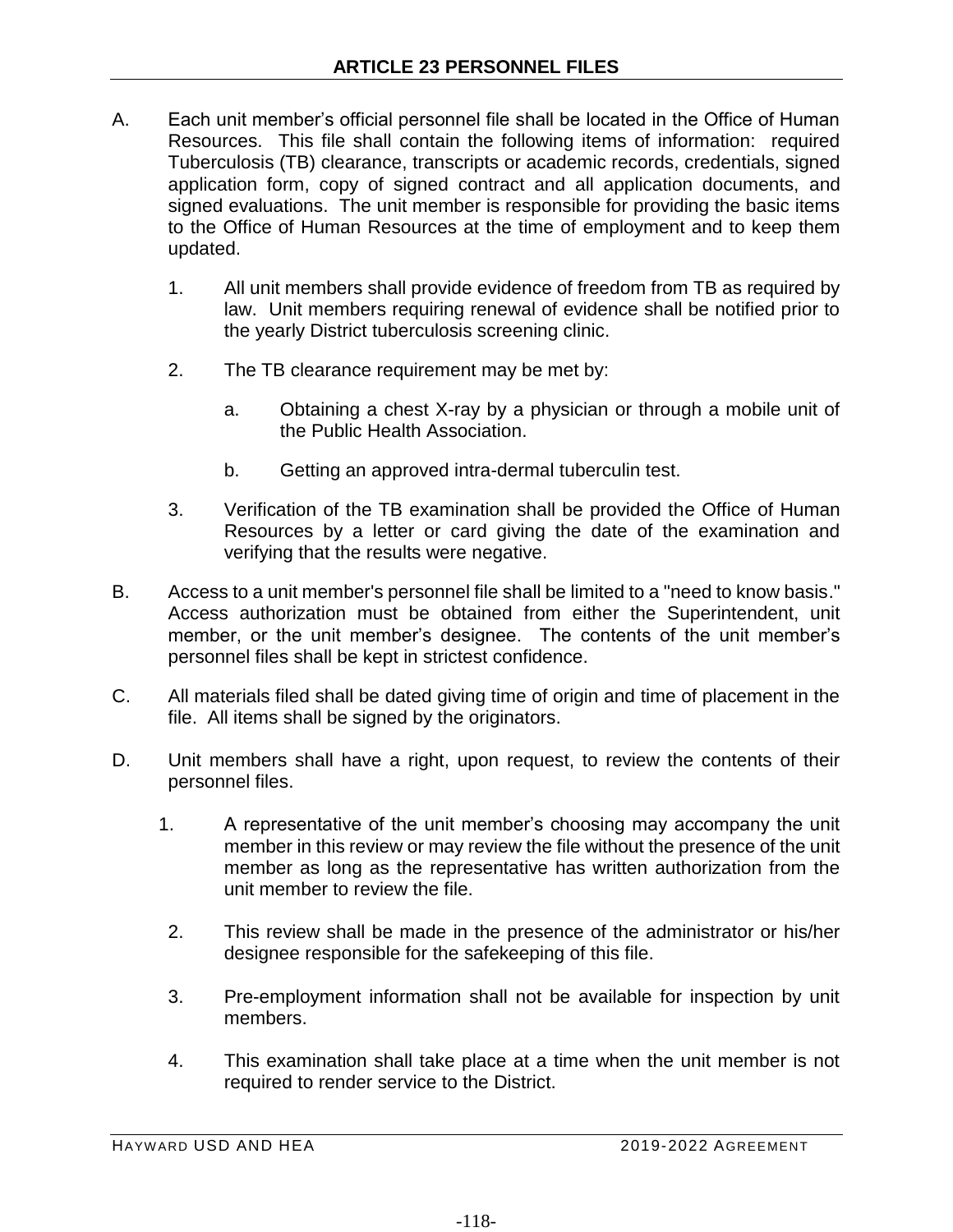# ARTICLE 23 PERSONNEL FILES

A. Each unit member's official personnel file shall be located in the Office of Human Resources. This file shall contain the following items of information: required Tuberculosis (TB) clearance, transcripts or academic records, credentials, signed application form, copy of signed contract and all application documents, and signed evaluations. The unit member is responsible for providing the basic items to the Office of Human Resources at the time of employment and to keep them updated.

   1. All unit members shall provide evidence of freedom from TB as required by law. Unit members requiring renewal of evidence shall be notified prior to the yearly District tuberculosis screening clinic.

   2. The TB clearance requirement may be met by:

      a. Obtaining a chest X-ray by a physician or through a mobile unit of the Public Health Association.

      b. Getting an approved intra-dermal tuberculin test.

   3. Verification of the TB examination shall be provided the Office of Human Resources by a letter or card giving the date of the examination and verifying that the results were negative.

B. Access to a unit member's personnel file shall be limited to a "need to know basis." Access authorization must be obtained from either the Superintendent, unit member, or the unit member's designee. The contents of the unit member's personnel files shall be kept in strictest confidence.

C. All materials filed shall be dated giving time of origin and time of placement in the file. All items shall be signed by the originators.

D. Unit members shall have a right, upon request, to review the contents of their personnel files.

   1. A representative of the unit member's choosing may accompany the unit member in this review or may review the file without the presence of the unit member as long as the representative has written authorization from the unit member to review the file.

   2. This review shall be made in the presence of the administrator or his/her designee responsible for the safekeeping of this file.

   3. Pre-employment information shall not be available for inspection by unit members.

   4. This examination shall take place at a time when the unit member is not required to render service to the District.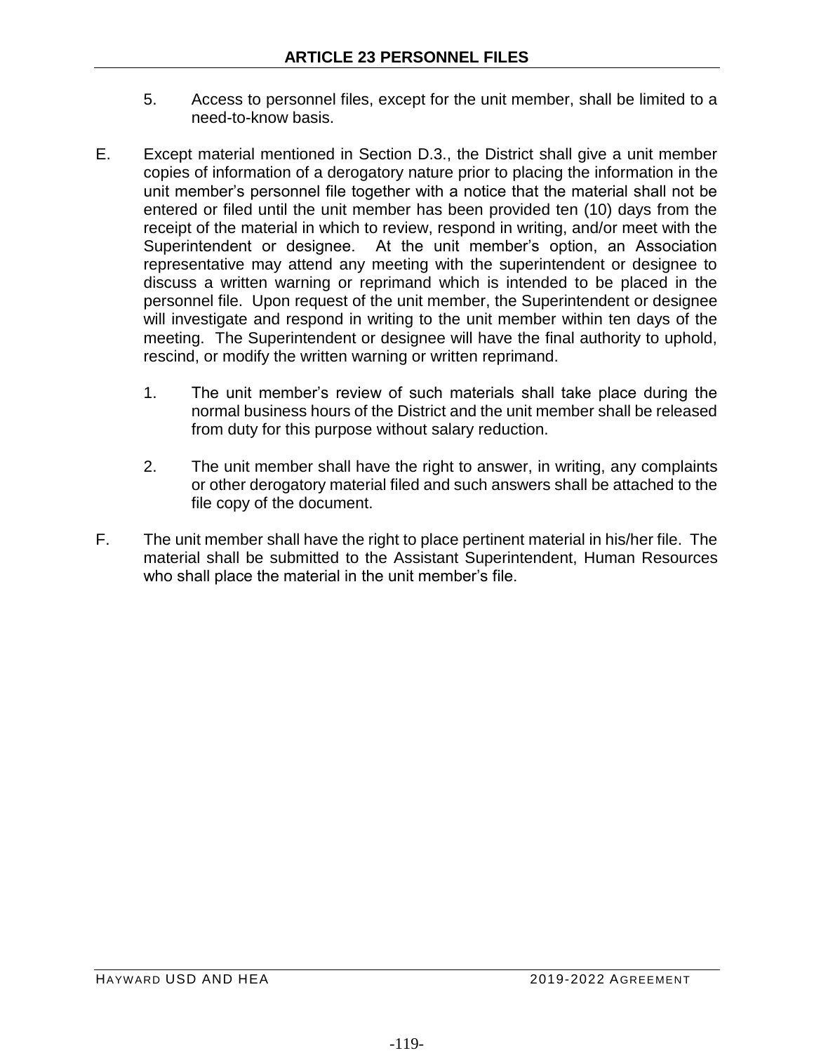5. Access to personnel files, except for the unit member, shall be limited to a need-to-know basis.

E. Except material mentioned in Section D.3., the District shall give a unit member copies of information of a derogatory nature prior to placing the information in the unit member's personnel file together with a notice that the material shall not be entered or filed until the unit member has been provided ten (10) days from the receipt of the material in which to review, respond in writing, and/or meet with the Superintendent or designee. At the unit member's option, an Association representative may attend any meeting with the superintendent or designee to discuss a written warning or reprimand which is intended to be placed in the personnel file. Upon request of the unit member, the Superintendent or designee will investigate and respond in writing to the unit member within ten days of the meeting. The Superintendent or designee will have the final authority to uphold, rescind, or modify the written warning or written reprimand.

   1. The unit member's review of such materials shall take place during the normal business hours of the District and the unit member shall be released from duty for this purpose without salary reduction.

   2. The unit member shall have the right to answer, in writing, any complaints or other derogatory material filed and such answers shall be attached to the file copy of the document.

F. The unit member shall have the right to place pertinent material in his/her file. The material shall be submitted to the Assistant Superintendent, Human Resources who shall place the material in the unit member's file.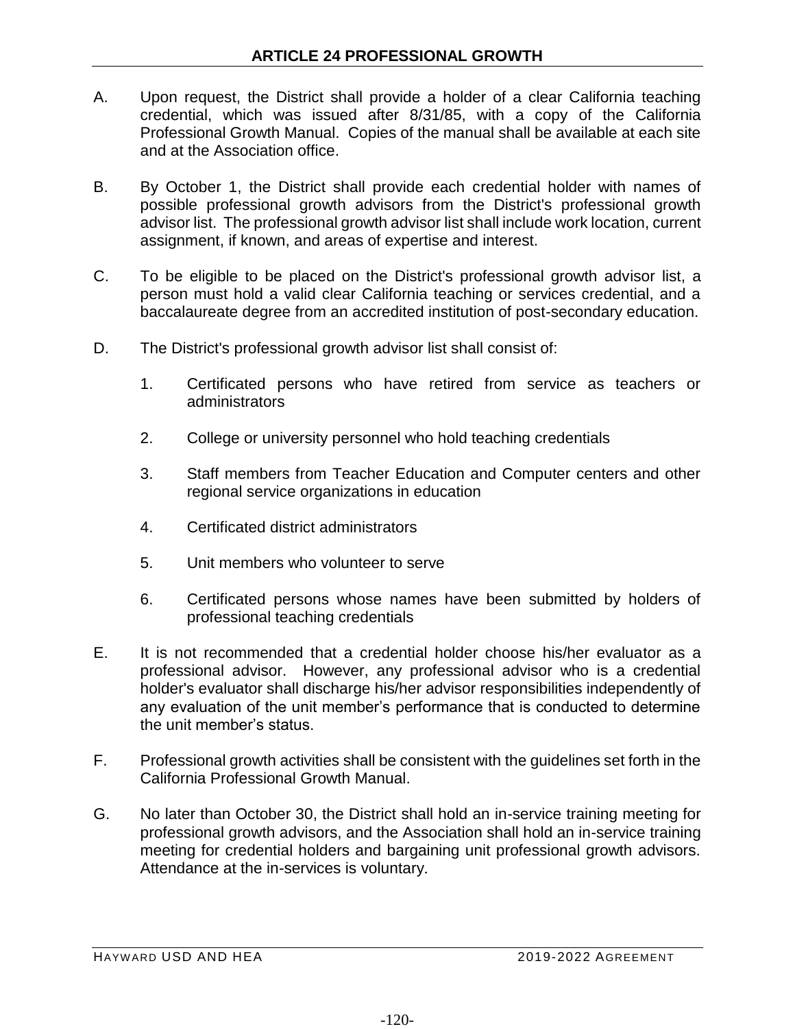# ARTICLE 24 PROFESSIONAL GROWTH

A. Upon request, the District shall provide a holder of a clear California teaching credential, which was issued after 8/31/85, with a copy of the California Professional Growth Manual. Copies of the manual shall be available at each site and at the Association office.

B. By October 1, the District shall provide each credential holder with names of possible professional growth advisors from the District's professional growth advisor list. The professional growth advisor list shall include work location, current assignment, if known, and areas of expertise and interest.

C. To be eligible to be placed on the District's professional growth advisor list, a person must hold a valid clear California teaching or services credential, and a baccalaureate degree from an accredited institution of post-secondary education.

D. The District's professional growth advisor list shall consist of:

   1. Certificated persons who have retired from service as teachers or administrators

   2. College or university personnel who hold teaching credentials

   3. Staff members from Teacher Education and Computer centers and other regional service organizations in education

   4. Certificated district administrators

   5. Unit members who volunteer to serve

   6. Certificated persons whose names have been submitted by holders of professional teaching credentials

E. It is not recommended that a credential holder choose his/her evaluator as a professional advisor. However, any professional advisor who is a credential holder's evaluator shall discharge his/her advisor responsibilities independently of any evaluation of the unit member's performance that is conducted to determine the unit member's status.

F. Professional growth activities shall be consistent with the guidelines set forth in the California Professional Growth Manual.

G. No later than October 30, the District shall hold an in-service training meeting for professional growth advisors, and the Association shall hold an in-service training meeting for credential holders and bargaining unit professional growth advisors. Attendance at the in-services is voluntary.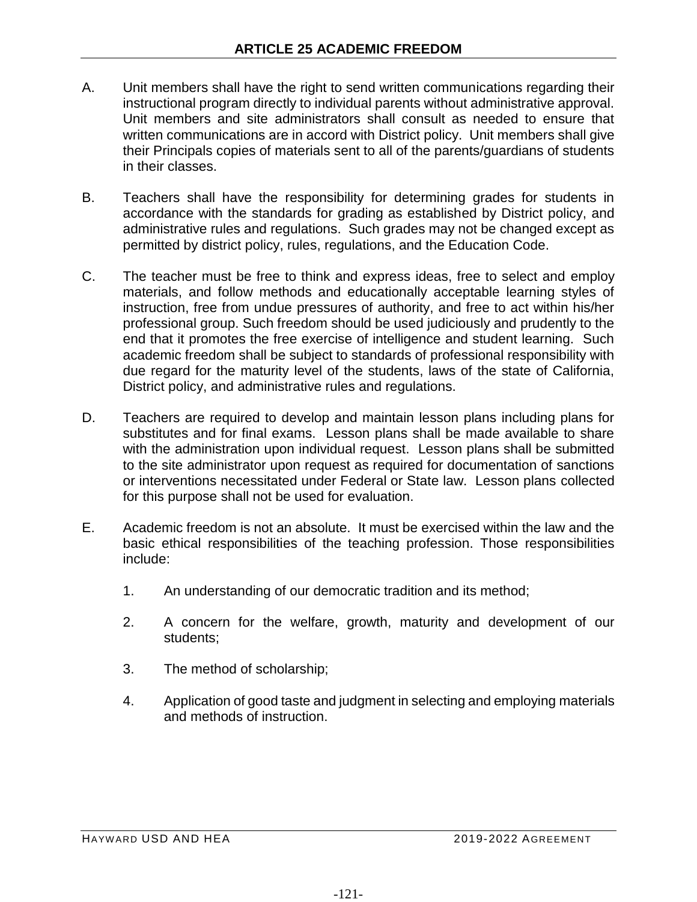# ARTICLE 25 ACADEMIC FREEDOM

A. Unit members shall have the right to send written communications regarding their instructional program directly to individual parents without administrative approval. Unit members and site administrators shall consult as needed to ensure that written communications are in accord with District policy. Unit members shall give their Principals copies of materials sent to all of the parents/guardians of students in their classes.

B. Teachers shall have the responsibility for determining grades for students in accordance with the standards for grading as established by District policy, and administrative rules and regulations. Such grades may not be changed except as permitted by district policy, rules, regulations, and the Education Code.

C. The teacher must be free to think and express ideas, free to select and employ materials, and follow methods and educationally acceptable learning styles of instruction, free from undue pressures of authority, and free to act within his/her professional group. Such freedom should be used judiciously and prudently to the end that it promotes the free exercise of intelligence and student learning. Such academic freedom shall be subject to standards of professional responsibility with due regard for the maturity level of the students, laws of the state of California, District policy, and administrative rules and regulations.

D. Teachers are required to develop and maintain lesson plans including plans for substitutes and for final exams. Lesson plans shall be made available to share with the administration upon individual request. Lesson plans shall be submitted to the site administrator upon request as required for documentation of sanctions or interventions necessitated under Federal or State law. Lesson plans collected for this purpose shall not be used for evaluation.

E. Academic freedom is not an absolute. It must be exercised within the law and the basic ethical responsibilities of the teaching profession. Those responsibilities include:

1. An understanding of our democratic tradition and its method;

2. A concern for the welfare, growth, maturity and development of our students;

3. The method of scholarship;

4. Application of good taste and judgment in selecting and employing materials and methods of instruction.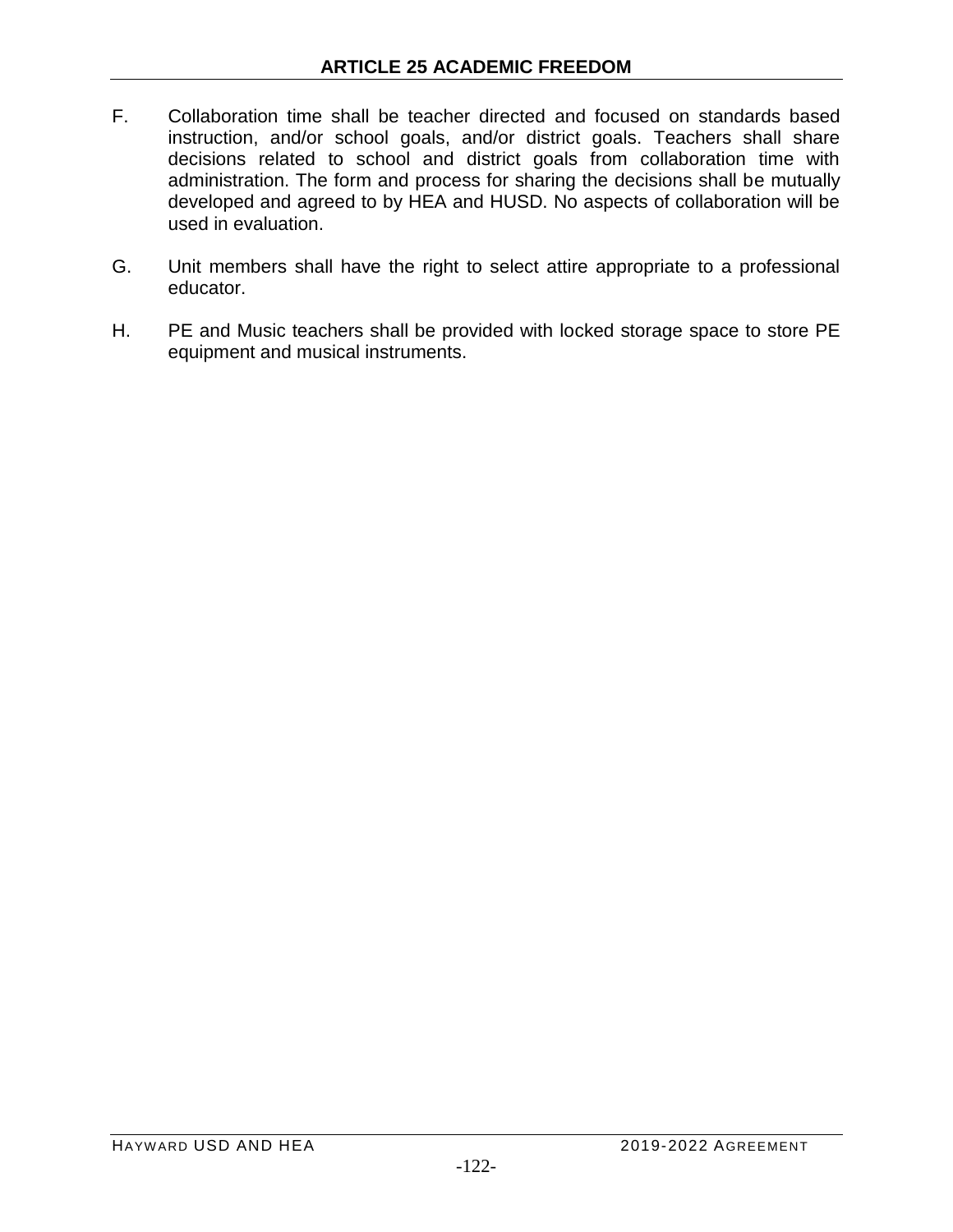## ARTICLE 25 ACADEMIC FREEDOM

F. Collaboration time shall be teacher directed and focused on standards based instruction, and/or school goals, and/or district goals. Teachers shall share decisions related to school and district goals from collaboration time with administration. The form and process for sharing the decisions shall be mutually developed and agreed to by HEA and HUSD. No aspects of collaboration will be used in evaluation.

G. Unit members shall have the right to select attire appropriate to a professional educator.

H. PE and Music teachers shall be provided with locked storage space to store PE equipment and musical instruments.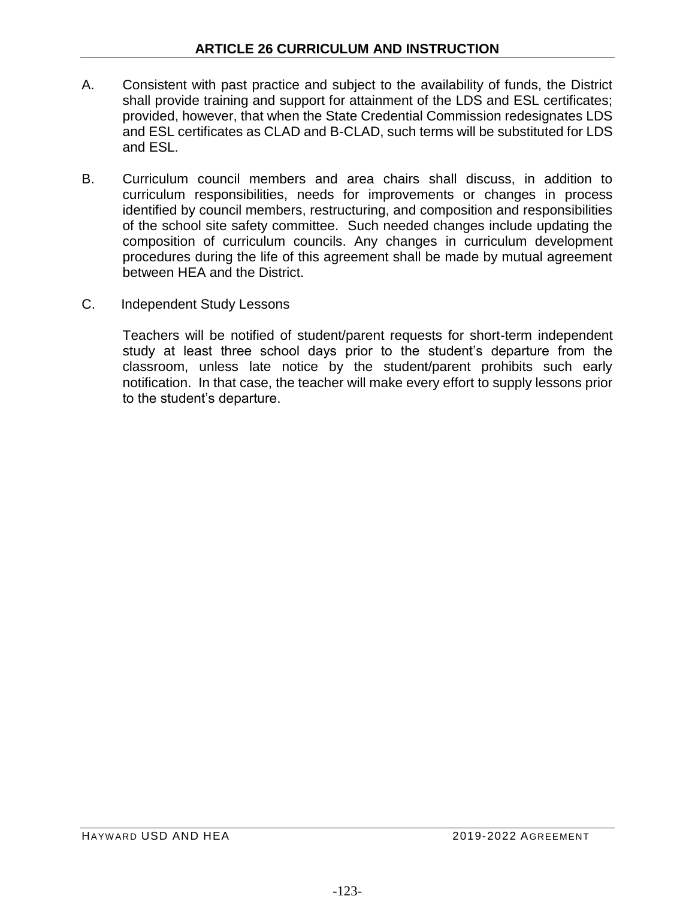# ARTICLE 26 CURRICULUM AND INSTRUCTION

A. Consistent with past practice and subject to the availability of funds, the District shall provide training and support for attainment of the LDS and ESL certificates; provided, however, that when the State Credential Commission redesignates LDS and ESL certificates as CLAD and B-CLAD, such terms will be substituted for LDS and ESL.

B. Curriculum council members and area chairs shall discuss, in addition to curriculum responsibilities, needs for improvements or changes in process identified by council members, restructuring, and composition and responsibilities of the school site safety committee. Such needed changes include updating the composition of curriculum councils. Any changes in curriculum development procedures during the life of this agreement shall be made by mutual agreement between HEA and the District.

C. Independent Study Lessons

Teachers will be notified of student/parent requests for short-term independent study at least three school days prior to the student's departure from the classroom, unless late notice by the student/parent prohibits such early notification. In that case, the teacher will make every effort to supply lessons prior to the student's departure.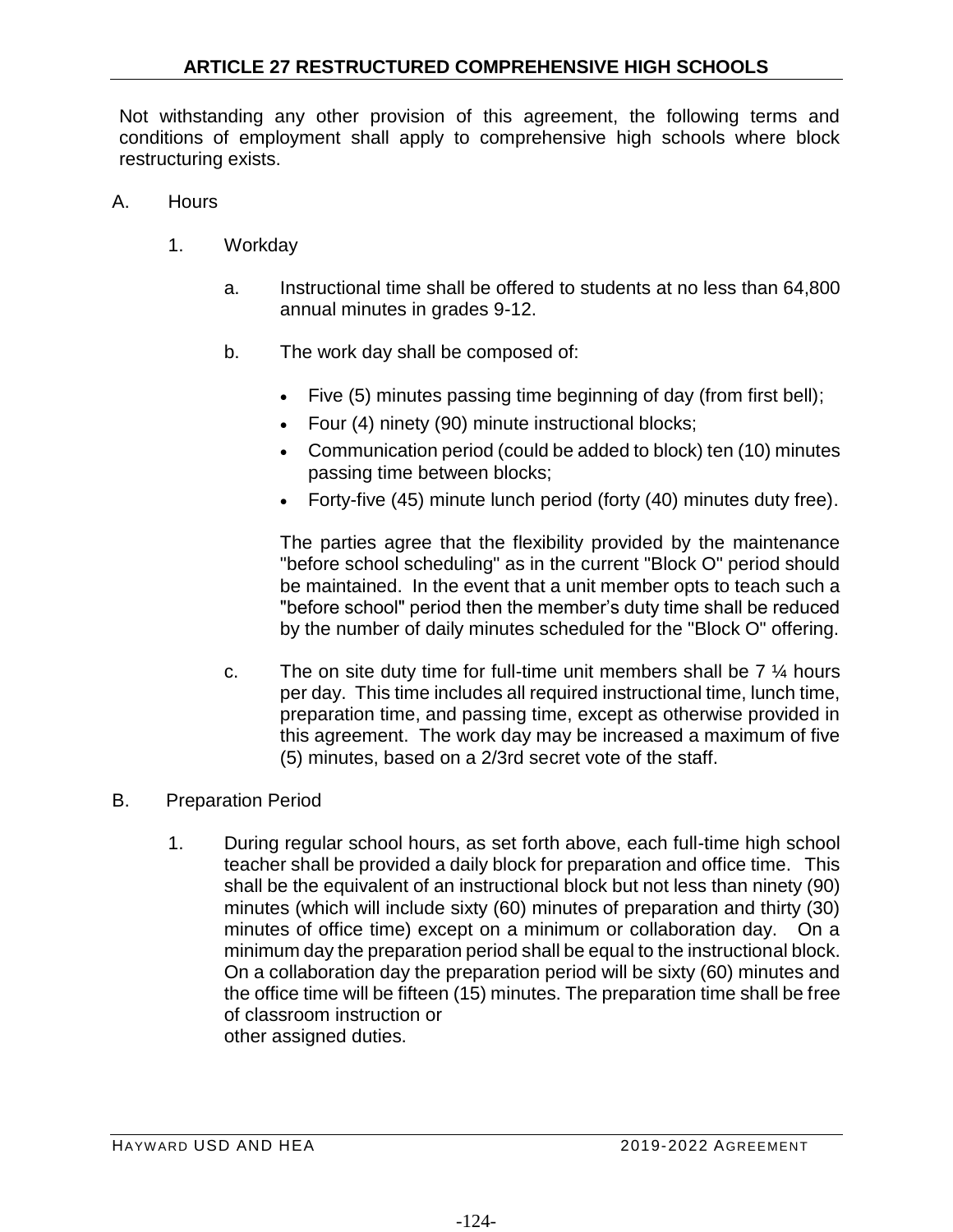## ARTICLE 27 RESTRUCTURED COMPREHENSIVE HIGH SCHOOLS

Not withstanding any other provision of this agreement, the following terms and conditions of employment shall apply to comprehensive high schools where block restructuring exists.

A. Hours

1. Workday

a. Instructional time shall be offered to students at no less than 64,800 annual minutes in grades 9-12.

b. The work day shall be composed of:

- Five (5) minutes passing time beginning of day (from first bell);
- Four (4) ninety (90) minute instructional blocks;
- Communication period (could be added to block) ten (10) minutes passing time between blocks;
- Forty-five (45) minute lunch period (forty (40) minutes duty free).

The parties agree that the flexibility provided by the maintenance "before school scheduling" as in the current "Block O" period should be maintained. In the event that a unit member opts to teach such a "before school" period then the member's duty time shall be reduced by the number of daily minutes scheduled for the "Block O" offering.

c. The on site duty time for full-time unit members shall be 7 ¼ hours per day. This time includes all required instructional time, lunch time, preparation time, and passing time, except as otherwise provided in this agreement. The work day may be increased a maximum of five (5) minutes, based on a 2/3rd secret vote of the staff.

B. Preparation Period

1. During regular school hours, as set forth above, each full-time high school teacher shall be provided a daily block for preparation and office time. This shall be the equivalent of an instructional block but not less than ninety (90) minutes (which will include sixty (60) minutes of preparation and thirty (30) minutes of office time) except on a minimum or collaboration day. On a minimum day the preparation period shall be equal to the instructional block. On a collaboration day the preparation period will be sixty (60) minutes and the office time will be fifteen (15) minutes. The preparation time shall be free of classroom instruction or other assigned duties.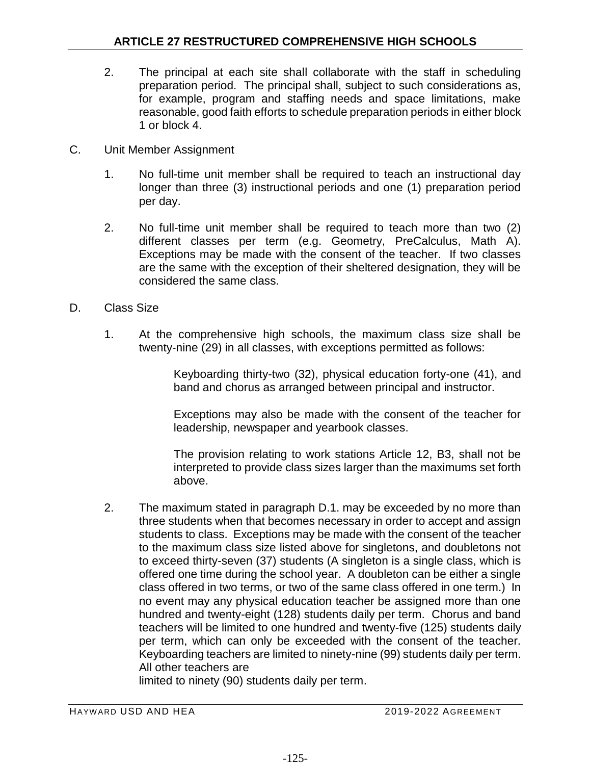2. The principal at each site shall collaborate with the staff in scheduling preparation period. The principal shall, subject to such considerations as, for example, program and staffing needs and space limitations, make reasonable, good faith efforts to schedule preparation periods in either block 1 or block 4.

C. Unit Member Assignment

1. No full-time unit member shall be required to teach an instructional day longer than three (3) instructional periods and one (1) preparation period per day.

2. No full-time unit member shall be required to teach more than two (2) different classes per term (e.g. Geometry, PreCalculus, Math A). Exceptions may be made with the consent of the teacher. If two classes are the same with the exception of their sheltered designation, they will be considered the same class.

D. Class Size

1. At the comprehensive high schools, the maximum class size shall be twenty-nine (29) in all classes, with exceptions permitted as follows:

   Keyboarding thirty-two (32), physical education forty-one (41), and band and chorus as arranged between principal and instructor.

   Exceptions may also be made with the consent of the teacher for leadership, newspaper and yearbook classes.

   The provision relating to work stations Article 12, B3, shall not be interpreted to provide class sizes larger than the maximums set forth above.

2. The maximum stated in paragraph D.1. may be exceeded by no more than three students when that becomes necessary in order to accept and assign students to class. Exceptions may be made with the consent of the teacher to the maximum class size listed above for singletons, and doubletons not to exceed thirty-seven (37) students (A singleton is a single class, which is offered one time during the school year. A doubleton can be either a single class offered in two terms, or two of the same class offered in one term.) In no event may any physical education teacher be assigned more than one hundred and twenty-eight (128) students daily per term. Chorus and band teachers will be limited to one hundred and twenty-five (125) students daily per term, which can only be exceeded with the consent of the teacher. Keyboarding teachers are limited to ninety-nine (99) students daily per term. All other teachers are limited to ninety (90) students daily per term.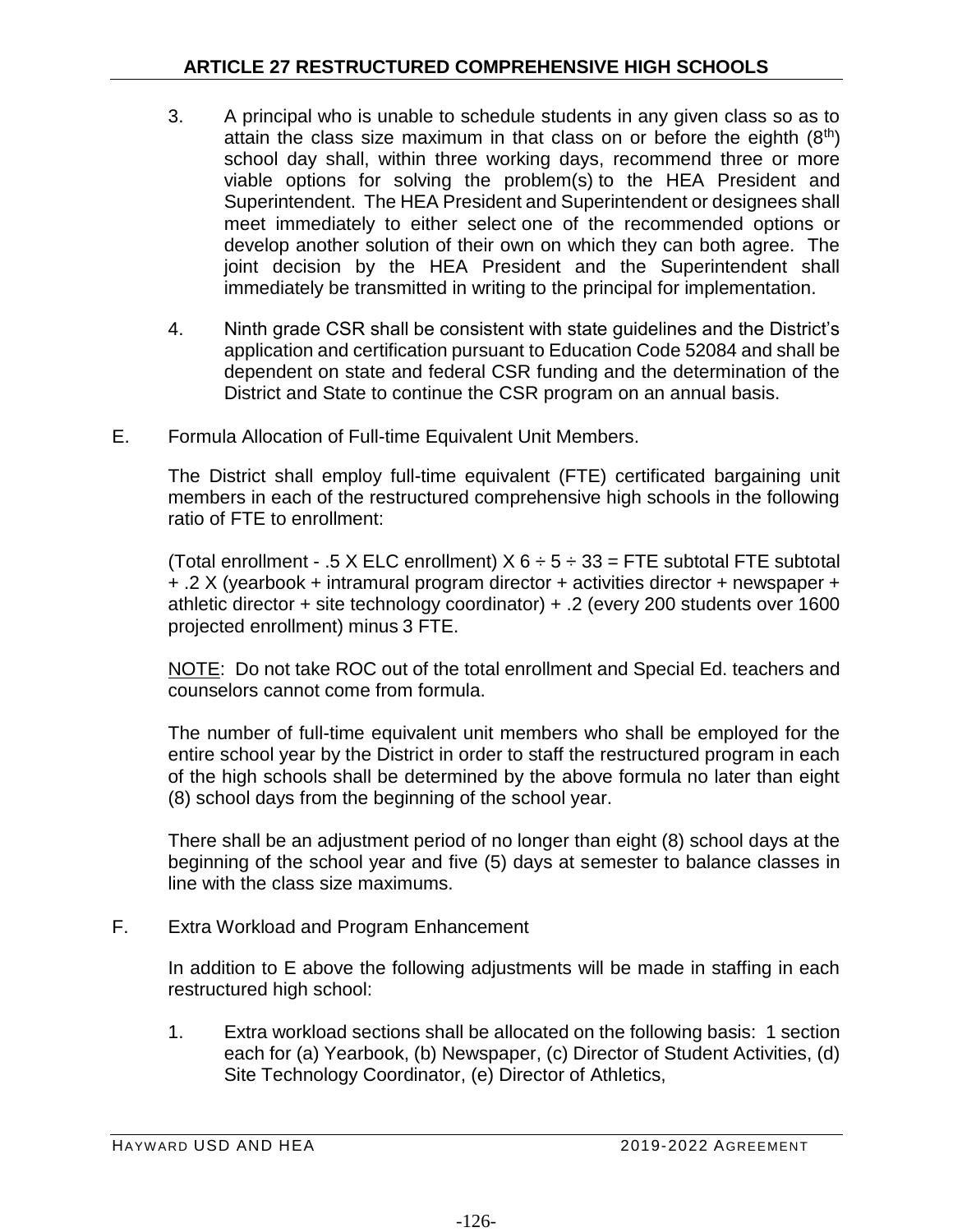3. A principal who is unable to schedule students in any given class so as to attain the class size maximum in that class on or before the eighth ($8^{th}$) school day shall, within three working days, recommend three or more viable options for solving the problem(s) to the HEA President and Superintendent. The HEA President and Superintendent or designees shall meet immediately to either select one of the recommended options or develop another solution of their own on which they can both agree. The joint decision by the HEA President and the Superintendent shall immediately be transmitted in writing to the principal for implementation.

4. Ninth grade CSR shall be consistent with state guidelines and the District's application and certification pursuant to Education Code 52084 and shall be dependent on state and federal CSR funding and the determination of the District and State to continue the CSR program on an annual basis.

E. Formula Allocation of Full-time Equivalent Unit Members.

The District shall employ full-time equivalent (FTE) certificated bargaining unit members in each of the restructured comprehensive high schools in the following ratio of FTE to enrollment:

(Total enrollment - .5 X ELC enrollment) X 6 ÷ 5 ÷ 33 = FTE subtotal FTE subtotal + .2 X (yearbook + intramural program director + activities director + newspaper + athletic director + site technology coordinator) + .2 (every 200 students over 1600 projected enrollment) minus 3 FTE.

<u>NOTE</u>: Do not take ROC out of the total enrollment and Special Ed. teachers and counselors cannot come from formula.

The number of full-time equivalent unit members who shall be employed for the entire school year by the District in order to staff the restructured program in each of the high schools shall be determined by the above formula no later than eight (8) school days from the beginning of the school year.

There shall be an adjustment period of no longer than eight (8) school days at the beginning of the school year and five (5) days at semester to balance classes in line with the class size maximums.

F. Extra Workload and Program Enhancement

In addition to E above the following adjustments will be made in staffing in each restructured high school:

1. Extra workload sections shall be allocated on the following basis: 1 section each for (a) Yearbook, (b) Newspaper, (c) Director of Student Activities, (d) Site Technology Coordinator, (e) Director of Athletics,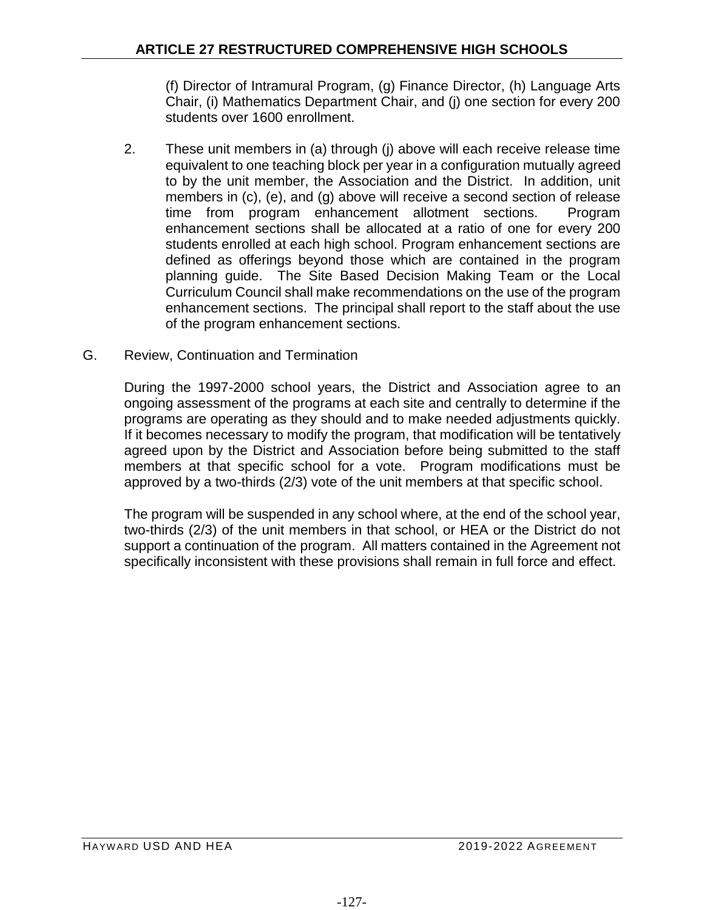(f) Director of Intramural Program, (g) Finance Director, (h) Language Arts Chair, (i) Mathematics Department Chair, and (j) one section for every 200 students over 1600 enrollment.

2. These unit members in (a) through (j) above will each receive release time equivalent to one teaching block per year in a configuration mutually agreed to by the unit member, the Association and the District. In addition, unit members in (c), (e), and (g) above will receive a second section of release time from program enhancement allotment sections. Program enhancement sections shall be allocated at a ratio of one for every 200 students enrolled at each high school. Program enhancement sections are defined as offerings beyond those which are contained in the program planning guide. The Site Based Decision Making Team or the Local Curriculum Council shall make recommendations on the use of the program enhancement sections. The principal shall report to the staff about the use of the program enhancement sections.

G. Review, Continuation and Termination

During the 1997-2000 school years, the District and Association agree to an ongoing assessment of the programs at each site and centrally to determine if the programs are operating as they should and to make needed adjustments quickly. If it becomes necessary to modify the program, that modification will be tentatively agreed upon by the District and Association before being submitted to the staff members at that specific school for a vote. Program modifications must be approved by a two-thirds (2/3) vote of the unit members at that specific school.

The program will be suspended in any school where, at the end of the school year, two-thirds (2/3) of the unit members in that school, or HEA or the District do not support a continuation of the program. All matters contained in the Agreement not specifically inconsistent with these provisions shall remain in full force and effect.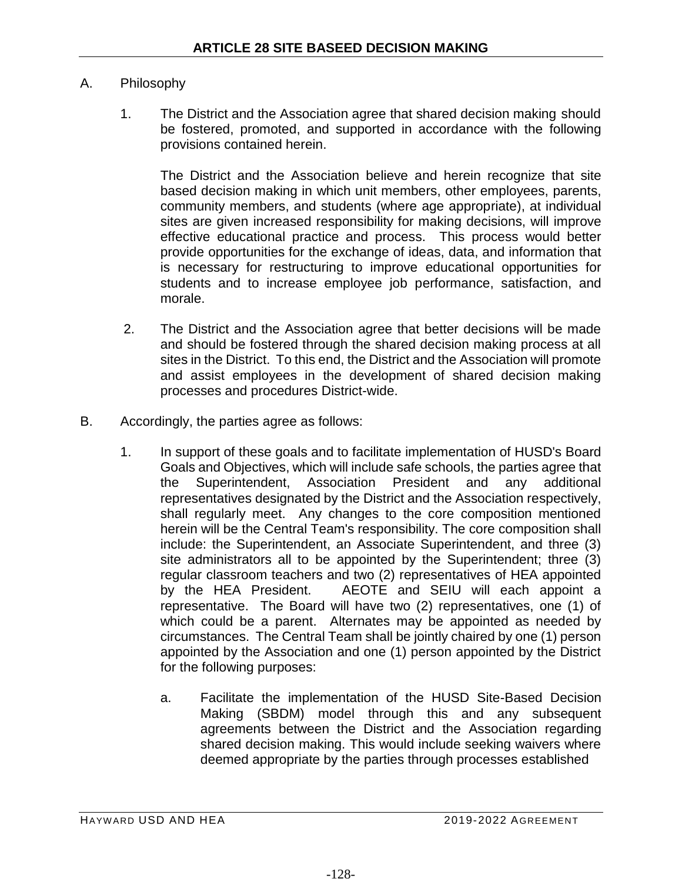# ARTICLE 28 SITE BASEED DECISION MAKING

A. Philosophy

1. The District and the Association agree that shared decision making should be fostered, promoted, and supported in accordance with the following provisions contained herein.

   The District and the Association believe and herein recognize that site based decision making in which unit members, other employees, parents, community members, and students (where age appropriate), at individual sites are given increased responsibility for making decisions, will improve effective educational practice and process. This process would better provide opportunities for the exchange of ideas, data, and information that is necessary for restructuring to improve educational opportunities for students and to increase employee job performance, satisfaction, and morale.

2. The District and the Association agree that better decisions will be made and should be fostered through the shared decision making process at all sites in the District. To this end, the District and the Association will promote and assist employees in the development of shared decision making processes and procedures District-wide.

B. Accordingly, the parties agree as follows:

1. In support of these goals and to facilitate implementation of HUSD's Board Goals and Objectives, which will include safe schools, the parties agree that the Superintendent, Association President and any additional representatives designated by the District and the Association respectively, shall regularly meet. Any changes to the core composition mentioned herein will be the Central Team's responsibility. The core composition shall include: the Superintendent, an Associate Superintendent, and three (3) site administrators all to be appointed by the Superintendent; three (3) regular classroom teachers and two (2) representatives of HEA appointed by the HEA President. AEOTE and SEIU will each appoint a representative. The Board will have two (2) representatives, one (1) of which could be a parent. Alternates may be appointed as needed by circumstances. The Central Team shall be jointly chaired by one (1) person appointed by the Association and one (1) person appointed by the District for the following purposes:

   a. Facilitate the implementation of the HUSD Site-Based Decision Making (SBDM) model through this and any subsequent agreements between the District and the Association regarding shared decision making. This would include seeking waivers where deemed appropriate by the parties through processes established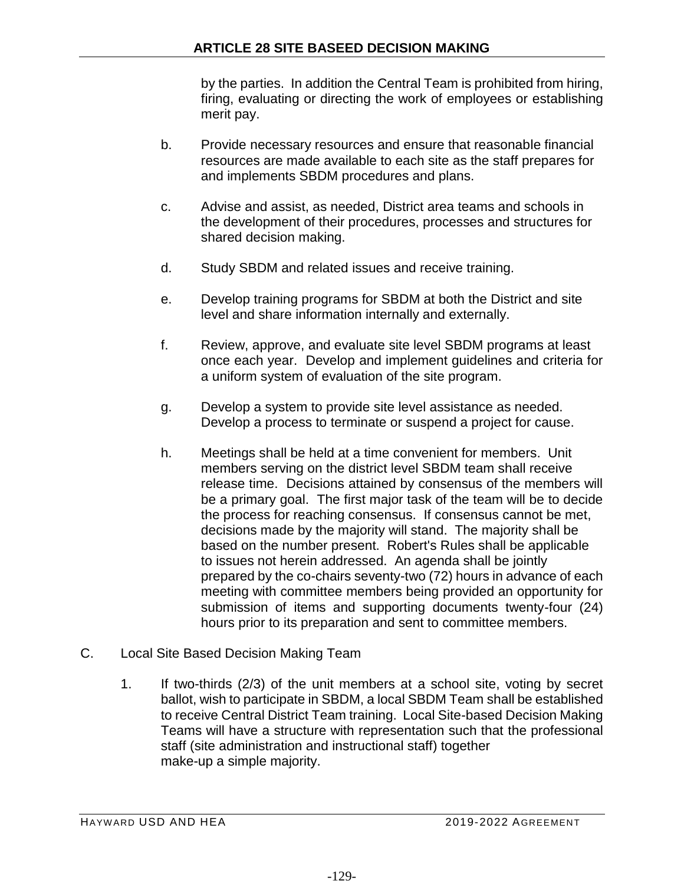by the parties. In addition the Central Team is prohibited from hiring, firing, evaluating or directing the work of employees or establishing merit pay.

b. Provide necessary resources and ensure that reasonable financial resources are made available to each site as the staff prepares for and implements SBDM procedures and plans.

c. Advise and assist, as needed, District area teams and schools in the development of their procedures, processes and structures for shared decision making.

d. Study SBDM and related issues and receive training.

e. Develop training programs for SBDM at both the District and site level and share information internally and externally.

f. Review, approve, and evaluate site level SBDM programs at least once each year. Develop and implement guidelines and criteria for a uniform system of evaluation of the site program.

g. Develop a system to provide site level assistance as needed. Develop a process to terminate or suspend a project for cause.

h. Meetings shall be held at a time convenient for members. Unit members serving on the district level SBDM team shall receive release time. Decisions attained by consensus of the members will be a primary goal. The first major task of the team will be to decide the process for reaching consensus. If consensus cannot be met, decisions made by the majority will stand. The majority shall be based on the number present. Robert's Rules shall be applicable to issues not herein addressed. An agenda shall be jointly prepared by the co-chairs seventy-two (72) hours in advance of each meeting with committee members being provided an opportunity for submission of items and supporting documents twenty-four (24) hours prior to its preparation and sent to committee members.

C. Local Site Based Decision Making Team

1. If two-thirds (2/3) of the unit members at a school site, voting by secret ballot, wish to participate in SBDM, a local SBDM Team shall be established to receive Central District Team training. Local Site-based Decision Making Teams will have a structure with representation such that the professional staff (site administration and instructional staff) together make-up a simple majority.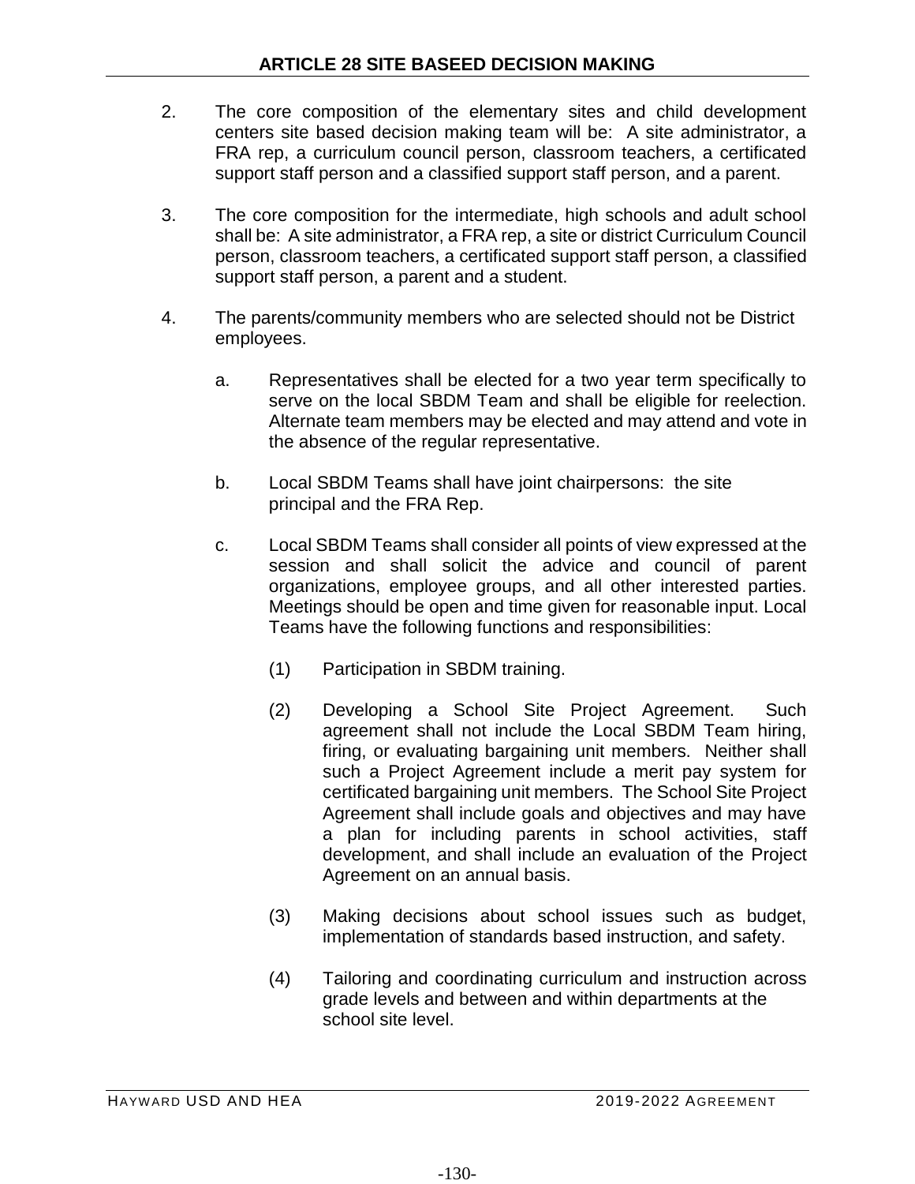2. The core composition of the elementary sites and child development centers site based decision making team will be: A site administrator, a FRA rep, a curriculum council person, classroom teachers, a certificated support staff person and a classified support staff person, and a parent.

3. The core composition for the intermediate, high schools and adult school shall be: A site administrator, a FRA rep, a site or district Curriculum Council person, classroom teachers, a certificated support staff person, a classified support staff person, a parent and a student.

4. The parents/community members who are selected should not be District employees.

   a. Representatives shall be elected for a two year term specifically to serve on the local SBDM Team and shall be eligible for reelection. Alternate team members may be elected and may attend and vote in the absence of the regular representative.

   b. Local SBDM Teams shall have joint chairpersons: the site principal and the FRA Rep.

   c. Local SBDM Teams shall consider all points of view expressed at the session and shall solicit the advice and council of parent organizations, employee groups, and all other interested parties. Meetings should be open and time given for reasonable input. Local Teams have the following functions and responsibilities:

      (1) Participation in SBDM training.

      (2) Developing a School Site Project Agreement. Such agreement shall not include the Local SBDM Team hiring, firing, or evaluating bargaining unit members. Neither shall such a Project Agreement include a merit pay system for certificated bargaining unit members. The School Site Project Agreement shall include goals and objectives and may have a plan for including parents in school activities, staff development, and shall include an evaluation of the Project Agreement on an annual basis.

      (3) Making decisions about school issues such as budget, implementation of standards based instruction, and safety.

      (4) Tailoring and coordinating curriculum and instruction across grade levels and between and within departments at the school site level.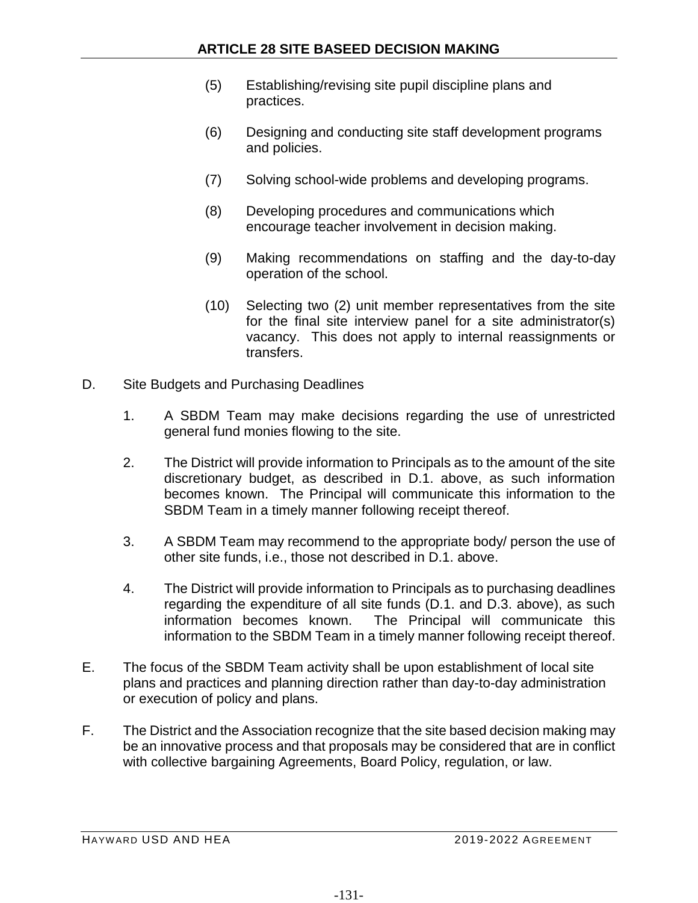(5) Establishing/revising site pupil discipline plans and practices.

(6) Designing and conducting site staff development programs and policies.

(7) Solving school-wide problems and developing programs.

(8) Developing procedures and communications which encourage teacher involvement in decision making.

(9) Making recommendations on staffing and the day-to-day operation of the school.

(10) Selecting two (2) unit member representatives from the site for the final site interview panel for a site administrator(s) vacancy. This does not apply to internal reassignments or transfers.

D. Site Budgets and Purchasing Deadlines

1. A SBDM Team may make decisions regarding the use of unrestricted general fund monies flowing to the site.

2. The District will provide information to Principals as to the amount of the site discretionary budget, as described in D.1. above, as such information becomes known. The Principal will communicate this information to the SBDM Team in a timely manner following receipt thereof.

3. A SBDM Team may recommend to the appropriate body/ person the use of other site funds, i.e., those not described in D.1. above.

4. The District will provide information to Principals as to purchasing deadlines regarding the expenditure of all site funds (D.1. and D.3. above), as such information becomes known. The Principal will communicate this information to the SBDM Team in a timely manner following receipt thereof.

E. The focus of the SBDM Team activity shall be upon establishment of local site plans and practices and planning direction rather than day-to-day administration or execution of policy and plans.

F. The District and the Association recognize that the site based decision making may be an innovative process and that proposals may be considered that are in conflict with collective bargaining Agreements, Board Policy, regulation, or law.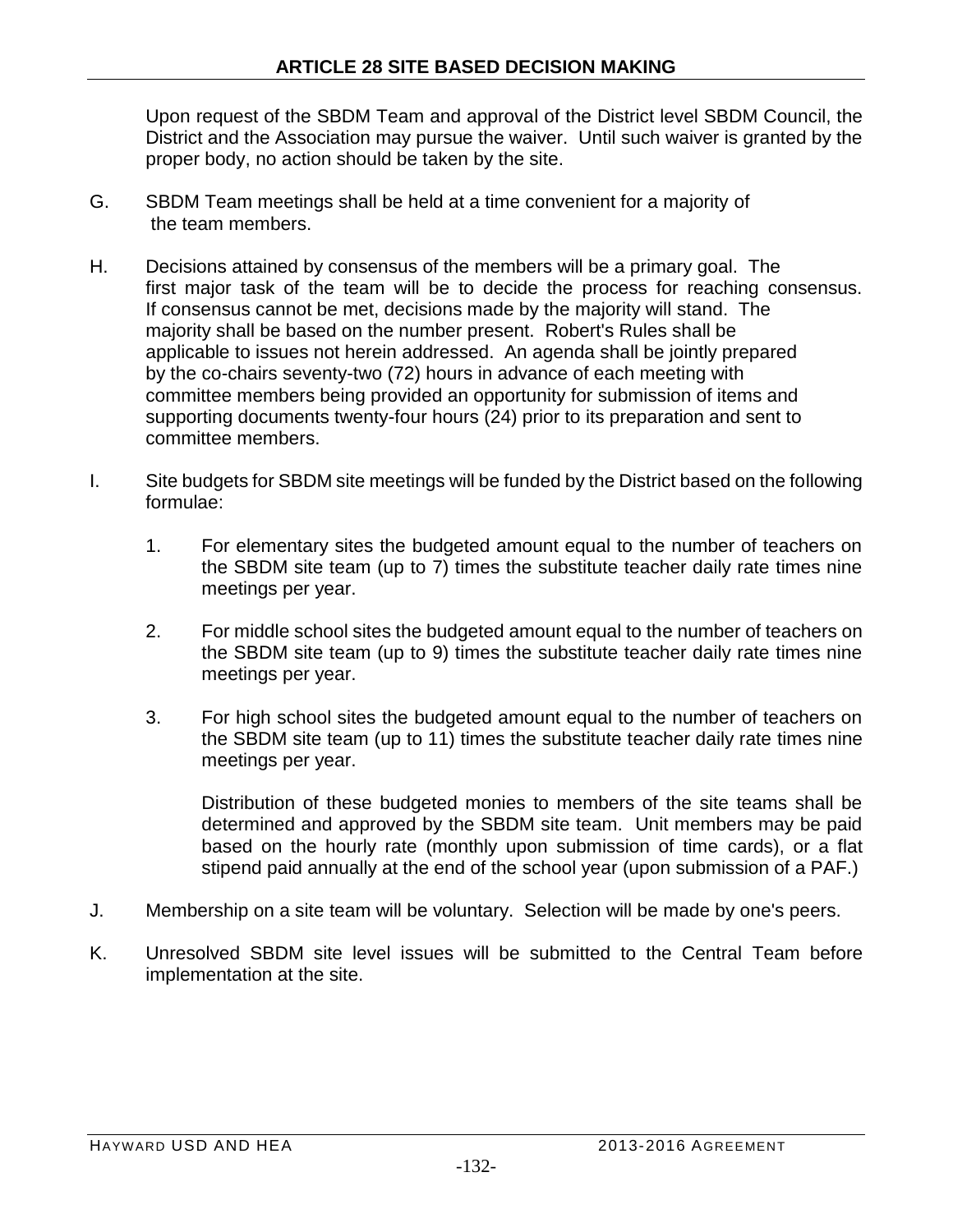Upon request of the SBDM Team and approval of the District level SBDM Council, the District and the Association may pursue the waiver. Until such waiver is granted by the proper body, no action should be taken by the site.

G. SBDM Team meetings shall be held at a time convenient for a majority of the team members.

H. Decisions attained by consensus of the members will be a primary goal. The first major task of the team will be to decide the process for reaching consensus. If consensus cannot be met, decisions made by the majority will stand. The majority shall be based on the number present. Robert's Rules shall be applicable to issues not herein addressed. An agenda shall be jointly prepared by the co-chairs seventy-two (72) hours in advance of each meeting with committee members being provided an opportunity for submission of items and supporting documents twenty-four hours (24) prior to its preparation and sent to committee members.

I. Site budgets for SBDM site meetings will be funded by the District based on the following formulae:

1. For elementary sites the budgeted amount equal to the number of teachers on the SBDM site team (up to 7) times the substitute teacher daily rate times nine meetings per year.

2. For middle school sites the budgeted amount equal to the number of teachers on the SBDM site team (up to 9) times the substitute teacher daily rate times nine meetings per year.

3. For high school sites the budgeted amount equal to the number of teachers on the SBDM site team (up to 11) times the substitute teacher daily rate times nine meetings per year.

   Distribution of these budgeted monies to members of the site teams shall be determined and approved by the SBDM site team. Unit members may be paid based on the hourly rate (monthly upon submission of time cards), or a flat stipend paid annually at the end of the school year (upon submission of a PAF.)

J. Membership on a site team will be voluntary. Selection will be made by one's peers.

K. Unresolved SBDM site level issues will be submitted to the Central Team before implementation at the site.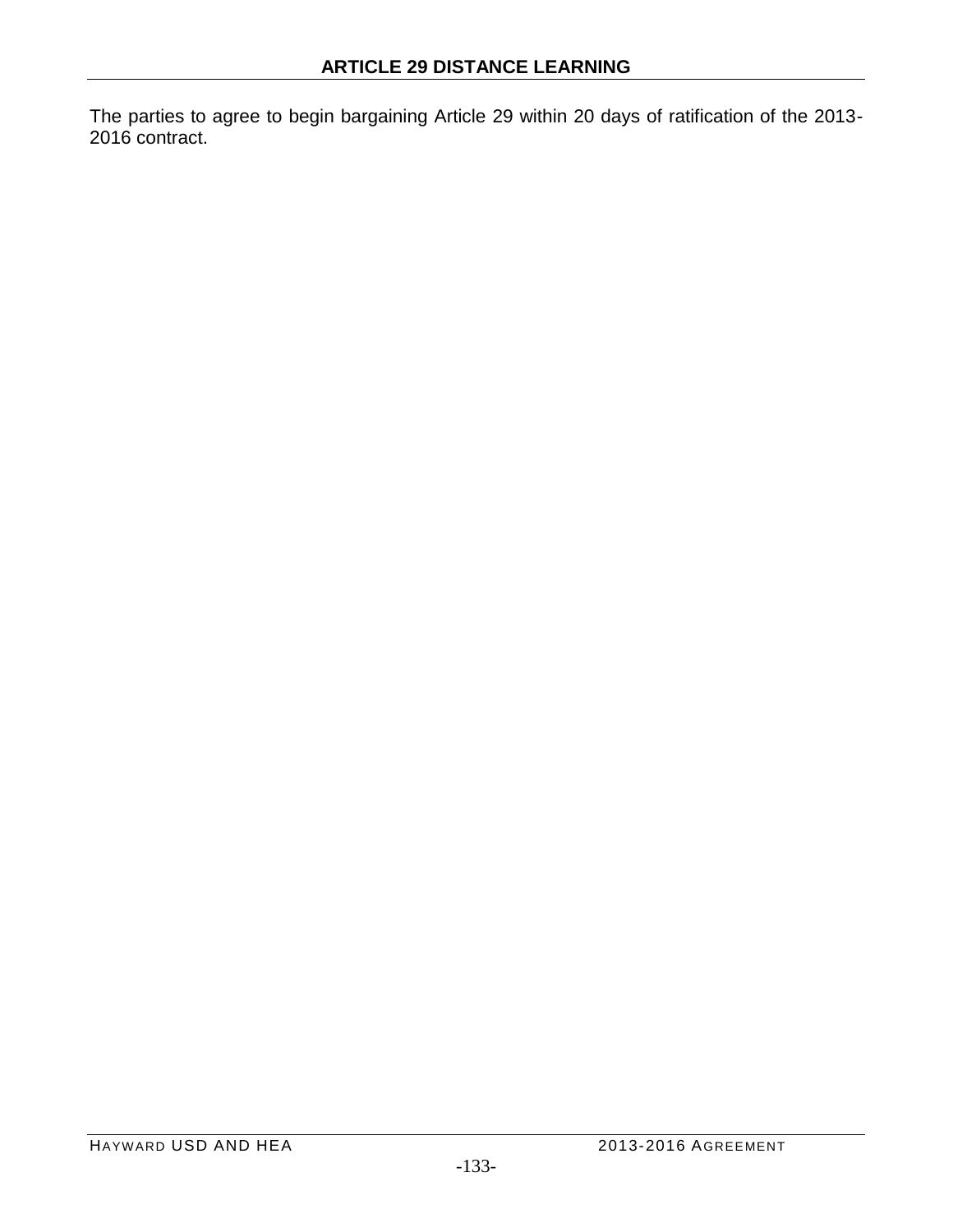## ARTICLE 29 DISTANCE LEARNING

The parties to agree to begin bargaining Article 29 within 20 days of ratification of the 2013-2016 contract.